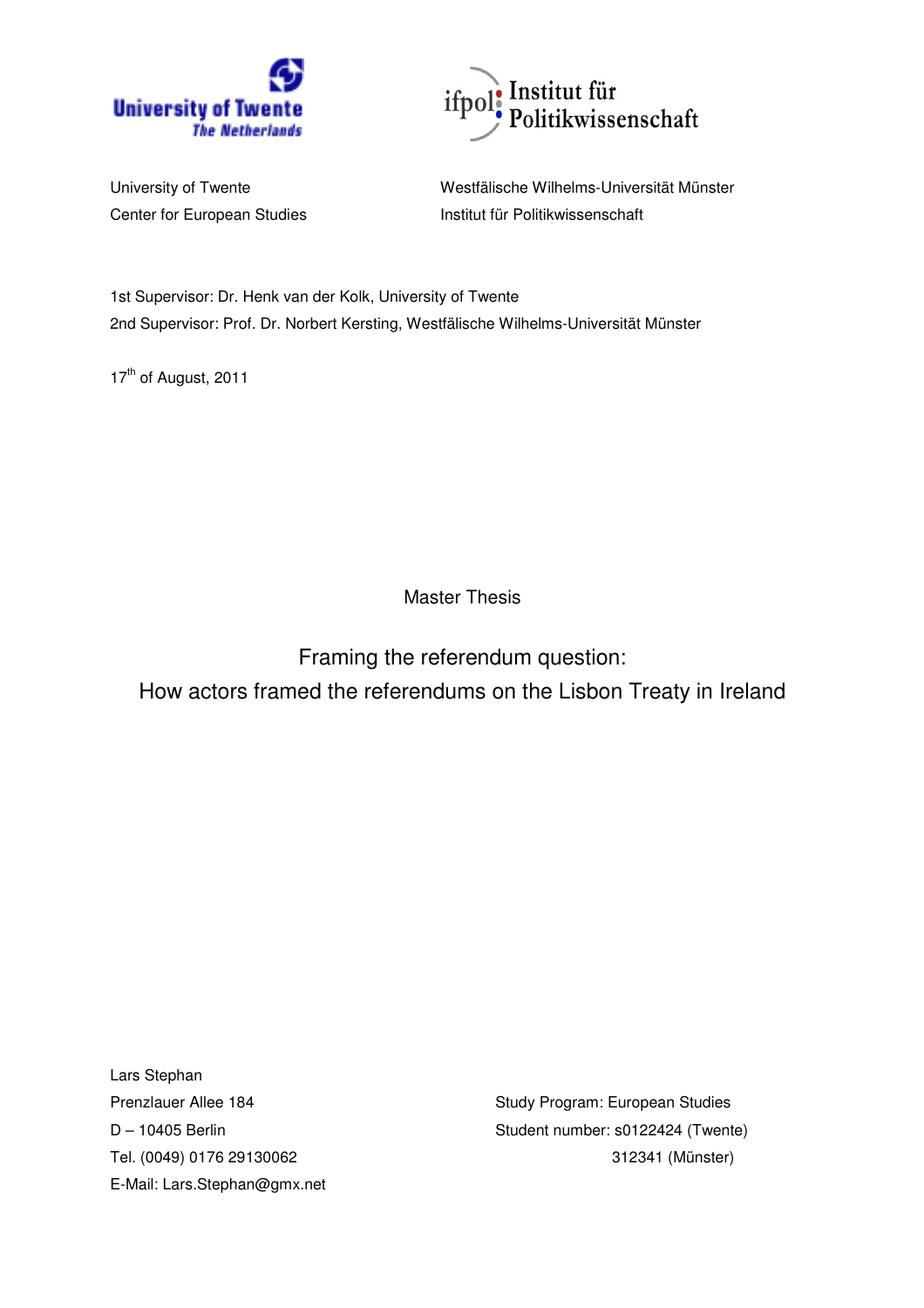University of Twente
The Netherlands

ifpol Institut für Politikwissenschaft

University of Twente
Center for European Studies

Westfälische Wilhelms-Universität Münster
Institut für Politikwissenschaft

1st Supervisor: Dr. Henk van der Kolk, University of Twente

2nd Supervisor: Prof. Dr. Norbert Kersting, Westfälische Wilhelms-Universität Münster

17th of August, 2011

Master Thesis

# Framing the referendum question: How actors framed the referendums on the Lisbon Treaty in Ireland

Lars Stephan
Prenzlauer Allee 184
D – 10405 Berlin
Tel. (0049) 0176 29130062
E-Mail: Lars.Stephan@gmx.net

Study Program: European Studies
Student number: s0122424 (Twente)
312341 (Münster)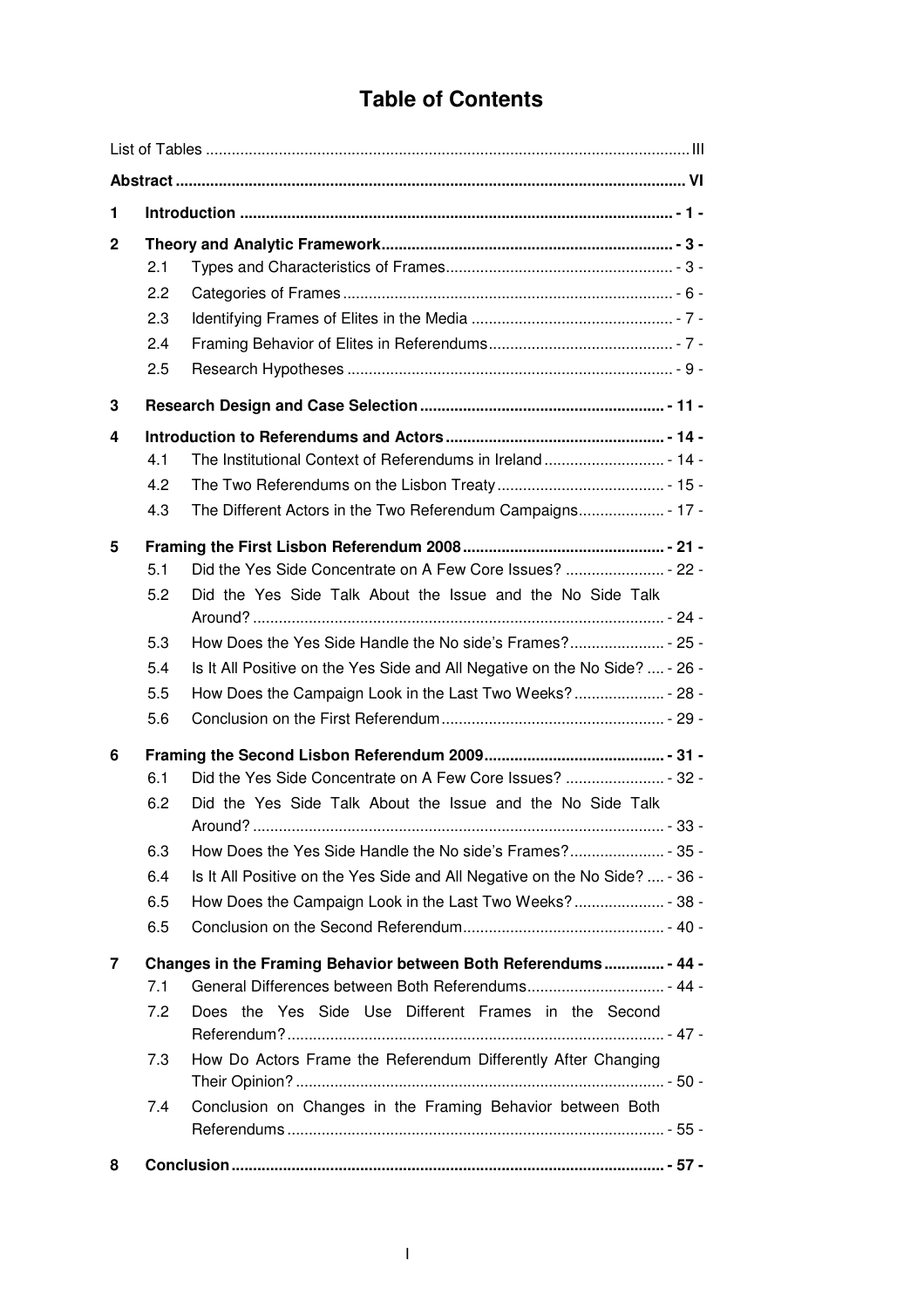# Table of Contents

List of Tables ..................................................................................................... III

**Abstract** ..................................................................................................... **VI**

**1 Introduction** ..................................................................................................... **- 1 -**

**2 Theory and Analytic Framework** ..................................................................................................... **- 3 -**

- 2.1 Types and Characteristics of Frames ..................................................................................................... - 3 -
- 2.2 Categories of Frames ..................................................................................................... - 6 -
- 2.3 Identifying Frames of Elites in the Media ..................................................................................................... - 7 -
- 2.4 Framing Behavior of Elites in Referendums ..................................................................................................... - 7 -
- 2.5 Research Hypotheses ..................................................................................................... - 9 -

**3 Research Design and Case Selection** ..................................................................................................... **- 11 -**

**4 Introduction to Referendums and Actors** ..................................................................................................... **- 14 -**

- 4.1 The Institutional Context of Referendums in Ireland ..................................................................................................... - 14 -
- 4.2 The Two Referendums on the Lisbon Treaty ..................................................................................................... - 15 -
- 4.3 The Different Actors in the Two Referendum Campaigns ..................................................................................................... - 17 -

**5 Framing the First Lisbon Referendum 2008** ..................................................................................................... **- 21 -**

- 5.1 Did the Yes Side Concentrate on A Few Core Issues? ..................................................................................................... - 22 -
- 5.2 Did the Yes Side Talk About the Issue and the No Side Talk Around? ..................................................................................................... - 24 -
- 5.3 How Does the Yes Side Handle the No side's Frames? ..................................................................................................... - 25 -
- 5.4 Is It All Positive on the Yes Side and All Negative on the No Side? .... - 26 -
- 5.5 How Does the Campaign Look in the Last Two Weeks? ..................................................................................................... - 28 -
- 5.6 Conclusion on the First Referendum ..................................................................................................... - 29 -

**6 Framing the Second Lisbon Referendum 2009** ..................................................................................................... **- 31 -**

- 6.1 Did the Yes Side Concentrate on A Few Core Issues? ..................................................................................................... - 32 -
- 6.2 Did the Yes Side Talk About the Issue and the No Side Talk Around? ..................................................................................................... - 33 -
- 6.3 How Does the Yes Side Handle the No side's Frames? ..................................................................................................... - 35 -
- 6.4 Is It All Positive on the Yes Side and All Negative on the No Side? .... - 36 -
- 6.5 How Does the Campaign Look in the Last Two Weeks? ..................................................................................................... - 38 -
- 6.5 Conclusion on the Second Referendum ..................................................................................................... - 40 -

**7 Changes in the Framing Behavior between Both Referendums** ..................................................................................................... **- 44 -**

- 7.1 General Differences between Both Referendums ..................................................................................................... - 44 -
- 7.2 Does the Yes Side Use Different Frames in the Second Referendum? ..................................................................................................... - 47 -
- 7.3 How Do Actors Frame the Referendum Differently After Changing Their Opinion? ..................................................................................................... - 50 -
- 7.4 Conclusion on Changes in the Framing Behavior between Both Referendums ..................................................................................................... - 55 -

**8 Conclusion** ..................................................................................................... **- 57 -**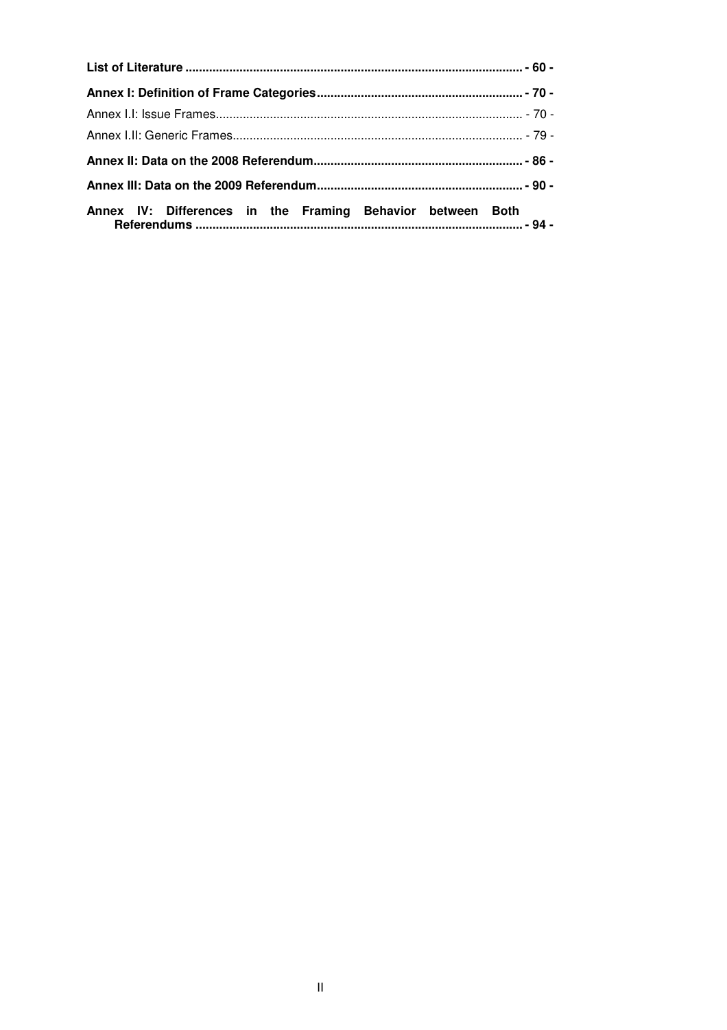**List of Literature ................................................................................................ - 60 -**

**Annex I: Definition of Frame Categories ............................................................. - 70 -**

Annex I.I: Issue Frames......................................................................................... - 70 -

Annex I.II: Generic Frames..................................................................................... - 79 -

**Annex II: Data on the 2008 Referendum............................................................. - 86 -**

**Annex III: Data on the 2009 Referendum............................................................ - 90 -**

**Annex IV: Differences in the Framing Behavior between Both Referendums ................................................................................................ - 94 -**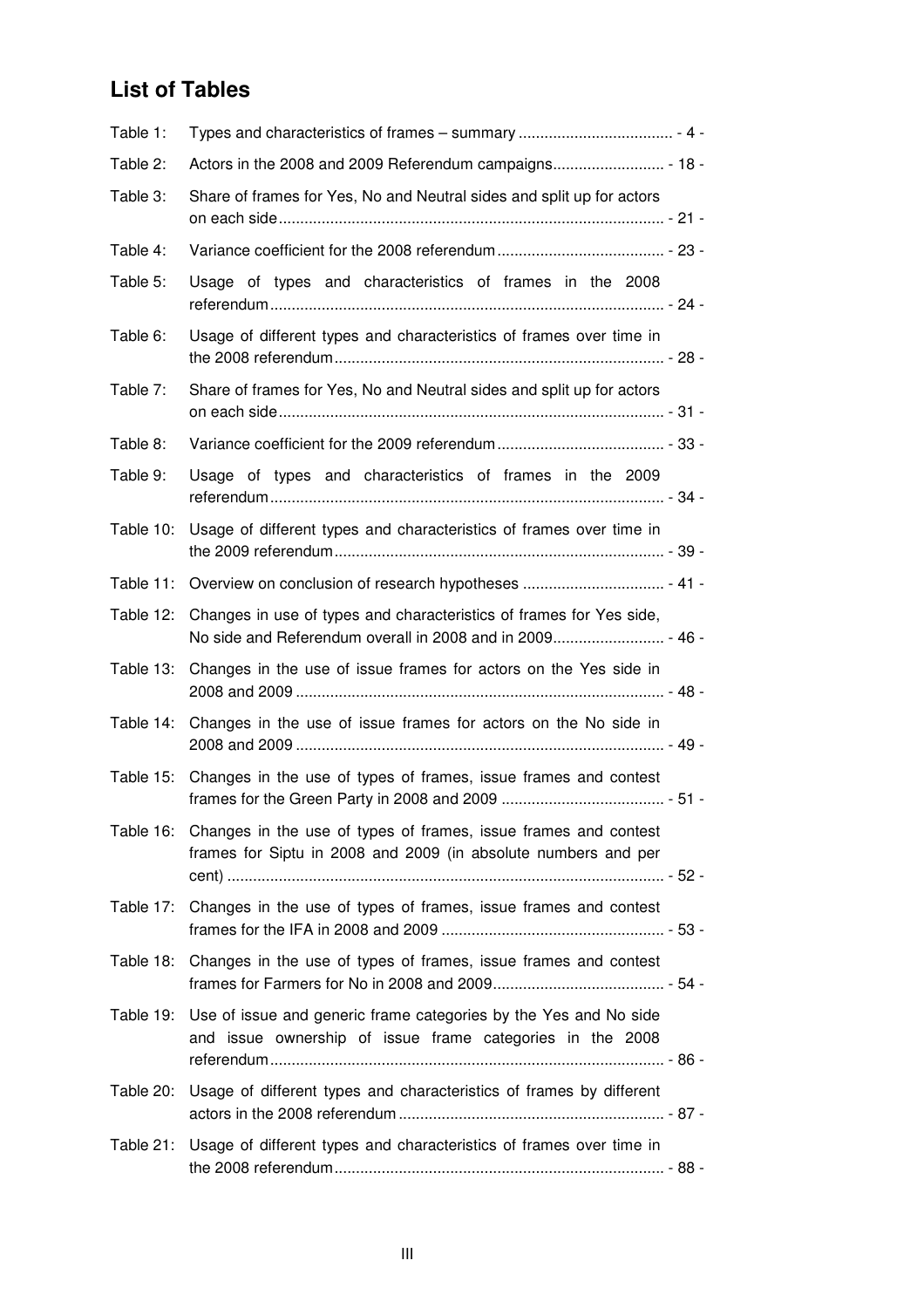## List of Tables

| | | |
|---|---|---|
| Table 1: | Types and characteristics of frames – summary | - 4 - |
| Table 2: | Actors in the 2008 and 2009 Referendum campaigns | - 18 - |
| Table 3: | Share of frames for Yes, No and Neutral sides and split up for actors on each side | - 21 - |
| Table 4: | Variance coefficient for the 2008 referendum | - 23 - |
| Table 5: | Usage of types and characteristics of frames in the 2008 referendum | - 24 - |
| Table 6: | Usage of different types and characteristics of frames over time in the 2008 referendum | - 28 - |
| Table 7: | Share of frames for Yes, No and Neutral sides and split up for actors on each side | - 31 - |
| Table 8: | Variance coefficient for the 2009 referendum | - 33 - |
| Table 9: | Usage of types and characteristics of frames in the 2009 referendum | - 34 - |
| Table 10: | Usage of different types and characteristics of frames over time in the 2009 referendum | - 39 - |
| Table 11: | Overview on conclusion of research hypotheses | - 41 - |
| Table 12: | Changes in use of types and characteristics of frames for Yes side, No side and Referendum overall in 2008 and in 2009 | - 46 - |
| Table 13: | Changes in the use of issue frames for actors on the Yes side in 2008 and 2009 | - 48 - |
| Table 14: | Changes in the use of issue frames for actors on the No side in 2008 and 2009 | - 49 - |
| Table 15: | Changes in the use of types of frames, issue frames and contest frames for the Green Party in 2008 and 2009 | - 51 - |
| Table 16: | Changes in the use of types of frames, issue frames and contest frames for Siptu in 2008 and 2009 (in absolute numbers and per cent) | - 52 - |
| Table 17: | Changes in the use of types of frames, issue frames and contest frames for the IFA in 2008 and 2009 | - 53 - |
| Table 18: | Changes in the use of types of frames, issue frames and contest frames for Farmers for No in 2008 and 2009 | - 54 - |
| Table 19: | Use of issue and generic frame categories by the Yes and No side and issue ownership of issue frame categories in the 2008 referendum | - 86 - |
| Table 20: | Usage of different types and characteristics of frames by different actors in the 2008 referendum | - 87 - |
| Table 21: | Usage of different types and characteristics of frames over time in the 2008 referendum | - 88 - |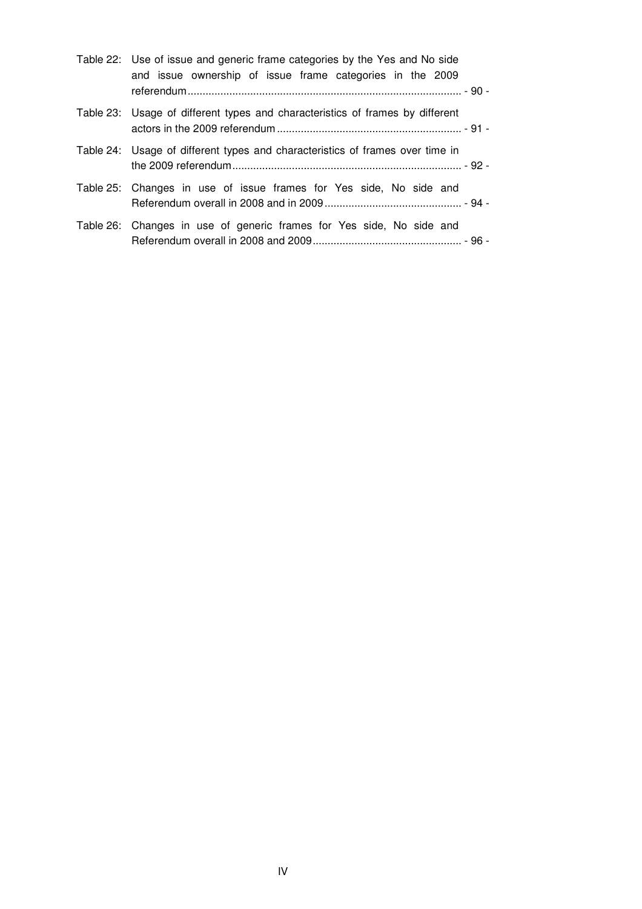Table 22: Use of issue and generic frame categories by the Yes and No side and issue ownership of issue frame categories in the 2009 referendum ........................................................................................... - 90 -

Table 23: Usage of different types and characteristics of frames by different actors in the 2009 referendum ............................................................. - 91 -

Table 24: Usage of different types and characteristics of frames over time in the 2009 referendum ............................................................................ - 92 -

Table 25: Changes in use of issue frames for Yes side, No side and Referendum overall in 2008 and in 2009 ............................................. - 94 -

Table 26: Changes in use of generic frames for Yes side, No side and Referendum overall in 2008 and 2009 .................................................. - 96 -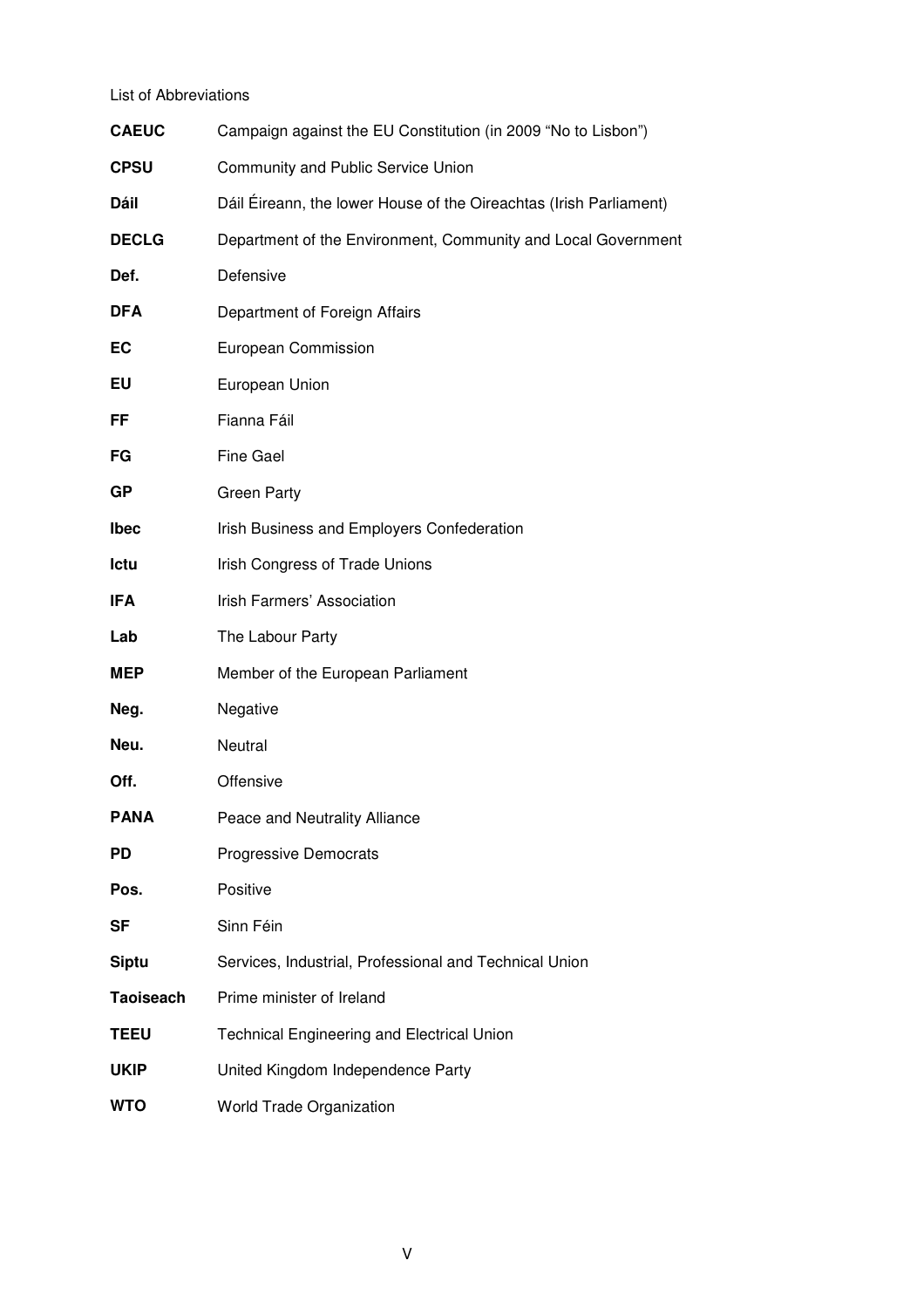List of Abbreviations

| | |
|---|---|
| **CAEUC** | Campaign against the EU Constitution (in 2009 "No to Lisbon") |
| **CPSU** | Community and Public Service Union |
| **Dáil** | Dáil Éireann, the lower House of the Oireachtas (Irish Parliament) |
| **DECLG** | Department of the Environment, Community and Local Government |
| **Def.** | Defensive |
| **DFA** | Department of Foreign Affairs |
| **EC** | European Commission |
| **EU** | European Union |
| **FF** | Fianna Fáil |
| **FG** | Fine Gael |
| **GP** | Green Party |
| **Ibec** | Irish Business and Employers Confederation |
| **Ictu** | Irish Congress of Trade Unions |
| **IFA** | Irish Farmers' Association |
| **Lab** | The Labour Party |
| **MEP** | Member of the European Parliament |
| **Neg.** | Negative |
| **Neu.** | Neutral |
| **Off.** | Offensive |
| **PANA** | Peace and Neutrality Alliance |
| **PD** | Progressive Democrats |
| **Pos.** | Positive |
| **SF** | Sinn Féin |
| **Siptu** | Services, Industrial, Professional and Technical Union |
| **Taoiseach** | Prime minister of Ireland |
| **TEEU** | Technical Engineering and Electrical Union |
| **UKIP** | United Kingdom Independence Party |
| **WTO** | World Trade Organization |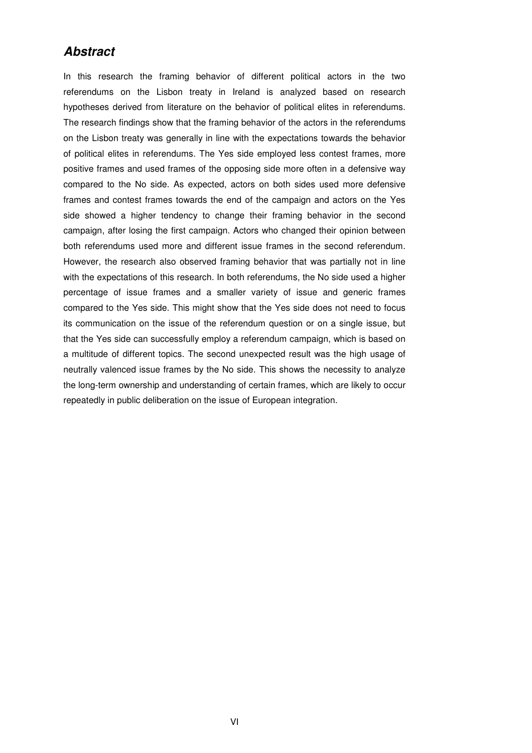## ***Abstract***

In this research the framing behavior of different political actors in the two referendums on the Lisbon treaty in Ireland is analyzed based on research hypotheses derived from literature on the behavior of political elites in referendums. The research findings show that the framing behavior of the actors in the referendums on the Lisbon treaty was generally in line with the expectations towards the behavior of political elites in referendums. The Yes side employed less contest frames, more positive frames and used frames of the opposing side more often in a defensive way compared to the No side. As expected, actors on both sides used more defensive frames and contest frames towards the end of the campaign and actors on the Yes side showed a higher tendency to change their framing behavior in the second campaign, after losing the first campaign. Actors who changed their opinion between both referendums used more and different issue frames in the second referendum. However, the research also observed framing behavior that was partially not in line with the expectations of this research. In both referendums, the No side used a higher percentage of issue frames and a smaller variety of issue and generic frames compared to the Yes side. This might show that the Yes side does not need to focus its communication on the issue of the referendum question or on a single issue, but that the Yes side can successfully employ a referendum campaign, which is based on a multitude of different topics. The second unexpected result was the high usage of neutrally valenced issue frames by the No side. This shows the necessity to analyze the long-term ownership and understanding of certain frames, which are likely to occur repeatedly in public deliberation on the issue of European integration.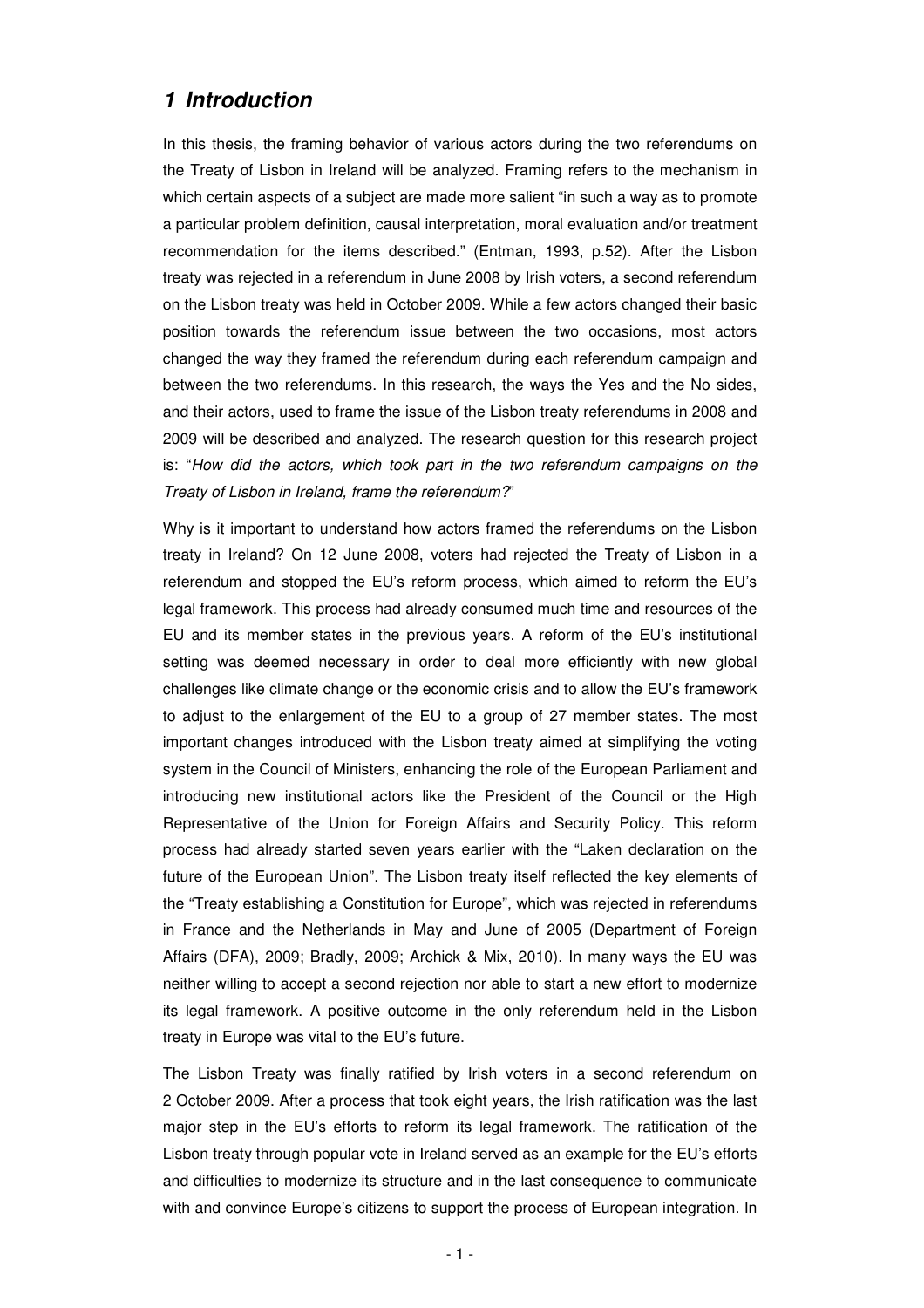## *1 Introduction*

In this thesis, the framing behavior of various actors during the two referendums on the Treaty of Lisbon in Ireland will be analyzed. Framing refers to the mechanism in which certain aspects of a subject are made more salient "in such a way as to promote a particular problem definition, causal interpretation, moral evaluation and/or treatment recommendation for the items described." (Entman, 1993, p.52). After the Lisbon treaty was rejected in a referendum in June 2008 by Irish voters, a second referendum on the Lisbon treaty was held in October 2009. While a few actors changed their basic position towards the referendum issue between the two occasions, most actors changed the way they framed the referendum during each referendum campaign and between the two referendums. In this research, the ways the Yes and the No sides, and their actors, used to frame the issue of the Lisbon treaty referendums in 2008 and 2009 will be described and analyzed. The research question for this research project is: "*How did the actors, which took part in the two referendum campaigns on the Treaty of Lisbon in Ireland, frame the referendum?*"

Why is it important to understand how actors framed the referendums on the Lisbon treaty in Ireland? On 12 June 2008, voters had rejected the Treaty of Lisbon in a referendum and stopped the EU's reform process, which aimed to reform the EU's legal framework. This process had already consumed much time and resources of the EU and its member states in the previous years. A reform of the EU's institutional setting was deemed necessary in order to deal more efficiently with new global challenges like climate change or the economic crisis and to allow the EU's framework to adjust to the enlargement of the EU to a group of 27 member states. The most important changes introduced with the Lisbon treaty aimed at simplifying the voting system in the Council of Ministers, enhancing the role of the European Parliament and introducing new institutional actors like the President of the Council or the High Representative of the Union for Foreign Affairs and Security Policy. This reform process had already started seven years earlier with the "Laken declaration on the future of the European Union". The Lisbon treaty itself reflected the key elements of the "Treaty establishing a Constitution for Europe", which was rejected in referendums in France and the Netherlands in May and June of 2005 (Department of Foreign Affairs (DFA), 2009; Bradly, 2009; Archick & Mix, 2010). In many ways the EU was neither willing to accept a second rejection nor able to start a new effort to modernize its legal framework. A positive outcome in the only referendum held in the Lisbon treaty in Europe was vital to the EU's future.

The Lisbon Treaty was finally ratified by Irish voters in a second referendum on 2 October 2009. After a process that took eight years, the Irish ratification was the last major step in the EU's efforts to reform its legal framework. The ratification of the Lisbon treaty through popular vote in Ireland served as an example for the EU's efforts and difficulties to modernize its structure and in the last consequence to communicate with and convince Europe's citizens to support the process of European integration. In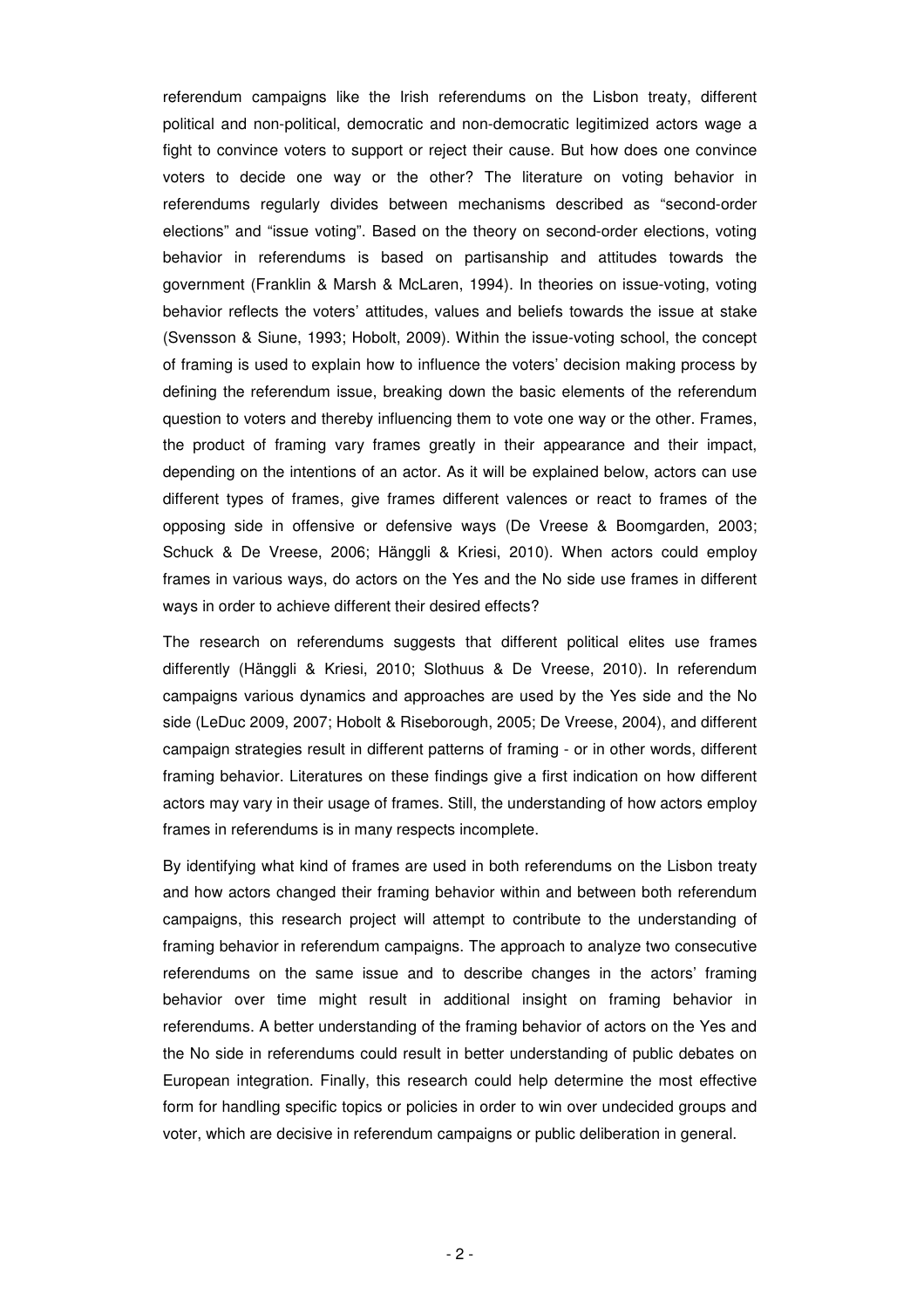referendum campaigns like the Irish referendums on the Lisbon treaty, different political and non-political, democratic and non-democratic legitimized actors wage a fight to convince voters to support or reject their cause. But how does one convince voters to decide one way or the other? The literature on voting behavior in referendums regularly divides between mechanisms described as "second-order elections" and "issue voting". Based on the theory on second-order elections, voting behavior in referendums is based on partisanship and attitudes towards the government (Franklin & Marsh & McLaren, 1994). In theories on issue-voting, voting behavior reflects the voters' attitudes, values and beliefs towards the issue at stake (Svensson & Siune, 1993; Hobolt, 2009). Within the issue-voting school, the concept of framing is used to explain how to influence the voters' decision making process by defining the referendum issue, breaking down the basic elements of the referendum question to voters and thereby influencing them to vote one way or the other. Frames, the product of framing vary frames greatly in their appearance and their impact, depending on the intentions of an actor. As it will be explained below, actors can use different types of frames, give frames different valences or react to frames of the opposing side in offensive or defensive ways (De Vreese & Boomgarden, 2003; Schuck & De Vreese, 2006; Hänggli & Kriesi, 2010). When actors could employ frames in various ways, do actors on the Yes and the No side use frames in different ways in order to achieve different their desired effects?

The research on referendums suggests that different political elites use frames differently (Hänggli & Kriesi, 2010; Slothuus & De Vreese, 2010). In referendum campaigns various dynamics and approaches are used by the Yes side and the No side (LeDuc 2009, 2007; Hobolt & Riseborough, 2005; De Vreese, 2004), and different campaign strategies result in different patterns of framing - or in other words, different framing behavior. Literatures on these findings give a first indication on how different actors may vary in their usage of frames. Still, the understanding of how actors employ frames in referendums is in many respects incomplete.

By identifying what kind of frames are used in both referendums on the Lisbon treaty and how actors changed their framing behavior within and between both referendum campaigns, this research project will attempt to contribute to the understanding of framing behavior in referendum campaigns. The approach to analyze two consecutive referendums on the same issue and to describe changes in the actors' framing behavior over time might result in additional insight on framing behavior in referendums. A better understanding of the framing behavior of actors on the Yes and the No side in referendums could result in better understanding of public debates on European integration. Finally, this research could help determine the most effective form for handling specific topics or policies in order to win over undecided groups and voter, which are decisive in referendum campaigns or public deliberation in general.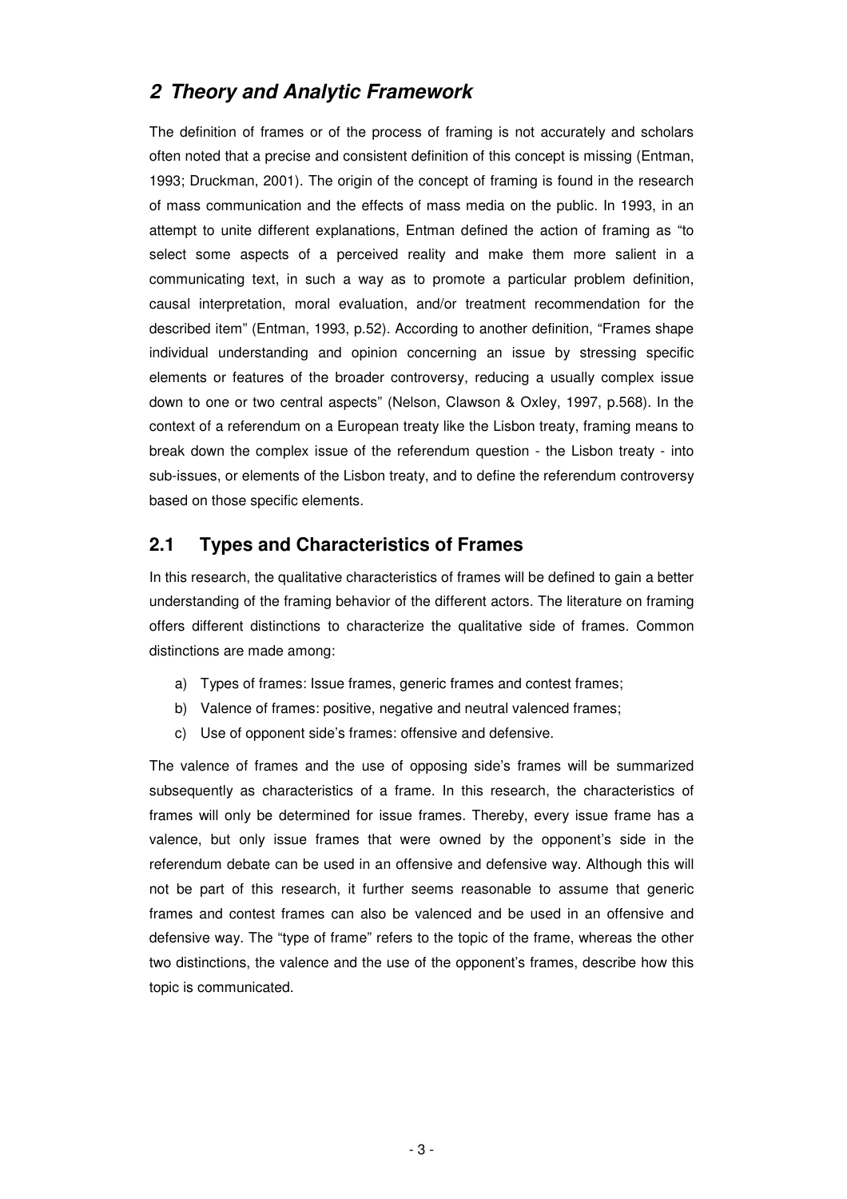## *2 Theory and Analytic Framework*

The definition of frames or of the process of framing is not accurately and scholars often noted that a precise and consistent definition of this concept is missing (Entman, 1993; Druckman, 2001). The origin of the concept of framing is found in the research of mass communication and the effects of mass media on the public. In 1993, in an attempt to unite different explanations, Entman defined the action of framing as "to select some aspects of a perceived reality and make them more salient in a communicating text, in such a way as to promote a particular problem definition, causal interpretation, moral evaluation, and/or treatment recommendation for the described item" (Entman, 1993, p.52). According to another definition, "Frames shape individual understanding and opinion concerning an issue by stressing specific elements or features of the broader controversy, reducing a usually complex issue down to one or two central aspects" (Nelson, Clawson & Oxley, 1997, p.568). In the context of a referendum on a European treaty like the Lisbon treaty, framing means to break down the complex issue of the referendum question - the Lisbon treaty - into sub-issues, or elements of the Lisbon treaty, and to define the referendum controversy based on those specific elements.

### 2.1 Types and Characteristics of Frames

In this research, the qualitative characteristics of frames will be defined to gain a better understanding of the framing behavior of the different actors. The literature on framing offers different distinctions to characterize the qualitative side of frames. Common distinctions are made among:

a) Types of frames: Issue frames, generic frames and contest frames;
b) Valence of frames: positive, negative and neutral valenced frames;
c) Use of opponent side's frames: offensive and defensive.

The valence of frames and the use of opposing side's frames will be summarized subsequently as characteristics of a frame. In this research, the characteristics of frames will only be determined for issue frames. Thereby, every issue frame has a valence, but only issue frames that were owned by the opponent's side in the referendum debate can be used in an offensive and defensive way. Although this will not be part of this research, it further seems reasonable to assume that generic frames and contest frames can also be valenced and be used in an offensive and defensive way. The "type of frame" refers to the topic of the frame, whereas the other two distinctions, the valence and the use of the opponent's frames, describe how this topic is communicated.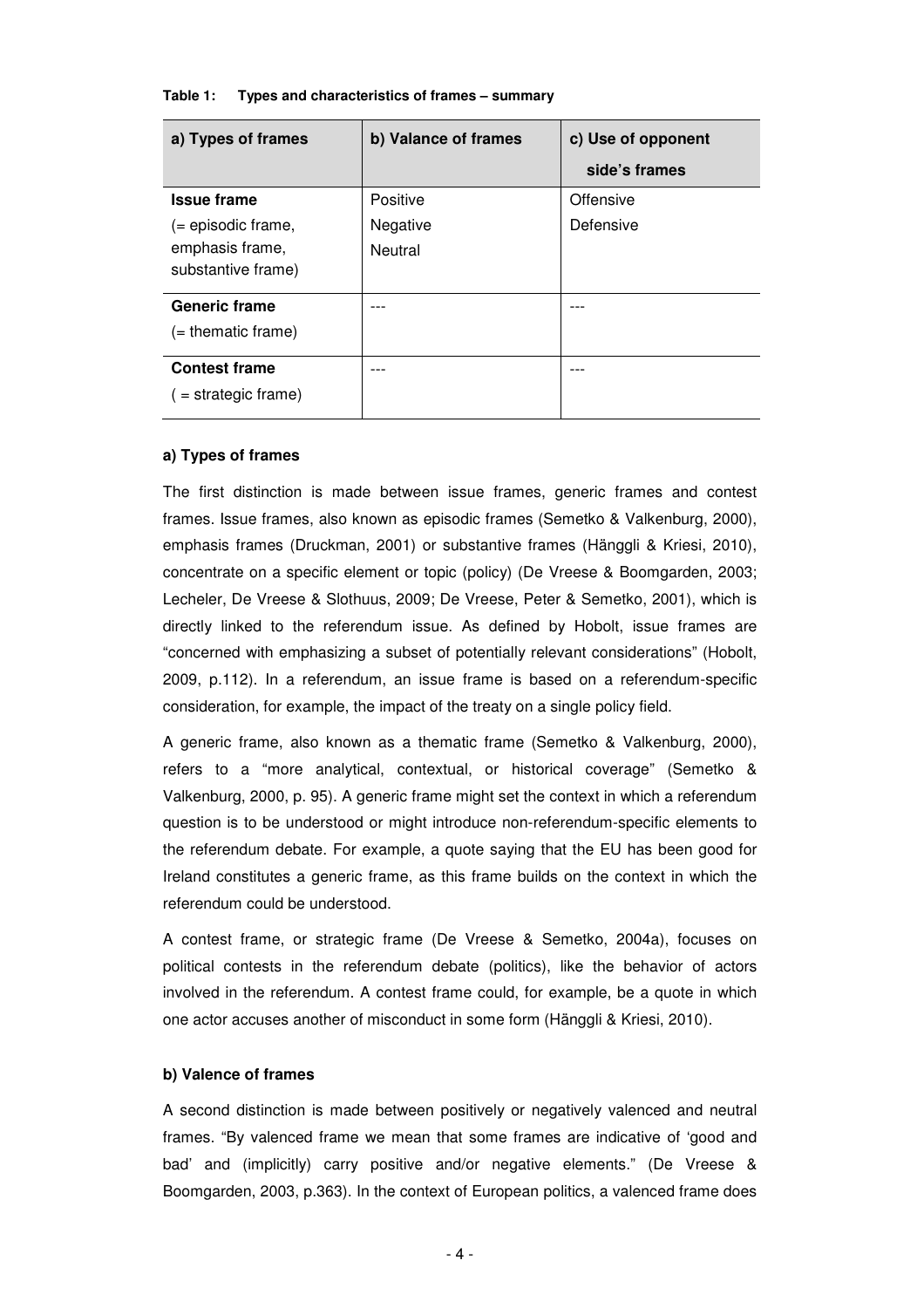**Table 1: Types and characteristics of frames – summary**

| a) Types of frames | b) Valance of frames | c) Use of opponent side's frames |
|---|---|---|
| **Issue frame** (= episodic frame, emphasis frame, substantive frame) | Positive Negative Neutral | Offensive Defensive |
| **Generic frame** (= thematic frame) | --- | --- |
| **Contest frame** ( = strategic frame) | --- | --- |

**a) Types of frames**

The first distinction is made between issue frames, generic frames and contest frames. Issue frames, also known as episodic frames (Semetko & Valkenburg, 2000), emphasis frames (Druckman, 2001) or substantive frames (Hänggli & Kriesi, 2010), concentrate on a specific element or topic (policy) (De Vreese & Boomgarden, 2003; Lecheler, De Vreese & Slothuus, 2009; De Vreese, Peter & Semetko, 2001), which is directly linked to the referendum issue. As defined by Hobolt, issue frames are "concerned with emphasizing a subset of potentially relevant considerations" (Hobolt, 2009, p.112). In a referendum, an issue frame is based on a referendum-specific consideration, for example, the impact of the treaty on a single policy field.

A generic frame, also known as a thematic frame (Semetko & Valkenburg, 2000), refers to a "more analytical, contextual, or historical coverage" (Semetko & Valkenburg, 2000, p. 95). A generic frame might set the context in which a referendum question is to be understood or might introduce non-referendum-specific elements to the referendum debate. For example, a quote saying that the EU has been good for Ireland constitutes a generic frame, as this frame builds on the context in which the referendum could be understood.

A contest frame, or strategic frame (De Vreese & Semetko, 2004a), focuses on political contests in the referendum debate (politics), like the behavior of actors involved in the referendum. A contest frame could, for example, be a quote in which one actor accuses another of misconduct in some form (Hänggli & Kriesi, 2010).

**b) Valence of frames**

A second distinction is made between positively or negatively valenced and neutral frames. "By valenced frame we mean that some frames are indicative of 'good and bad' and (implicitly) carry positive and/or negative elements." (De Vreese & Boomgarden, 2003, p.363). In the context of European politics, a valenced frame does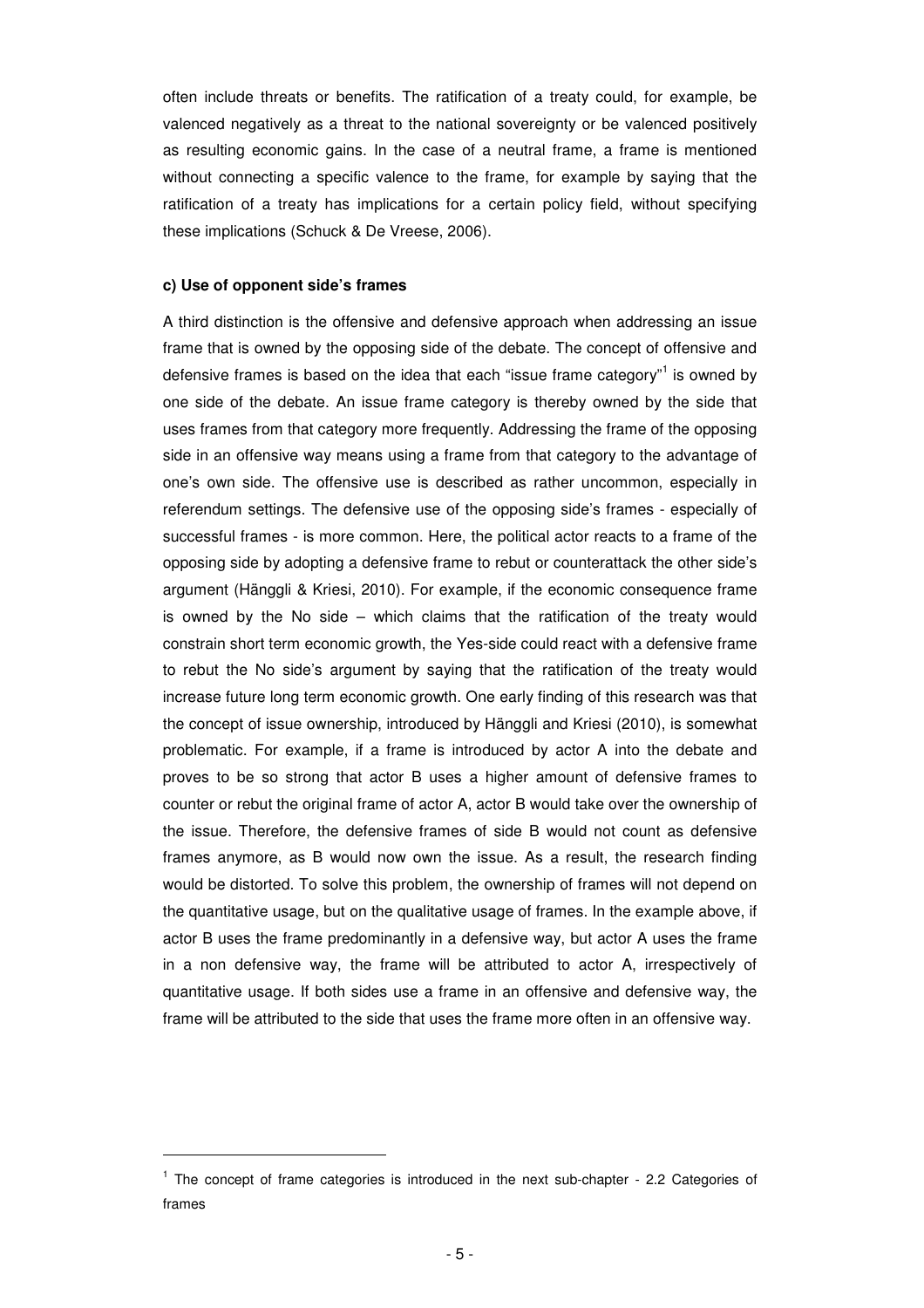often include threats or benefits. The ratification of a treaty could, for example, be valenced negatively as a threat to the national sovereignty or be valenced positively as resulting economic gains. In the case of a neutral frame, a frame is mentioned without connecting a specific valence to the frame, for example by saying that the ratification of a treaty has implications for a certain policy field, without specifying these implications (Schuck & De Vreese, 2006).

#### c) Use of opponent side's frames

A third distinction is the offensive and defensive approach when addressing an issue frame that is owned by the opposing side of the debate. The concept of offensive and defensive frames is based on the idea that each "issue frame category"[1] is owned by one side of the debate. An issue frame category is thereby owned by the side that uses frames from that category more frequently. Addressing the frame of the opposing side in an offensive way means using a frame from that category to the advantage of one's own side. The offensive use is described as rather uncommon, especially in referendum settings. The defensive use of the opposing side's frames - especially of successful frames - is more common. Here, the political actor reacts to a frame of the opposing side by adopting a defensive frame to rebut or counterattack the other side's argument (Hänggli & Kriesi, 2010). For example, if the economic consequence frame is owned by the No side – which claims that the ratification of the treaty would constrain short term economic growth, the Yes-side could react with a defensive frame to rebut the No side's argument by saying that the ratification of the treaty would increase future long term economic growth. One early finding of this research was that the concept of issue ownership, introduced by Hänggli and Kriesi (2010), is somewhat problematic. For example, if a frame is introduced by actor A into the debate and proves to be so strong that actor B uses a higher amount of defensive frames to counter or rebut the original frame of actor A, actor B would take over the ownership of the issue. Therefore, the defensive frames of side B would not count as defensive frames anymore, as B would now own the issue. As a result, the research finding would be distorted. To solve this problem, the ownership of frames will not depend on the quantitative usage, but on the qualitative usage of frames. In the example above, if actor B uses the frame predominantly in a defensive way, but actor A uses the frame in a non defensive way, the frame will be attributed to actor A, irrespectively of quantitative usage. If both sides use a frame in an offensive and defensive way, the frame will be attributed to the side that uses the frame more often in an offensive way.

---

[1] The concept of frame categories is introduced in the next sub-chapter - 2.2 Categories of frames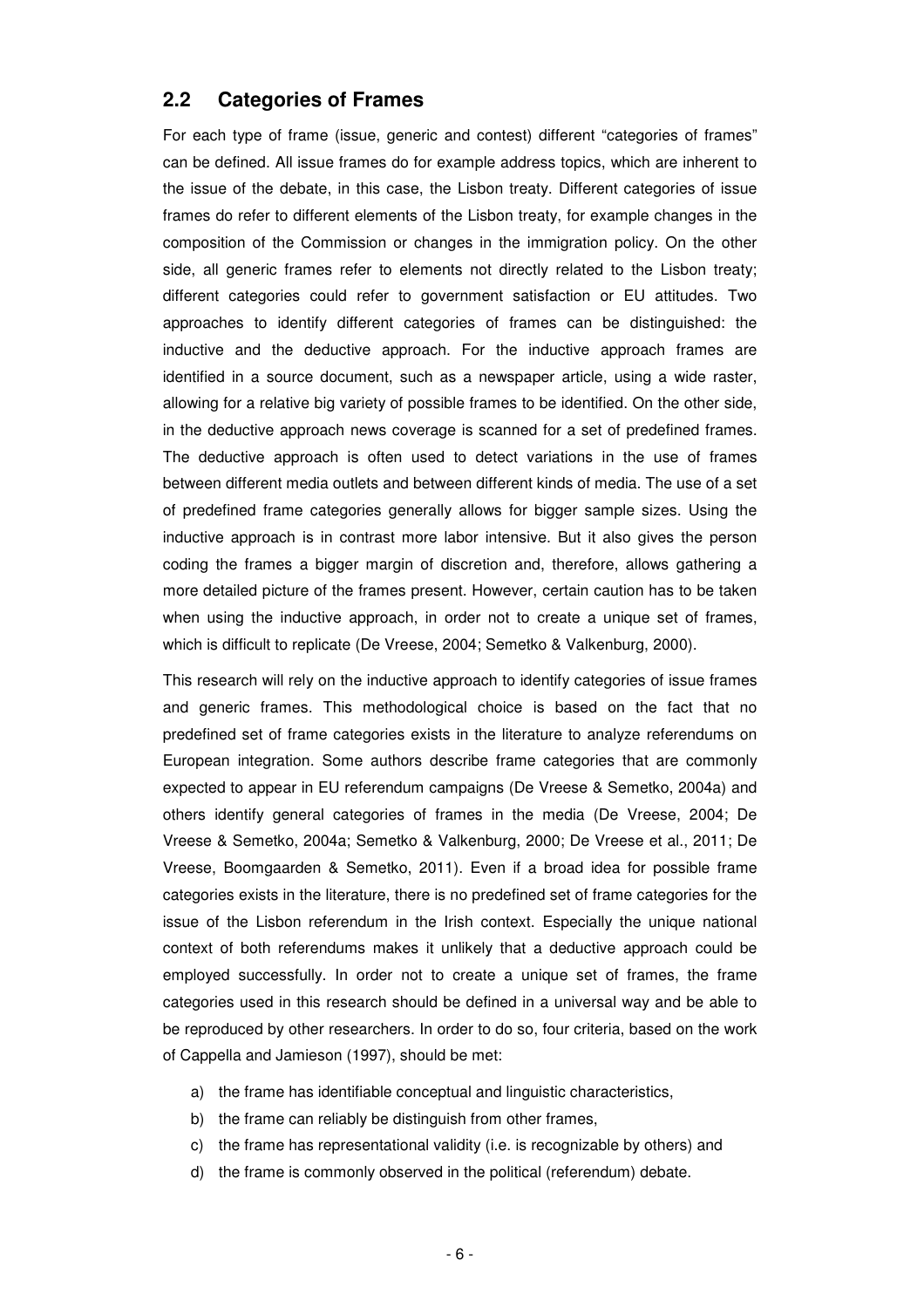## 2.2 Categories of Frames

For each type of frame (issue, generic and contest) different "categories of frames" can be defined. All issue frames do for example address topics, which are inherent to the issue of the debate, in this case, the Lisbon treaty. Different categories of issue frames do refer to different elements of the Lisbon treaty, for example changes in the composition of the Commission or changes in the immigration policy. On the other side, all generic frames refer to elements not directly related to the Lisbon treaty; different categories could refer to government satisfaction or EU attitudes. Two approaches to identify different categories of frames can be distinguished: the inductive and the deductive approach. For the inductive approach frames are identified in a source document, such as a newspaper article, using a wide raster, allowing for a relative big variety of possible frames to be identified. On the other side, in the deductive approach news coverage is scanned for a set of predefined frames. The deductive approach is often used to detect variations in the use of frames between different media outlets and between different kinds of media. The use of a set of predefined frame categories generally allows for bigger sample sizes. Using the inductive approach is in contrast more labor intensive. But it also gives the person coding the frames a bigger margin of discretion and, therefore, allows gathering a more detailed picture of the frames present. However, certain caution has to be taken when using the inductive approach, in order not to create a unique set of frames, which is difficult to replicate (De Vreese, 2004; Semetko & Valkenburg, 2000).

This research will rely on the inductive approach to identify categories of issue frames and generic frames. This methodological choice is based on the fact that no predefined set of frame categories exists in the literature to analyze referendums on European integration. Some authors describe frame categories that are commonly expected to appear in EU referendum campaigns (De Vreese & Semetko, 2004a) and others identify general categories of frames in the media (De Vreese, 2004; De Vreese & Semetko, 2004a; Semetko & Valkenburg, 2000; De Vreese et al., 2011; De Vreese, Boomgaarden & Semetko, 2011). Even if a broad idea for possible frame categories exists in the literature, there is no predefined set of frame categories for the issue of the Lisbon referendum in the Irish context. Especially the unique national context of both referendums makes it unlikely that a deductive approach could be employed successfully. In order not to create a unique set of frames, the frame categories used in this research should be defined in a universal way and be able to be reproduced by other researchers. In order to do so, four criteria, based on the work of Cappella and Jamieson (1997), should be met:

a) the frame has identifiable conceptual and linguistic characteristics,
b) the frame can reliably be distinguish from other frames,
c) the frame has representational validity (i.e. is recognizable by others) and
d) the frame is commonly observed in the political (referendum) debate.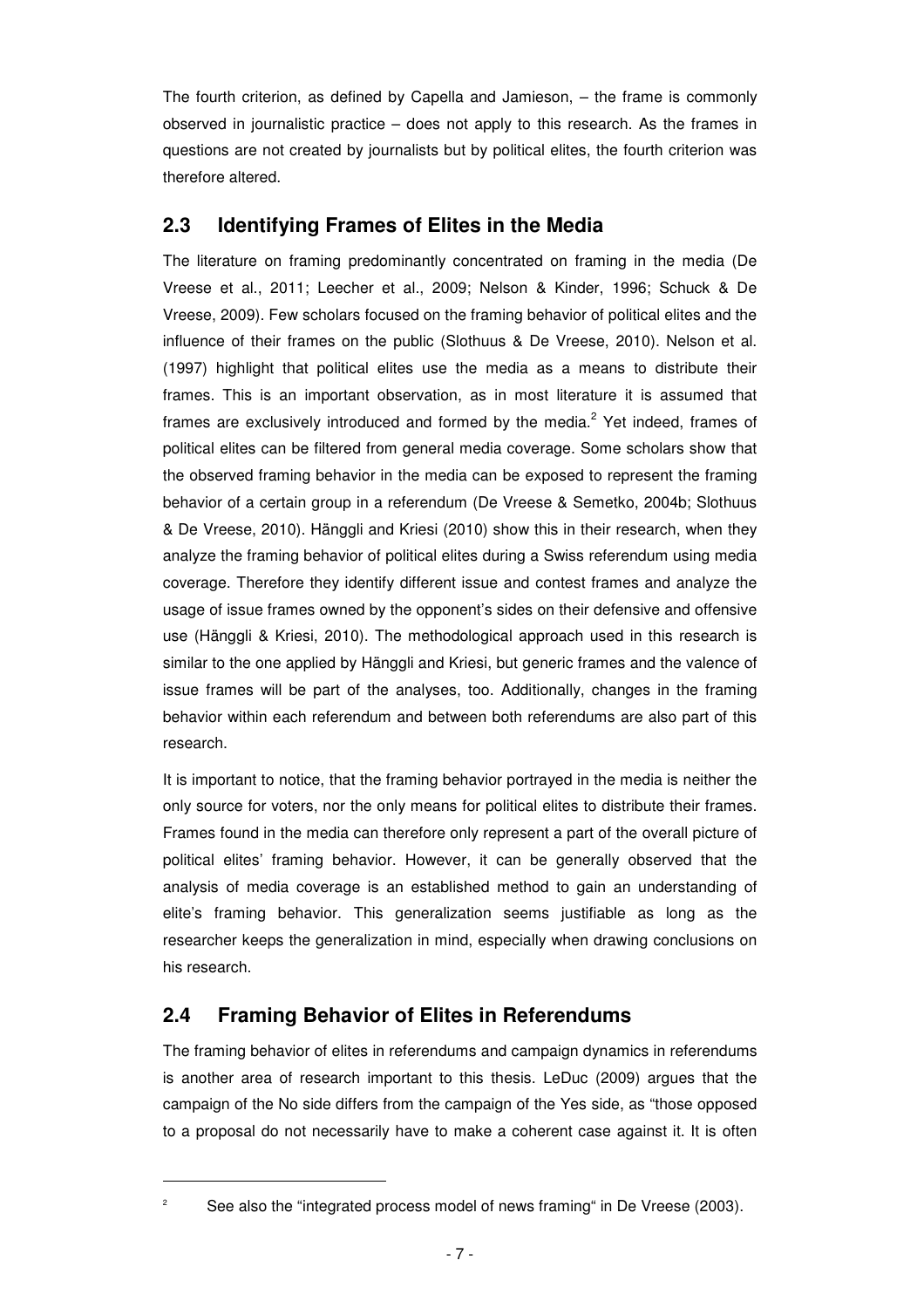The fourth criterion, as defined by Capella and Jamieson, – the frame is commonly observed in journalistic practice – does not apply to this research. As the frames in questions are not created by journalists but by political elites, the fourth criterion was therefore altered.

## 2.3 Identifying Frames of Elites in the Media

The literature on framing predominantly concentrated on framing in the media (De Vreese et al., 2011; Leecher et al., 2009; Nelson & Kinder, 1996; Schuck & De Vreese, 2009). Few scholars focused on the framing behavior of political elites and the influence of their frames on the public (Slothuus & De Vreese, 2010). Nelson et al. (1997) highlight that political elites use the media as a means to distribute their frames. This is an important observation, as in most literature it is assumed that frames are exclusively introduced and formed by the media.[2] Yet indeed, frames of political elites can be filtered from general media coverage. Some scholars show that the observed framing behavior in the media can be exposed to represent the framing behavior of a certain group in a referendum (De Vreese & Semetko, 2004b; Slothuus & De Vreese, 2010). Hänggli and Kriesi (2010) show this in their research, when they analyze the framing behavior of political elites during a Swiss referendum using media coverage. Therefore they identify different issue and contest frames and analyze the usage of issue frames owned by the opponent's sides on their defensive and offensive use (Hänggli & Kriesi, 2010). The methodological approach used in this research is similar to the one applied by Hänggli and Kriesi, but generic frames and the valence of issue frames will be part of the analyses, too. Additionally, changes in the framing behavior within each referendum and between both referendums are also part of this research.

It is important to notice, that the framing behavior portrayed in the media is neither the only source for voters, nor the only means for political elites to distribute their frames. Frames found in the media can therefore only represent a part of the overall picture of political elites' framing behavior. However, it can be generally observed that the analysis of media coverage is an established method to gain an understanding of elite's framing behavior. This generalization seems justifiable as long as the researcher keeps the generalization in mind, especially when drawing conclusions on his research.

## 2.4 Framing Behavior of Elites in Referendums

The framing behavior of elites in referendums and campaign dynamics in referendums is another area of research important to this thesis. LeDuc (2009) argues that the campaign of the No side differs from the campaign of the Yes side, as "those opposed to a proposal do not necessarily have to make a coherent case against it. It is often

[2] See also the "integrated process model of news framing" in De Vreese (2003).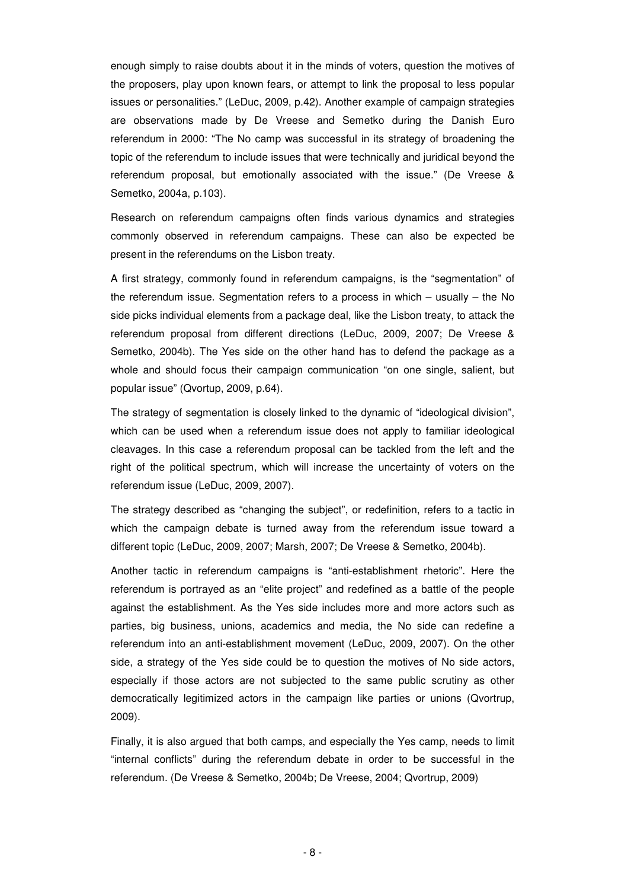enough simply to raise doubts about it in the minds of voters, question the motives of the proposers, play upon known fears, or attempt to link the proposal to less popular issues or personalities." (LeDuc, 2009, p.42). Another example of campaign strategies are observations made by De Vreese and Semetko during the Danish Euro referendum in 2000: "The No camp was successful in its strategy of broadening the topic of the referendum to include issues that were technically and juridical beyond the referendum proposal, but emotionally associated with the issue." (De Vreese & Semetko, 2004a, p.103).

Research on referendum campaigns often finds various dynamics and strategies commonly observed in referendum campaigns. These can also be expected be present in the referendums on the Lisbon treaty.

A first strategy, commonly found in referendum campaigns, is the "segmentation" of the referendum issue. Segmentation refers to a process in which – usually – the No side picks individual elements from a package deal, like the Lisbon treaty, to attack the referendum proposal from different directions (LeDuc, 2009, 2007; De Vreese & Semetko, 2004b). The Yes side on the other hand has to defend the package as a whole and should focus their campaign communication "on one single, salient, but popular issue" (Qvortup, 2009, p.64).

The strategy of segmentation is closely linked to the dynamic of "ideological division", which can be used when a referendum issue does not apply to familiar ideological cleavages. In this case a referendum proposal can be tackled from the left and the right of the political spectrum, which will increase the uncertainty of voters on the referendum issue (LeDuc, 2009, 2007).

The strategy described as "changing the subject", or redefinition, refers to a tactic in which the campaign debate is turned away from the referendum issue toward a different topic (LeDuc, 2009, 2007; Marsh, 2007; De Vreese & Semetko, 2004b).

Another tactic in referendum campaigns is "anti-establishment rhetoric". Here the referendum is portrayed as an "elite project" and redefined as a battle of the people against the establishment. As the Yes side includes more and more actors such as parties, big business, unions, academics and media, the No side can redefine a referendum into an anti-establishment movement (LeDuc, 2009, 2007). On the other side, a strategy of the Yes side could be to question the motives of No side actors, especially if those actors are not subjected to the same public scrutiny as other democratically legitimized actors in the campaign like parties or unions (Qvortrup, 2009).

Finally, it is also argued that both camps, and especially the Yes camp, needs to limit "internal conflicts" during the referendum debate in order to be successful in the referendum. (De Vreese & Semetko, 2004b; De Vreese, 2004; Qvortrup, 2009)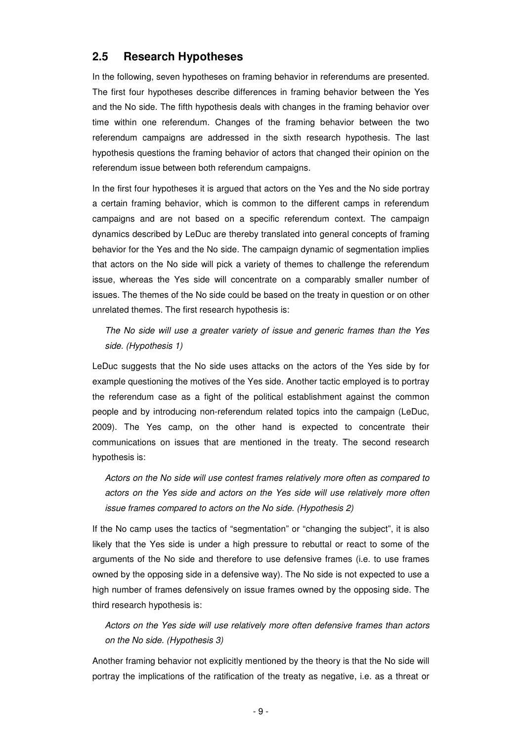## 2.5 Research Hypotheses

In the following, seven hypotheses on framing behavior in referendums are presented. The first four hypotheses describe differences in framing behavior between the Yes and the No side. The fifth hypothesis deals with changes in the framing behavior over time within one referendum. Changes of the framing behavior between the two referendum campaigns are addressed in the sixth research hypothesis. The last hypothesis questions the framing behavior of actors that changed their opinion on the referendum issue between both referendum campaigns.

In the first four hypotheses it is argued that actors on the Yes and the No side portray a certain framing behavior, which is common to the different camps in referendum campaigns and are not based on a specific referendum context. The campaign dynamics described by LeDuc are thereby translated into general concepts of framing behavior for the Yes and the No side. The campaign dynamic of segmentation implies that actors on the No side will pick a variety of themes to challenge the referendum issue, whereas the Yes side will concentrate on a comparably smaller number of issues. The themes of the No side could be based on the treaty in question or on other unrelated themes. The first research hypothesis is:

> *The No side will use a greater variety of issue and generic frames than the Yes side. (Hypothesis 1)*

LeDuc suggests that the No side uses attacks on the actors of the Yes side by for example questioning the motives of the Yes side. Another tactic employed is to portray the referendum case as a fight of the political establishment against the common people and by introducing non-referendum related topics into the campaign (LeDuc, 2009). The Yes camp, on the other hand is expected to concentrate their communications on issues that are mentioned in the treaty. The second research hypothesis is:

> *Actors on the No side will use contest frames relatively more often as compared to actors on the Yes side and actors on the Yes side will use relatively more often issue frames compared to actors on the No side. (Hypothesis 2)*

If the No camp uses the tactics of "segmentation" or "changing the subject", it is also likely that the Yes side is under a high pressure to rebuttal or react to some of the arguments of the No side and therefore to use defensive frames (i.e. to use frames owned by the opposing side in a defensive way). The No side is not expected to use a high number of frames defensively on issue frames owned by the opposing side. The third research hypothesis is:

> *Actors on the Yes side will use relatively more often defensive frames than actors on the No side. (Hypothesis 3)*

Another framing behavior not explicitly mentioned by the theory is that the No side will portray the implications of the ratification of the treaty as negative, i.e. as a threat or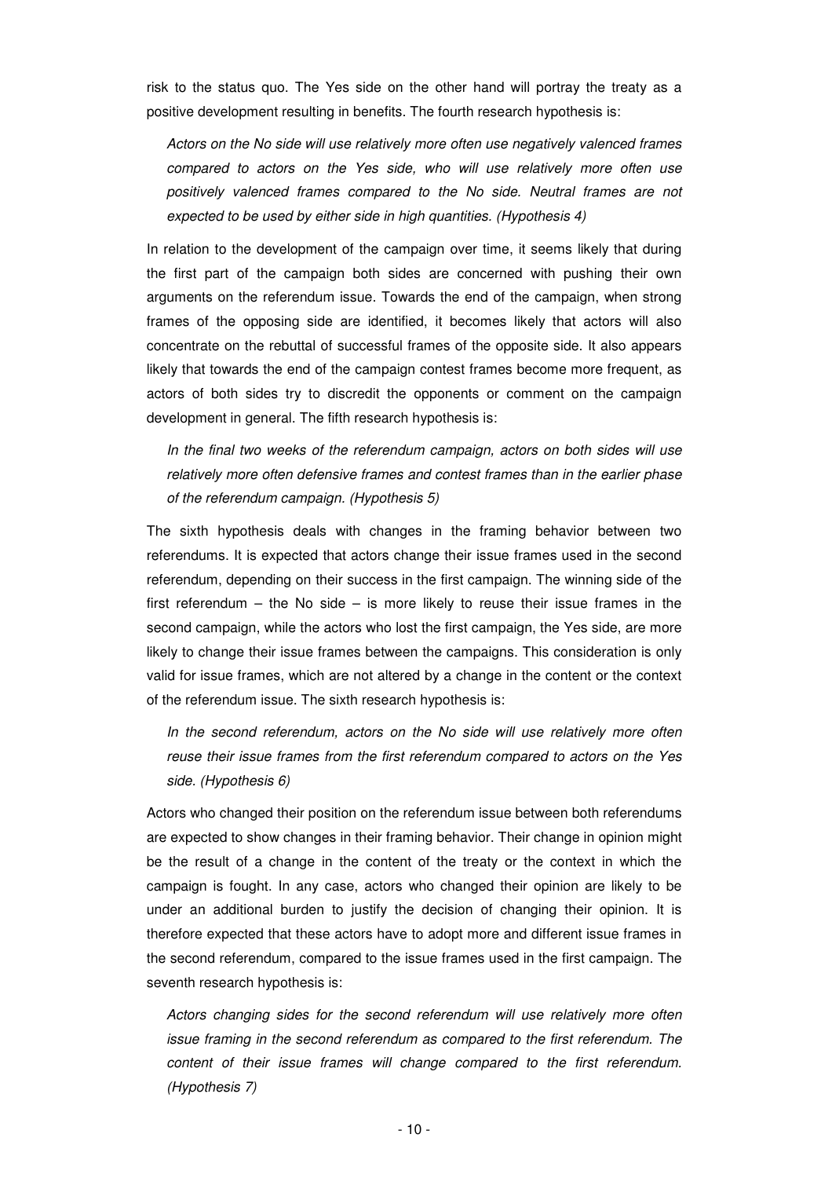risk to the status quo. The Yes side on the other hand will portray the treaty as a positive development resulting in benefits. The fourth research hypothesis is:

> *Actors on the No side will use relatively more often use negatively valenced frames compared to actors on the Yes side, who will use relatively more often use positively valenced frames compared to the No side. Neutral frames are not expected to be used by either side in high quantities. (Hypothesis 4)*

In relation to the development of the campaign over time, it seems likely that during the first part of the campaign both sides are concerned with pushing their own arguments on the referendum issue. Towards the end of the campaign, when strong frames of the opposing side are identified, it becomes likely that actors will also concentrate on the rebuttal of successful frames of the opposite side. It also appears likely that towards the end of the campaign contest frames become more frequent, as actors of both sides try to discredit the opponents or comment on the campaign development in general. The fifth research hypothesis is:

> *In the final two weeks of the referendum campaign, actors on both sides will use relatively more often defensive frames and contest frames than in the earlier phase of the referendum campaign. (Hypothesis 5)*

The sixth hypothesis deals with changes in the framing behavior between two referendums. It is expected that actors change their issue frames used in the second referendum, depending on their success in the first campaign. The winning side of the first referendum – the No side – is more likely to reuse their issue frames in the second campaign, while the actors who lost the first campaign, the Yes side, are more likely to change their issue frames between the campaigns. This consideration is only valid for issue frames, which are not altered by a change in the content or the context of the referendum issue. The sixth research hypothesis is:

> *In the second referendum, actors on the No side will use relatively more often reuse their issue frames from the first referendum compared to actors on the Yes side. (Hypothesis 6)*

Actors who changed their position on the referendum issue between both referendums are expected to show changes in their framing behavior. Their change in opinion might be the result of a change in the content of the treaty or the context in which the campaign is fought. In any case, actors who changed their opinion are likely to be under an additional burden to justify the decision of changing their opinion. It is therefore expected that these actors have to adopt more and different issue frames in the second referendum, compared to the issue frames used in the first campaign. The seventh research hypothesis is:

> *Actors changing sides for the second referendum will use relatively more often issue framing in the second referendum as compared to the first referendum. The content of their issue frames will change compared to the first referendum. (Hypothesis 7)*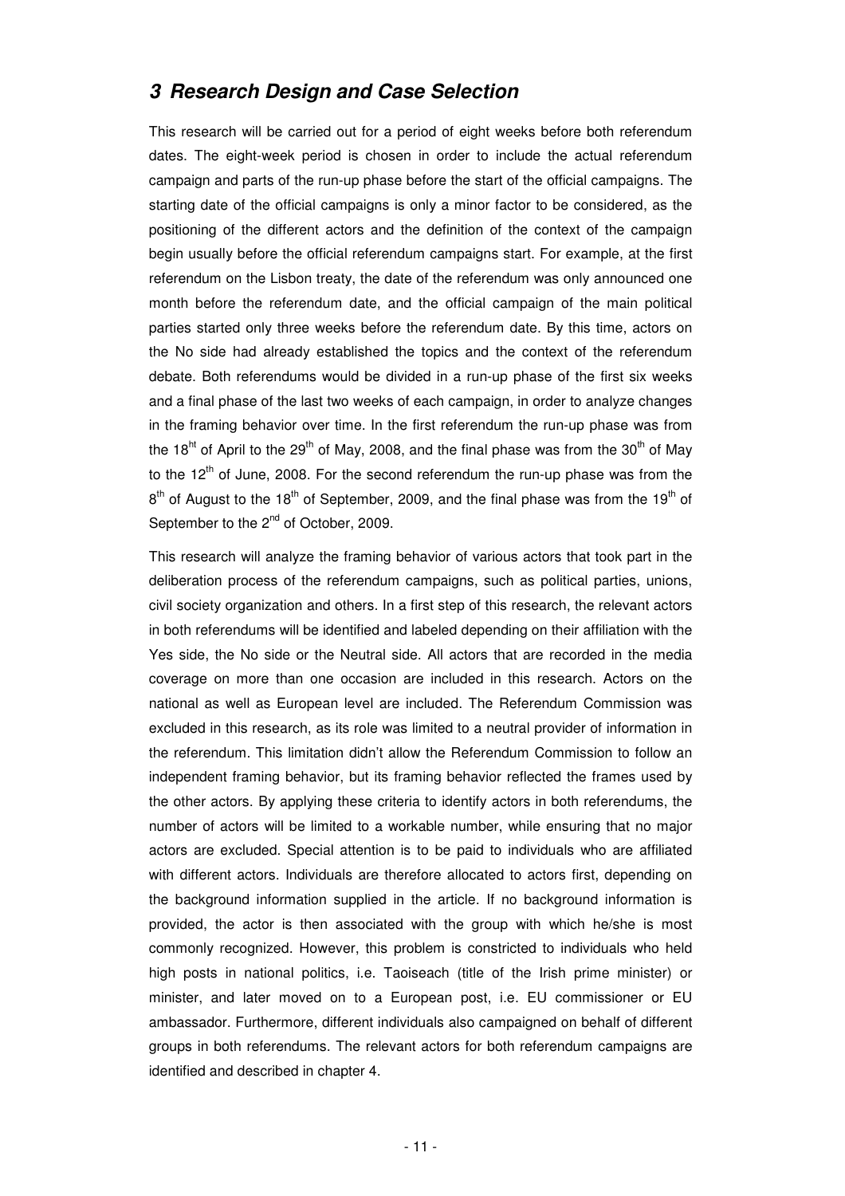## *3 Research Design and Case Selection*

This research will be carried out for a period of eight weeks before both referendum dates. The eight-week period is chosen in order to include the actual referendum campaign and parts of the run-up phase before the start of the official campaigns. The starting date of the official campaigns is only a minor factor to be considered, as the positioning of the different actors and the definition of the context of the campaign begin usually before the official referendum campaigns start. For example, at the first referendum on the Lisbon treaty, the date of the referendum was only announced one month before the referendum date, and the official campaign of the main political parties started only three weeks before the referendum date. By this time, actors on the No side had already established the topics and the context of the referendum debate. Both referendums would be divided in a run-up phase of the first six weeks and a final phase of the last two weeks of each campaign, in order to analyze changes in the framing behavior over time. In the first referendum the run-up phase was from the 18ht of April to the 29th of May, 2008, and the final phase was from the 30th of May to the 12th of June, 2008. For the second referendum the run-up phase was from the 8th of August to the 18th of September, 2009, and the final phase was from the 19th of September to the 2nd of October, 2009.

This research will analyze the framing behavior of various actors that took part in the deliberation process of the referendum campaigns, such as political parties, unions, civil society organization and others. In a first step of this research, the relevant actors in both referendums will be identified and labeled depending on their affiliation with the Yes side, the No side or the Neutral side. All actors that are recorded in the media coverage on more than one occasion are included in this research. Actors on the national as well as European level are included. The Referendum Commission was excluded in this research, as its role was limited to a neutral provider of information in the referendum. This limitation didn't allow the Referendum Commission to follow an independent framing behavior, but its framing behavior reflected the frames used by the other actors. By applying these criteria to identify actors in both referendums, the number of actors will be limited to a workable number, while ensuring that no major actors are excluded. Special attention is to be paid to individuals who are affiliated with different actors. Individuals are therefore allocated to actors first, depending on the background information supplied in the article. If no background information is provided, the actor is then associated with the group with which he/she is most commonly recognized. However, this problem is constricted to individuals who held high posts in national politics, i.e. Taoiseach (title of the Irish prime minister) or minister, and later moved on to a European post, i.e. EU commissioner or EU ambassador. Furthermore, different individuals also campaigned on behalf of different groups in both referendums. The relevant actors for both referendum campaigns are identified and described in chapter 4.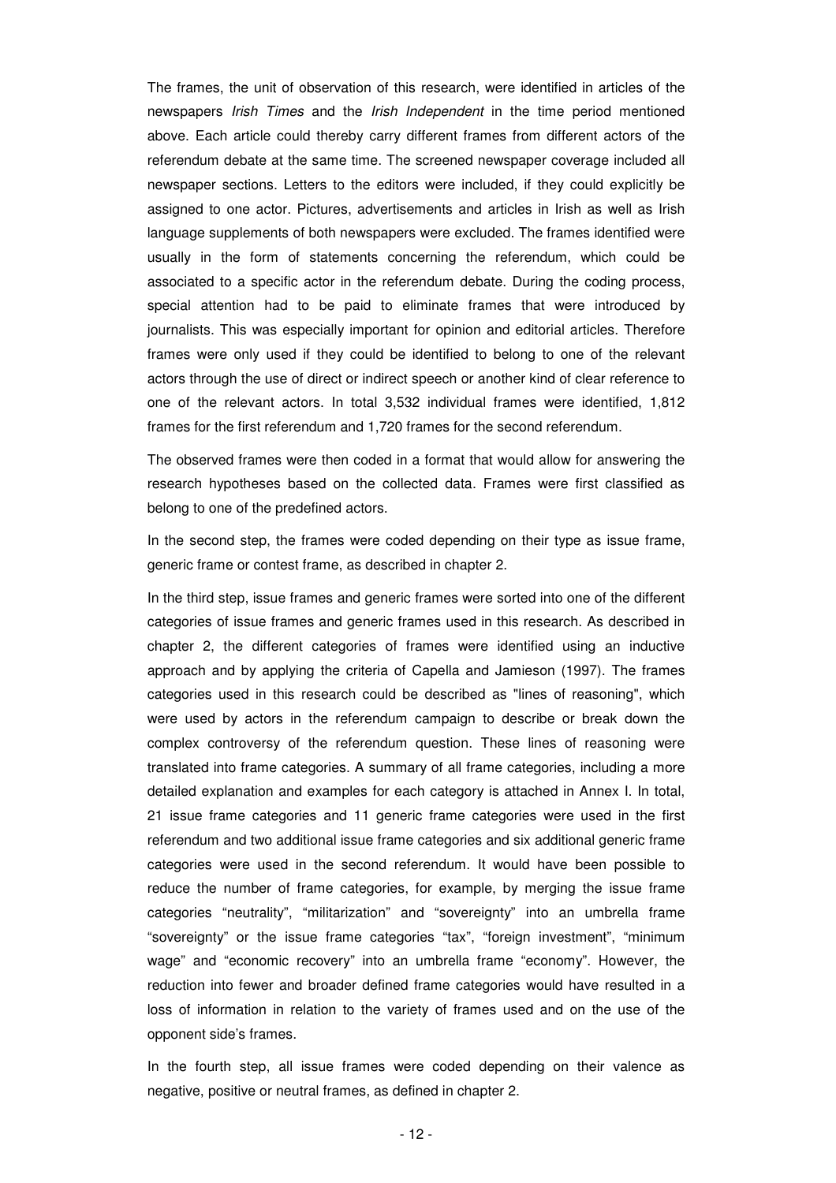The frames, the unit of observation of this research, were identified in articles of the newspapers *Irish Times* and the *Irish Independent* in the time period mentioned above. Each article could thereby carry different frames from different actors of the referendum debate at the same time. The screened newspaper coverage included all newspaper sections. Letters to the editors were included, if they could explicitly be assigned to one actor. Pictures, advertisements and articles in Irish as well as Irish language supplements of both newspapers were excluded. The frames identified were usually in the form of statements concerning the referendum, which could be associated to a specific actor in the referendum debate. During the coding process, special attention had to be paid to eliminate frames that were introduced by journalists. This was especially important for opinion and editorial articles. Therefore frames were only used if they could be identified to belong to one of the relevant actors through the use of direct or indirect speech or another kind of clear reference to one of the relevant actors. In total 3,532 individual frames were identified, 1,812 frames for the first referendum and 1,720 frames for the second referendum.

The observed frames were then coded in a format that would allow for answering the research hypotheses based on the collected data. Frames were first classified as belong to one of the predefined actors.

In the second step, the frames were coded depending on their type as issue frame, generic frame or contest frame, as described in chapter 2.

In the third step, issue frames and generic frames were sorted into one of the different categories of issue frames and generic frames used in this research. As described in chapter 2, the different categories of frames were identified using an inductive approach and by applying the criteria of Capella and Jamieson (1997). The frames categories used in this research could be described as "lines of reasoning", which were used by actors in the referendum campaign to describe or break down the complex controversy of the referendum question. These lines of reasoning were translated into frame categories. A summary of all frame categories, including a more detailed explanation and examples for each category is attached in Annex I. In total, 21 issue frame categories and 11 generic frame categories were used in the first referendum and two additional issue frame categories and six additional generic frame categories were used in the second referendum. It would have been possible to reduce the number of frame categories, for example, by merging the issue frame categories "neutrality", "militarization" and "sovereignty" into an umbrella frame "sovereignty" or the issue frame categories "tax", "foreign investment", "minimum wage" and "economic recovery" into an umbrella frame "economy". However, the reduction into fewer and broader defined frame categories would have resulted in a loss of information in relation to the variety of frames used and on the use of the opponent side's frames.

In the fourth step, all issue frames were coded depending on their valence as negative, positive or neutral frames, as defined in chapter 2.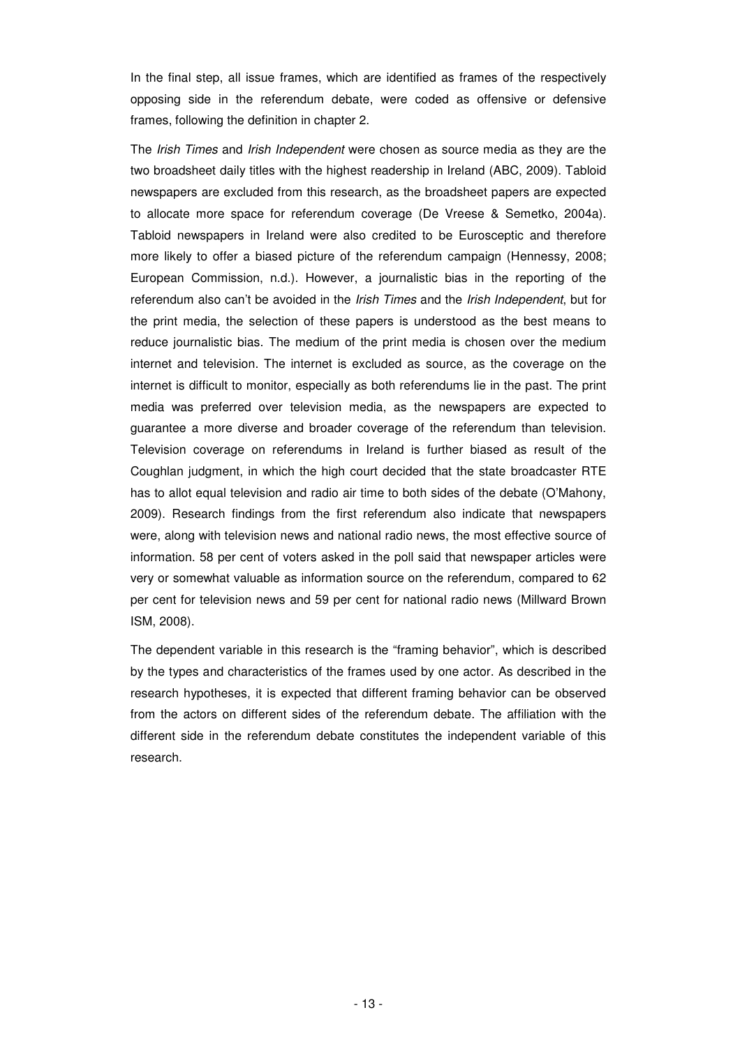In the final step, all issue frames, which are identified as frames of the respectively opposing side in the referendum debate, were coded as offensive or defensive frames, following the definition in chapter 2.

The *Irish Times* and *Irish Independent* were chosen as source media as they are the two broadsheet daily titles with the highest readership in Ireland (ABC, 2009). Tabloid newspapers are excluded from this research, as the broadsheet papers are expected to allocate more space for referendum coverage (De Vreese & Semetko, 2004a). Tabloid newspapers in Ireland were also credited to be Eurosceptic and therefore more likely to offer a biased picture of the referendum campaign (Hennessy, 2008; European Commission, n.d.). However, a journalistic bias in the reporting of the referendum also can't be avoided in the *Irish Times* and the *Irish Independent*, but for the print media, the selection of these papers is understood as the best means to reduce journalistic bias. The medium of the print media is chosen over the medium internet and television. The internet is excluded as source, as the coverage on the internet is difficult to monitor, especially as both referendums lie in the past. The print media was preferred over television media, as the newspapers are expected to guarantee a more diverse and broader coverage of the referendum than television. Television coverage on referendums in Ireland is further biased as result of the Coughlan judgment, in which the high court decided that the state broadcaster RTE has to allot equal television and radio air time to both sides of the debate (O'Mahony, 2009). Research findings from the first referendum also indicate that newspapers were, along with television news and national radio news, the most effective source of information. 58 per cent of voters asked in the poll said that newspaper articles were very or somewhat valuable as information source on the referendum, compared to 62 per cent for television news and 59 per cent for national radio news (Millward Brown ISM, 2008).

The dependent variable in this research is the "framing behavior", which is described by the types and characteristics of the frames used by one actor. As described in the research hypotheses, it is expected that different framing behavior can be observed from the actors on different sides of the referendum debate. The affiliation with the different side in the referendum debate constitutes the independent variable of this research.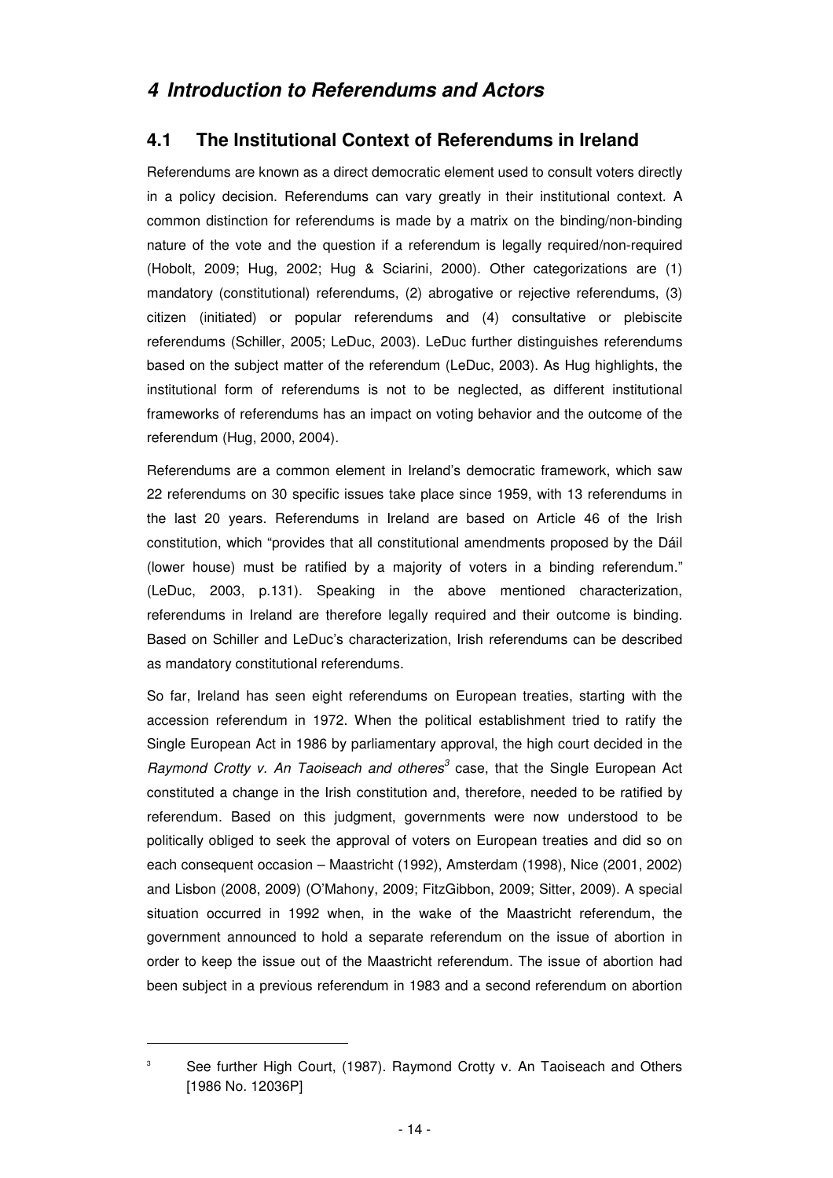# *4 Introduction to Referendums and Actors*

## 4.1 The Institutional Context of Referendums in Ireland

Referendums are known as a direct democratic element used to consult voters directly in a policy decision. Referendums can vary greatly in their institutional context. A common distinction for referendums is made by a matrix on the binding/non-binding nature of the vote and the question if a referendum is legally required/non-required (Hobolt, 2009; Hug, 2002; Hug & Sciarini, 2000). Other categorizations are (1) mandatory (constitutional) referendums, (2) abrogative or rejective referendums, (3) citizen (initiated) or popular referendums and (4) consultative or plebiscite referendums (Schiller, 2005; LeDuc, 2003). LeDuc further distinguishes referendums based on the subject matter of the referendum (LeDuc, 2003). As Hug highlights, the institutional form of referendums is not to be neglected, as different institutional frameworks of referendums has an impact on voting behavior and the outcome of the referendum (Hug, 2000, 2004).

Referendums are a common element in Ireland's democratic framework, which saw 22 referendums on 30 specific issues take place since 1959, with 13 referendums in the last 20 years. Referendums in Ireland are based on Article 46 of the Irish constitution, which "provides that all constitutional amendments proposed by the Dáil (lower house) must be ratified by a majority of voters in a binding referendum." (LeDuc, 2003, p.131). Speaking in the above mentioned characterization, referendums in Ireland are therefore legally required and their outcome is binding. Based on Schiller and LeDuc's characterization, Irish referendums can be described as mandatory constitutional referendums.

So far, Ireland has seen eight referendums on European treaties, starting with the accession referendum in 1972. When the political establishment tried to ratify the Single European Act in 1986 by parliamentary approval, the high court decided in the *Raymond Crotty v. An Taoiseach and otheres*[3] case, that the Single European Act constituted a change in the Irish constitution and, therefore, needed to be ratified by referendum. Based on this judgment, governments were now understood to be politically obliged to seek the approval of voters on European treaties and did so on each consequent occasion – Maastricht (1992), Amsterdam (1998), Nice (2001, 2002) and Lisbon (2008, 2009) (O'Mahony, 2009; FitzGibbon, 2009; Sitter, 2009). A special situation occurred in 1992 when, in the wake of the Maastricht referendum, the government announced to hold a separate referendum on the issue of abortion in order to keep the issue out of the Maastricht referendum. The issue of abortion had been subject in a previous referendum in 1983 and a second referendum on abortion

[3] See further High Court, (1987). Raymond Crotty v. An Taoiseach and Others [1986 No. 12036P]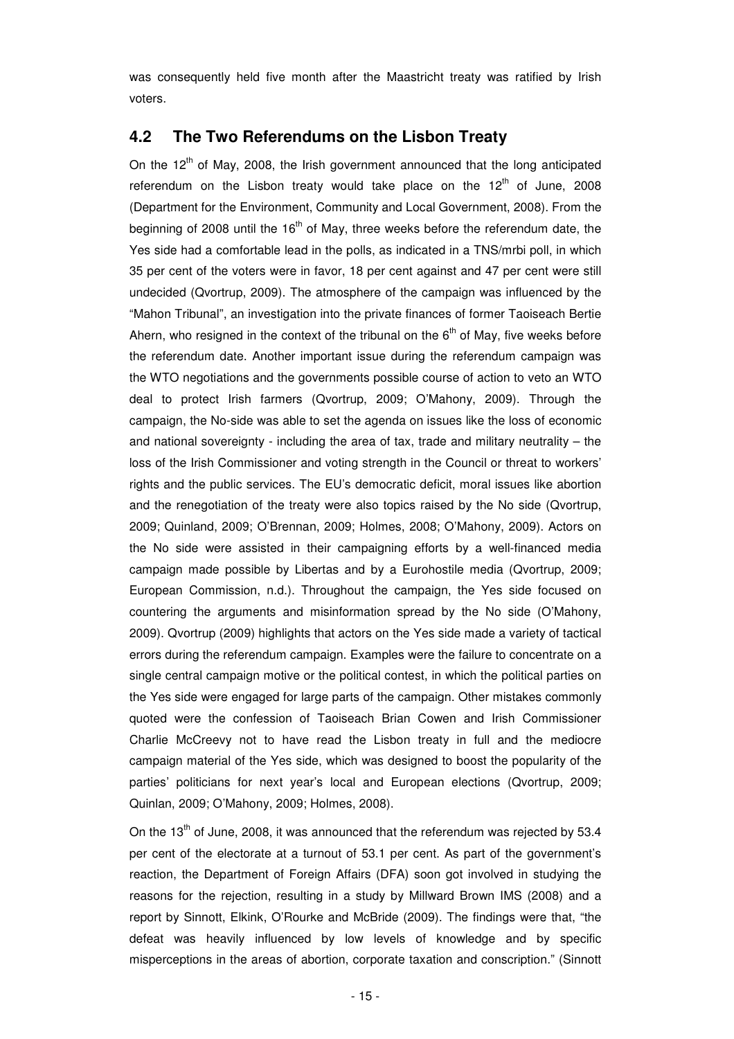was consequently held five month after the Maastricht treaty was ratified by Irish voters.

## 4.2 The Two Referendums on the Lisbon Treaty

On the 12th of May, 2008, the Irish government announced that the long anticipated referendum on the Lisbon treaty would take place on the 12th of June, 2008 (Department for the Environment, Community and Local Government, 2008). From the beginning of 2008 until the 16th of May, three weeks before the referendum date, the Yes side had a comfortable lead in the polls, as indicated in a TNS/mrbi poll, in which 35 per cent of the voters were in favor, 18 per cent against and 47 per cent were still undecided (Qvortrup, 2009). The atmosphere of the campaign was influenced by the "Mahon Tribunal", an investigation into the private finances of former Taoiseach Bertie Ahern, who resigned in the context of the tribunal on the 6th of May, five weeks before the referendum date. Another important issue during the referendum campaign was the WTO negotiations and the governments possible course of action to veto an WTO deal to protect Irish farmers (Qvortrup, 2009; O'Mahony, 2009). Through the campaign, the No-side was able to set the agenda on issues like the loss of economic and national sovereignty - including the area of tax, trade and military neutrality – the loss of the Irish Commissioner and voting strength in the Council or threat to workers' rights and the public services. The EU's democratic deficit, moral issues like abortion and the renegotiation of the treaty were also topics raised by the No side (Qvortrup, 2009; Quinland, 2009; O'Brennan, 2009; Holmes, 2008; O'Mahony, 2009). Actors on the No side were assisted in their campaigning efforts by a well-financed media campaign made possible by Libertas and by a Eurohostile media (Qvortrup, 2009; European Commission, n.d.). Throughout the campaign, the Yes side focused on countering the arguments and misinformation spread by the No side (O'Mahony, 2009). Qvortrup (2009) highlights that actors on the Yes side made a variety of tactical errors during the referendum campaign. Examples were the failure to concentrate on a single central campaign motive or the political contest, in which the political parties on the Yes side were engaged for large parts of the campaign. Other mistakes commonly quoted were the confession of Taoiseach Brian Cowen and Irish Commissioner Charlie McCreevy not to have read the Lisbon treaty in full and the mediocre campaign material of the Yes side, which was designed to boost the popularity of the parties' politicians for next year's local and European elections (Qvortrup, 2009; Quinlan, 2009; O'Mahony, 2009; Holmes, 2008).

On the 13th of June, 2008, it was announced that the referendum was rejected by 53.4 per cent of the electorate at a turnout of 53.1 per cent. As part of the government's reaction, the Department of Foreign Affairs (DFA) soon got involved in studying the reasons for the rejection, resulting in a study by Millward Brown IMS (2008) and a report by Sinnott, Elkink, O'Rourke and McBride (2009). The findings were that, "the defeat was heavily influenced by low levels of knowledge and by specific misperceptions in the areas of abortion, corporate taxation and conscription." (Sinnott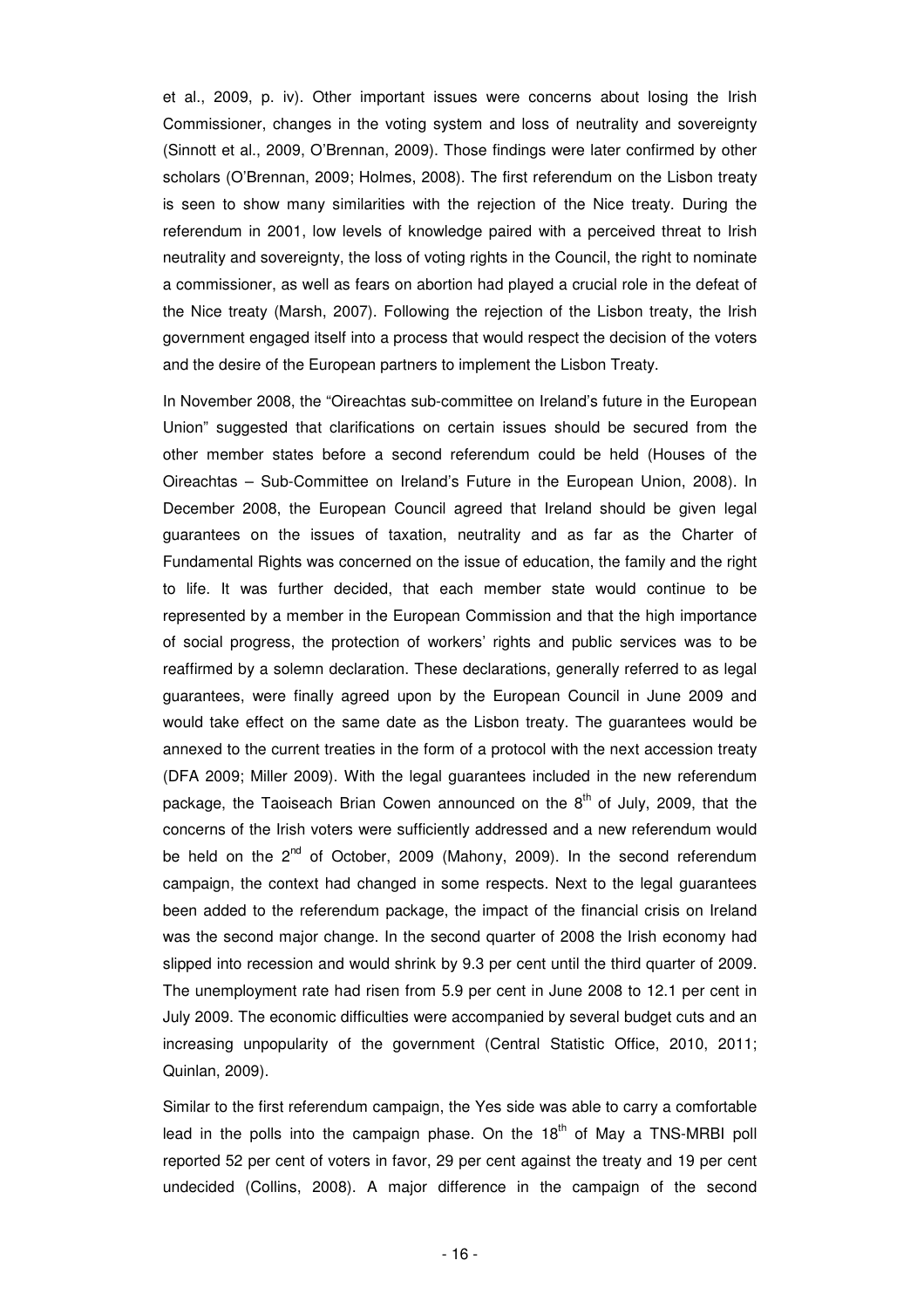et al., 2009, p. iv). Other important issues were concerns about losing the Irish Commissioner, changes in the voting system and loss of neutrality and sovereignty (Sinnott et al., 2009, O'Brennan, 2009). Those findings were later confirmed by other scholars (O'Brennan, 2009; Holmes, 2008). The first referendum on the Lisbon treaty is seen to show many similarities with the rejection of the Nice treaty. During the referendum in 2001, low levels of knowledge paired with a perceived threat to Irish neutrality and sovereignty, the loss of voting rights in the Council, the right to nominate a commissioner, as well as fears on abortion had played a crucial role in the defeat of the Nice treaty (Marsh, 2007). Following the rejection of the Lisbon treaty, the Irish government engaged itself into a process that would respect the decision of the voters and the desire of the European partners to implement the Lisbon Treaty.

In November 2008, the "Oireachtas sub-committee on Ireland's future in the European Union" suggested that clarifications on certain issues should be secured from the other member states before a second referendum could be held (Houses of the Oireachtas – Sub-Committee on Ireland's Future in the European Union, 2008). In December 2008, the European Council agreed that Ireland should be given legal guarantees on the issues of taxation, neutrality and as far as the Charter of Fundamental Rights was concerned on the issue of education, the family and the right to life. It was further decided, that each member state would continue to be represented by a member in the European Commission and that the high importance of social progress, the protection of workers' rights and public services was to be reaffirmed by a solemn declaration. These declarations, generally referred to as legal guarantees, were finally agreed upon by the European Council in June 2009 and would take effect on the same date as the Lisbon treaty. The guarantees would be annexed to the current treaties in the form of a protocol with the next accession treaty (DFA 2009; Miller 2009). With the legal guarantees included in the new referendum package, the Taoiseach Brian Cowen announced on the 8th of July, 2009, that the concerns of the Irish voters were sufficiently addressed and a new referendum would be held on the 2nd of October, 2009 (Mahony, 2009). In the second referendum campaign, the context had changed in some respects. Next to the legal guarantees been added to the referendum package, the impact of the financial crisis on Ireland was the second major change. In the second quarter of 2008 the Irish economy had slipped into recession and would shrink by 9.3 per cent until the third quarter of 2009. The unemployment rate had risen from 5.9 per cent in June 2008 to 12.1 per cent in July 2009. The economic difficulties were accompanied by several budget cuts and an increasing unpopularity of the government (Central Statistic Office, 2010, 2011; Quinlan, 2009).

Similar to the first referendum campaign, the Yes side was able to carry a comfortable lead in the polls into the campaign phase. On the 18th of May a TNS-MRBI poll reported 52 per cent of voters in favor, 29 per cent against the treaty and 19 per cent undecided (Collins, 2008). A major difference in the campaign of the second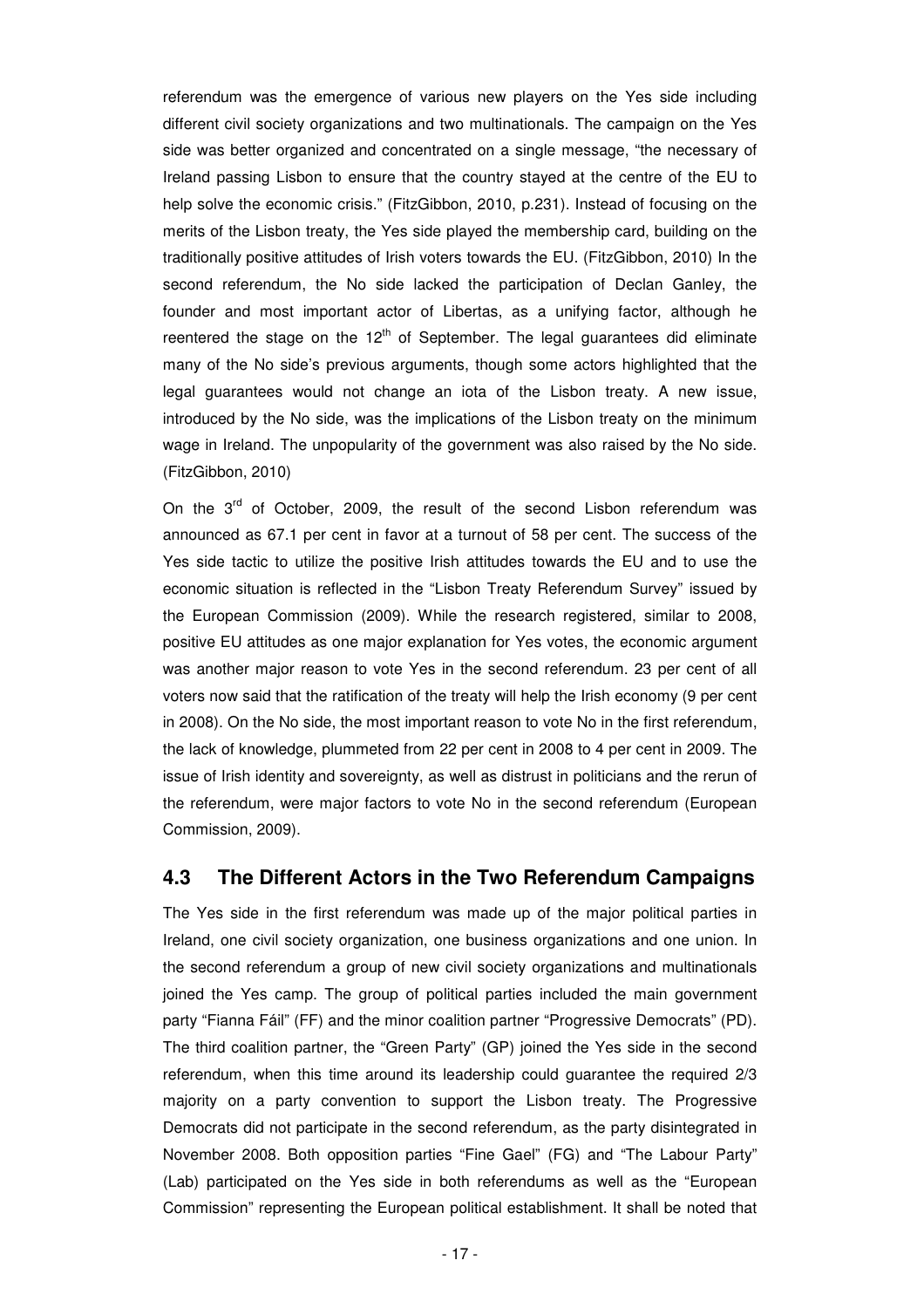referendum was the emergence of various new players on the Yes side including different civil society organizations and two multinationals. The campaign on the Yes side was better organized and concentrated on a single message, "the necessary of Ireland passing Lisbon to ensure that the country stayed at the centre of the EU to help solve the economic crisis." (FitzGibbon, 2010, p.231). Instead of focusing on the merits of the Lisbon treaty, the Yes side played the membership card, building on the traditionally positive attitudes of Irish voters towards the EU. (FitzGibbon, 2010) In the second referendum, the No side lacked the participation of Declan Ganley, the founder and most important actor of Libertas, as a unifying factor, although he reentered the stage on the 12th of September. The legal guarantees did eliminate many of the No side's previous arguments, though some actors highlighted that the legal guarantees would not change an iota of the Lisbon treaty. A new issue, introduced by the No side, was the implications of the Lisbon treaty on the minimum wage in Ireland. The unpopularity of the government was also raised by the No side. (FitzGibbon, 2010)

On the 3rd of October, 2009, the result of the second Lisbon referendum was announced as 67.1 per cent in favor at a turnout of 58 per cent. The success of the Yes side tactic to utilize the positive Irish attitudes towards the EU and to use the economic situation is reflected in the "Lisbon Treaty Referendum Survey" issued by the European Commission (2009). While the research registered, similar to 2008, positive EU attitudes as one major explanation for Yes votes, the economic argument was another major reason to vote Yes in the second referendum. 23 per cent of all voters now said that the ratification of the treaty will help the Irish economy (9 per cent in 2008). On the No side, the most important reason to vote No in the first referendum, the lack of knowledge, plummeted from 22 per cent in 2008 to 4 per cent in 2009. The issue of Irish identity and sovereignty, as well as distrust in politicians and the rerun of the referendum, were major factors to vote No in the second referendum (European Commission, 2009).

## 4.3 The Different Actors in the Two Referendum Campaigns

The Yes side in the first referendum was made up of the major political parties in Ireland, one civil society organization, one business organizations and one union. In the second referendum a group of new civil society organizations and multinationals joined the Yes camp. The group of political parties included the main government party "Fianna Fáil" (FF) and the minor coalition partner "Progressive Democrats" (PD). The third coalition partner, the "Green Party" (GP) joined the Yes side in the second referendum, when this time around its leadership could guarantee the required 2/3 majority on a party convention to support the Lisbon treaty. The Progressive Democrats did not participate in the second referendum, as the party disintegrated in November 2008. Both opposition parties "Fine Gael" (FG) and "The Labour Party" (Lab) participated on the Yes side in both referendums as well as the "European Commission" representing the European political establishment. It shall be noted that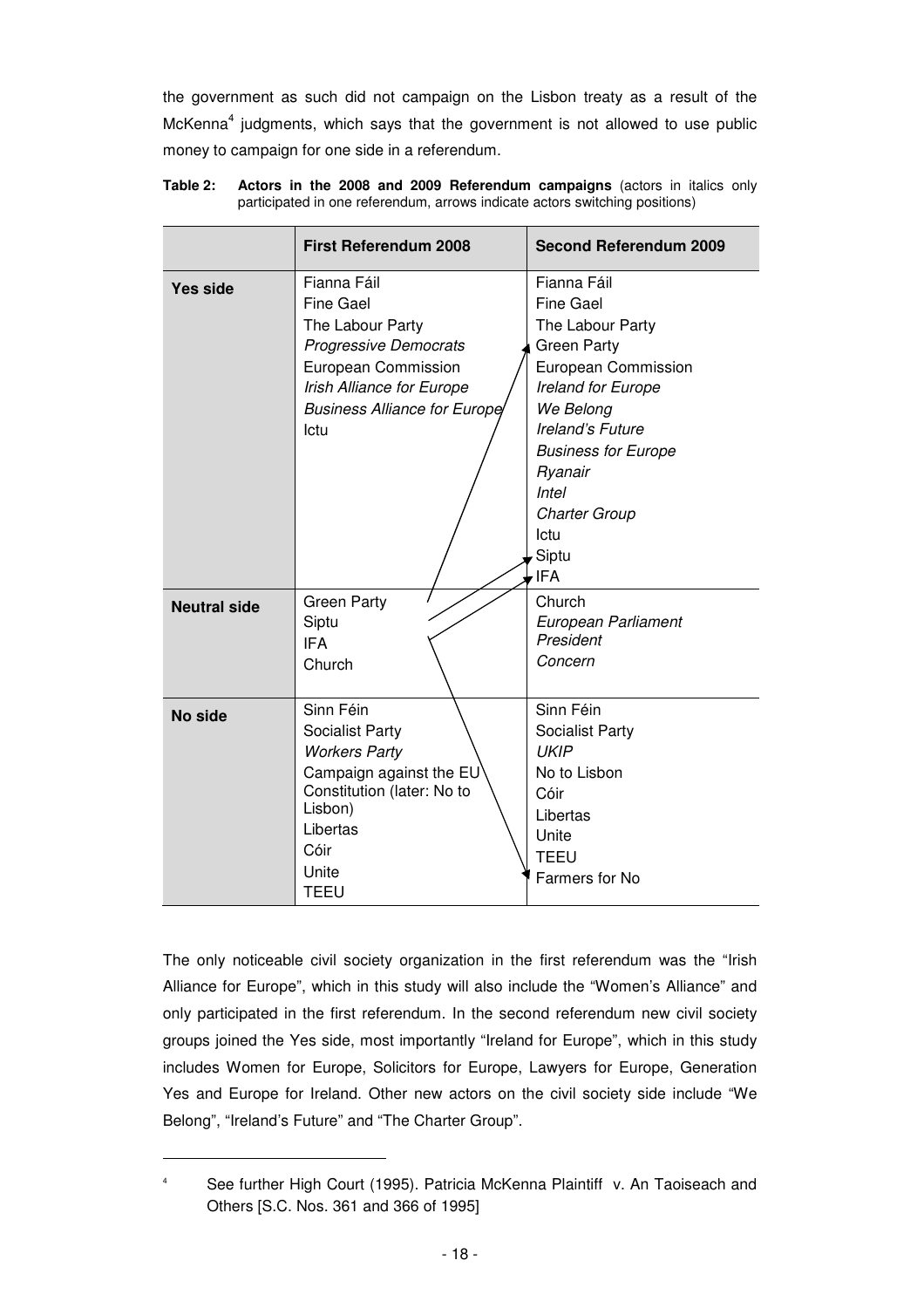the government as such did not campaign on the Lisbon treaty as a result of the McKenna[4] judgments, which says that the government is not allowed to use public money to campaign for one side in a referendum.

**Table 2: Actors in the 2008 and 2009 Referendum campaigns** (actors in italics only participated in one referendum, arrows indicate actors switching positions)

| | **First Referendum 2008** | **Second Referendum 2009** |
|---|---|---|
| **Yes side** | Fianna Fáil<br>Fine Gael<br>The Labour Party<br>*Progressive Democrats*<br>European Commission<br>*Irish Alliance for Europe*<br>*Business Alliance for Europe*<br>Ictu | Fianna Fáil<br>Fine Gael<br>The Labour Party<br>Green Party<br>European Commission<br>*Ireland for Europe*<br>*We Belong*<br>*Ireland's Future*<br>*Business for Europe*<br>*Ryanair*<br>*Intel*<br>*Charter Group*<br>Ictu<br>Siptu<br>IFA |
| **Neutral side** | Green Party<br>Siptu<br>IFA<br>Church | Church<br>*European Parliament President*<br>*Concern* |
| **No side** | Sinn Féin<br>Socialist Party<br>*Workers Party*<br>Campaign against the EU Constitution (later: No to Lisbon)<br>Libertas<br>Cóir<br>Unite<br>TEEU | Sinn Féin<br>Socialist Party<br>*UKIP*<br>No to Lisbon<br>Cóir<br>Libertas<br>Unite<br>TEEU<br>Farmers for No |

The only noticeable civil society organization in the first referendum was the "Irish Alliance for Europe", which in this study will also include the "Women's Alliance" and only participated in the first referendum. In the second referendum new civil society groups joined the Yes side, most importantly "Ireland for Europe", which in this study includes Women for Europe, Solicitors for Europe, Lawyers for Europe, Generation Yes and Europe for Ireland. Other new actors on the civil society side include "We Belong", "Ireland's Future" and "The Charter Group".

[4] See further High Court (1995). Patricia McKenna Plaintiff v. An Taoiseach and Others [S.C. Nos. 361 and 366 of 1995]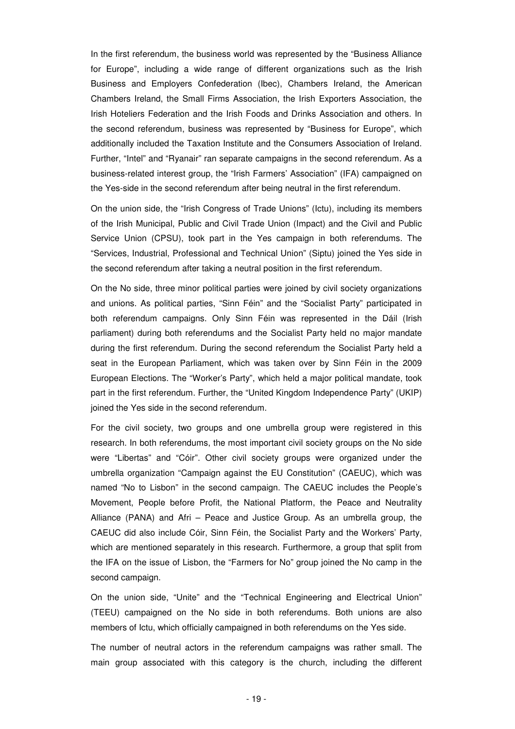In the first referendum, the business world was represented by the "Business Alliance for Europe", including a wide range of different organizations such as the Irish Business and Employers Confederation (Ibec), Chambers Ireland, the American Chambers Ireland, the Small Firms Association, the Irish Exporters Association, the Irish Hoteliers Federation and the Irish Foods and Drinks Association and others. In the second referendum, business was represented by "Business for Europe", which additionally included the Taxation Institute and the Consumers Association of Ireland. Further, "Intel" and "Ryanair" ran separate campaigns in the second referendum. As a business-related interest group, the "Irish Farmers' Association" (IFA) campaigned on the Yes-side in the second referendum after being neutral in the first referendum.

On the union side, the "Irish Congress of Trade Unions" (Ictu), including its members of the Irish Municipal, Public and Civil Trade Union (Impact) and the Civil and Public Service Union (CPSU), took part in the Yes campaign in both referendums. The "Services, Industrial, Professional and Technical Union" (Siptu) joined the Yes side in the second referendum after taking a neutral position in the first referendum.

On the No side, three minor political parties were joined by civil society organizations and unions. As political parties, "Sinn Féin" and the "Socialist Party" participated in both referendum campaigns. Only Sinn Féin was represented in the Dáil (Irish parliament) during both referendums and the Socialist Party held no major mandate during the first referendum. During the second referendum the Socialist Party held a seat in the European Parliament, which was taken over by Sinn Féin in the 2009 European Elections. The "Worker's Party", which held a major political mandate, took part in the first referendum. Further, the "United Kingdom Independence Party" (UKIP) joined the Yes side in the second referendum.

For the civil society, two groups and one umbrella group were registered in this research. In both referendums, the most important civil society groups on the No side were "Libertas" and "Cóir". Other civil society groups were organized under the umbrella organization "Campaign against the EU Constitution" (CAEUC), which was named "No to Lisbon" in the second campaign. The CAEUC includes the People's Movement, People before Profit, the National Platform, the Peace and Neutrality Alliance (PANA) and Afri – Peace and Justice Group. As an umbrella group, the CAEUC did also include Cóir, Sinn Féin, the Socialist Party and the Workers' Party, which are mentioned separately in this research. Furthermore, a group that split from the IFA on the issue of Lisbon, the "Farmers for No" group joined the No camp in the second campaign.

On the union side, "Unite" and the "Technical Engineering and Electrical Union" (TEEU) campaigned on the No side in both referendums. Both unions are also members of Ictu, which officially campaigned in both referendums on the Yes side.

The number of neutral actors in the referendum campaigns was rather small. The main group associated with this category is the church, including the different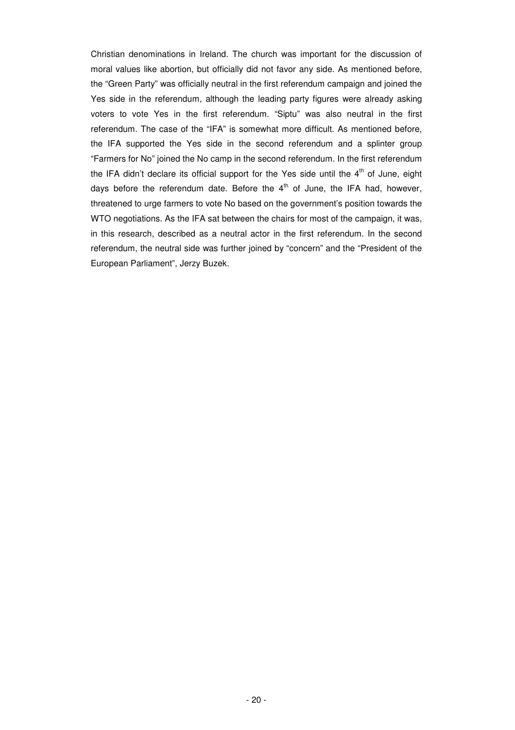Christian denominations in Ireland. The church was important for the discussion of moral values like abortion, but officially did not favor any side. As mentioned before, the "Green Party" was officially neutral in the first referendum campaign and joined the Yes side in the referendum, although the leading party figures were already asking voters to vote Yes in the first referendum. "Siptu" was also neutral in the first referendum. The case of the "IFA" is somewhat more difficult. As mentioned before, the IFA supported the Yes side in the second referendum and a splinter group "Farmers for No" joined the No camp in the second referendum. In the first referendum the IFA didn't declare its official support for the Yes side until the 4th of June, eight days before the referendum date. Before the 4th of June, the IFA had, however, threatened to urge farmers to vote No based on the government's position towards the WTO negotiations. As the IFA sat between the chairs for most of the campaign, it was, in this research, described as a neutral actor in the first referendum. In the second referendum, the neutral side was further joined by "concern" and the "President of the European Parliament", Jerzy Buzek.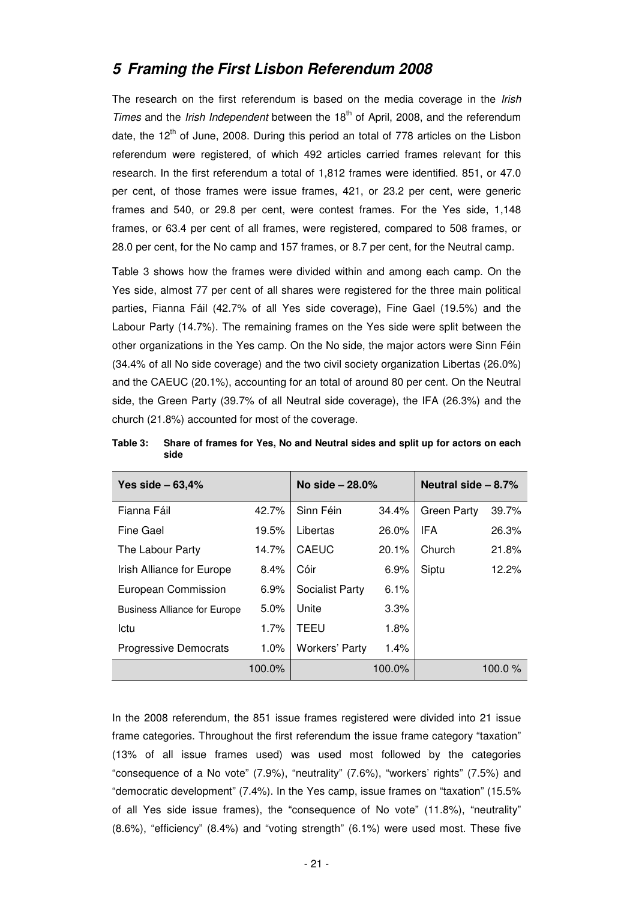## *5 Framing the First Lisbon Referendum 2008*

The research on the first referendum is based on the media coverage in the *Irish Times* and the *Irish Independent* between the 18[th] of April, 2008, and the referendum date, the 12[th] of June, 2008. During this period an total of 778 articles on the Lisbon referendum were registered, of which 492 articles carried frames relevant for this research. In the first referendum a total of 1,812 frames were identified. 851, or 47.0 per cent, of those frames were issue frames, 421, or 23.2 per cent, were generic frames and 540, or 29.8 per cent, were contest frames. For the Yes side, 1,148 frames, or 63.4 per cent of all frames, were registered, compared to 508 frames, or 28.0 per cent, for the No camp and 157 frames, or 8.7 per cent, for the Neutral camp.

Table 3 shows how the frames were divided within and among each camp. On the Yes side, almost 77 per cent of all shares were registered for the three main political parties, Fianna Fáil (42.7% of all Yes side coverage), Fine Gael (19.5%) and the Labour Party (14.7%). The remaining frames on the Yes side were split between the other organizations in the Yes camp. On the No side, the major actors were Sinn Féin (34.4% of all No side coverage) and the two civil society organization Libertas (26.0%) and the CAEUC (20.1%), accounting for an total of around 80 per cent. On the Neutral side, the Green Party (39.7% of all Neutral side coverage), the IFA (26.3%) and the church (21.8%) accounted for most of the coverage.

**Table 3: Share of frames for Yes, No and Neutral sides and split up for actors on each side**

| Yes side – 63,4% | | No side – 28.0% | | Neutral side – 8.7% | |
|---|---|---|---|---|---|
| Fianna Fáil | 42.7% | Sinn Féin | 34.4% | Green Party | 39.7% |
| Fine Gael | 19.5% | Libertas | 26.0% | IFA | 26.3% |
| The Labour Party | 14.7% | CAEUC | 20.1% | Church | 21.8% |
| Irish Alliance for Europe | 8.4% | Cóir | 6.9% | Siptu | 12.2% |
| European Commission | 6.9% | Socialist Party | 6.1% | | |
| Business Alliance for Europe | 5.0% | Unite | 3.3% | | |
| Ictu | 1.7% | TEEU | 1.8% | | |
| Progressive Democrats | 1.0% | Workers' Party | 1.4% | | |
| | 100.0% | | 100.0% | | 100.0 % |

In the 2008 referendum, the 851 issue frames registered were divided into 21 issue frame categories. Throughout the first referendum the issue frame category "taxation" (13% of all issue frames used) was used most followed by the categories "consequence of a No vote" (7.9%), "neutrality" (7.6%), "workers' rights" (7.5%) and "democratic development" (7.4%). In the Yes camp, issue frames on "taxation" (15.5% of all Yes side issue frames), the "consequence of No vote" (11.8%), "neutrality" (8.6%), "efficiency" (8.4%) and "voting strength" (6.1%) were used most. These five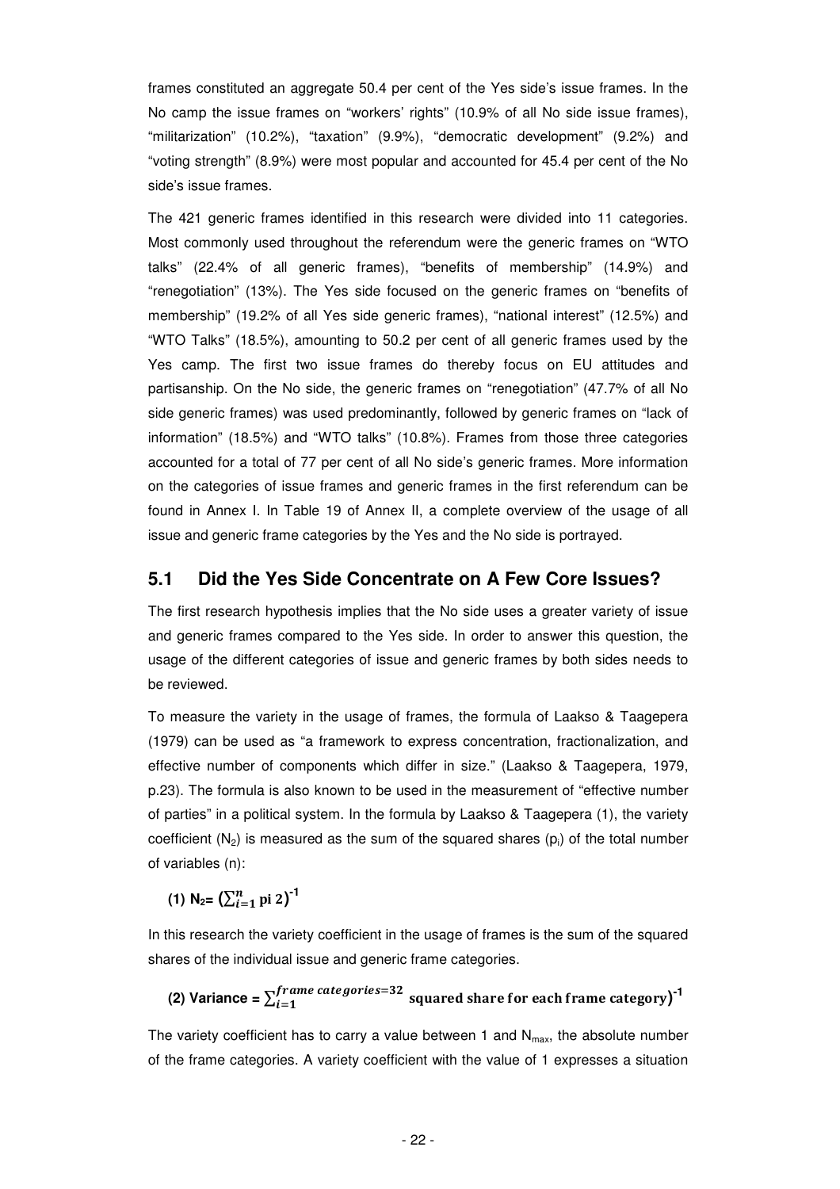frames constituted an aggregate 50.4 per cent of the Yes side's issue frames. In the No camp the issue frames on "workers' rights" (10.9% of all No side issue frames), "militarization" (10.2%), "taxation" (9.9%), "democratic development" (9.2%) and "voting strength" (8.9%) were most popular and accounted for 45.4 per cent of the No side's issue frames.

The 421 generic frames identified in this research were divided into 11 categories. Most commonly used throughout the referendum were the generic frames on "WTO talks" (22.4% of all generic frames), "benefits of membership" (14.9%) and "renegotiation" (13%). The Yes side focused on the generic frames on "benefits of membership" (19.2% of all Yes side generic frames), "national interest" (12.5%) and "WTO Talks" (18.5%), amounting to 50.2 per cent of all generic frames used by the Yes camp. The first two issue frames do thereby focus on EU attitudes and partisanship. On the No side, the generic frames on "renegotiation" (47.7% of all No side generic frames) was used predominantly, followed by generic frames on "lack of information" (18.5%) and "WTO talks" (10.8%). Frames from those three categories accounted for a total of 77 per cent of all No side's generic frames. More information on the categories of issue frames and generic frames in the first referendum can be found in Annex I. In Table 19 of Annex II, a complete overview of the usage of all issue and generic frame categories by the Yes and the No side is portrayed.

## 5.1 Did the Yes Side Concentrate on A Few Core Issues?

The first research hypothesis implies that the No side uses a greater variety of issue and generic frames compared to the Yes side. In order to answer this question, the usage of the different categories of issue and generic frames by both sides needs to be reviewed.

To measure the variety in the usage of frames, the formula of Laakso & Taagepera (1979) can be used as "a framework to express concentration, fractionalization, and effective number of components which differ in size." (Laakso & Taagepera, 1979, p.23). The formula is also known to be used in the measurement of "effective number of parties" in a political system. In the formula by Laakso & Taagepera (1), the variety coefficient ($N_2$) is measured as the sum of the squared shares ($p_i$) of the total number of variables (n):

$$\textbf{(1)}\ N_2 = \left(\sum_{i=1}^{n} \text{pi } 2\right)^{-1}$$

In this research the variety coefficient in the usage of frames is the sum of the squared shares of the individual issue and generic frame categories.

$$\textbf{(2) Variance} = \sum_{i=1}^{frame\ categories=32} \text{squared share for each frame category})^{-1}$$

The variety coefficient has to carry a value between 1 and $N_{max}$, the absolute number of the frame categories. A variety coefficient with the value of 1 expresses a situation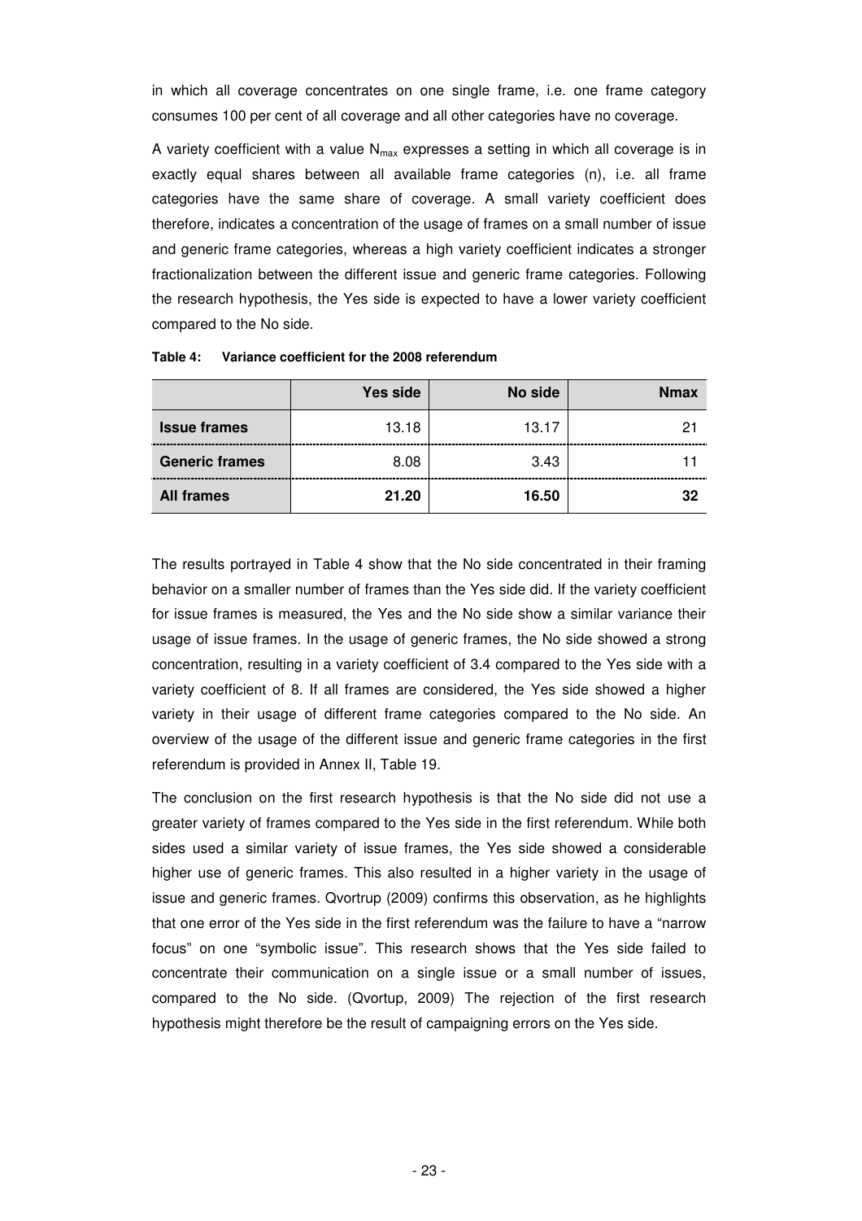in which all coverage concentrates on one single frame, i.e. one frame category consumes 100 per cent of all coverage and all other categories have no coverage.

A variety coefficient with a value $N_{max}$ expresses a setting in which all coverage is in exactly equal shares between all available frame categories (n), i.e. all frame categories have the same share of coverage. A small variety coefficient does therefore, indicates a concentration of the usage of frames on a small number of issue and generic frame categories, whereas a high variety coefficient indicates a stronger fractionalization between the different issue and generic frame categories. Following the research hypothesis, the Yes side is expected to have a lower variety coefficient compared to the No side.

**Table 4: Variance coefficient for the 2008 referendum**

| | Yes side | No side | Nmax |
|---|---|---|---|
| **Issue frames** | 13.18 | 13.17 | 21 |
| **Generic frames** | 8.08 | 3.43 | 11 |
| **All frames** | **21.20** | **16.50** | **32** |

The results portrayed in Table 4 show that the No side concentrated in their framing behavior on a smaller number of frames than the Yes side did. If the variety coefficient for issue frames is measured, the Yes and the No side show a similar variance their usage of issue frames. In the usage of generic frames, the No side showed a strong concentration, resulting in a variety coefficient of 3.4 compared to the Yes side with a variety coefficient of 8. If all frames are considered, the Yes side showed a higher variety in their usage of different frame categories compared to the No side. An overview of the usage of the different issue and generic frame categories in the first referendum is provided in Annex II, Table 19.

The conclusion on the first research hypothesis is that the No side did not use a greater variety of frames compared to the Yes side in the first referendum. While both sides used a similar variety of issue frames, the Yes side showed a considerable higher use of generic frames. This also resulted in a higher variety in the usage of issue and generic frames. Qvortrup (2009) confirms this observation, as he highlights that one error of the Yes side in the first referendum was the failure to have a "narrow focus" on one "symbolic issue". This research shows that the Yes side failed to concentrate their communication on a single issue or a small number of issues, compared to the No side. (Qvortup, 2009) The rejection of the first research hypothesis might therefore be the result of campaigning errors on the Yes side.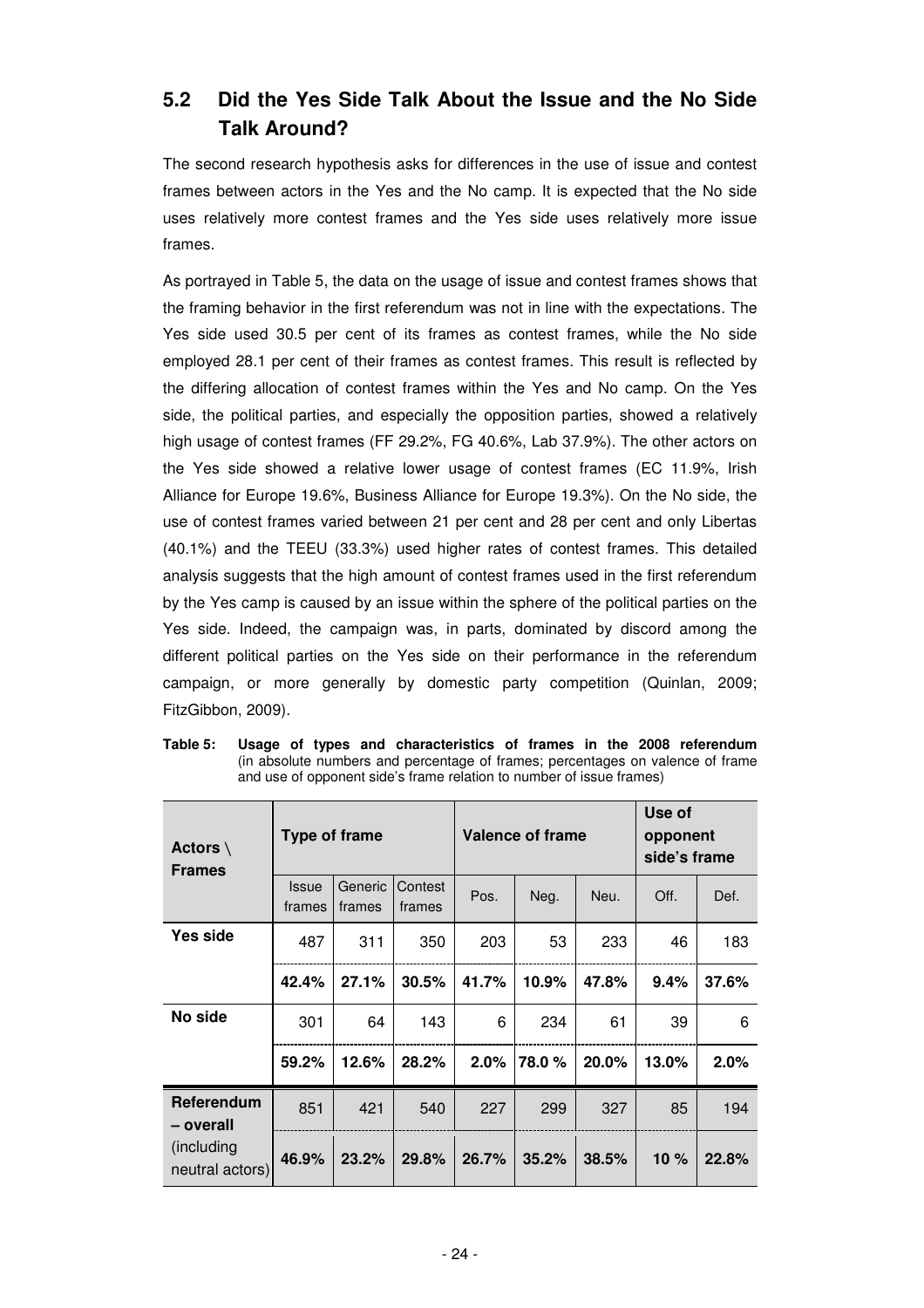## 5.2 Did the Yes Side Talk About the Issue and the No Side Talk Around?

The second research hypothesis asks for differences in the use of issue and contest frames between actors in the Yes and the No camp. It is expected that the No side uses relatively more contest frames and the Yes side uses relatively more issue frames.

As portrayed in Table 5, the data on the usage of issue and contest frames shows that the framing behavior in the first referendum was not in line with the expectations. The Yes side used 30.5 per cent of its frames as contest frames, while the No side employed 28.1 per cent of their frames as contest frames. This result is reflected by the differing allocation of contest frames within the Yes and No camp. On the Yes side, the political parties, and especially the opposition parties, showed a relatively high usage of contest frames (FF 29.2%, FG 40.6%, Lab 37.9%). The other actors on the Yes side showed a relative lower usage of contest frames (EC 11.9%, Irish Alliance for Europe 19.6%, Business Alliance for Europe 19.3%). On the No side, the use of contest frames varied between 21 per cent and 28 per cent and only Libertas (40.1%) and the TEEU (33.3%) used higher rates of contest frames. This detailed analysis suggests that the high amount of contest frames used in the first referendum by the Yes camp is caused by an issue within the sphere of the political parties on the Yes side. Indeed, the campaign was, in parts, dominated by discord among the different political parties on the Yes side on their performance in the referendum campaign, or more generally by domestic party competition (Quinlan, 2009; FitzGibbon, 2009).

**Table 5: Usage of types and characteristics of frames in the 2008 referendum** (in absolute numbers and percentage of frames; percentages on valence of frame and use of opponent side's frame relation to number of issue frames)

| Actors \ Frames | Type of frame | | | Valence of frame | | | Use of opponent side's frame | |
|---|---|---|---|---|---|---|---|---|
| | Issue frames | Generic frames | Contest frames | Pos. | Neg. | Neu. | Off. | Def. |
| **Yes side** | 487 | 311 | 350 | 203 | 53 | 233 | 46 | 183 |
| | **42.4%** | **27.1%** | **30.5%** | **41.7%** | **10.9%** | **47.8%** | **9.4%** | **37.6%** |
| **No side** | 301 | 64 | 143 | 6 | 234 | 61 | 39 | 6 |
| | **59.2%** | **12.6%** | **28.2%** | **2.0%** | **78.0 %** | **20.0%** | **13.0%** | **2.0%** |
| **Referendum – overall** | 851 | 421 | 540 | 227 | 299 | 327 | 85 | 194 |
| (including neutral actors) | **46.9%** | **23.2%** | **29.8%** | **26.7%** | **35.2%** | **38.5%** | **10 %** | **22.8%** |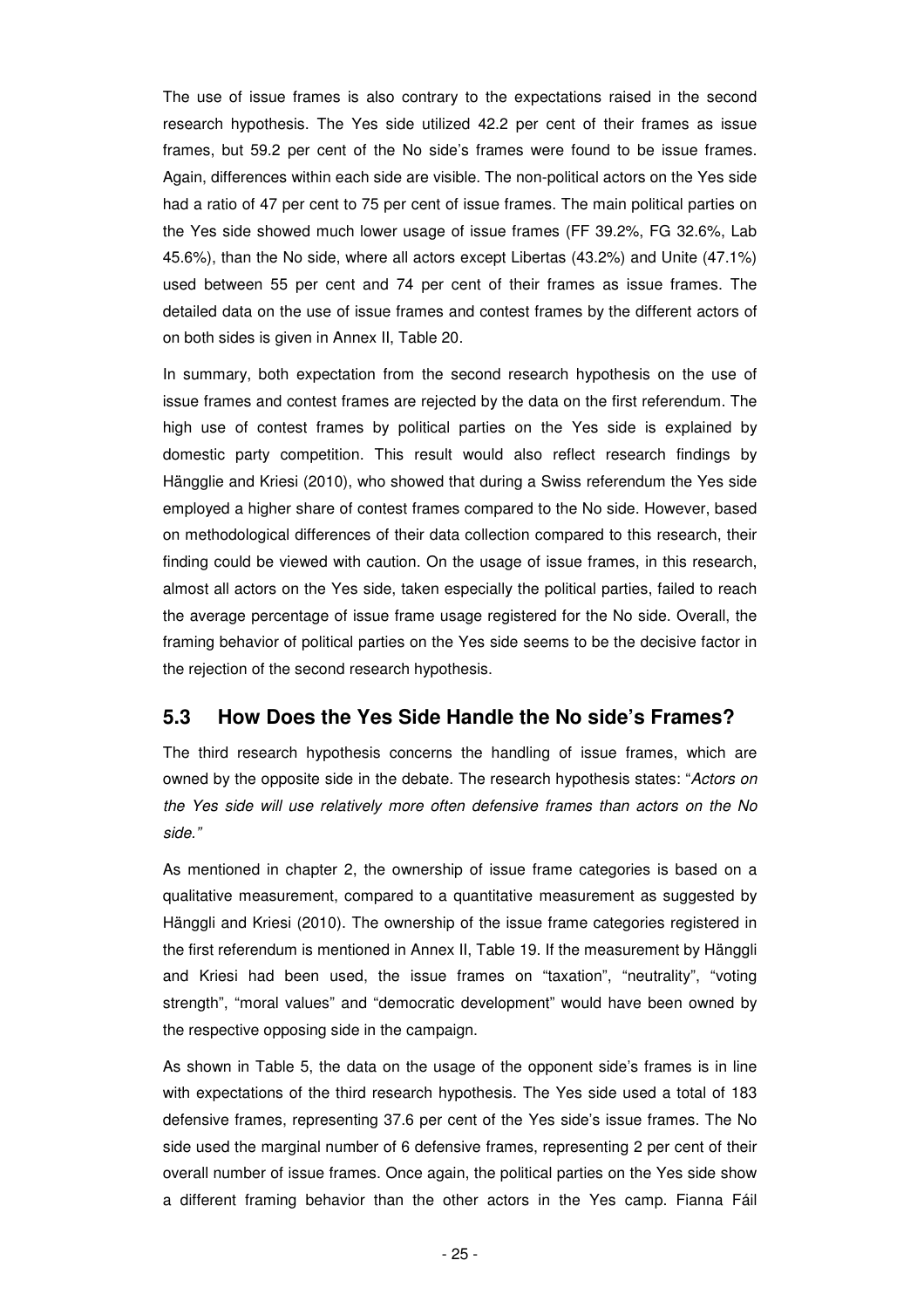The use of issue frames is also contrary to the expectations raised in the second research hypothesis. The Yes side utilized 42.2 per cent of their frames as issue frames, but 59.2 per cent of the No side's frames were found to be issue frames. Again, differences within each side are visible. The non-political actors on the Yes side had a ratio of 47 per cent to 75 per cent of issue frames. The main political parties on the Yes side showed much lower usage of issue frames (FF 39.2%, FG 32.6%, Lab 45.6%), than the No side, where all actors except Libertas (43.2%) and Unite (47.1%) used between 55 per cent and 74 per cent of their frames as issue frames. The detailed data on the use of issue frames and contest frames by the different actors of on both sides is given in Annex II, Table 20.

In summary, both expectation from the second research hypothesis on the use of issue frames and contest frames are rejected by the data on the first referendum. The high use of contest frames by political parties on the Yes side is explained by domestic party competition. This result would also reflect research findings by Hänglie and Kriesi (2010), who showed that during a Swiss referendum the Yes side employed a higher share of contest frames compared to the No side. However, based on methodological differences of their data collection compared to this research, their finding could be viewed with caution. On the usage of issue frames, in this research, almost all actors on the Yes side, taken especially the political parties, failed to reach the average percentage of issue frame usage registered for the No side. Overall, the framing behavior of political parties on the Yes side seems to be the decisive factor in the rejection of the second research hypothesis.

## 5.3 How Does the Yes Side Handle the No side's Frames?

The third research hypothesis concerns the handling of issue frames, which are owned by the opposite side in the debate. The research hypothesis states: "*Actors on the Yes side will use relatively more often defensive frames than actors on the No side.*"

As mentioned in chapter 2, the ownership of issue frame categories is based on a qualitative measurement, compared to a quantitative measurement as suggested by Hänggli and Kriesi (2010). The ownership of the issue frame categories registered in the first referendum is mentioned in Annex II, Table 19. If the measurement by Hänggli and Kriesi had been used, the issue frames on "taxation", "neutrality", "voting strength", "moral values" and "democratic development" would have been owned by the respective opposing side in the campaign.

As shown in Table 5, the data on the usage of the opponent side's frames is in line with expectations of the third research hypothesis. The Yes side used a total of 183 defensive frames, representing 37.6 per cent of the Yes side's issue frames. The No side used the marginal number of 6 defensive frames, representing 2 per cent of their overall number of issue frames. Once again, the political parties on the Yes side show a different framing behavior than the other actors in the Yes camp. Fianna Fáil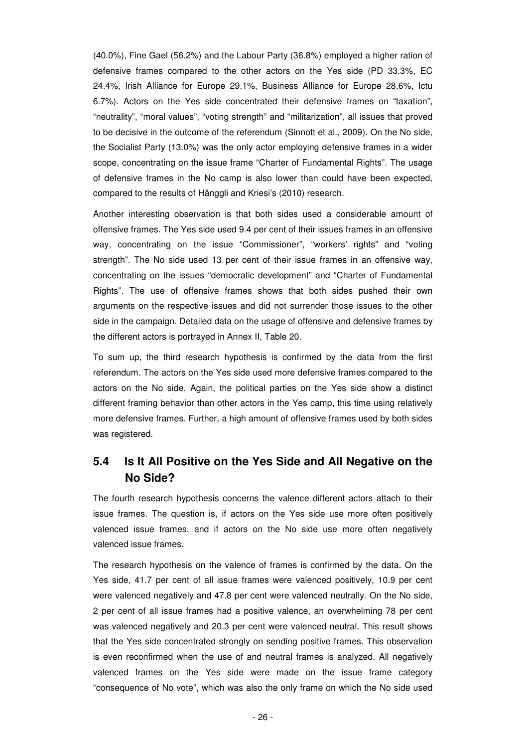(40.0%), Fine Gael (56.2%) and the Labour Party (36.8%) employed a higher ration of defensive frames compared to the other actors on the Yes side (PD 33.3%, EC 24.4%, Irish Alliance for Europe 29.1%, Business Alliance for Europe 28.6%, Ictu 6.7%). Actors on the Yes side concentrated their defensive frames on "taxation", "neutrality", "moral values", "voting strength" and "militarization", all issues that proved to be decisive in the outcome of the referendum (Sinnott et al., 2009). On the No side, the Socialist Party (13.0%) was the only actor employing defensive frames in a wider scope, concentrating on the issue frame "Charter of Fundamental Rights". The usage of defensive frames in the No camp is also lower than could have been expected, compared to the results of Hänggli and Kriesi's (2010) research.

Another interesting observation is that both sides used a considerable amount of offensive frames. The Yes side used 9.4 per cent of their issues frames in an offensive way, concentrating on the issue "Commissioner", "workers' rights" and "voting strength". The No side used 13 per cent of their issue frames in an offensive way, concentrating on the issues "democratic development" and "Charter of Fundamental Rights". The use of offensive frames shows that both sides pushed their own arguments on the respective issues and did not surrender those issues to the other side in the campaign. Detailed data on the usage of offensive and defensive frames by the different actors is portrayed in Annex II, Table 20.

To sum up, the third research hypothesis is confirmed by the data from the first referendum. The actors on the Yes side used more defensive frames compared to the actors on the No side. Again, the political parties on the Yes side show a distinct different framing behavior than other actors in the Yes camp, this time using relatively more defensive frames. Further, a high amount of offensive frames used by both sides was registered.

## 5.4 Is It All Positive on the Yes Side and All Negative on the No Side?

The fourth research hypothesis concerns the valence different actors attach to their issue frames. The question is, if actors on the Yes side use more often positively valenced issue frames, and if actors on the No side use more often negatively valenced issue frames.

The research hypothesis on the valence of frames is confirmed by the data. On the Yes side, 41.7 per cent of all issue frames were valenced positively, 10.9 per cent were valenced negatively and 47.8 per cent were valenced neutrally. On the No side, 2 per cent of all issue frames had a positive valence, an overwhelming 78 per cent was valenced negatively and 20.3 per cent were valenced neutral. This result shows that the Yes side concentrated strongly on sending positive frames. This observation is even reconfirmed when the use of and neutral frames is analyzed. All negatively valenced frames on the Yes side were made on the issue frame category "consequence of No vote", which was also the only frame on which the No side used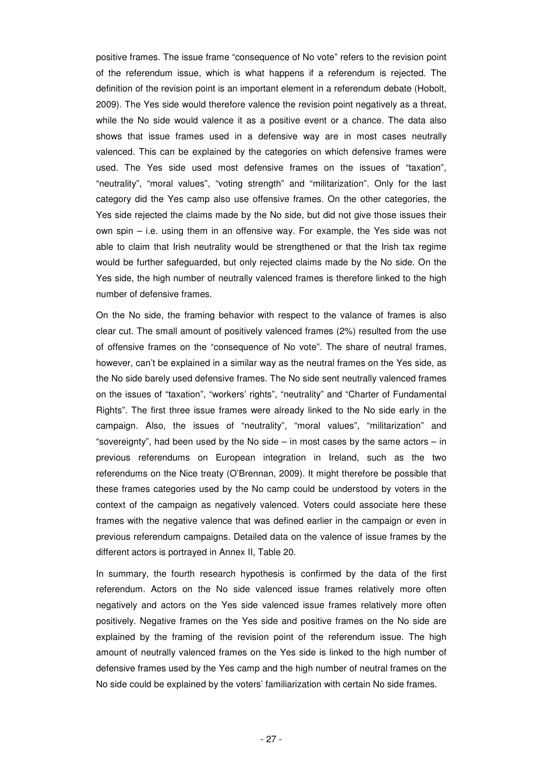positive frames. The issue frame "consequence of No vote" refers to the revision point of the referendum issue, which is what happens if a referendum is rejected. The definition of the revision point is an important element in a referendum debate (Hobolt, 2009). The Yes side would therefore valence the revision point negatively as a threat, while the No side would valence it as a positive event or a chance. The data also shows that issue frames used in a defensive way are in most cases neutrally valenced. This can be explained by the categories on which defensive frames were used. The Yes side used most defensive frames on the issues of "taxation", "neutrality", "moral values", "voting strength" and "militarization". Only for the last category did the Yes camp also use offensive frames. On the other categories, the Yes side rejected the claims made by the No side, but did not give those issues their own spin – i.e. using them in an offensive way. For example, the Yes side was not able to claim that Irish neutrality would be strengthened or that the Irish tax regime would be further safeguarded, but only rejected claims made by the No side. On the Yes side, the high number of neutrally valenced frames is therefore linked to the high number of defensive frames.

On the No side, the framing behavior with respect to the valance of frames is also clear cut. The small amount of positively valenced frames (2%) resulted from the use of offensive frames on the "consequence of No vote". The share of neutral frames, however, can't be explained in a similar way as the neutral frames on the Yes side, as the No side barely used defensive frames. The No side sent neutrally valenced frames on the issues of "taxation", "workers' rights", "neutrality" and "Charter of Fundamental Rights". The first three issue frames were already linked to the No side early in the campaign. Also, the issues of "neutrality", "moral values", "militarization" and "sovereignty", had been used by the No side – in most cases by the same actors – in previous referendums on European integration in Ireland, such as the two referendums on the Nice treaty (O'Brennan, 2009). It might therefore be possible that these frames categories used by the No camp could be understood by voters in the context of the campaign as negatively valenced. Voters could associate here these frames with the negative valence that was defined earlier in the campaign or even in previous referendum campaigns. Detailed data on the valence of issue frames by the different actors is portrayed in Annex II, Table 20.

In summary, the fourth research hypothesis is confirmed by the data of the first referendum. Actors on the No side valenced issue frames relatively more often negatively and actors on the Yes side valenced issue frames relatively more often positively. Negative frames on the Yes side and positive frames on the No side are explained by the framing of the revision point of the referendum issue. The high amount of neutrally valenced frames on the Yes side is linked to the high number of defensive frames used by the Yes camp and the high number of neutral frames on the No side could be explained by the voters' familiarization with certain No side frames.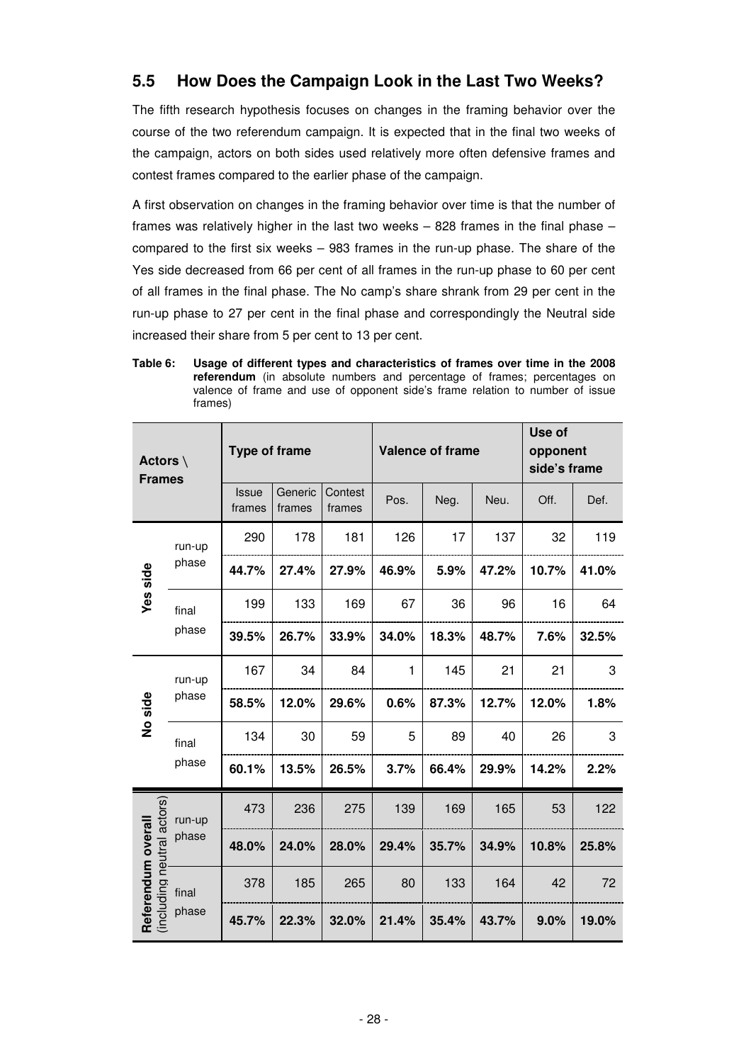## 5.5 How Does the Campaign Look in the Last Two Weeks?

The fifth research hypothesis focuses on changes in the framing behavior over the course of the two referendum campaign. It is expected that in the final two weeks of the campaign, actors on both sides used relatively more often defensive frames and contest frames compared to the earlier phase of the campaign.

A first observation on changes in the framing behavior over time is that the number of frames was relatively higher in the last two weeks – 828 frames in the final phase – compared to the first six weeks – 983 frames in the run-up phase. The share of the Yes side decreased from 66 per cent of all frames in the run-up phase to 60 per cent of all frames in the final phase. The No camp's share shrank from 29 per cent in the run-up phase to 27 per cent in the final phase and correspondingly the Neutral side increased their share from 5 per cent to 13 per cent.

**Table 6: Usage of different types and characteristics of frames over time in the 2008 referendum** (in absolute numbers and percentage of frames; percentages on valence of frame and use of opponent side's frame relation to number of issue frames)

| Actors \ Frames | | Type of frame | | | Valence of frame | | | Use of opponent side's frame | |
|---|---|---|---|---|---|---|---|---|---|
| | | Issue frames | Generic frames | Contest frames | Pos. | Neg. | Neu. | Off. | Def. |
| Yes side | run-up phase | 290 | 178 | 181 | 126 | 17 | 137 | 32 | 119 |
| | | **44.7%** | **27.4%** | **27.9%** | **46.9%** | **5.9%** | **47.2%** | **10.7%** | **41.0%** |
| | final phase | 199 | 133 | 169 | 67 | 36 | 96 | 16 | 64 |
| | | **39.5%** | **26.7%** | **33.9%** | **34.0%** | **18.3%** | **48.7%** | **7.6%** | **32.5%** |
| No side | run-up phase | 167 | 34 | 84 | 1 | 145 | 21 | 21 | 3 |
| | | **58.5%** | **12.0%** | **29.6%** | **0.6%** | **87.3%** | **12.7%** | **12.0%** | **1.8%** |
| | final phase | 134 | 30 | 59 | 5 | 89 | 40 | 26 | 3 |
| | | **60.1%** | **13.5%** | **26.5%** | **3.7%** | **66.4%** | **29.9%** | **14.2%** | **2.2%** |
| **Referendum overall** (including neutral actors) | run-up phase | 473 | 236 | 275 | 139 | 169 | 165 | 53 | 122 |
| | | **48.0%** | **24.0%** | **28.0%** | **29.4%** | **35.7%** | **34.9%** | **10.8%** | **25.8%** |
| | final phase | 378 | 185 | 265 | 80 | 133 | 164 | 42 | 72 |
| | | **45.7%** | **22.3%** | **32.0%** | **21.4%** | **35.4%** | **43.7%** | **9.0%** | **19.0%** |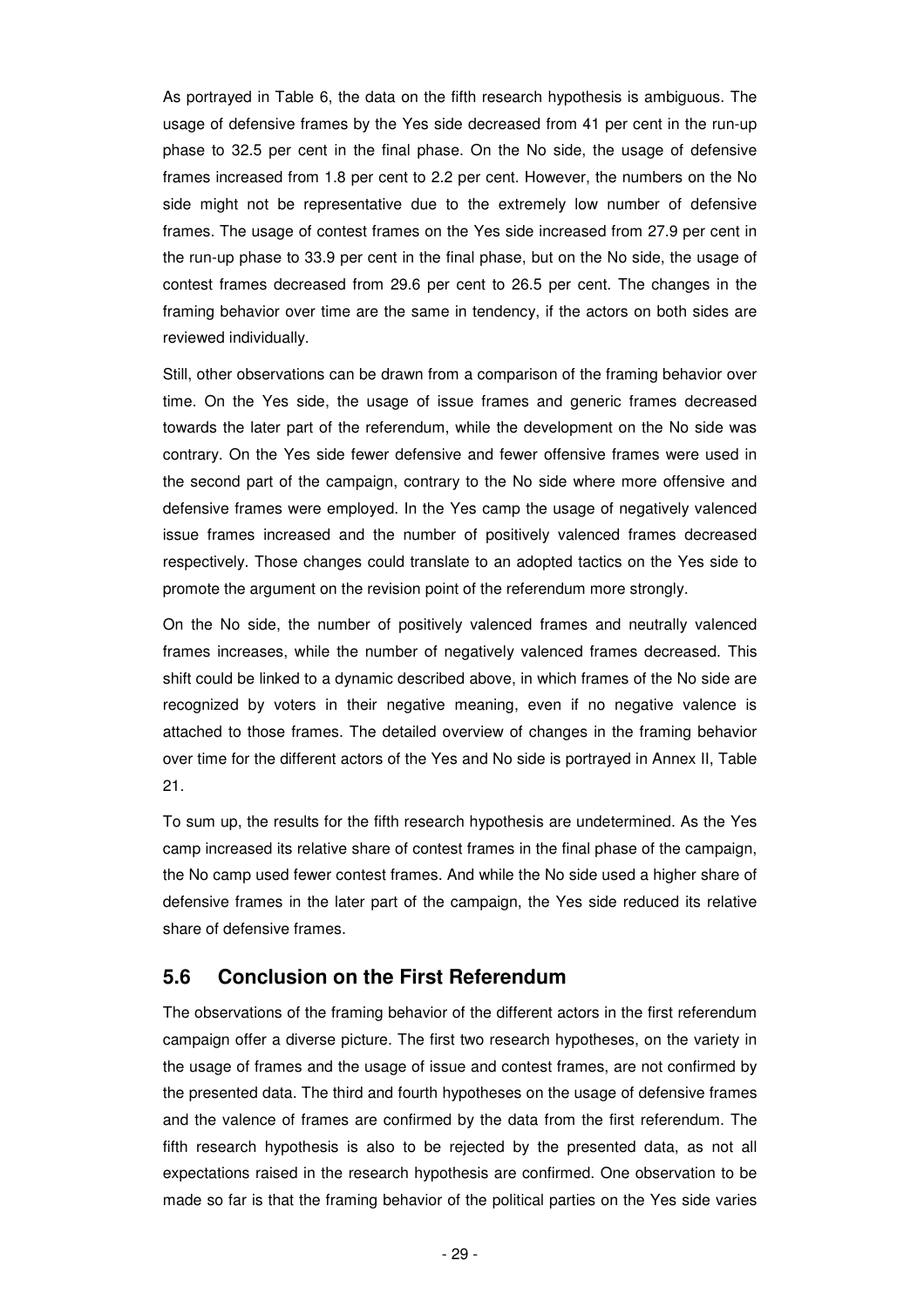As portrayed in Table 6, the data on the fifth research hypothesis is ambiguous. The usage of defensive frames by the Yes side decreased from 41 per cent in the run-up phase to 32.5 per cent in the final phase. On the No side, the usage of defensive frames increased from 1.8 per cent to 2.2 per cent. However, the numbers on the No side might not be representative due to the extremely low number of defensive frames. The usage of contest frames on the Yes side increased from 27.9 per cent in the run-up phase to 33.9 per cent in the final phase, but on the No side, the usage of contest frames decreased from 29.6 per cent to 26.5 per cent. The changes in the framing behavior over time are the same in tendency, if the actors on both sides are reviewed individually.

Still, other observations can be drawn from a comparison of the framing behavior over time. On the Yes side, the usage of issue frames and generic frames decreased towards the later part of the referendum, while the development on the No side was contrary. On the Yes side fewer defensive and fewer offensive frames were used in the second part of the campaign, contrary to the No side where more offensive and defensive frames were employed. In the Yes camp the usage of negatively valenced issue frames increased and the number of positively valenced frames decreased respectively. Those changes could translate to an adopted tactics on the Yes side to promote the argument on the revision point of the referendum more strongly.

On the No side, the number of positively valenced frames and neutrally valenced frames increases, while the number of negatively valenced frames decreased. This shift could be linked to a dynamic described above, in which frames of the No side are recognized by voters in their negative meaning, even if no negative valence is attached to those frames. The detailed overview of changes in the framing behavior over time for the different actors of the Yes and No side is portrayed in Annex II, Table 21.

To sum up, the results for the fifth research hypothesis are undetermined. As the Yes camp increased its relative share of contest frames in the final phase of the campaign, the No camp used fewer contest frames. And while the No side used a higher share of defensive frames in the later part of the campaign, the Yes side reduced its relative share of defensive frames.

## 5.6 Conclusion on the First Referendum

The observations of the framing behavior of the different actors in the first referendum campaign offer a diverse picture. The first two research hypotheses, on the variety in the usage of frames and the usage of issue and contest frames, are not confirmed by the presented data. The third and fourth hypotheses on the usage of defensive frames and the valence of frames are confirmed by the data from the first referendum. The fifth research hypothesis is also to be rejected by the presented data, as not all expectations raised in the research hypothesis are confirmed. One observation to be made so far is that the framing behavior of the political parties on the Yes side varies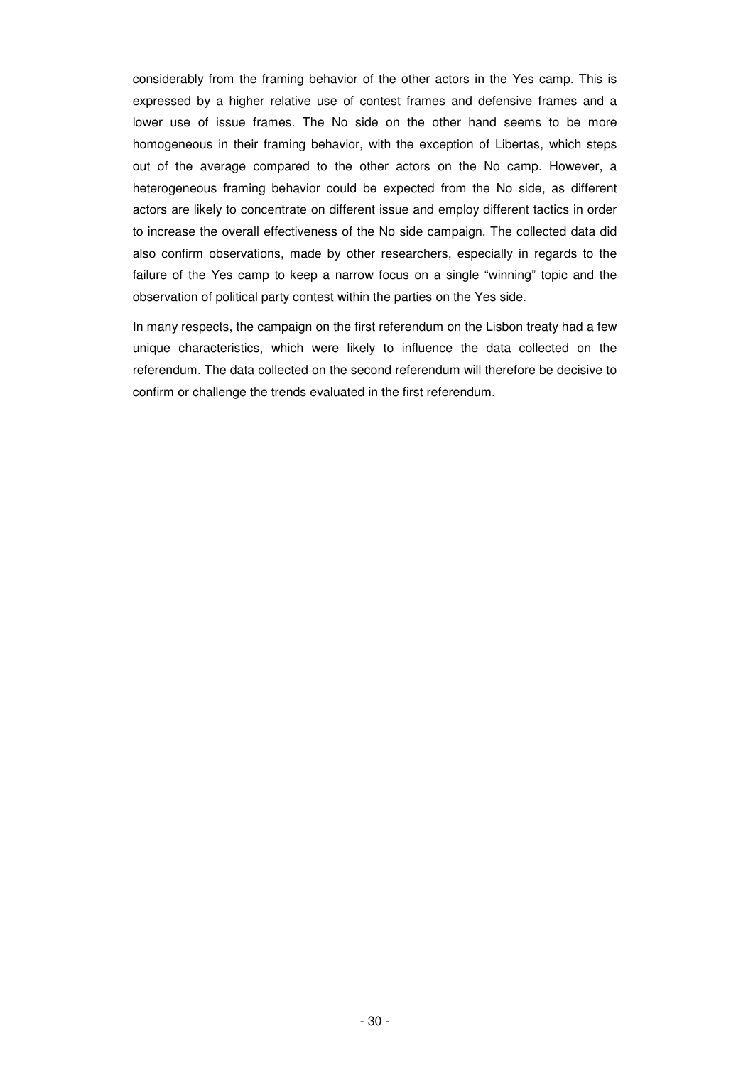considerably from the framing behavior of the other actors in the Yes camp. This is expressed by a higher relative use of contest frames and defensive frames and a lower use of issue frames. The No side on the other hand seems to be more homogeneous in their framing behavior, with the exception of Libertas, which steps out of the average compared to the other actors on the No camp. However, a heterogeneous framing behavior could be expected from the No side, as different actors are likely to concentrate on different issue and employ different tactics in order to increase the overall effectiveness of the No side campaign. The collected data did also confirm observations, made by other researchers, especially in regards to the failure of the Yes camp to keep a narrow focus on a single "winning" topic and the observation of political party contest within the parties on the Yes side.

In many respects, the campaign on the first referendum on the Lisbon treaty had a few unique characteristics, which were likely to influence the data collected on the referendum. The data collected on the second referendum will therefore be decisive to confirm or challenge the trends evaluated in the first referendum.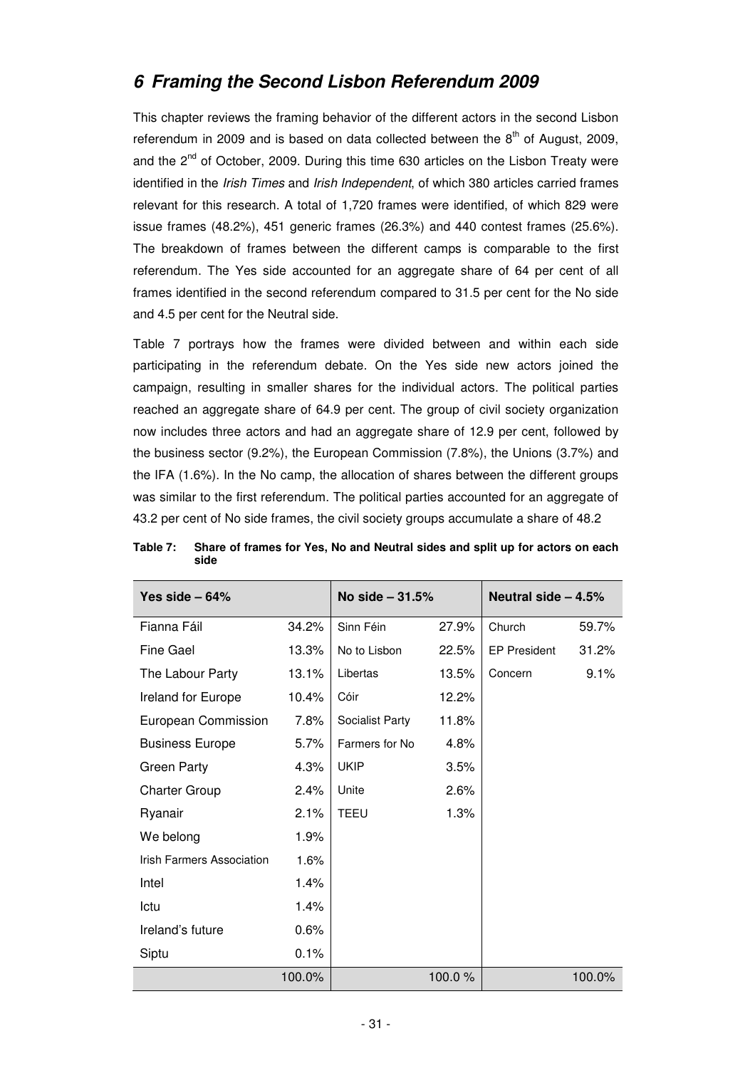# 6 Framing the Second Lisbon Referendum 2009

This chapter reviews the framing behavior of the different actors in the second Lisbon referendum in 2009 and is based on data collected between the 8th of August, 2009, and the 2nd of October, 2009. During this time 630 articles on the Lisbon Treaty were identified in the *Irish Times* and *Irish Independent*, of which 380 articles carried frames relevant for this research. A total of 1,720 frames were identified, of which 829 were issue frames (48.2%), 451 generic frames (26.3%) and 440 contest frames (25.6%). The breakdown of frames between the different camps is comparable to the first referendum. The Yes side accounted for an aggregate share of 64 per cent of all frames identified in the second referendum compared to 31.5 per cent for the No side and 4.5 per cent for the Neutral side.

Table 7 portrays how the frames were divided between and within each side participating in the referendum debate. On the Yes side new actors joined the campaign, resulting in smaller shares for the individual actors. The political parties reached an aggregate share of 64.9 per cent. The group of civil society organization now includes three actors and had an aggregate share of 12.9 per cent, followed by the business sector (9.2%), the European Commission (7.8%), the Unions (3.7%) and the IFA (1.6%). In the No camp, the allocation of shares between the different groups was similar to the first referendum. The political parties accounted for an aggregate of 43.2 per cent of No side frames, the civil society groups accumulate a share of 48.2

**Table 7: Share of frames for Yes, No and Neutral sides and split up for actors on each side**

| **Yes side – 64%** | | **No side – 31.5%** | | **Neutral side – 4.5%** | |
|---|---|---|---|---|---|
| Fianna Fáil | 34.2% | Sinn Féin | 27.9% | Church | 59.7% |
| Fine Gael | 13.3% | No to Lisbon | 22.5% | EP President | 31.2% |
| The Labour Party | 13.1% | Libertas | 13.5% | Concern | 9.1% |
| Ireland for Europe | 10.4% | Cóir | 12.2% | | |
| European Commission | 7.8% | Socialist Party | 11.8% | | |
| Business Europe | 5.7% | Farmers for No | 4.8% | | |
| Green Party | 4.3% | UKIP | 3.5% | | |
| Charter Group | 2.4% | Unite | 2.6% | | |
| Ryanair | 2.1% | TEEU | 1.3% | | |
| We belong | 1.9% | | | | |
| Irish Farmers Association | 1.6% | | | | |
| Intel | 1.4% | | | | |
| Ictu | 1.4% | | | | |
| Ireland's future | 0.6% | | | | |
| Siptu | 0.1% | | | | |
| | 100.0% | | 100.0 % | | 100.0% |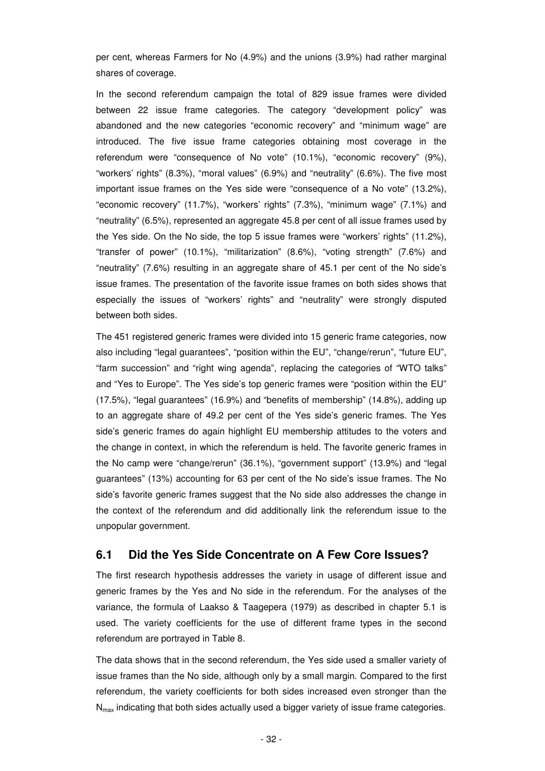per cent, whereas Farmers for No (4.9%) and the unions (3.9%) had rather marginal shares of coverage.

In the second referendum campaign the total of 829 issue frames were divided between 22 issue frame categories. The category "development policy" was abandoned and the new categories "economic recovery" and "minimum wage" are introduced. The five issue frame categories obtaining most coverage in the referendum were "consequence of No vote" (10.1%), "economic recovery" (9%), "workers' rights" (8.3%), "moral values" (6.9%) and "neutrality" (6.6%). The five most important issue frames on the Yes side were "consequence of a No vote" (13.2%), "economic recovery" (11.7%), "workers' rights" (7.3%), "minimum wage" (7.1%) and "neutrality" (6.5%), represented an aggregate 45.8 per cent of all issue frames used by the Yes side. On the No side, the top 5 issue frames were "workers' rights" (11.2%), "transfer of power" (10.1%), "militarization" (8.6%), "voting strength" (7.6%) and "neutrality" (7.6%) resulting in an aggregate share of 45.1 per cent of the No side's issue frames. The presentation of the favorite issue frames on both sides shows that especially the issues of "workers' rights" and "neutrality" were strongly disputed between both sides.

The 451 registered generic frames were divided into 15 generic frame categories, now also including "legal guarantees", "position within the EU", "change/rerun", "future EU", "farm succession" and "right wing agenda", replacing the categories of "WTO talks" and "Yes to Europe". The Yes side's top generic frames were "position within the EU" (17.5%), "legal guarantees" (16.9%) and "benefits of membership" (14.8%), adding up to an aggregate share of 49.2 per cent of the Yes side's generic frames. The Yes side's generic frames do again highlight EU membership attitudes to the voters and the change in context, in which the referendum is held. The favorite generic frames in the No camp were "change/rerun" (36.1%), "government support" (13.9%) and "legal guarantees" (13%) accounting for 63 per cent of the No side's issue frames. The No side's favorite generic frames suggest that the No side also addresses the change in the context of the referendum and did additionally link the referendum issue to the unpopular government.

## 6.1 Did the Yes Side Concentrate on A Few Core Issues?

The first research hypothesis addresses the variety in usage of different issue and generic frames by the Yes and No side in the referendum. For the analyses of the variance, the formula of Laakso & Taagepera (1979) as described in chapter 5.1 is used. The variety coefficients for the use of different frame types in the second referendum are portrayed in Table 8.

The data shows that in the second referendum, the Yes side used a smaller variety of issue frames than the No side, although only by a small margin. Compared to the first referendum, the variety coefficients for both sides increased even stronger than the $N_{max}$ indicating that both sides actually used a bigger variety of issue frame categories.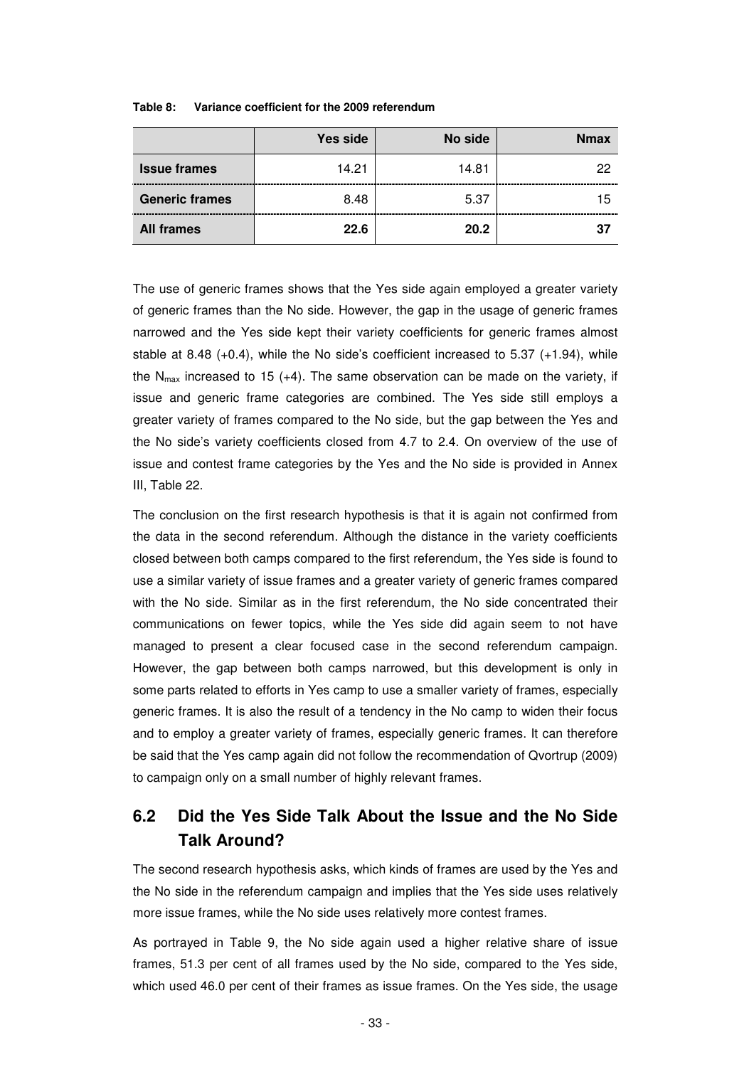**Table 8: Variance coefficient for the 2009 referendum**

| | Yes side | No side | Nmax |
|---|---|---|---|
| **Issue frames** | 14.21 | 14.81 | 22 |
| **Generic frames** | 8.48 | 5.37 | 15 |
| **All frames** | **22.6** | **20.2** | **37** |

The use of generic frames shows that the Yes side again employed a greater variety of generic frames than the No side. However, the gap in the usage of generic frames narrowed and the Yes side kept their variety coefficients for generic frames almost stable at 8.48 (+0.4), while the No side's coefficient increased to 5.37 (+1.94), while the $N_{max}$ increased to 15 (+4). The same observation can be made on the variety, if issue and generic frame categories are combined. The Yes side still employs a greater variety of frames compared to the No side, but the gap between the Yes and the No side's variety coefficients closed from 4.7 to 2.4. On overview of the use of issue and contest frame categories by the Yes and the No side is provided in Annex III, Table 22.

The conclusion on the first research hypothesis is that it is again not confirmed from the data in the second referendum. Although the distance in the variety coefficients closed between both camps compared to the first referendum, the Yes side is found to use a similar variety of issue frames and a greater variety of generic frames compared with the No side. Similar as in the first referendum, the No side concentrated their communications on fewer topics, while the Yes side did again seem to not have managed to present a clear focused case in the second referendum campaign. However, the gap between both camps narrowed, but this development is only in some parts related to efforts in Yes camp to use a smaller variety of frames, especially generic frames. It is also the result of a tendency in the No camp to widen their focus and to employ a greater variety of frames, especially generic frames. It can therefore be said that the Yes camp again did not follow the recommendation of Qvortrup (2009) to campaign only on a small number of highly relevant frames.

## 6.2 Did the Yes Side Talk About the Issue and the No Side Talk Around?

The second research hypothesis asks, which kinds of frames are used by the Yes and the No side in the referendum campaign and implies that the Yes side uses relatively more issue frames, while the No side uses relatively more contest frames.

As portrayed in Table 9, the No side again used a higher relative share of issue frames, 51.3 per cent of all frames used by the No side, compared to the Yes side, which used 46.0 per cent of their frames as issue frames. On the Yes side, the usage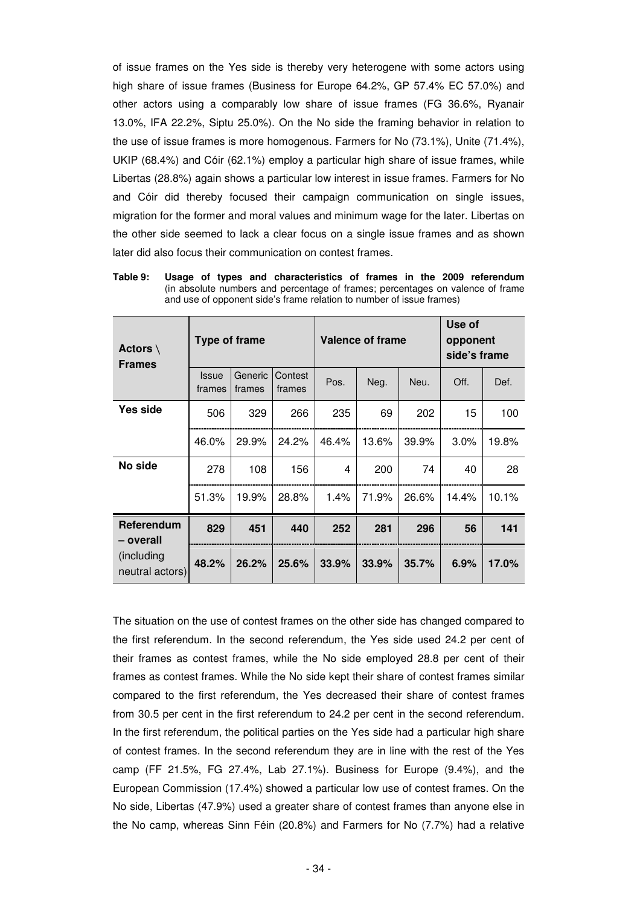of issue frames on the Yes side is thereby very heterogene with some actors using high share of issue frames (Business for Europe 64.2%, GP 57.4% EC 57.0%) and other actors using a comparably low share of issue frames (FG 36.6%, Ryanair 13.0%, IFA 22.2%, Siptu 25.0%). On the No side the framing behavior in relation to the use of issue frames is more homogenous. Farmers for No (73.1%), Unite (71.4%), UKIP (68.4%) and Cóir (62.1%) employ a particular high share of issue frames, while Libertas (28.8%) again shows a particular low interest in issue frames. Farmers for No and Cóir did thereby focused their campaign communication on single issues, migration for the former and moral values and minimum wage for the later. Libertas on the other side seemed to lack a clear focus on a single issue frames and as shown later did also focus their communication on contest frames.

**Table 9: Usage of types and characteristics of frames in the 2009 referendum** (in absolute numbers and percentage of frames; percentages on valence of frame and use of opponent side's frame relation to number of issue frames)

| Actors \ Frames | Type of frame | | | Valence of frame | | | Use of opponent side's frame | |
|---|---|---|---|---|---|---|---|---|
| | Issue frames | Generic frames | Contest frames | Pos. | Neg. | Neu. | Off. | Def. |
| **Yes side** | 506 | 329 | 266 | 235 | 69 | 202 | 15 | 100 |
| | 46.0% | 29.9% | 24.2% | 46.4% | 13.6% | 39.9% | 3.0% | 19.8% |
| **No side** | 278 | 108 | 156 | 4 | 200 | 74 | 40 | 28 |
| | 51.3% | 19.9% | 28.8% | 1.4% | 71.9% | 26.6% | 14.4% | 10.1% |
| **Referendum – overall** | **829** | **451** | **440** | **252** | **281** | **296** | **56** | **141** |
| (including neutral actors) | **48.2%** | **26.2%** | **25.6%** | **33.9%** | **33.9%** | **35.7%** | **6.9%** | **17.0%** |

The situation on the use of contest frames on the other side has changed compared to the first referendum. In the second referendum, the Yes side used 24.2 per cent of their frames as contest frames, while the No side employed 28.8 per cent of their frames as contest frames. While the No side kept their share of contest frames similar compared to the first referendum, the Yes decreased their share of contest frames from 30.5 per cent in the first referendum to 24.2 per cent in the second referendum. In the first referendum, the political parties on the Yes side had a particular high share of contest frames. In the second referendum they are in line with the rest of the Yes camp (FF 21.5%, FG 27.4%, Lab 27.1%). Business for Europe (9.4%), and the European Commission (17.4%) showed a particular low use of contest frames. On the No side, Libertas (47.9%) used a greater share of contest frames than anyone else in the No camp, whereas Sinn Féin (20.8%) and Farmers for No (7.7%) had a relative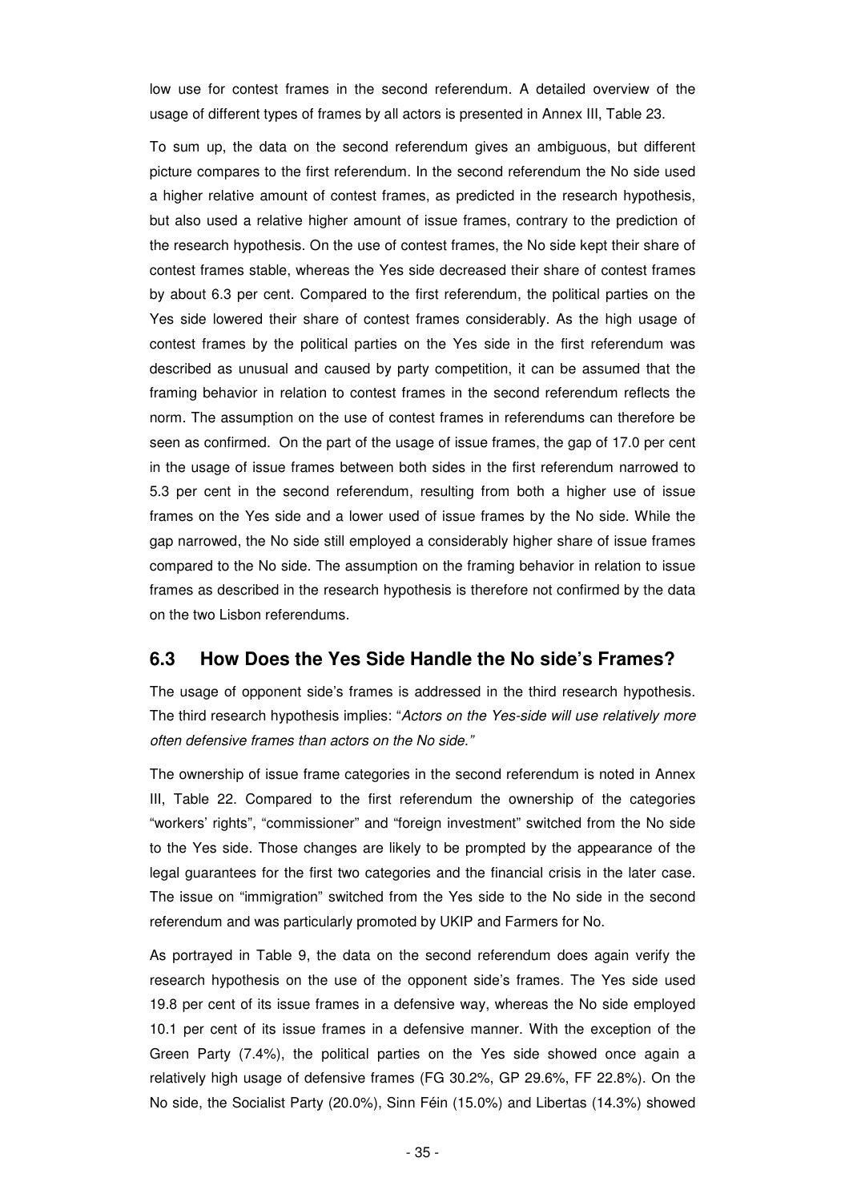low use for contest frames in the second referendum. A detailed overview of the usage of different types of frames by all actors is presented in Annex III, Table 23.

To sum up, the data on the second referendum gives an ambiguous, but different picture compares to the first referendum. In the second referendum the No side used a higher relative amount of contest frames, as predicted in the research hypothesis, but also used a relative higher amount of issue frames, contrary to the prediction of the research hypothesis. On the use of contest frames, the No side kept their share of contest frames stable, whereas the Yes side decreased their share of contest frames by about 6.3 per cent. Compared to the first referendum, the political parties on the Yes side lowered their share of contest frames considerably. As the high usage of contest frames by the political parties on the Yes side in the first referendum was described as unusual and caused by party competition, it can be assumed that the framing behavior in relation to contest frames in the second referendum reflects the norm. The assumption on the use of contest frames in referendums can therefore be seen as confirmed. On the part of the usage of issue frames, the gap of 17.0 per cent in the usage of issue frames between both sides in the first referendum narrowed to 5.3 per cent in the second referendum, resulting from both a higher use of issue frames on the Yes side and a lower used of issue frames by the No side. While the gap narrowed, the No side still employed a considerably higher share of issue frames compared to the No side. The assumption on the framing behavior in relation to issue frames as described in the research hypothesis is therefore not confirmed by the data on the two Lisbon referendums.

## 6.3 How Does the Yes Side Handle the No side's Frames?

The usage of opponent side's frames is addressed in the third research hypothesis. The third research hypothesis implies: "*Actors on the Yes-side will use relatively more often defensive frames than actors on the No side.*"

The ownership of issue frame categories in the second referendum is noted in Annex III, Table 22. Compared to the first referendum the ownership of the categories "workers' rights", "commissioner" and "foreign investment" switched from the No side to the Yes side. Those changes are likely to be prompted by the appearance of the legal guarantees for the first two categories and the financial crisis in the later case. The issue on "immigration" switched from the Yes side to the No side in the second referendum and was particularly promoted by UKIP and Farmers for No.

As portrayed in Table 9, the data on the second referendum does again verify the research hypothesis on the use of the opponent side's frames. The Yes side used 19.8 per cent of its issue frames in a defensive way, whereas the No side employed 10.1 per cent of its issue frames in a defensive manner. With the exception of the Green Party (7.4%), the political parties on the Yes side showed once again a relatively high usage of defensive frames (FG 30.2%, GP 29.6%, FF 22.8%). On the No side, the Socialist Party (20.0%), Sinn Féin (15.0%) and Libertas (14.3%) showed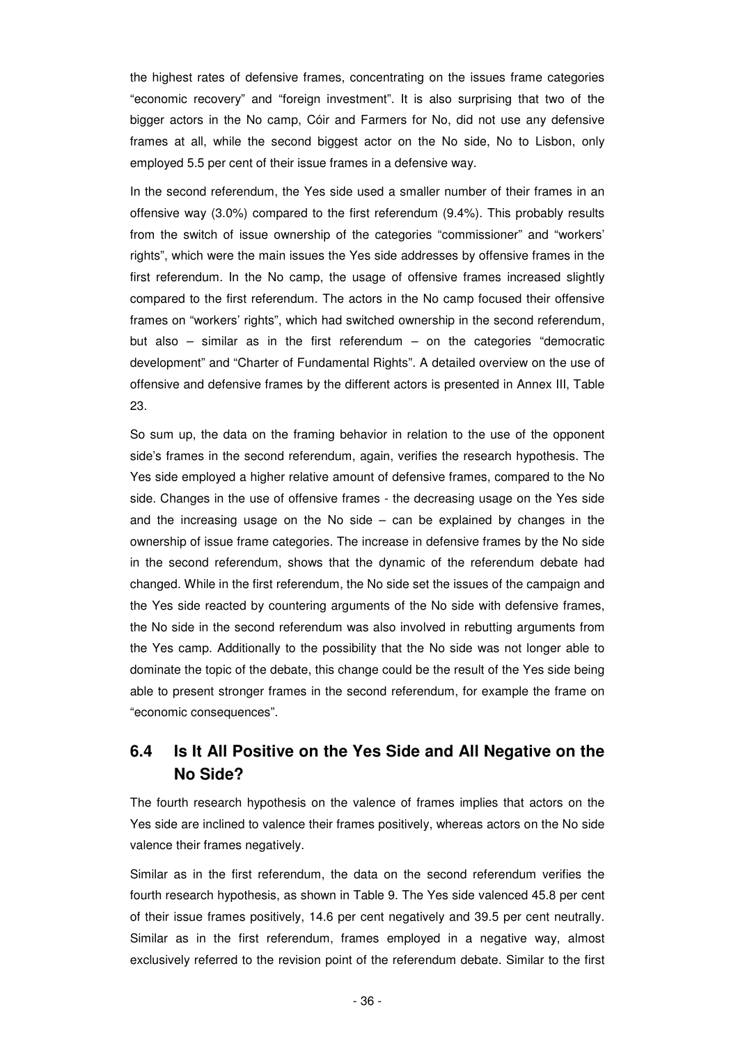the highest rates of defensive frames, concentrating on the issues frame categories "economic recovery" and "foreign investment". It is also surprising that two of the bigger actors in the No camp, Cóir and Farmers for No, did not use any defensive frames at all, while the second biggest actor on the No side, No to Lisbon, only employed 5.5 per cent of their issue frames in a defensive way.

In the second referendum, the Yes side used a smaller number of their frames in an offensive way (3.0%) compared to the first referendum (9.4%). This probably results from the switch of issue ownership of the categories "commissioner" and "workers' rights", which were the main issues the Yes side addresses by offensive frames in the first referendum. In the No camp, the usage of offensive frames increased slightly compared to the first referendum. The actors in the No camp focused their offensive frames on "workers' rights", which had switched ownership in the second referendum, but also – similar as in the first referendum – on the categories "democratic development" and "Charter of Fundamental Rights". A detailed overview on the use of offensive and defensive frames by the different actors is presented in Annex III, Table 23.

So sum up, the data on the framing behavior in relation to the use of the opponent side's frames in the second referendum, again, verifies the research hypothesis. The Yes side employed a higher relative amount of defensive frames, compared to the No side. Changes in the use of offensive frames - the decreasing usage on the Yes side and the increasing usage on the No side – can be explained by changes in the ownership of issue frame categories. The increase in defensive frames by the No side in the second referendum, shows that the dynamic of the referendum debate had changed. While in the first referendum, the No side set the issues of the campaign and the Yes side reacted by countering arguments of the No side with defensive frames, the No side in the second referendum was also involved in rebutting arguments from the Yes camp. Additionally to the possibility that the No side was not longer able to dominate the topic of the debate, this change could be the result of the Yes side being able to present stronger frames in the second referendum, for example the frame on "economic consequences".

## 6.4 Is It All Positive on the Yes Side and All Negative on the No Side?

The fourth research hypothesis on the valence of frames implies that actors on the Yes side are inclined to valence their frames positively, whereas actors on the No side valence their frames negatively.

Similar as in the first referendum, the data on the second referendum verifies the fourth research hypothesis, as shown in Table 9. The Yes side valenced 45.8 per cent of their issue frames positively, 14.6 per cent negatively and 39.5 per cent neutrally. Similar as in the first referendum, frames employed in a negative way, almost exclusively referred to the revision point of the referendum debate. Similar to the first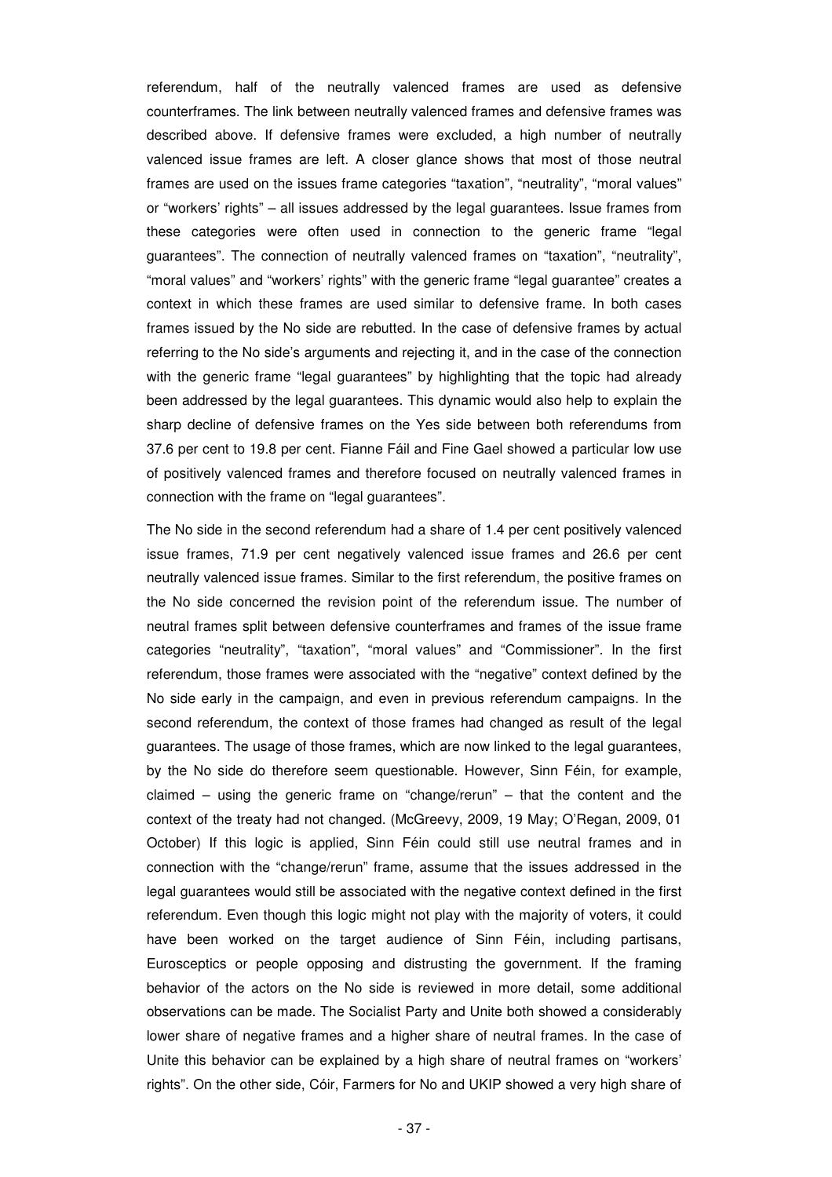referendum, half of the neutrally valenced frames are used as defensive counterframes. The link between neutrally valenced frames and defensive frames was described above. If defensive frames were excluded, a high number of neutrally valenced issue frames are left. A closer glance shows that most of those neutral frames are used on the issues frame categories "taxation", "neutrality", "moral values" or "workers' rights" – all issues addressed by the legal guarantees. Issue frames from these categories were often used in connection to the generic frame "legal guarantees". The connection of neutrally valenced frames on "taxation", "neutrality", "moral values" and "workers' rights" with the generic frame "legal guarantee" creates a context in which these frames are used similar to defensive frame. In both cases frames issued by the No side are rebutted. In the case of defensive frames by actual referring to the No side's arguments and rejecting it, and in the case of the connection with the generic frame "legal guarantees" by highlighting that the topic had already been addressed by the legal guarantees. This dynamic would also help to explain the sharp decline of defensive frames on the Yes side between both referendums from 37.6 per cent to 19.8 per cent. Fianne Fáil and Fine Gael showed a particular low use of positively valenced frames and therefore focused on neutrally valenced frames in connection with the frame on "legal guarantees".

The No side in the second referendum had a share of 1.4 per cent positively valenced issue frames, 71.9 per cent negatively valenced issue frames and 26.6 per cent neutrally valenced issue frames. Similar to the first referendum, the positive frames on the No side concerned the revision point of the referendum issue. The number of neutral frames split between defensive counterframes and frames of the issue frame categories "neutrality", "taxation", "moral values" and "Commissioner". In the first referendum, those frames were associated with the "negative" context defined by the No side early in the campaign, and even in previous referendum campaigns. In the second referendum, the context of those frames had changed as result of the legal guarantees. The usage of those frames, which are now linked to the legal guarantees, by the No side do therefore seem questionable. However, Sinn Féin, for example, claimed – using the generic frame on "change/rerun" – that the content and the context of the treaty had not changed. (McGreevy, 2009, 19 May; O'Regan, 2009, 01 October) If this logic is applied, Sinn Féin could still use neutral frames and in connection with the "change/rerun" frame, assume that the issues addressed in the legal guarantees would still be associated with the negative context defined in the first referendum. Even though this logic might not play with the majority of voters, it could have been worked on the target audience of Sinn Féin, including partisans, Eurosceptics or people opposing and distrusting the government. If the framing behavior of the actors on the No side is reviewed in more detail, some additional observations can be made. The Socialist Party and Unite both showed a considerably lower share of negative frames and a higher share of neutral frames. In the case of Unite this behavior can be explained by a high share of neutral frames on "workers' rights". On the other side, Cóir, Farmers for No and UKIP showed a very high share of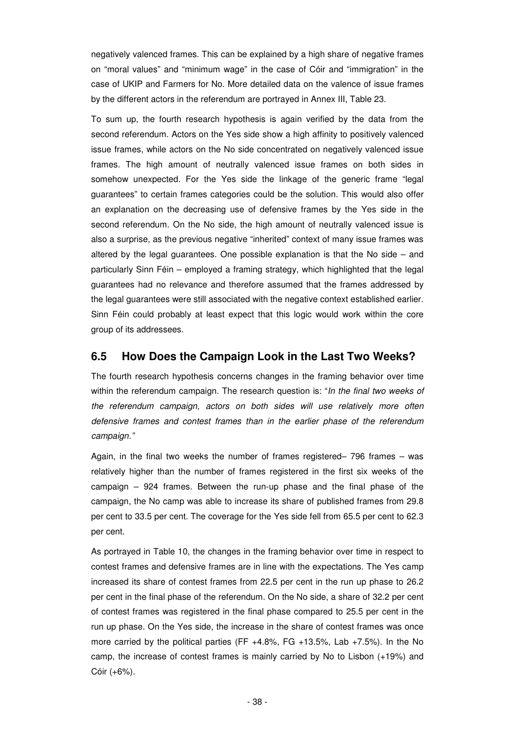negatively valenced frames. This can be explained by a high share of negative frames on "moral values" and "minimum wage" in the case of Cóir and "immigration" in the case of UKIP and Farmers for No. More detailed data on the valence of issue frames by the different actors in the referendum are portrayed in Annex III, Table 23.

To sum up, the fourth research hypothesis is again verified by the data from the second referendum. Actors on the Yes side show a high affinity to positively valenced issue frames, while actors on the No side concentrated on negatively valenced issue frames. The high amount of neutrally valenced issue frames on both sides in somehow unexpected. For the Yes side the linkage of the generic frame "legal guarantees" to certain frames categories could be the solution. This would also offer an explanation on the decreasing use of defensive frames by the Yes side in the second referendum. On the No side, the high amount of neutrally valenced issue is also a surprise, as the previous negative "inherited" context of many issue frames was altered by the legal guarantees. One possible explanation is that the No side – and particularly Sinn Féin – employed a framing strategy, which highlighted that the legal guarantees had no relevance and therefore assumed that the frames addressed by the legal guarantees were still associated with the negative context established earlier. Sinn Féin could probably at least expect that this logic would work within the core group of its addressees.

## 6.5 How Does the Campaign Look in the Last Two Weeks?

The fourth research hypothesis concerns changes in the framing behavior over time within the referendum campaign. The research question is: "*In the final two weeks of the referendum campaign, actors on both sides will use relatively more often defensive frames and contest frames than in the earlier phase of the referendum campaign.*"

Again, in the final two weeks the number of frames registered– 796 frames – was relatively higher than the number of frames registered in the first six weeks of the campaign – 924 frames. Between the run-up phase and the final phase of the campaign, the No camp was able to increase its share of published frames from 29.8 per cent to 33.5 per cent. The coverage for the Yes side fell from 65.5 per cent to 62.3 per cent.

As portrayed in Table 10, the changes in the framing behavior over time in respect to contest frames and defensive frames are in line with the expectations. The Yes camp increased its share of contest frames from 22.5 per cent in the run up phase to 26.2 per cent in the final phase of the referendum. On the No side, a share of 32.2 per cent of contest frames was registered in the final phase compared to 25.5 per cent in the run up phase. On the Yes side, the increase in the share of contest frames was once more carried by the political parties (FF +4.8%, FG +13.5%, Lab +7.5%). In the No camp, the increase of contest frames is mainly carried by No to Lisbon (+19%) and Cóir (+6%).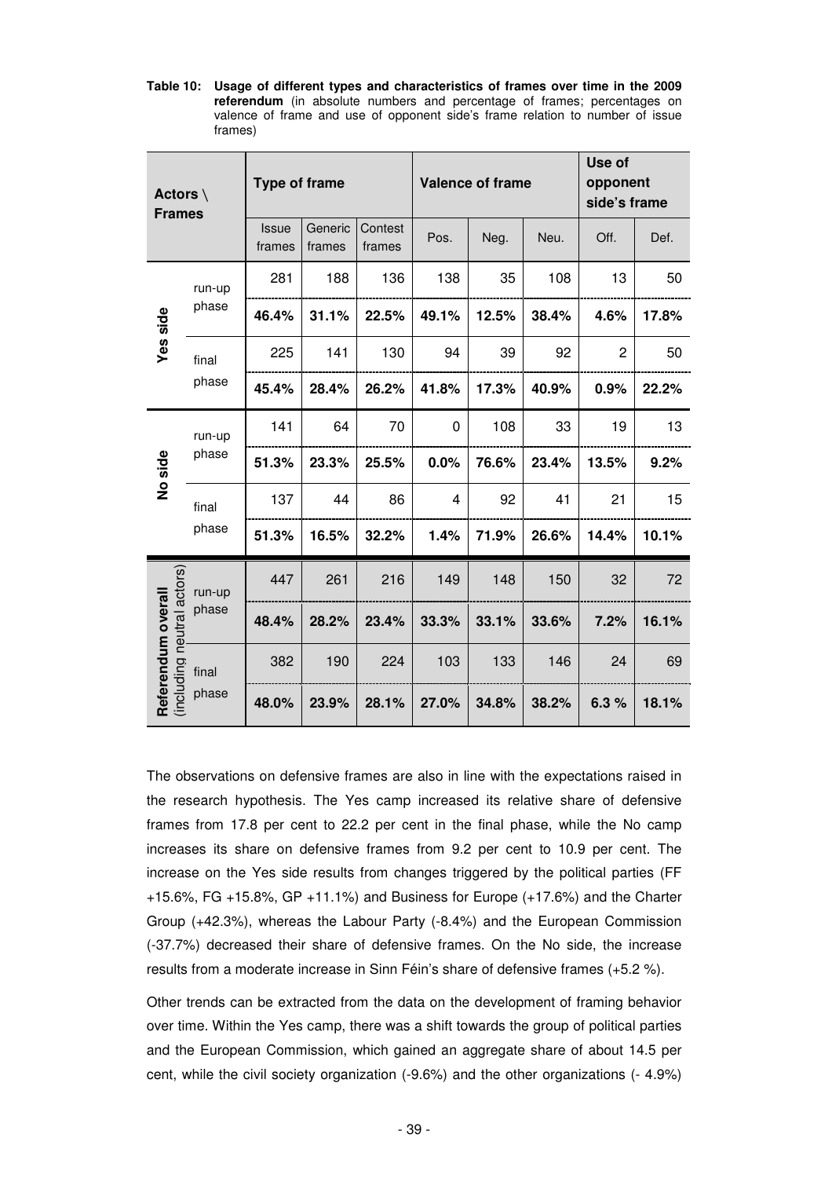**Table 10: Usage of different types and characteristics of frames over time in the 2009 referendum** (in absolute numbers and percentage of frames; percentages on valence of frame and use of opponent side's frame relation to number of issue frames)

| Actors \ Frames | | Type of frame | | | Valence of frame | | | Use of opponent side's frame | |
|---|---|---|---|---|---|---|---|---|---|
| | | Issue frames | Generic frames | Contest frames | Pos. | Neg. | Neu. | Off. | Def. |
| Yes side | run-up phase | 281 | 188 | 136 | 138 | 35 | 108 | 13 | 50 |
| | | **46.4%** | **31.1%** | **22.5%** | **49.1%** | **12.5%** | **38.4%** | **4.6%** | **17.8%** |
| | final phase | 225 | 141 | 130 | 94 | 39 | 92 | 2 | 50 |
| | | **45.4%** | **28.4%** | **26.2%** | **41.8%** | **17.3%** | **40.9%** | **0.9%** | **22.2%** |
| No side | run-up phase | 141 | 64 | 70 | 0 | 108 | 33 | 19 | 13 |
| | | **51.3%** | **23.3%** | **25.5%** | **0.0%** | **76.6%** | **23.4%** | **13.5%** | **9.2%** |
| | final phase | 137 | 44 | 86 | 4 | 92 | 41 | 21 | 15 |
| | | **51.3%** | **16.5%** | **32.2%** | **1.4%** | **71.9%** | **26.6%** | **14.4%** | **10.1%** |
| **Referendum overall** (including neutral actors) | run-up phase | 447 | 261 | 216 | 149 | 148 | 150 | 32 | 72 |
| | | **48.4%** | **28.2%** | **23.4%** | **33.3%** | **33.1%** | **33.6%** | **7.2%** | **16.1%** |
| | final phase | 382 | 190 | 224 | 103 | 133 | 146 | 24 | 69 |
| | | **48.0%** | **23.9%** | **28.1%** | **27.0%** | **34.8%** | **38.2%** | **6.3 %** | **18.1%** |

The observations on defensive frames are also in line with the expectations raised in the research hypothesis. The Yes camp increased its relative share of defensive frames from 17.8 per cent to 22.2 per cent in the final phase, while the No camp increases its share on defensive frames from 9.2 per cent to 10.9 per cent. The increase on the Yes side results from changes triggered by the political parties (FF +15.6%, FG +15.8%, GP +11.1%) and Business for Europe (+17.6%) and the Charter Group (+42.3%), whereas the Labour Party (-8.4%) and the European Commission (-37.7%) decreased their share of defensive frames. On the No side, the increase results from a moderate increase in Sinn Féin's share of defensive frames (+5.2 %).

Other trends can be extracted from the data on the development of framing behavior over time. Within the Yes camp, there was a shift towards the group of political parties and the European Commission, which gained an aggregate share of about 14.5 per cent, while the civil society organization (-9.6%) and the other organizations (- 4.9%)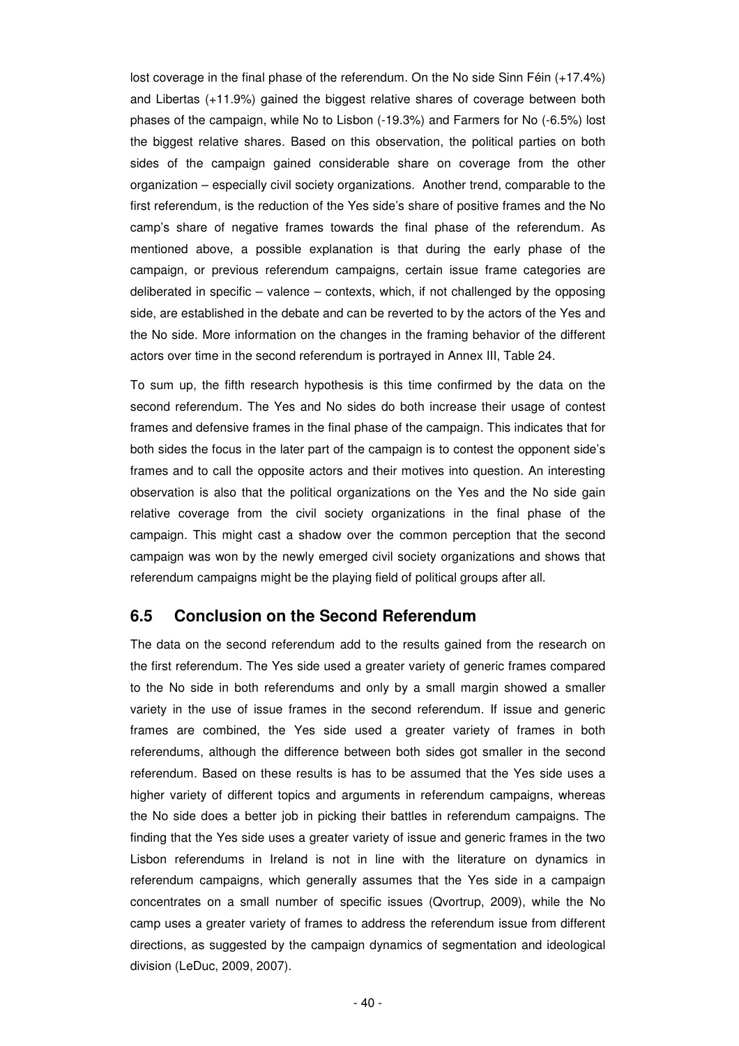lost coverage in the final phase of the referendum. On the No side Sinn Féin (+17.4%) and Libertas (+11.9%) gained the biggest relative shares of coverage between both phases of the campaign, while No to Lisbon (-19.3%) and Farmers for No (-6.5%) lost the biggest relative shares. Based on this observation, the political parties on both sides of the campaign gained considerable share on coverage from the other organization – especially civil society organizations. Another trend, comparable to the first referendum, is the reduction of the Yes side's share of positive frames and the No camp's share of negative frames towards the final phase of the referendum. As mentioned above, a possible explanation is that during the early phase of the campaign, or previous referendum campaigns, certain issue frame categories are deliberated in specific – valence – contexts, which, if not challenged by the opposing side, are established in the debate and can be reverted to by the actors of the Yes and the No side. More information on the changes in the framing behavior of the different actors over time in the second referendum is portrayed in Annex III, Table 24.

To sum up, the fifth research hypothesis is this time confirmed by the data on the second referendum. The Yes and No sides do both increase their usage of contest frames and defensive frames in the final phase of the campaign. This indicates that for both sides the focus in the later part of the campaign is to contest the opponent side's frames and to call the opposite actors and their motives into question. An interesting observation is also that the political organizations on the Yes and the No side gain relative coverage from the civil society organizations in the final phase of the campaign. This might cast a shadow over the common perception that the second campaign was won by the newly emerged civil society organizations and shows that referendum campaigns might be the playing field of political groups after all.

## 6.5 Conclusion on the Second Referendum

The data on the second referendum add to the results gained from the research on the first referendum. The Yes side used a greater variety of generic frames compared to the No side in both referendums and only by a small margin showed a smaller variety in the use of issue frames in the second referendum. If issue and generic frames are combined, the Yes side used a greater variety of frames in both referendums, although the difference between both sides got smaller in the second referendum. Based on these results is has to be assumed that the Yes side uses a higher variety of different topics and arguments in referendum campaigns, whereas the No side does a better job in picking their battles in referendum campaigns. The finding that the Yes side uses a greater variety of issue and generic frames in the two Lisbon referendums in Ireland is not in line with the literature on dynamics in referendum campaigns, which generally assumes that the Yes side in a campaign concentrates on a small number of specific issues (Qvortrup, 2009), while the No camp uses a greater variety of frames to address the referendum issue from different directions, as suggested by the campaign dynamics of segmentation and ideological division (LeDuc, 2009, 2007).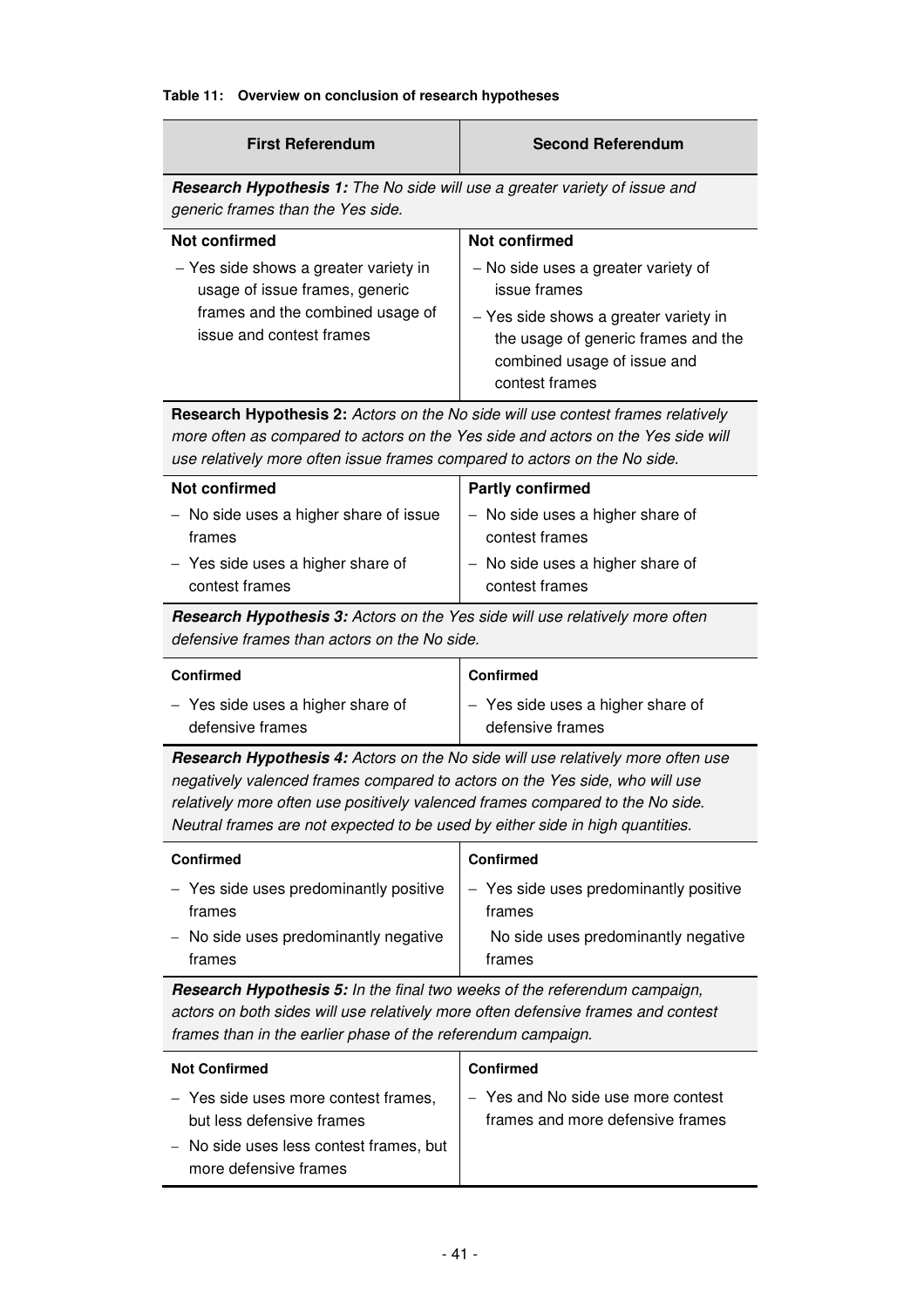**Table 11: Overview on conclusion of research hypotheses**

| First Referendum | Second Referendum |
|---|---|
| ***Research Hypothesis 1:*** *The No side will use a greater variety of issue and generic frames than the Yes side.* | |
| **Not confirmed**<br>– Yes side shows a greater variety in usage of issue frames, generic frames and the combined usage of issue and contest frames | **Not confirmed**<br>– No side uses a greater variety of issue frames<br>– Yes side shows a greater variety in the usage of generic frames and the combined usage of issue and contest frames |
| **Research Hypothesis 2:** *Actors on the No side will use contest frames relatively more often as compared to actors on the Yes side and actors on the Yes side will use relatively more often issue frames compared to actors on the No side.* | |
| **Not confirmed**<br>– No side uses a higher share of issue frames<br>– Yes side uses a higher share of contest frames | **Partly confirmed**<br>– No side uses a higher share of contest frames<br>– No side uses a higher share of contest frames |
| ***Research Hypothesis 3:*** *Actors on the Yes side will use relatively more often defensive frames than actors on the No side.* | |
| **Confirmed**<br>– Yes side uses a higher share of defensive frames | **Confirmed**<br>– Yes side uses a higher share of defensive frames |
| ***Research Hypothesis 4:*** *Actors on the No side will use relatively more often use negatively valenced frames compared to actors on the Yes side, who will use relatively more often use positively valenced frames compared to the No side. Neutral frames are not expected to be used by either side in high quantities.* | |
| **Confirmed**<br>– Yes side uses predominantly positive frames<br>– No side uses predominantly negative frames | **Confirmed**<br>– Yes side uses predominantly positive frames<br>No side uses predominantly negative frames |
| ***Research Hypothesis 5:*** *In the final two weeks of the referendum campaign, actors on both sides will use relatively more often defensive frames and contest frames than in the earlier phase of the referendum campaign.* | |
| **Not Confirmed**<br>– Yes side uses more contest frames, but less defensive frames<br>– No side uses less contest frames, but more defensive frames | **Confirmed**<br>– Yes and No side use more contest frames and more defensive frames |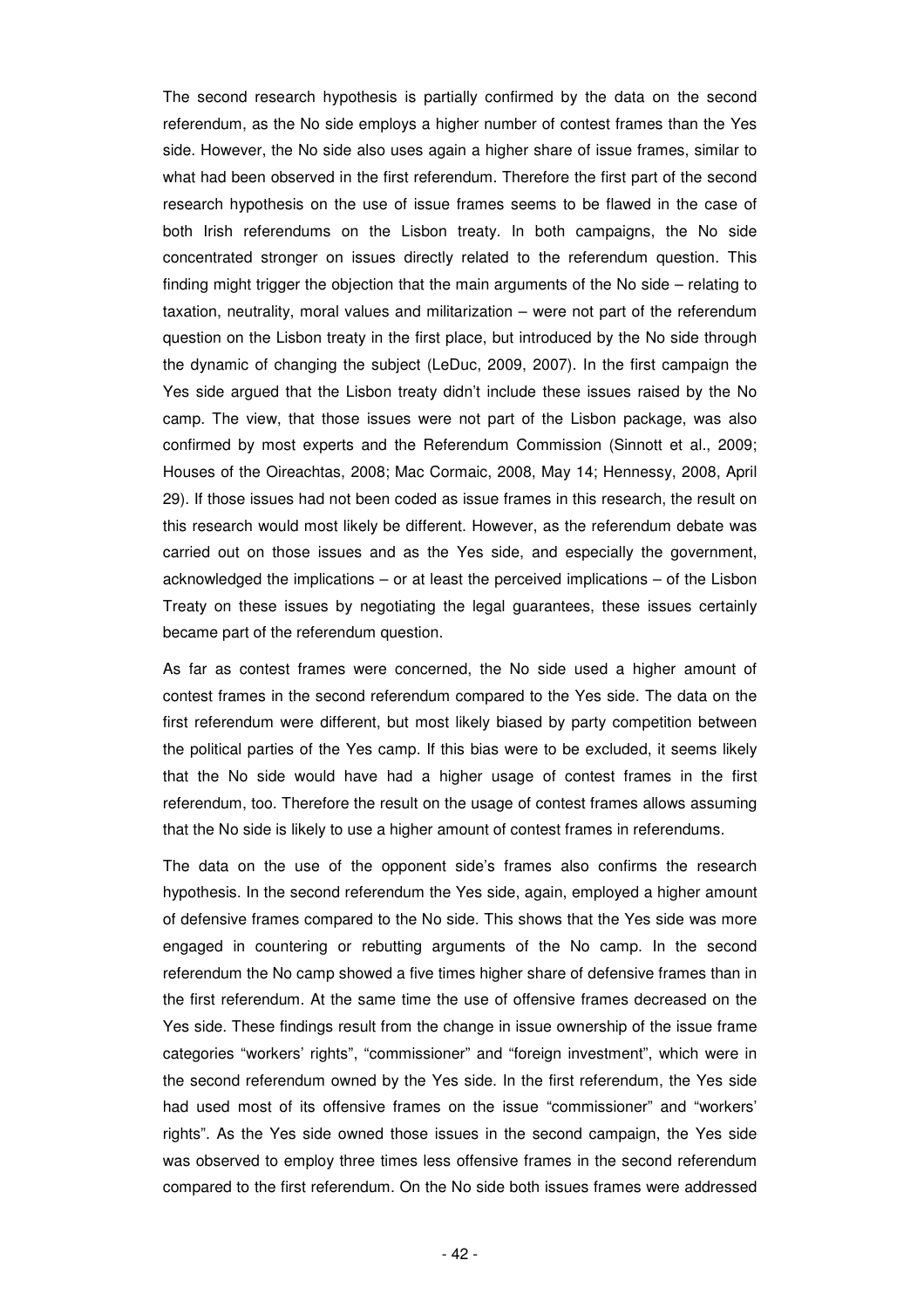The second research hypothesis is partially confirmed by the data on the second referendum, as the No side employs a higher number of contest frames than the Yes side. However, the No side also uses again a higher share of issue frames, similar to what had been observed in the first referendum. Therefore the first part of the second research hypothesis on the use of issue frames seems to be flawed in the case of both Irish referendums on the Lisbon treaty. In both campaigns, the No side concentrated stronger on issues directly related to the referendum question. This finding might trigger the objection that the main arguments of the No side – relating to taxation, neutrality, moral values and militarization – were not part of the referendum question on the Lisbon treaty in the first place, but introduced by the No side through the dynamic of changing the subject (LeDuc, 2009, 2007). In the first campaign the Yes side argued that the Lisbon treaty didn't include these issues raised by the No camp. The view, that those issues were not part of the Lisbon package, was also confirmed by most experts and the Referendum Commission (Sinnott et al., 2009; Houses of the Oireachtas, 2008; Mac Cormaic, 2008, May 14; Hennessy, 2008, April 29). If those issues had not been coded as issue frames in this research, the result on this research would most likely be different. However, as the referendum debate was carried out on those issues and as the Yes side, and especially the government, acknowledged the implications – or at least the perceived implications – of the Lisbon Treaty on these issues by negotiating the legal guarantees, these issues certainly became part of the referendum question.

As far as contest frames were concerned, the No side used a higher amount of contest frames in the second referendum compared to the Yes side. The data on the first referendum were different, but most likely biased by party competition between the political parties of the Yes camp. If this bias were to be excluded, it seems likely that the No side would have had a higher usage of contest frames in the first referendum, too. Therefore the result on the usage of contest frames allows assuming that the No side is likely to use a higher amount of contest frames in referendums.

The data on the use of the opponent side's frames also confirms the research hypothesis. In the second referendum the Yes side, again, employed a higher amount of defensive frames compared to the No side. This shows that the Yes side was more engaged in countering or rebutting arguments of the No camp. In the second referendum the No camp showed a five times higher share of defensive frames than in the first referendum. At the same time the use of offensive frames decreased on the Yes side. These findings result from the change in issue ownership of the issue frame categories "workers' rights", "commissioner" and "foreign investment", which were in the second referendum owned by the Yes side. In the first referendum, the Yes side had used most of its offensive frames on the issue "commissioner" and "workers' rights". As the Yes side owned those issues in the second campaign, the Yes side was observed to employ three times less offensive frames in the second referendum compared to the first referendum. On the No side both issues frames were addressed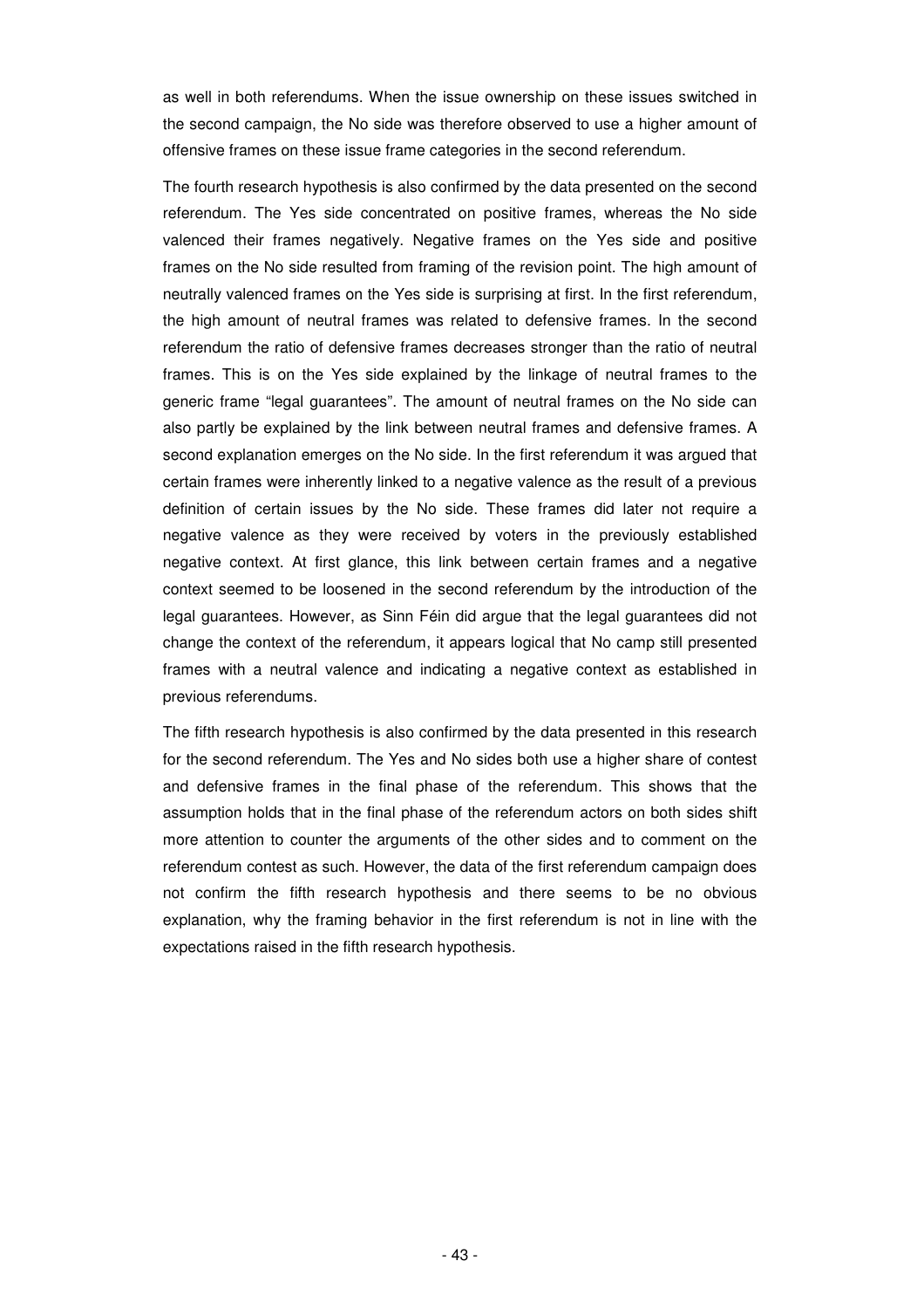as well in both referendums. When the issue ownership on these issues switched in the second campaign, the No side was therefore observed to use a higher amount of offensive frames on these issue frame categories in the second referendum.

The fourth research hypothesis is also confirmed by the data presented on the second referendum. The Yes side concentrated on positive frames, whereas the No side valenced their frames negatively. Negative frames on the Yes side and positive frames on the No side resulted from framing of the revision point. The high amount of neutrally valenced frames on the Yes side is surprising at first. In the first referendum, the high amount of neutral frames was related to defensive frames. In the second referendum the ratio of defensive frames decreases stronger than the ratio of neutral frames. This is on the Yes side explained by the linkage of neutral frames to the generic frame "legal guarantees". The amount of neutral frames on the No side can also partly be explained by the link between neutral frames and defensive frames. A second explanation emerges on the No side. In the first referendum it was argued that certain frames were inherently linked to a negative valence as the result of a previous definition of certain issues by the No side. These frames did later not require a negative valence as they were received by voters in the previously established negative context. At first glance, this link between certain frames and a negative context seemed to be loosened in the second referendum by the introduction of the legal guarantees. However, as Sinn Féin did argue that the legal guarantees did not change the context of the referendum, it appears logical that No camp still presented frames with a neutral valence and indicating a negative context as established in previous referendums.

The fifth research hypothesis is also confirmed by the data presented in this research for the second referendum. The Yes and No sides both use a higher share of contest and defensive frames in the final phase of the referendum. This shows that the assumption holds that in the final phase of the referendum actors on both sides shift more attention to counter the arguments of the other sides and to comment on the referendum contest as such. However, the data of the first referendum campaign does not confirm the fifth research hypothesis and there seems to be no obvious explanation, why the framing behavior in the first referendum is not in line with the expectations raised in the fifth research hypothesis.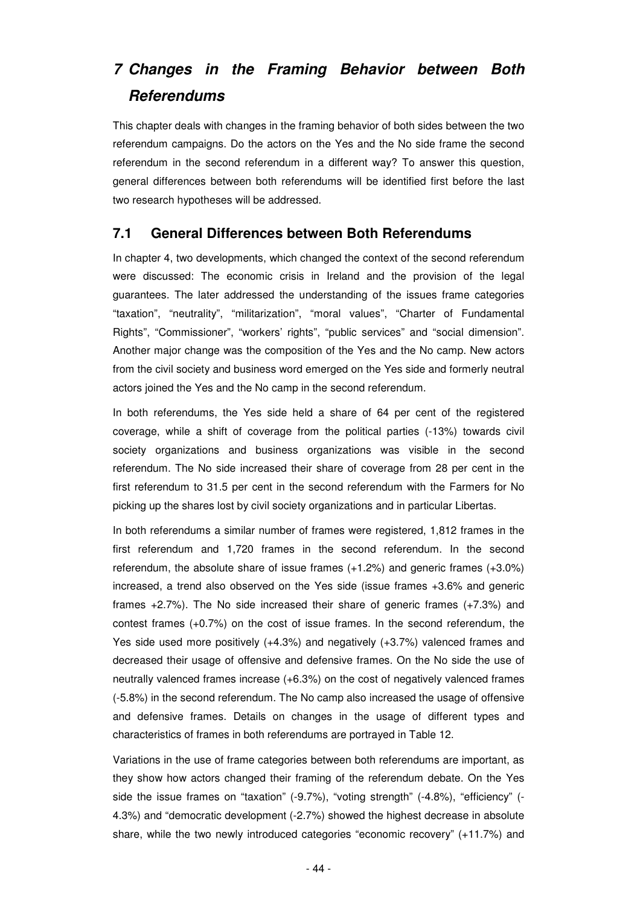# *7 Changes in the Framing Behavior between Both Referendums*

This chapter deals with changes in the framing behavior of both sides between the two referendum campaigns. Do the actors on the Yes and the No side frame the second referendum in the second referendum in a different way? To answer this question, general differences between both referendums will be identified first before the last two research hypotheses will be addressed.

## 7.1 General Differences between Both Referendums

In chapter 4, two developments, which changed the context of the second referendum were discussed: The economic crisis in Ireland and the provision of the legal guarantees. The later addressed the understanding of the issues frame categories "taxation", "neutrality", "militarization", "moral values", "Charter of Fundamental Rights", "Commissioner", "workers' rights", "public services" and "social dimension". Another major change was the composition of the Yes and the No camp. New actors from the civil society and business word emerged on the Yes side and formerly neutral actors joined the Yes and the No camp in the second referendum.

In both referendums, the Yes side held a share of 64 per cent of the registered coverage, while a shift of coverage from the political parties (-13%) towards civil society organizations and business organizations was visible in the second referendum. The No side increased their share of coverage from 28 per cent in the first referendum to 31.5 per cent in the second referendum with the Farmers for No picking up the shares lost by civil society organizations and in particular Libertas.

In both referendums a similar number of frames were registered, 1,812 frames in the first referendum and 1,720 frames in the second referendum. In the second referendum, the absolute share of issue frames (+1.2%) and generic frames (+3.0%) increased, a trend also observed on the Yes side (issue frames +3.6% and generic frames +2.7%). The No side increased their share of generic frames (+7.3%) and contest frames (+0.7%) on the cost of issue frames. In the second referendum, the Yes side used more positively (+4.3%) and negatively (+3.7%) valenced frames and decreased their usage of offensive and defensive frames. On the No side the use of neutrally valenced frames increase (+6.3%) on the cost of negatively valenced frames (-5.8%) in the second referendum. The No camp also increased the usage of offensive and defensive frames. Details on changes in the usage of different types and characteristics of frames in both referendums are portrayed in Table 12.

Variations in the use of frame categories between both referendums are important, as they show how actors changed their framing of the referendum debate. On the Yes side the issue frames on "taxation" (-9.7%), "voting strength" (-4.8%), "efficiency" (-4.3%) and "democratic development (-2.7%) showed the highest decrease in absolute share, while the two newly introduced categories "economic recovery" (+11.7%) and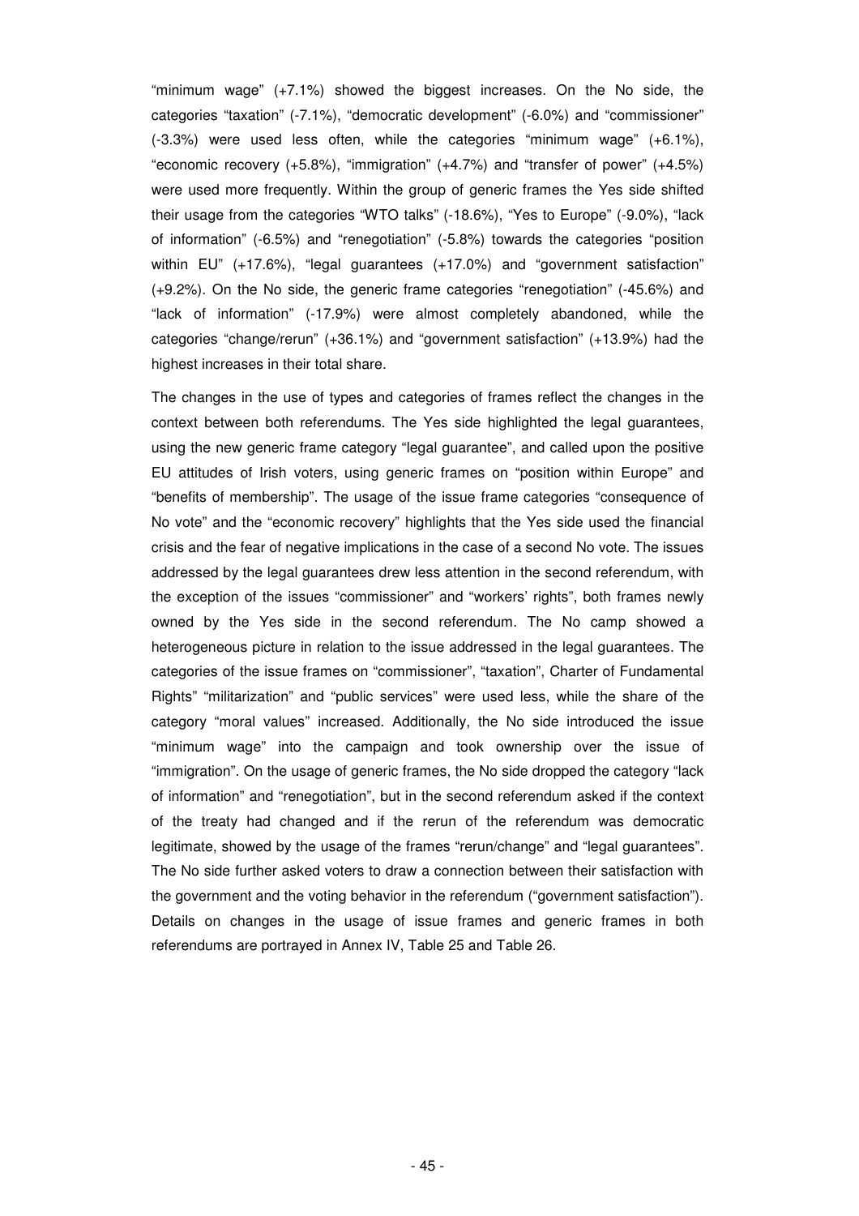"minimum wage" (+7.1%) showed the biggest increases. On the No side, the categories "taxation" (-7.1%), "democratic development" (-6.0%) and "commissioner" (-3.3%) were used less often, while the categories "minimum wage" (+6.1%), "economic recovery (+5.8%), "immigration" (+4.7%) and "transfer of power" (+4.5%) were used more frequently. Within the group of generic frames the Yes side shifted their usage from the categories "WTO talks" (-18.6%), "Yes to Europe" (-9.0%), "lack of information" (-6.5%) and "renegotiation" (-5.8%) towards the categories "position within EU" (+17.6%), "legal guarantees (+17.0%) and "government satisfaction" (+9.2%). On the No side, the generic frame categories "renegotiation" (-45.6%) and "lack of information" (-17.9%) were almost completely abandoned, while the categories "change/rerun" (+36.1%) and "government satisfaction" (+13.9%) had the highest increases in their total share.

The changes in the use of types and categories of frames reflect the changes in the context between both referendums. The Yes side highlighted the legal guarantees, using the new generic frame category "legal guarantee", and called upon the positive EU attitudes of Irish voters, using generic frames on "position within Europe" and "benefits of membership". The usage of the issue frame categories "consequence of No vote" and the "economic recovery" highlights that the Yes side used the financial crisis and the fear of negative implications in the case of a second No vote. The issues addressed by the legal guarantees drew less attention in the second referendum, with the exception of the issues "commissioner" and "workers' rights", both frames newly owned by the Yes side in the second referendum. The No camp showed a heterogeneous picture in relation to the issue addressed in the legal guarantees. The categories of the issue frames on "commissioner", "taxation", Charter of Fundamental Rights" "militarization" and "public services" were used less, while the share of the category "moral values" increased. Additionally, the No side introduced the issue "minimum wage" into the campaign and took ownership over the issue of "immigration". On the usage of generic frames, the No side dropped the category "lack of information" and "renegotiation", but in the second referendum asked if the context of the treaty had changed and if the rerun of the referendum was democratic legitimate, showed by the usage of the frames "rerun/change" and "legal guarantees". The No side further asked voters to draw a connection between their satisfaction with the government and the voting behavior in the referendum ("government satisfaction"). Details on changes in the usage of issue frames and generic frames in both referendums are portrayed in Annex IV, Table 25 and Table 26.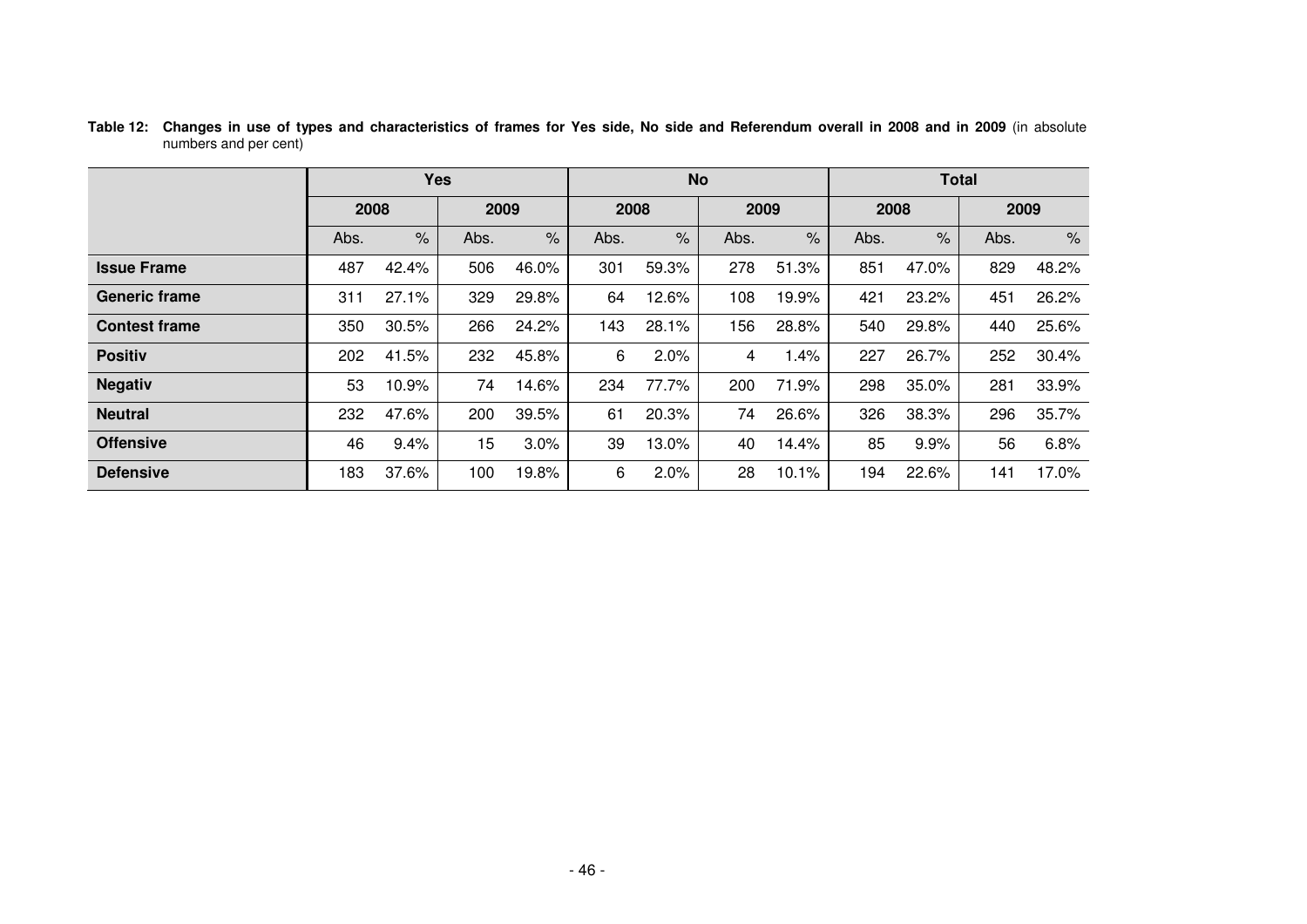**Table 12: Changes in use of types and characteristics of frames for Yes side, No side and Referendum overall in 2008 and in 2009** (in absolute numbers and per cent)

| | Yes | | | | No | | | | Total | | | |
|---|---|---|---|---|---|---|---|---|---|---|---|---|
| | 2008 | | 2009 | | 2008 | | 2009 | | 2008 | | 2009 | |
| | Abs. | % | Abs. | % | Abs. | % | Abs. | % | Abs. | % | Abs. | % |
| **Issue Frame** | 487 | 42.4% | 506 | 46.0% | 301 | 59.3% | 278 | 51.3% | 851 | 47.0% | 829 | 48.2% |
| **Generic frame** | 311 | 27.1% | 329 | 29.8% | 64 | 12.6% | 108 | 19.9% | 421 | 23.2% | 451 | 26.2% |
| **Contest frame** | 350 | 30.5% | 266 | 24.2% | 143 | 28.1% | 156 | 28.8% | 540 | 29.8% | 440 | 25.6% |
| **Positiv** | 202 | 41.5% | 232 | 45.8% | 6 | 2.0% | 4 | 1.4% | 227 | 26.7% | 252 | 30.4% |
| **Negativ** | 53 | 10.9% | 74 | 14.6% | 234 | 77.7% | 200 | 71.9% | 298 | 35.0% | 281 | 33.9% |
| **Neutral** | 232 | 47.6% | 200 | 39.5% | 61 | 20.3% | 74 | 26.6% | 326 | 38.3% | 296 | 35.7% |
| **Offensive** | 46 | 9.4% | 15 | 3.0% | 39 | 13.0% | 40 | 14.4% | 85 | 9.9% | 56 | 6.8% |
| **Defensive** | 183 | 37.6% | 100 | 19.8% | 6 | 2.0% | 28 | 10.1% | 194 | 22.6% | 141 | 17.0% |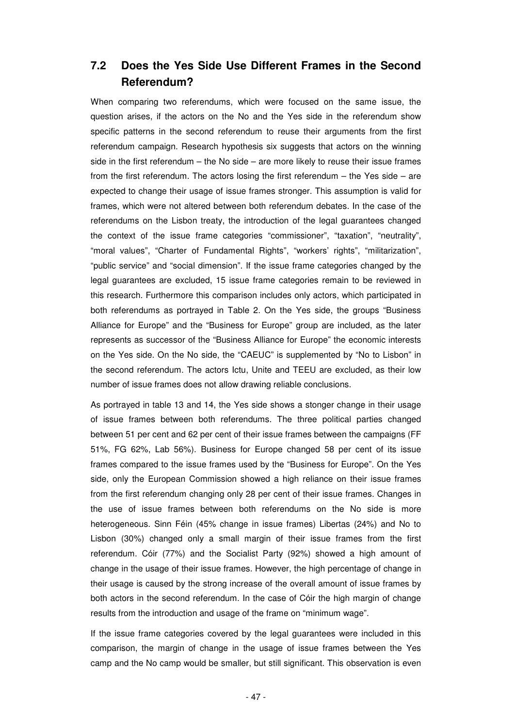## 7.2 Does the Yes Side Use Different Frames in the Second Referendum?

When comparing two referendums, which were focused on the same issue, the question arises, if the actors on the No and the Yes side in the referendum show specific patterns in the second referendum to reuse their arguments from the first referendum campaign. Research hypothesis six suggests that actors on the winning side in the first referendum – the No side – are more likely to reuse their issue frames from the first referendum. The actors losing the first referendum – the Yes side – are expected to change their usage of issue frames stronger. This assumption is valid for frames, which were not altered between both referendum debates. In the case of the referendums on the Lisbon treaty, the introduction of the legal guarantees changed the context of the issue frame categories "commissioner", "taxation", "neutrality", "moral values", "Charter of Fundamental Rights", "workers' rights", "militarization", "public service" and "social dimension". If the issue frame categories changed by the legal guarantees are excluded, 15 issue frame categories remain to be reviewed in this research. Furthermore this comparison includes only actors, which participated in both referendums as portrayed in Table 2. On the Yes side, the groups "Business Alliance for Europe" and the "Business for Europe" group are included, as the later represents as successor of the "Business Alliance for Europe" the economic interests on the Yes side. On the No side, the "CAEUC" is supplemented by "No to Lisbon" in the second referendum. The actors Ictu, Unite and TEEU are excluded, as their low number of issue frames does not allow drawing reliable conclusions.

As portrayed in table 13 and 14, the Yes side shows a stonger change in their usage of issue frames between both referendums. The three political parties changed between 51 per cent and 62 per cent of their issue frames between the campaigns (FF 51%, FG 62%, Lab 56%). Business for Europe changed 58 per cent of its issue frames compared to the issue frames used by the "Business for Europe". On the Yes side, only the European Commission showed a high reliance on their issue frames from the first referendum changing only 28 per cent of their issue frames. Changes in the use of issue frames between both referendums on the No side is more heterogeneous. Sinn Féin (45% change in issue frames) Libertas (24%) and No to Lisbon (30%) changed only a small margin of their issue frames from the first referendum. Cóir (77%) and the Socialist Party (92%) showed a high amount of change in the usage of their issue frames. However, the high percentage of change in their usage is caused by the strong increase of the overall amount of issue frames by both actors in the second referendum. In the case of Cóir the high margin of change results from the introduction and usage of the frame on "minimum wage".

If the issue frame categories covered by the legal guarantees were included in this comparison, the margin of change in the usage of issue frames between the Yes camp and the No camp would be smaller, but still significant. This observation is even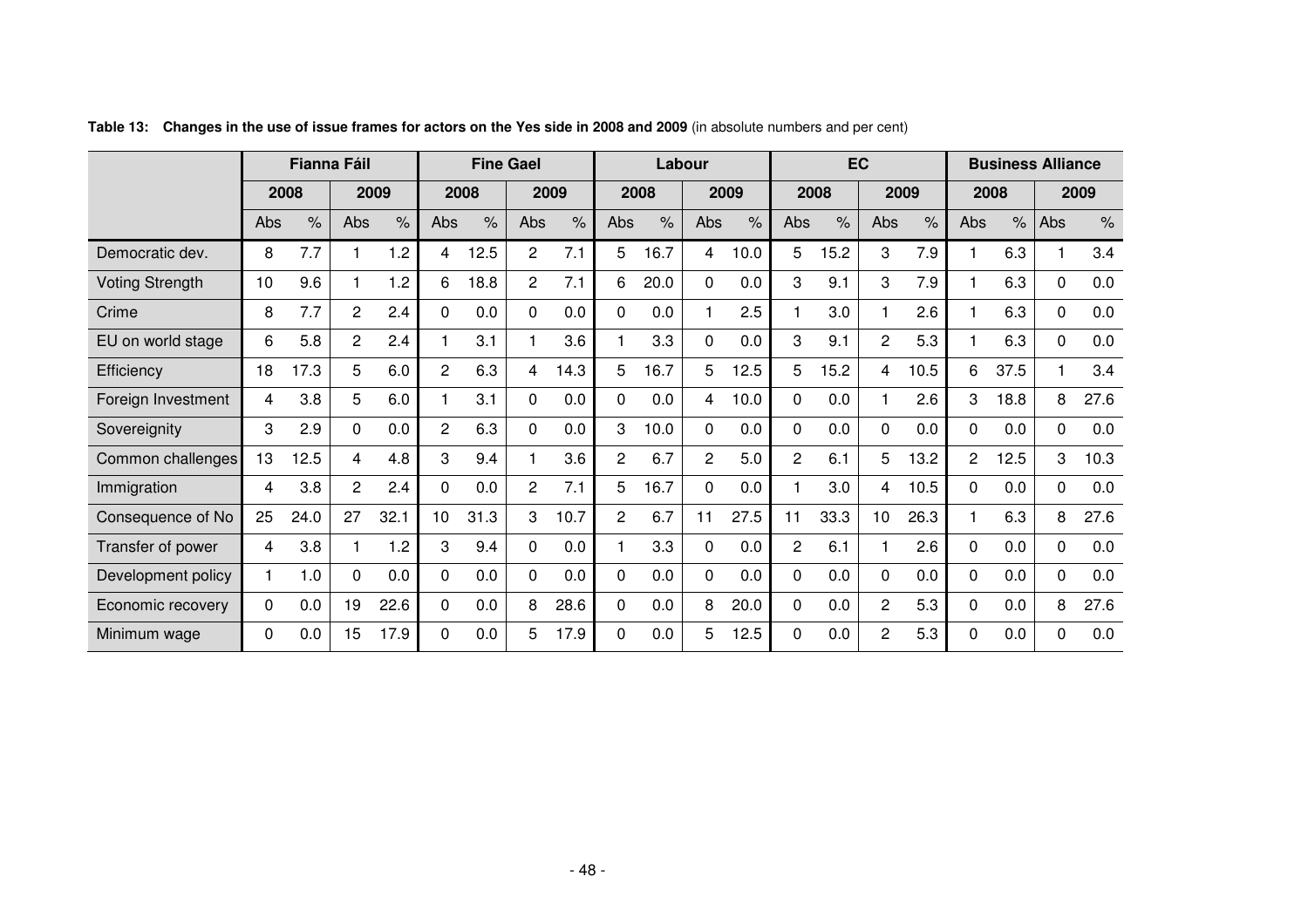**Table 13: Changes in the use of issue frames for actors on the Yes side in 2008 and 2009** (in absolute numbers and per cent)

| | Fianna Fáil | | | | Fine Gael | | | | Labour | | | | EC | | | | Business Alliance | | | |
|---|---|---|---|---|---|---|---|---|---|---|---|---|---|---|---|---|---|---|---|---|
| | 2008 | | 2009 | | 2008 | | 2009 | | 2008 | | 2009 | | 2008 | | 2009 | | 2008 | | 2009 | |
| | Abs | % | Abs | % | Abs | % | Abs | % | Abs | % | Abs | % | Abs | % | Abs | % | Abs | % | Abs | % |
| Democratic dev. | 8 | 7.7 | 1 | 1.2 | 4 | 12.5 | 2 | 7.1 | 5 | 16.7 | 4 | 10.0 | 5 | 15.2 | 3 | 7.9 | 1 | 6.3 | 1 | 3.4 |
| Voting Strength | 10 | 9.6 | 1 | 1.2 | 6 | 18.8 | 2 | 7.1 | 6 | 20.0 | 0 | 0.0 | 3 | 9.1 | 3 | 7.9 | 1 | 6.3 | 0 | 0.0 |
| Crime | 8 | 7.7 | 2 | 2.4 | 0 | 0.0 | 0 | 0.0 | 0 | 0.0 | 1 | 2.5 | 1 | 3.0 | 1 | 2.6 | 1 | 6.3 | 0 | 0.0 |
| EU on world stage | 6 | 5.8 | 2 | 2.4 | 1 | 3.1 | 1 | 3.6 | 1 | 3.3 | 0 | 0.0 | 3 | 9.1 | 2 | 5.3 | 1 | 6.3 | 0 | 0.0 |
| Efficiency | 18 | 17.3 | 5 | 6.0 | 2 | 6.3 | 4 | 14.3 | 5 | 16.7 | 5 | 12.5 | 5 | 15.2 | 4 | 10.5 | 6 | 37.5 | 1 | 3.4 |
| Foreign Investment | 4 | 3.8 | 5 | 6.0 | 1 | 3.1 | 0 | 0.0 | 0 | 0.0 | 4 | 10.0 | 0 | 0.0 | 1 | 2.6 | 3 | 18.8 | 8 | 27.6 |
| Sovereignity | 3 | 2.9 | 0 | 0.0 | 2 | 6.3 | 0 | 0.0 | 3 | 10.0 | 0 | 0.0 | 0 | 0.0 | 0 | 0.0 | 0 | 0.0 | 0 | 0.0 |
| Common challenges | 13 | 12.5 | 4 | 4.8 | 3 | 9.4 | 1 | 3.6 | 2 | 6.7 | 2 | 5.0 | 2 | 6.1 | 5 | 13.2 | 2 | 12.5 | 3 | 10.3 |
| Immigration | 4 | 3.8 | 2 | 2.4 | 0 | 0.0 | 2 | 7.1 | 5 | 16.7 | 0 | 0.0 | 1 | 3.0 | 4 | 10.5 | 0 | 0.0 | 0 | 0.0 |
| Consequence of No | 25 | 24.0 | 27 | 32.1 | 10 | 31.3 | 3 | 10.7 | 2 | 6.7 | 11 | 27.5 | 11 | 33.3 | 10 | 26.3 | 1 | 6.3 | 8 | 27.6 |
| Transfer of power | 4 | 3.8 | 1 | 1.2 | 3 | 9.4 | 0 | 0.0 | 1 | 3.3 | 0 | 0.0 | 2 | 6.1 | 1 | 2.6 | 0 | 0.0 | 0 | 0.0 |
| Development policy | 1 | 1.0 | 0 | 0.0 | 0 | 0.0 | 0 | 0.0 | 0 | 0.0 | 0 | 0.0 | 0 | 0.0 | 0 | 0.0 | 0 | 0.0 | 0 | 0.0 |
| Economic recovery | 0 | 0.0 | 19 | 22.6 | 0 | 0.0 | 8 | 28.6 | 0 | 0.0 | 8 | 20.0 | 0 | 0.0 | 2 | 5.3 | 0 | 0.0 | 8 | 27.6 |
| Minimum wage | 0 | 0.0 | 15 | 17.9 | 0 | 0.0 | 5 | 17.9 | 0 | 0.0 | 5 | 12.5 | 0 | 0.0 | 2 | 5.3 | 0 | 0.0 | 0 | 0.0 |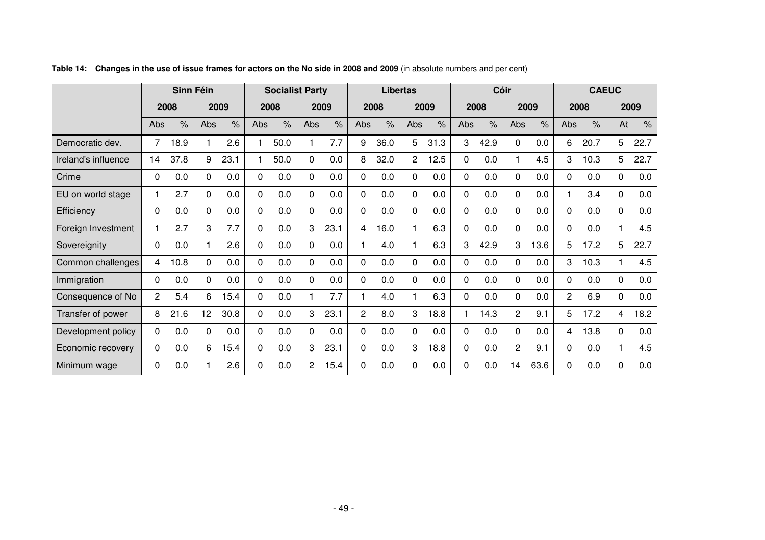**Table 14: Changes in the use of issue frames for actors on the No side in 2008 and 2009** (in absolute numbers and per cent)

| | Sinn Féin | | | | Socialist Party | | | | Libertas | | | | Cóir | | | | CAEUC | | | |
|---|---|---|---|---|---|---|---|---|---|---|---|---|---|---|---|---|---|---|---|---|
| | 2008 | | 2009 | | 2008 | | 2009 | | 2008 | | 2009 | | 2008 | | 2009 | | 2008 | | 2009 | |
| | Abs | % | Abs | % | Abs | % | Abs | % | Abs | % | Abs | % | Abs | % | Abs | % | Abs | % | Ab | % |
| Democratic dev. | 7 | 18.9 | 1 | 2.6 | 1 | 50.0 | 1 | 7.7 | 9 | 36.0 | 5 | 31.3 | 3 | 42.9 | 0 | 0.0 | 6 | 20.7 | 5 | 22.7 |
| Ireland's influence | 14 | 37.8 | 9 | 23.1 | 1 | 50.0 | 0 | 0.0 | 8 | 32.0 | 2 | 12.5 | 0 | 0.0 | 1 | 4.5 | 3 | 10.3 | 5 | 22.7 |
| Crime | 0 | 0.0 | 0 | 0.0 | 0 | 0.0 | 0 | 0.0 | 0 | 0.0 | 0 | 0.0 | 0 | 0.0 | 0 | 0.0 | 0 | 0.0 | 0 | 0.0 |
| EU on world stage | 1 | 2.7 | 0 | 0.0 | 0 | 0.0 | 0 | 0.0 | 0 | 0.0 | 0 | 0.0 | 0 | 0.0 | 0 | 0.0 | 1 | 3.4 | 0 | 0.0 |
| Efficiency | 0 | 0.0 | 0 | 0.0 | 0 | 0.0 | 0 | 0.0 | 0 | 0.0 | 0 | 0.0 | 0 | 0.0 | 0 | 0.0 | 0 | 0.0 | 0 | 0.0 |
| Foreign Investment | 1 | 2.7 | 3 | 7.7 | 0 | 0.0 | 3 | 23.1 | 4 | 16.0 | 1 | 6.3 | 0 | 0.0 | 0 | 0.0 | 0 | 0.0 | 1 | 4.5 |
| Sovereignity | 0 | 0.0 | 1 | 2.6 | 0 | 0.0 | 0 | 0.0 | 1 | 4.0 | 1 | 6.3 | 3 | 42.9 | 3 | 13.6 | 5 | 17.2 | 5 | 22.7 |
| Common challenges | 4 | 10.8 | 0 | 0.0 | 0 | 0.0 | 0 | 0.0 | 0 | 0.0 | 0 | 0.0 | 0 | 0.0 | 0 | 0.0 | 3 | 10.3 | 1 | 4.5 |
| Immigration | 0 | 0.0 | 0 | 0.0 | 0 | 0.0 | 0 | 0.0 | 0 | 0.0 | 0 | 0.0 | 0 | 0.0 | 0 | 0.0 | 0 | 0.0 | 0 | 0.0 |
| Consequence of No | 2 | 5.4 | 6 | 15.4 | 0 | 0.0 | 1 | 7.7 | 1 | 4.0 | 1 | 6.3 | 0 | 0.0 | 0 | 0.0 | 2 | 6.9 | 0 | 0.0 |
| Transfer of power | 8 | 21.6 | 12 | 30.8 | 0 | 0.0 | 3 | 23.1 | 2 | 8.0 | 3 | 18.8 | 1 | 14.3 | 2 | 9.1 | 5 | 17.2 | 4 | 18.2 |
| Development policy | 0 | 0.0 | 0 | 0.0 | 0 | 0.0 | 0 | 0.0 | 0 | 0.0 | 0 | 0.0 | 0 | 0.0 | 0 | 0.0 | 4 | 13.8 | 0 | 0.0 |
| Economic recovery | 0 | 0.0 | 6 | 15.4 | 0 | 0.0 | 3 | 23.1 | 0 | 0.0 | 3 | 18.8 | 0 | 0.0 | 2 | 9.1 | 0 | 0.0 | 1 | 4.5 |
| Minimum wage | 0 | 0.0 | 1 | 2.6 | 0 | 0.0 | 2 | 15.4 | 0 | 0.0 | 0 | 0.0 | 0 | 0.0 | 14 | 63.6 | 0 | 0.0 | 0 | 0.0 |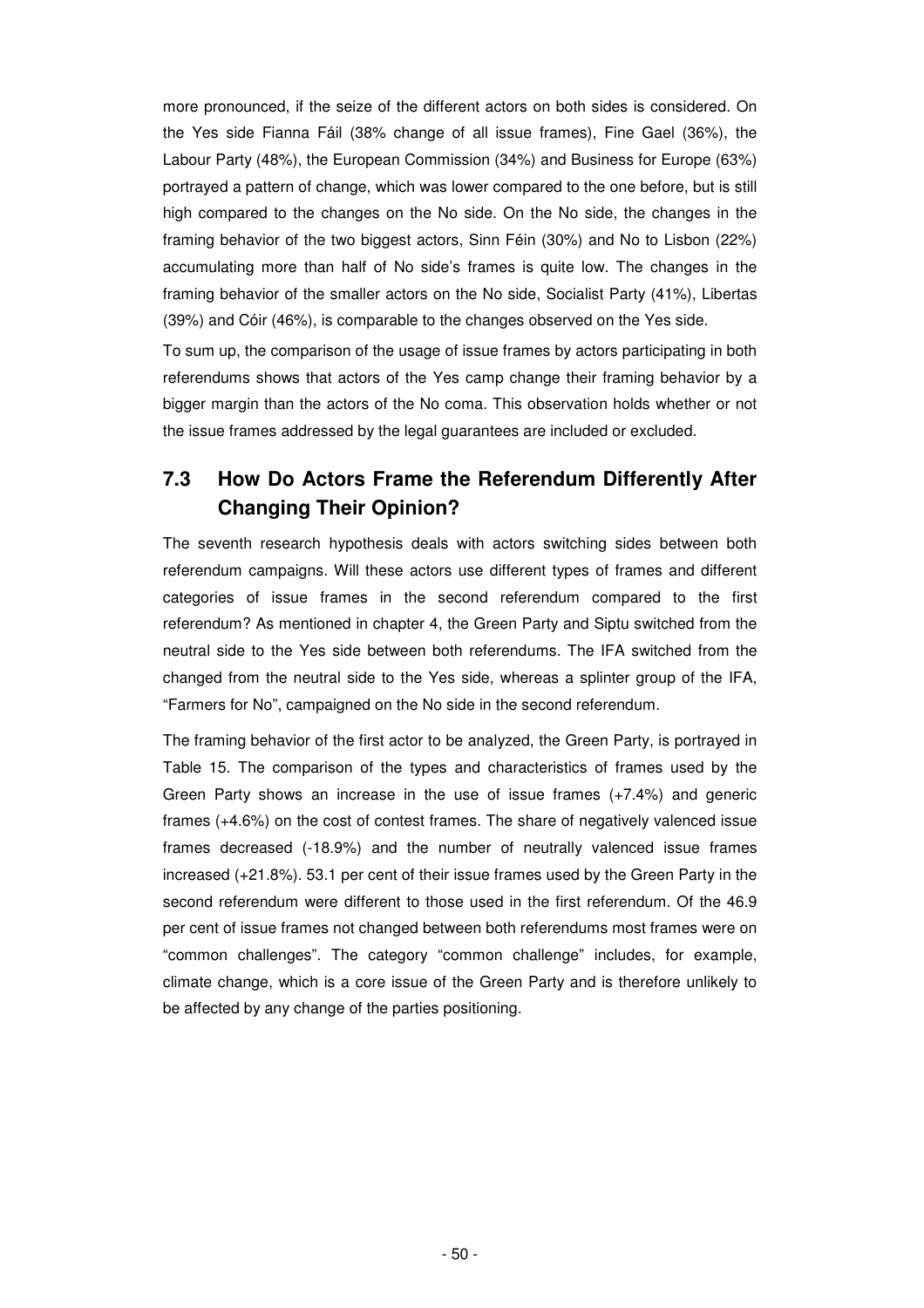more pronounced, if the seize of the different actors on both sides is considered. On the Yes side Fianna Fáil (38% change of all issue frames), Fine Gael (36%), the Labour Party (48%), the European Commission (34%) and Business for Europe (63%) portrayed a pattern of change, which was lower compared to the one before, but is still high compared to the changes on the No side. On the No side, the changes in the framing behavior of the two biggest actors, Sinn Féin (30%) and No to Lisbon (22%) accumulating more than half of No side's frames is quite low. The changes in the framing behavior of the smaller actors on the No side, Socialist Party (41%), Libertas (39%) and Cóir (46%), is comparable to the changes observed on the Yes side.

To sum up, the comparison of the usage of issue frames by actors participating in both referendums shows that actors of the Yes camp change their framing behavior by a bigger margin than the actors of the No coma. This observation holds whether or not the issue frames addressed by the legal guarantees are included or excluded.

## 7.3 How Do Actors Frame the Referendum Differently After Changing Their Opinion?

The seventh research hypothesis deals with actors switching sides between both referendum campaigns. Will these actors use different types of frames and different categories of issue frames in the second referendum compared to the first referendum? As mentioned in chapter 4, the Green Party and Siptu switched from the neutral side to the Yes side between both referendums. The IFA switched from the changed from the neutral side to the Yes side, whereas a splinter group of the IFA, "Farmers for No", campaigned on the No side in the second referendum.

The framing behavior of the first actor to be analyzed, the Green Party, is portrayed in Table 15. The comparison of the types and characteristics of frames used by the Green Party shows an increase in the use of issue frames (+7.4%) and generic frames (+4.6%) on the cost of contest frames. The share of negatively valenced issue frames decreased (-18.9%) and the number of neutrally valenced issue frames increased (+21.8%). 53.1 per cent of their issue frames used by the Green Party in the second referendum were different to those used in the first referendum. Of the 46.9 per cent of issue frames not changed between both referendums most frames were on "common challenges". The category "common challenge" includes, for example, climate change, which is a core issue of the Green Party and is therefore unlikely to be affected by any change of the parties positioning.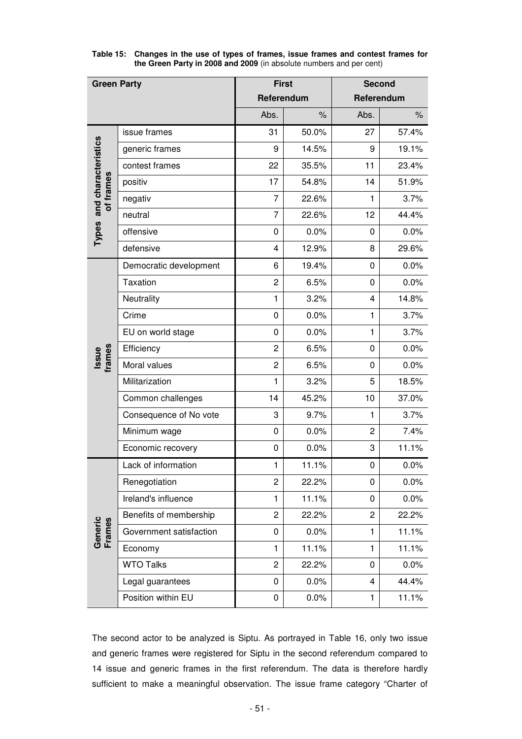**Table 15: Changes in the use of types of frames, issue frames and contest frames for the Green Party in 2008 and 2009** (in absolute numbers and per cent)

| Green Party | | First Referendum | | Second Referendum | |
|---|---|---|---|---|---|
| | | Abs. | % | Abs. | % |
| Types and characteristics of frames | issue frames | 31 | 50.0% | 27 | 57.4% |
| | generic frames | 9 | 14.5% | 9 | 19.1% |
| | contest frames | 22 | 35.5% | 11 | 23.4% |
| | positiv | 17 | 54.8% | 14 | 51.9% |
| | negativ | 7 | 22.6% | 1 | 3.7% |
| | neutral | 7 | 22.6% | 12 | 44.4% |
| | offensive | 0 | 0.0% | 0 | 0.0% |
| | defensive | 4 | 12.9% | 8 | 29.6% |
| Issue frames | Democratic development | 6 | 19.4% | 0 | 0.0% |
| | Taxation | 2 | 6.5% | 0 | 0.0% |
| | Neutrality | 1 | 3.2% | 4 | 14.8% |
| | Crime | 0 | 0.0% | 1 | 3.7% |
| | EU on world stage | 0 | 0.0% | 1 | 3.7% |
| | Efficiency | 2 | 6.5% | 0 | 0.0% |
| | Moral values | 2 | 6.5% | 0 | 0.0% |
| | Militarization | 1 | 3.2% | 5 | 18.5% |
| | Common challenges | 14 | 45.2% | 10 | 37.0% |
| | Consequence of No vote | 3 | 9.7% | 1 | 3.7% |
| | Minimum wage | 0 | 0.0% | 2 | 7.4% |
| | Economic recovery | 0 | 0.0% | 3 | 11.1% |
| Generic Frames | Lack of information | 1 | 11.1% | 0 | 0.0% |
| | Renegotiation | 2 | 22.2% | 0 | 0.0% |
| | Ireland's influence | 1 | 11.1% | 0 | 0.0% |
| | Benefits of membership | 2 | 22.2% | 2 | 22.2% |
| | Government satisfaction | 0 | 0.0% | 1 | 11.1% |
| | Economy | 1 | 11.1% | 1 | 11.1% |
| | WTO Talks | 2 | 22.2% | 0 | 0.0% |
| | Legal guarantees | 0 | 0.0% | 4 | 44.4% |
| | Position within EU | 0 | 0.0% | 1 | 11.1% |

The second actor to be analyzed is Siptu. As portrayed in Table 16, only two issue and generic frames were registered for Siptu in the second referendum compared to 14 issue and generic frames in the first referendum. The data is therefore hardly sufficient to make a meaningful observation. The issue frame category "Charter of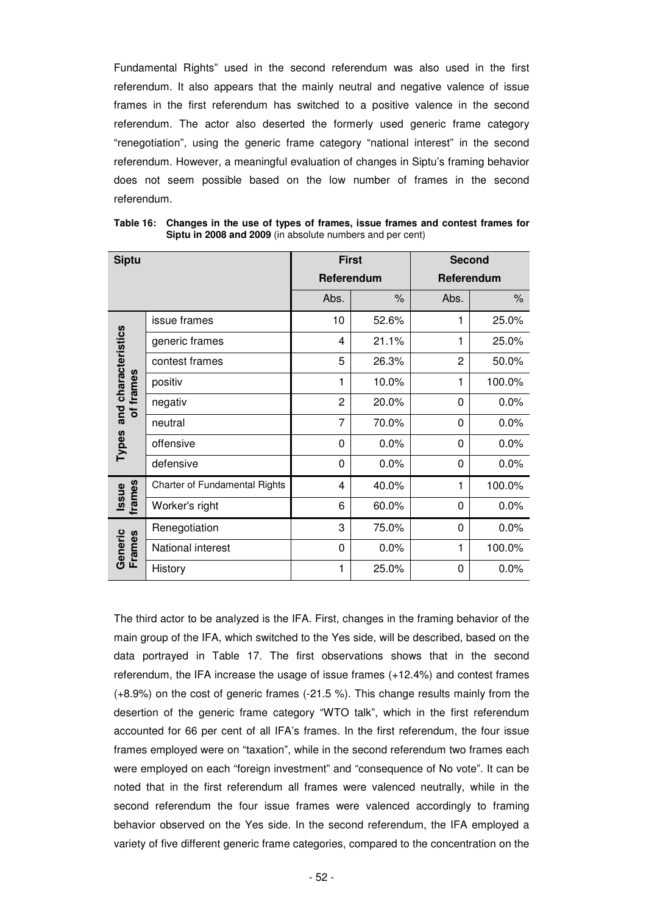Fundamental Rights" used in the second referendum was also used in the first referendum. It also appears that the mainly neutral and negative valence of issue frames in the first referendum has switched to a positive valence in the second referendum. The actor also deserted the formerly used generic frame category "renegotiation", using the generic frame category "national interest" in the second referendum. However, a meaningful evaluation of changes in Siptu's framing behavior does not seem possible based on the low number of frames in the second referendum.

**Table 16: Changes in the use of types of frames, issue frames and contest frames for Siptu in 2008 and 2009** (in absolute numbers and per cent)

| Siptu | | First Referendum | | Second Referendum | |
|---|---|---|---|---|---|
| | | Abs. | % | Abs. | % |
| Types and characteristics of frames | issue frames | 10 | 52.6% | 1 | 25.0% |
| | generic frames | 4 | 21.1% | 1 | 25.0% |
| | contest frames | 5 | 26.3% | 2 | 50.0% |
| | positiv | 1 | 10.0% | 1 | 100.0% |
| | negativ | 2 | 20.0% | 0 | 0.0% |
| | neutral | 7 | 70.0% | 0 | 0.0% |
| | offensive | 0 | 0.0% | 0 | 0.0% |
| | defensive | 0 | 0.0% | 0 | 0.0% |
| Issue frames | Charter of Fundamental Rights | 4 | 40.0% | 1 | 100.0% |
| | Worker's right | 6 | 60.0% | 0 | 0.0% |
| Generic Frames | Renegotiation | 3 | 75.0% | 0 | 0.0% |
| | National interest | 0 | 0.0% | 1 | 100.0% |
| | History | 1 | 25.0% | 0 | 0.0% |

The third actor to be analyzed is the IFA. First, changes in the framing behavior of the main group of the IFA, which switched to the Yes side, will be described, based on the data portrayed in Table 17. The first observations shows that in the second referendum, the IFA increase the usage of issue frames (+12.4%) and contest frames (+8.9%) on the cost of generic frames (-21.5 %). This change results mainly from the desertion of the generic frame category "WTO talk", which in the first referendum accounted for 66 per cent of all IFA's frames. In the first referendum, the four issue frames employed were on "taxation", while in the second referendum two frames each were employed on each "foreign investment" and "consequence of No vote". It can be noted that in the first referendum all frames were valenced neutrally, while in the second referendum the four issue frames were valenced accordingly to framing behavior observed on the Yes side. In the second referendum, the IFA employed a variety of five different generic frame categories, compared to the concentration on the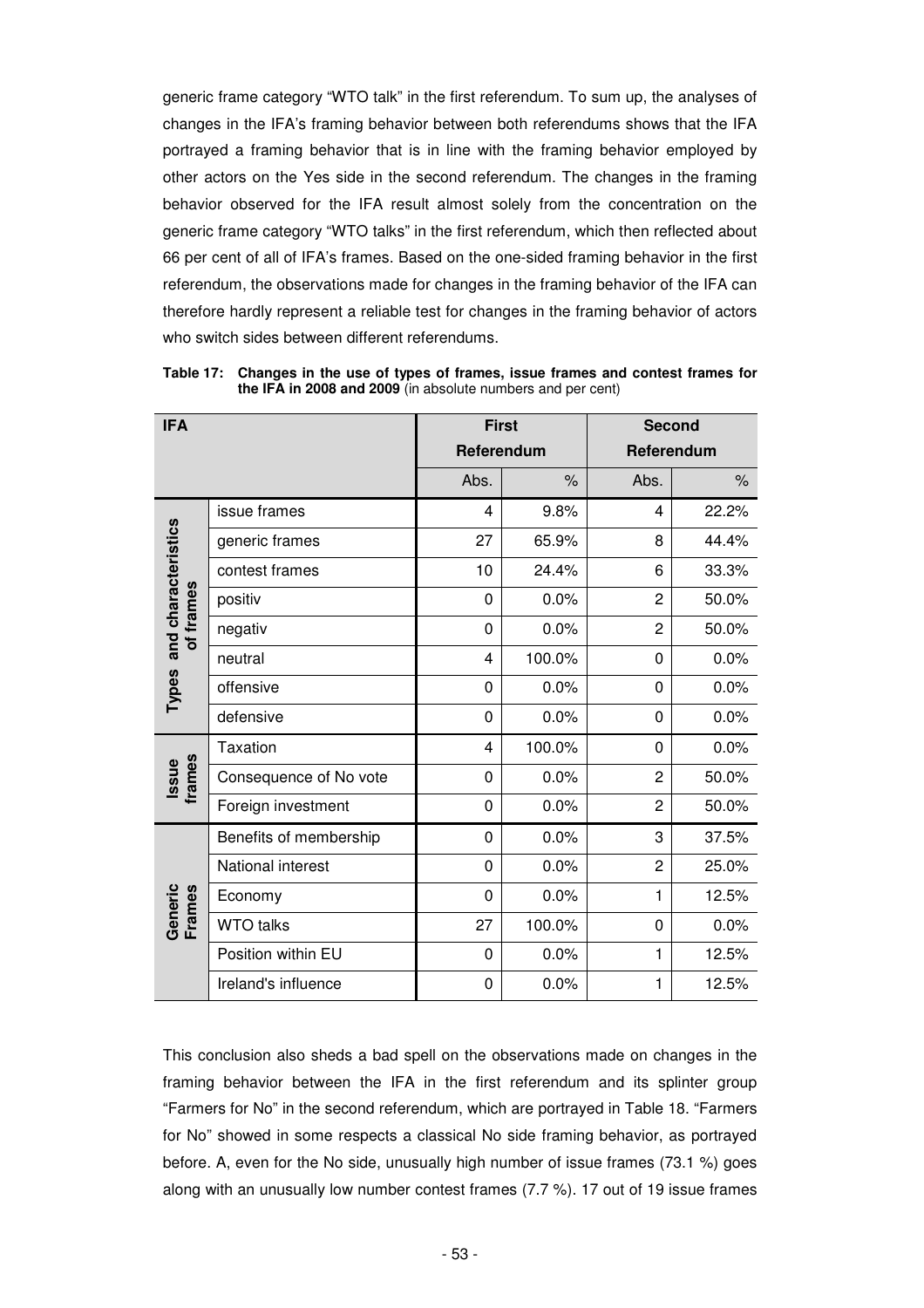generic frame category “WTO talk” in the first referendum. To sum up, the analyses of changes in the IFA’s framing behavior between both referendums shows that the IFA portrayed a framing behavior that is in line with the framing behavior employed by other actors on the Yes side in the second referendum. The changes in the framing behavior observed for the IFA result almost solely from the concentration on the generic frame category “WTO talks” in the first referendum, which then reflected about 66 per cent of all of IFA’s frames. Based on the one-sided framing behavior in the first referendum, the observations made for changes in the framing behavior of the IFA can therefore hardly represent a reliable test for changes in the framing behavior of actors who switch sides between different referendums.

**Table 17: Changes in the use of types of frames, issue frames and contest frames for the IFA in 2008 and 2009** (in absolute numbers and per cent)

| IFA | | First Referendum | | Second Referendum | |
|---|---|---|---|---|---|
| | | Abs. | % | Abs. | % |
| Types and characteristics of frames | issue frames | 4 | 9.8% | 4 | 22.2% |
| | generic frames | 27 | 65.9% | 8 | 44.4% |
| | contest frames | 10 | 24.4% | 6 | 33.3% |
| | positiv | 0 | 0.0% | 2 | 50.0% |
| | negativ | 0 | 0.0% | 2 | 50.0% |
| | neutral | 4 | 100.0% | 0 | 0.0% |
| | offensive | 0 | 0.0% | 0 | 0.0% |
| | defensive | 0 | 0.0% | 0 | 0.0% |
| Issue frames | Taxation | 4 | 100.0% | 0 | 0.0% |
| | Consequence of No vote | 0 | 0.0% | 2 | 50.0% |
| | Foreign investment | 0 | 0.0% | 2 | 50.0% |
| Generic Frames | Benefits of membership | 0 | 0.0% | 3 | 37.5% |
| | National interest | 0 | 0.0% | 2 | 25.0% |
| | Economy | 0 | 0.0% | 1 | 12.5% |
| | WTO talks | 27 | 100.0% | 0 | 0.0% |
| | Position within EU | 0 | 0.0% | 1 | 12.5% |
| | Ireland's influence | 0 | 0.0% | 1 | 12.5% |

This conclusion also sheds a bad spell on the observations made on changes in the framing behavior between the IFA in the first referendum and its splinter group “Farmers for No” in the second referendum, which are portrayed in Table 18. “Farmers for No” showed in some respects a classical No side framing behavior, as portrayed before. A, even for the No side, unusually high number of issue frames (73.1 %) goes along with an unusually low number contest frames (7.7 %). 17 out of 19 issue frames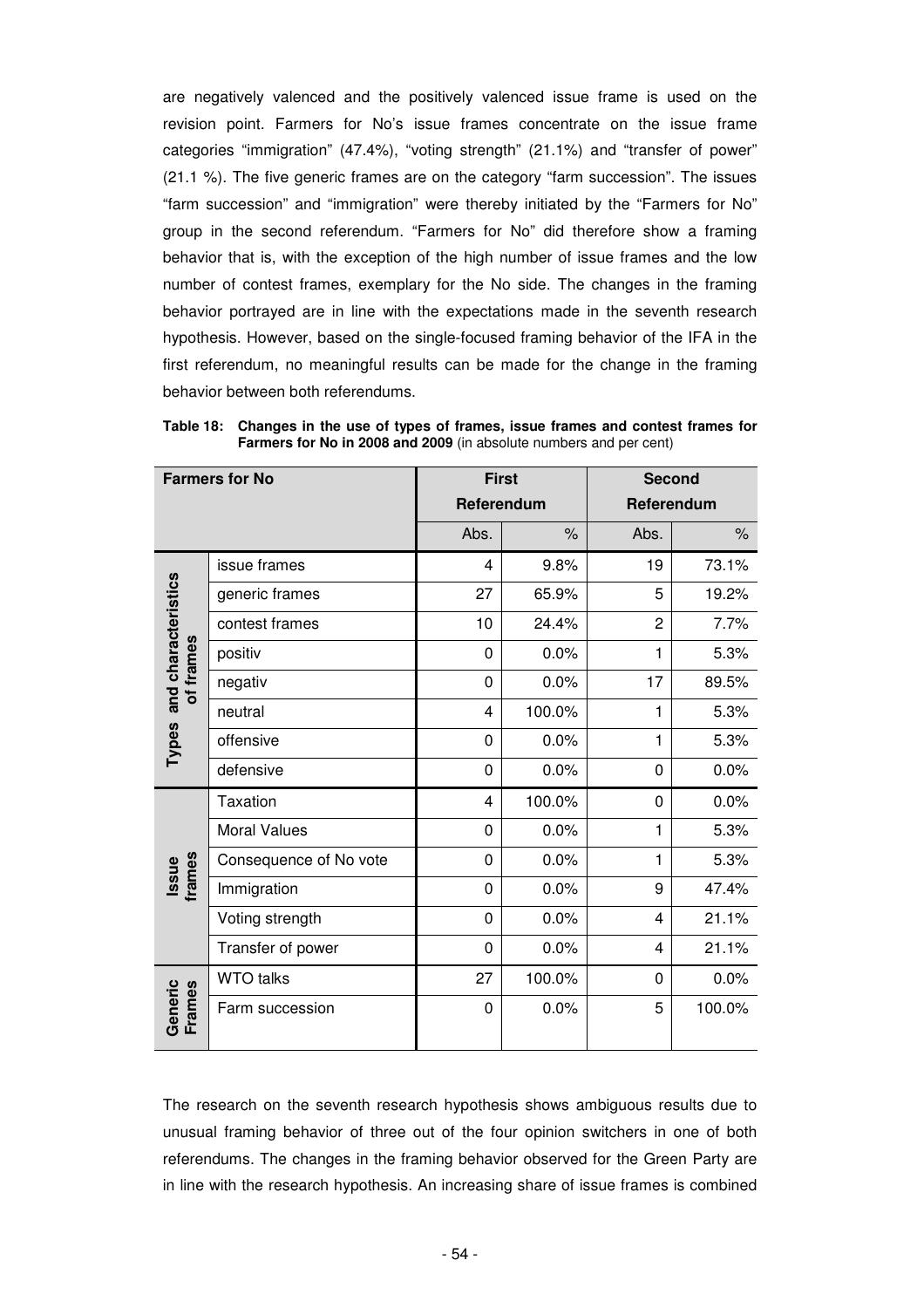are negatively valenced and the positively valenced issue frame is used on the revision point. Farmers for No's issue frames concentrate on the issue frame categories "immigration" (47.4%), "voting strength" (21.1%) and "transfer of power" (21.1 %). The five generic frames are on the category "farm succession". The issues "farm succession" and "immigration" were thereby initiated by the "Farmers for No" group in the second referendum. "Farmers for No" did therefore show a framing behavior that is, with the exception of the high number of issue frames and the low number of contest frames, exemplary for the No side. The changes in the framing behavior portrayed are in line with the expectations made in the seventh research hypothesis. However, based on the single-focused framing behavior of the IFA in the first referendum, no meaningful results can be made for the change in the framing behavior between both referendums.

**Table 18: Changes in the use of types of frames, issue frames and contest frames for Farmers for No in 2008 and 2009** (in absolute numbers and per cent)

| Farmers for No | | First Referendum | | Second Referendum | |
|---|---|---|---|---|---|
| | | Abs. | % | Abs. | % |
| Types and characteristics of frames | issue frames | 4 | 9.8% | 19 | 73.1% |
| | generic frames | 27 | 65.9% | 5 | 19.2% |
| | contest frames | 10 | 24.4% | 2 | 7.7% |
| | positiv | 0 | 0.0% | 1 | 5.3% |
| | negativ | 0 | 0.0% | 17 | 89.5% |
| | neutral | 4 | 100.0% | 1 | 5.3% |
| | offensive | 0 | 0.0% | 1 | 5.3% |
| | defensive | 0 | 0.0% | 0 | 0.0% |
| Issue frames | Taxation | 4 | 100.0% | 0 | 0.0% |
| | Moral Values | 0 | 0.0% | 1 | 5.3% |
| | Consequence of No vote | 0 | 0.0% | 1 | 5.3% |
| | Immigration | 0 | 0.0% | 9 | 47.4% |
| | Voting strength | 0 | 0.0% | 4 | 21.1% |
| | Transfer of power | 0 | 0.0% | 4 | 21.1% |
| Generic Frames | WTO talks | 27 | 100.0% | 0 | 0.0% |
| | Farm succession | 0 | 0.0% | 5 | 100.0% |

The research on the seventh research hypothesis shows ambiguous results due to unusual framing behavior of three out of the four opinion switchers in one of both referendums. The changes in the framing behavior observed for the Green Party are in line with the research hypothesis. An increasing share of issue frames is combined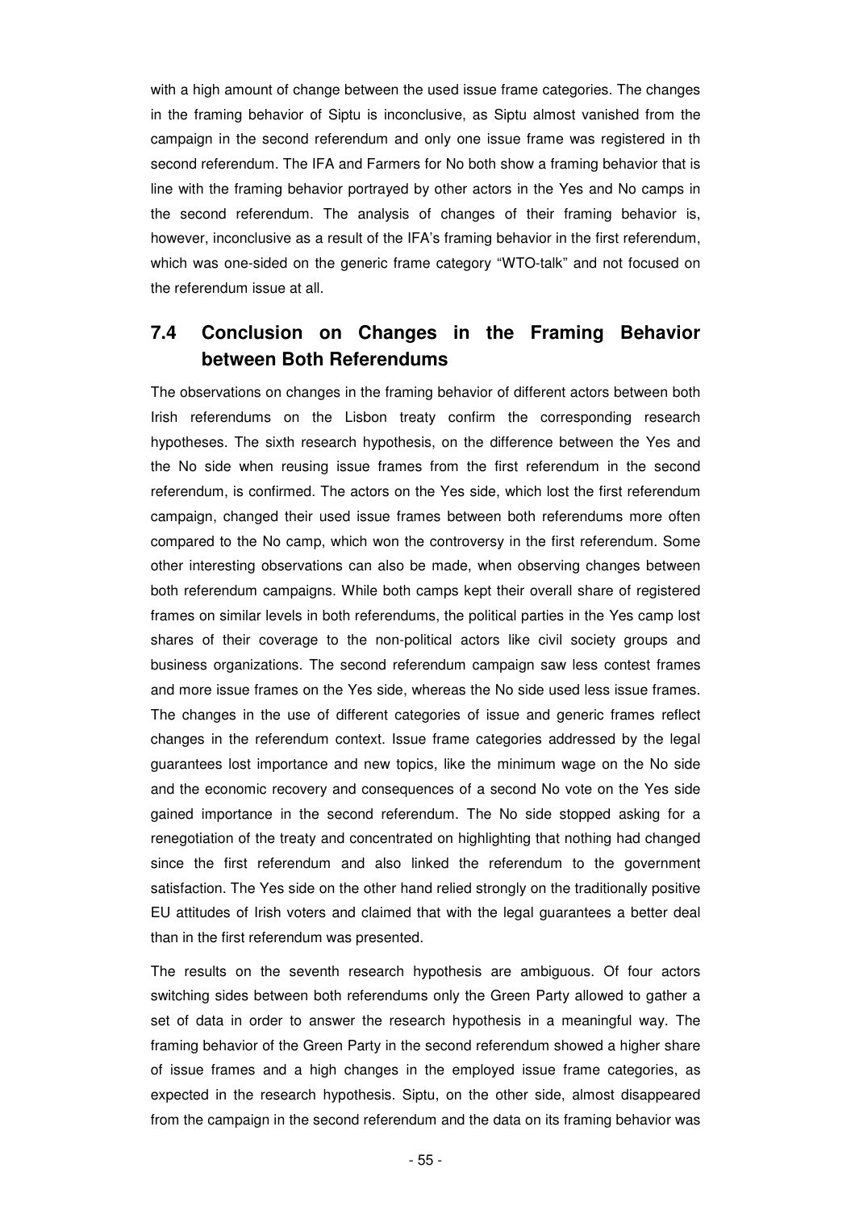with a high amount of change between the used issue frame categories. The changes in the framing behavior of Siptu is inconclusive, as Siptu almost vanished from the campaign in the second referendum and only one issue frame was registered in th second referendum. The IFA and Farmers for No both show a framing behavior that is line with the framing behavior portrayed by other actors in the Yes and No camps in the second referendum. The analysis of changes of their framing behavior is, however, inconclusive as a result of the IFA's framing behavior in the first referendum, which was one-sided on the generic frame category "WTO-talk" and not focused on the referendum issue at all.

## 7.4 Conclusion on Changes in the Framing Behavior between Both Referendums

The observations on changes in the framing behavior of different actors between both Irish referendums on the Lisbon treaty confirm the corresponding research hypotheses. The sixth research hypothesis, on the difference between the Yes and the No side when reusing issue frames from the first referendum in the second referendum, is confirmed. The actors on the Yes side, which lost the first referendum campaign, changed their used issue frames between both referendums more often compared to the No camp, which won the controversy in the first referendum. Some other interesting observations can also be made, when observing changes between both referendum campaigns. While both camps kept their overall share of registered frames on similar levels in both referendums, the political parties in the Yes camp lost shares of their coverage to the non-political actors like civil society groups and business organizations. The second referendum campaign saw less contest frames and more issue frames on the Yes side, whereas the No side used less issue frames. The changes in the use of different categories of issue and generic frames reflect changes in the referendum context. Issue frame categories addressed by the legal guarantees lost importance and new topics, like the minimum wage on the No side and the economic recovery and consequences of a second No vote on the Yes side gained importance in the second referendum. The No side stopped asking for a renegotiation of the treaty and concentrated on highlighting that nothing had changed since the first referendum and also linked the referendum to the government satisfaction. The Yes side on the other hand relied strongly on the traditionally positive EU attitudes of Irish voters and claimed that with the legal guarantees a better deal than in the first referendum was presented.

The results on the seventh research hypothesis are ambiguous. Of four actors switching sides between both referendums only the Green Party allowed to gather a set of data in order to answer the research hypothesis in a meaningful way. The framing behavior of the Green Party in the second referendum showed a higher share of issue frames and a high changes in the employed issue frame categories, as expected in the research hypothesis. Siptu, on the other side, almost disappeared from the campaign in the second referendum and the data on its framing behavior was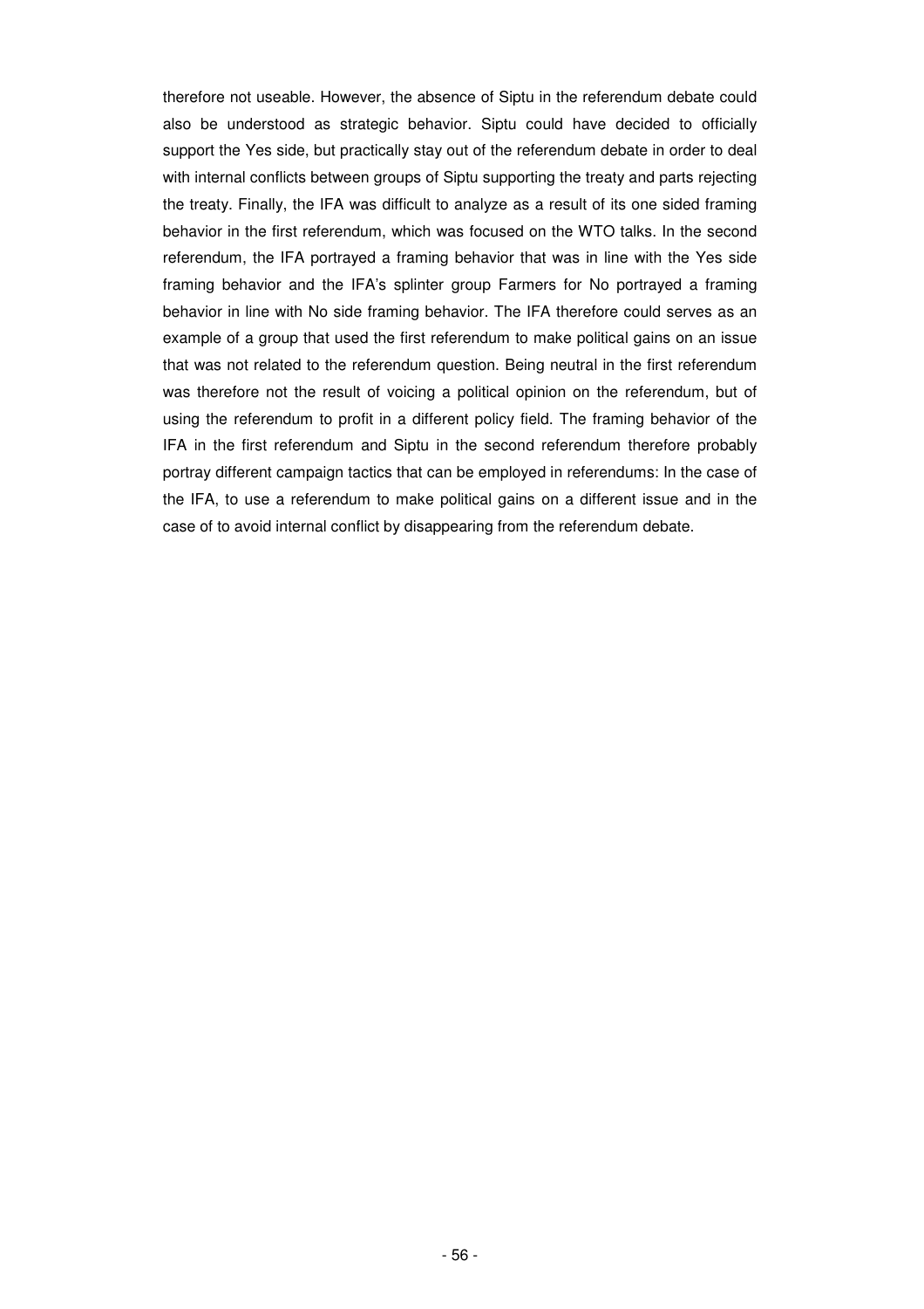therefore not useable. However, the absence of Siptu in the referendum debate could also be understood as strategic behavior. Siptu could have decided to officially support the Yes side, but practically stay out of the referendum debate in order to deal with internal conflicts between groups of Siptu supporting the treaty and parts rejecting the treaty. Finally, the IFA was difficult to analyze as a result of its one sided framing behavior in the first referendum, which was focused on the WTO talks. In the second referendum, the IFA portrayed a framing behavior that was in line with the Yes side framing behavior and the IFA's splinter group Farmers for No portrayed a framing behavior in line with No side framing behavior. The IFA therefore could serves as an example of a group that used the first referendum to make political gains on an issue that was not related to the referendum question. Being neutral in the first referendum was therefore not the result of voicing a political opinion on the referendum, but of using the referendum to profit in a different policy field. The framing behavior of the IFA in the first referendum and Siptu in the second referendum therefore probably portray different campaign tactics that can be employed in referendums: In the case of the IFA, to use a referendum to make political gains on a different issue and in the case of to avoid internal conflict by disappearing from the referendum debate.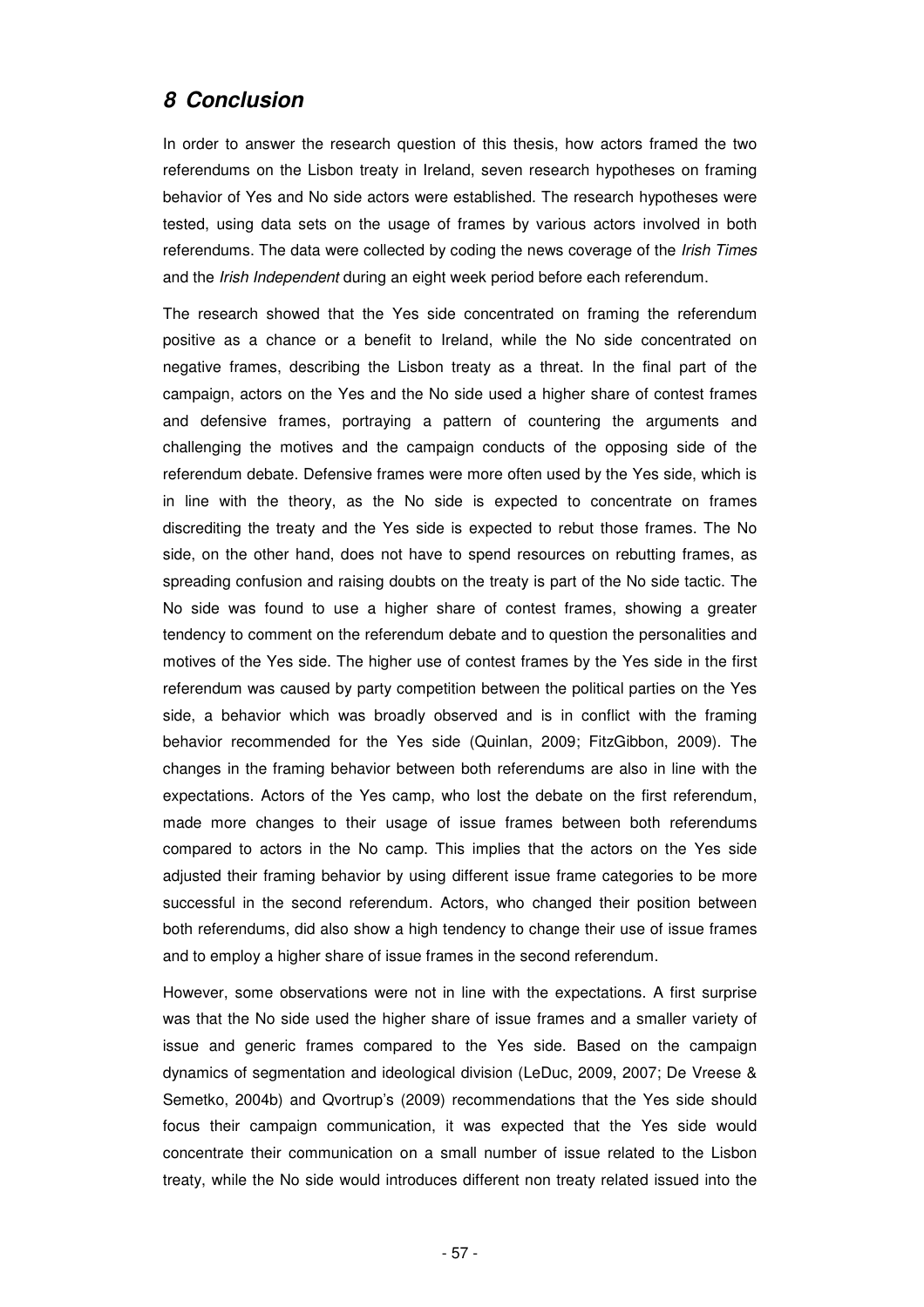# *8 Conclusion*

In order to answer the research question of this thesis, how actors framed the two referendums on the Lisbon treaty in Ireland, seven research hypotheses on framing behavior of Yes and No side actors were established. The research hypotheses were tested, using data sets on the usage of frames by various actors involved in both referendums. The data were collected by coding the news coverage of the *Irish Times* and the *Irish Independent* during an eight week period before each referendum.

The research showed that the Yes side concentrated on framing the referendum positive as a chance or a benefit to Ireland, while the No side concentrated on negative frames, describing the Lisbon treaty as a threat. In the final part of the campaign, actors on the Yes and the No side used a higher share of contest frames and defensive frames, portraying a pattern of countering the arguments and challenging the motives and the campaign conducts of the opposing side of the referendum debate. Defensive frames were more often used by the Yes side, which is in line with the theory, as the No side is expected to concentrate on frames discrediting the treaty and the Yes side is expected to rebut those frames. The No side, on the other hand, does not have to spend resources on rebutting frames, as spreading confusion and raising doubts on the treaty is part of the No side tactic. The No side was found to use a higher share of contest frames, showing a greater tendency to comment on the referendum debate and to question the personalities and motives of the Yes side. The higher use of contest frames by the Yes side in the first referendum was caused by party competition between the political parties on the Yes side, a behavior which was broadly observed and is in conflict with the framing behavior recommended for the Yes side (Quinlan, 2009; FitzGibbon, 2009). The changes in the framing behavior between both referendums are also in line with the expectations. Actors of the Yes camp, who lost the debate on the first referendum, made more changes to their usage of issue frames between both referendums compared to actors in the No camp. This implies that the actors on the Yes side adjusted their framing behavior by using different issue frame categories to be more successful in the second referendum. Actors, who changed their position between both referendums, did also show a high tendency to change their use of issue frames and to employ a higher share of issue frames in the second referendum.

However, some observations were not in line with the expectations. A first surprise was that the No side used the higher share of issue frames and a smaller variety of issue and generic frames compared to the Yes side. Based on the campaign dynamics of segmentation and ideological division (LeDuc, 2009, 2007; De Vreese & Semetko, 2004b) and Qvortrup's (2009) recommendations that the Yes side should focus their campaign communication, it was expected that the Yes side would concentrate their communication on a small number of issue related to the Lisbon treaty, while the No side would introduces different non treaty related issued into the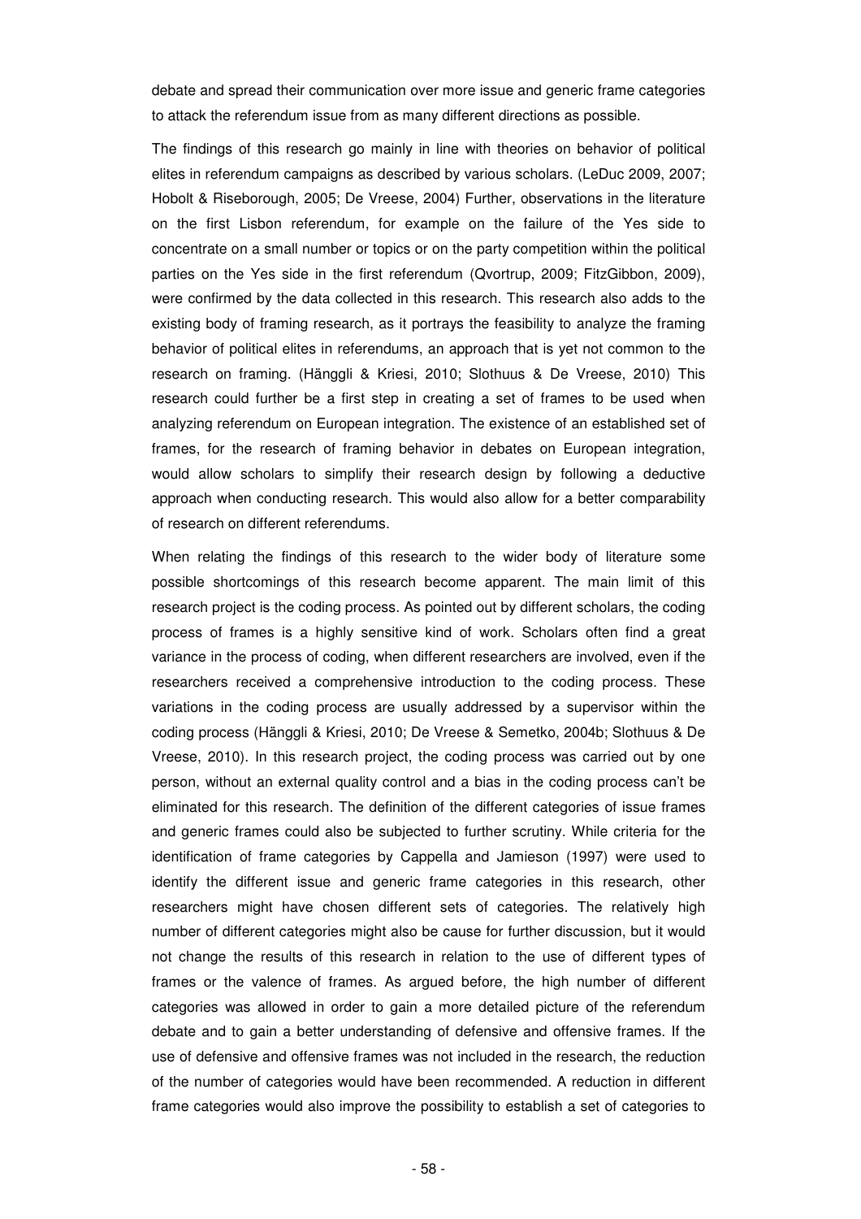debate and spread their communication over more issue and generic frame categories to attack the referendum issue from as many different directions as possible.

The findings of this research go mainly in line with theories on behavior of political elites in referendum campaigns as described by various scholars. (LeDuc 2009, 2007; Hobolt & Riseborough, 2005; De Vreese, 2004) Further, observations in the literature on the first Lisbon referendum, for example on the failure of the Yes side to concentrate on a small number or topics or on the party competition within the political parties on the Yes side in the first referendum (Qvortrup, 2009; FitzGibbon, 2009), were confirmed by the data collected in this research. This research also adds to the existing body of framing research, as it portrays the feasibility to analyze the framing behavior of political elites in referendums, an approach that is yet not common to the research on framing. (Hänggli & Kriesi, 2010; Slothuus & De Vreese, 2010) This research could further be a first step in creating a set of frames to be used when analyzing referendum on European integration. The existence of an established set of frames, for the research of framing behavior in debates on European integration, would allow scholars to simplify their research design by following a deductive approach when conducting research. This would also allow for a better comparability of research on different referendums.

When relating the findings of this research to the wider body of literature some possible shortcomings of this research become apparent. The main limit of this research project is the coding process. As pointed out by different scholars, the coding process of frames is a highly sensitive kind of work. Scholars often find a great variance in the process of coding, when different researchers are involved, even if the researchers received a comprehensive introduction to the coding process. These variations in the coding process are usually addressed by a supervisor within the coding process (Hänggli & Kriesi, 2010; De Vreese & Semetko, 2004b; Slothuus & De Vreese, 2010). In this research project, the coding process was carried out by one person, without an external quality control and a bias in the coding process can't be eliminated for this research. The definition of the different categories of issue frames and generic frames could also be subjected to further scrutiny. While criteria for the identification of frame categories by Cappella and Jamieson (1997) were used to identify the different issue and generic frame categories in this research, other researchers might have chosen different sets of categories. The relatively high number of different categories might also be cause for further discussion, but it would not change the results of this research in relation to the use of different types of frames or the valence of frames. As argued before, the high number of different categories was allowed in order to gain a more detailed picture of the referendum debate and to gain a better understanding of defensive and offensive frames. If the use of defensive and offensive frames was not included in the research, the reduction of the number of categories would have been recommended. A reduction in different frame categories would also improve the possibility to establish a set of categories to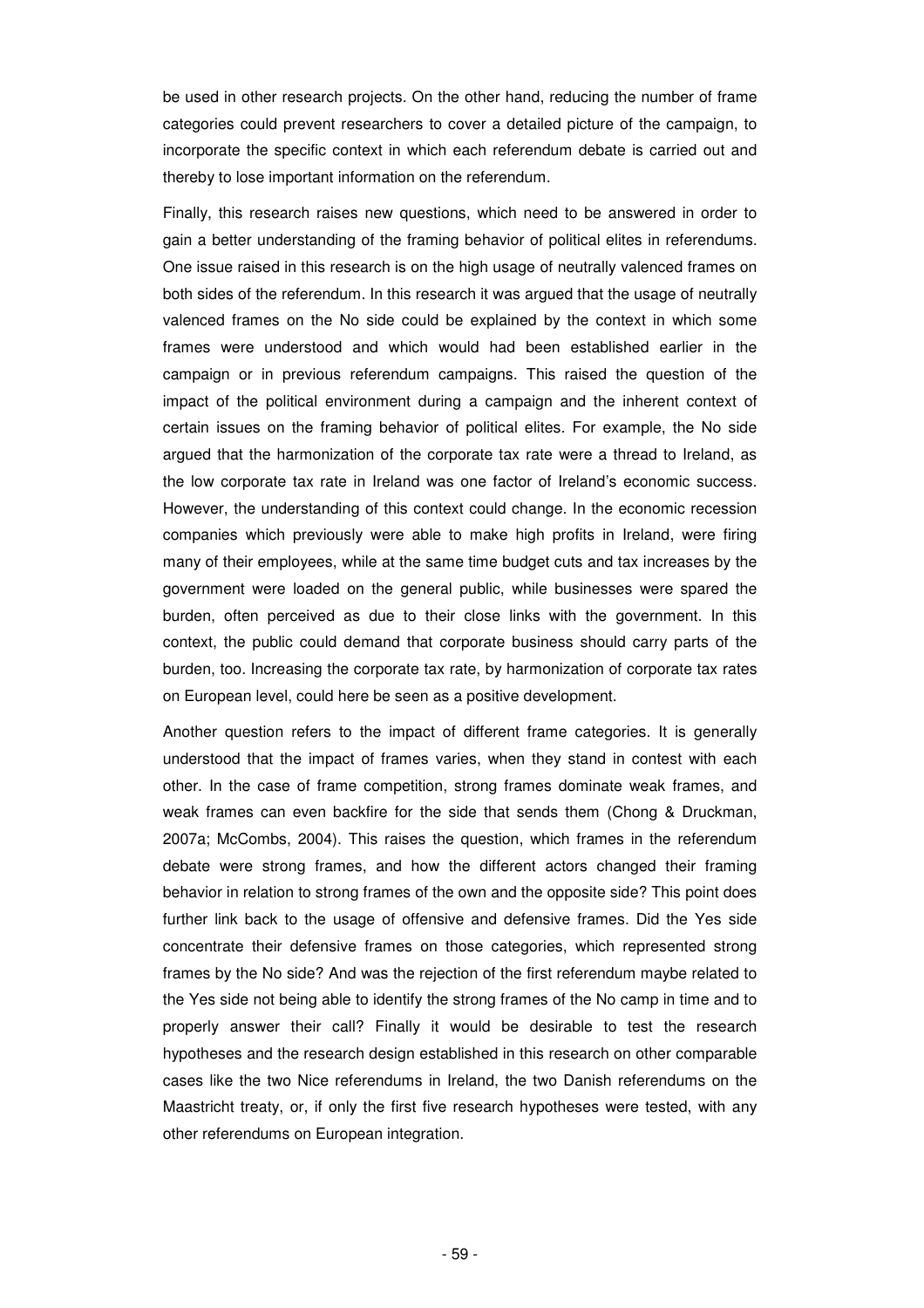be used in other research projects. On the other hand, reducing the number of frame categories could prevent researchers to cover a detailed picture of the campaign, to incorporate the specific context in which each referendum debate is carried out and thereby to lose important information on the referendum.

Finally, this research raises new questions, which need to be answered in order to gain a better understanding of the framing behavior of political elites in referendums. One issue raised in this research is on the high usage of neutrally valenced frames on both sides of the referendum. In this research it was argued that the usage of neutrally valenced frames on the No side could be explained by the context in which some frames were understood and which would had been established earlier in the campaign or in previous referendum campaigns. This raised the question of the impact of the political environment during a campaign and the inherent context of certain issues on the framing behavior of political elites. For example, the No side argued that the harmonization of the corporate tax rate were a thread to Ireland, as the low corporate tax rate in Ireland was one factor of Ireland's economic success. However, the understanding of this context could change. In the economic recession companies which previously were able to make high profits in Ireland, were firing many of their employees, while at the same time budget cuts and tax increases by the government were loaded on the general public, while businesses were spared the burden, often perceived as due to their close links with the government. In this context, the public could demand that corporate business should carry parts of the burden, too. Increasing the corporate tax rate, by harmonization of corporate tax rates on European level, could here be seen as a positive development.

Another question refers to the impact of different frame categories. It is generally understood that the impact of frames varies, when they stand in contest with each other. In the case of frame competition, strong frames dominate weak frames, and weak frames can even backfire for the side that sends them (Chong & Druckman, 2007a; McCombs, 2004). This raises the question, which frames in the referendum debate were strong frames, and how the different actors changed their framing behavior in relation to strong frames of the own and the opposite side? This point does further link back to the usage of offensive and defensive frames. Did the Yes side concentrate their defensive frames on those categories, which represented strong frames by the No side? And was the rejection of the first referendum maybe related to the Yes side not being able to identify the strong frames of the No camp in time and to properly answer their call? Finally it would be desirable to test the research hypotheses and the research design established in this research on other comparable cases like the two Nice referendums in Ireland, the two Danish referendums on the Maastricht treaty, or, if only the first five research hypotheses were tested, with any other referendums on European integration.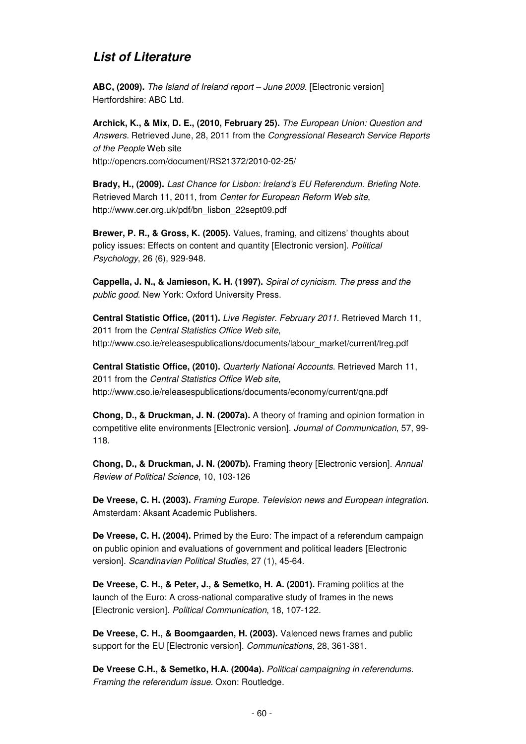## *List of Literature*

**ABC, (2009).** *The Island of Ireland report – June 2009.* [Electronic version] Hertfordshire: ABC Ltd.

**Archick, K., & Mix, D. E., (2010, February 25).** *The European Union: Question and Answers.* Retrieved June, 28, 2011 from the *Congressional Research Service Reports of the People* Web site http://opencrs.com/document/RS21372/2010-02-25/

**Brady, H., (2009).** *Last Chance for Lisbon: Ireland's EU Referendum. Briefing Note.* Retrieved March 11, 2011, from *Center for European Reform Web site*, http://www.cer.org.uk/pdf/bn_lisbon_22sept09.pdf

**Brewer, P. R., & Gross, K. (2005).** Values, framing, and citizens' thoughts about policy issues: Effects on content and quantity [Electronic version]. *Political Psychology*, 26 (6), 929-948.

**Cappella, J. N., & Jamieson, K. H. (1997).** *Spiral of cynicism. The press and the public good.* New York: Oxford University Press.

**Central Statistic Office, (2011).** *Live Register. February 2011.* Retrieved March 11, 2011 from the *Central Statistics Office Web site*, http://www.cso.ie/releasespublications/documents/labour_market/current/lreg.pdf

**Central Statistic Office, (2010).** *Quarterly National Accounts.* Retrieved March 11, 2011 from the *Central Statistics Office Web site*, http://www.cso.ie/releasespublications/documents/economy/current/qna.pdf

**Chong, D., & Druckman, J. N. (2007a).** A theory of framing and opinion formation in competitive elite environments [Electronic version]. *Journal of Communication*, 57, 99-118.

**Chong, D., & Druckman, J. N. (2007b).** Framing theory [Electronic version]. *Annual Review of Political Science*, 10, 103-126

**De Vreese, C. H. (2003).** *Framing Europe. Television news and European integration.* Amsterdam: Aksant Academic Publishers.

**De Vreese, C. H. (2004).** Primed by the Euro: The impact of a referendum campaign on public opinion and evaluations of government and political leaders [Electronic version]. *Scandinavian Political Studies,* 27 (1), 45-64.

**De Vreese, C. H., & Peter, J., & Semetko, H. A. (2001).** Framing politics at the launch of the Euro: A cross-national comparative study of frames in the news [Electronic version]. *Political Communication*, 18, 107-122.

**De Vreese, C. H., & Boomgaarden, H. (2003).** Valenced news frames and public support for the EU [Electronic version]. *Communications*, 28, 361-381.

**De Vreese C.H., & Semetko, H.A. (2004a).** *Political campaigning in referendums. Framing the referendum issue.* Oxon: Routledge.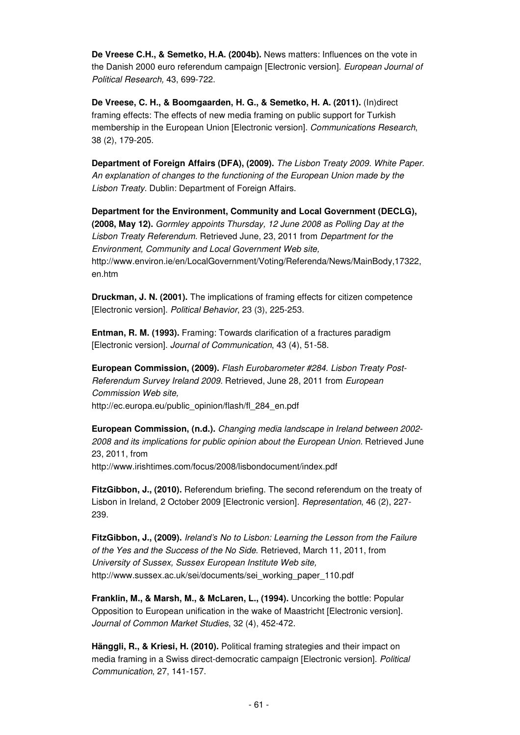**De Vreese C.H., & Semetko, H.A. (2004b).** News matters: Influences on the vote in the Danish 2000 euro referendum campaign [Electronic version]. *European Journal of Political Research,* 43, 699-722.

**De Vreese, C. H., & Boomgaarden, H. G., & Semetko, H. A. (2011).** (In)direct framing effects: The effects of new media framing on public support for Turkish membership in the European Union [Electronic version]. *Communications Research*, 38 (2), 179-205.

**Department of Foreign Affairs (DFA), (2009).** *The Lisbon Treaty 2009. White Paper. An explanation of changes to the functioning of the European Union made by the Lisbon Treaty*. Dublin: Department of Foreign Affairs.

**Department for the Environment, Community and Local Government (DECLG), (2008, May 12).** *Gormley appoints Thursday, 12 June 2008 as Polling Day at the Lisbon Treaty Referendum.* Retrieved June, 23, 2011 from *Department for the Environment, Community and Local Government Web site,* http://www.environ.ie/en/LocalGovernment/Voting/Referenda/News/MainBody,17322,en.htm

**Druckman, J. N. (2001).** The implications of framing effects for citizen competence [Electronic version]. *Political Behavior*, 23 (3), 225-253.

**Entman, R. M. (1993).** Framing: Towards clarification of a fractures paradigm [Electronic version]. *Journal of Communication*, 43 (4), 51-58.

**European Commission, (2009).** *Flash Eurobarometer #284. Lisbon Treaty Post-Referendum Survey Ireland 2009*. Retrieved, June 28, 2011 from *European Commission Web site,* http://ec.europa.eu/public_opinion/flash/fl_284_en.pdf

**European Commission, (n.d.).** *Changing media landscape in Ireland between 2002-2008 and its implications for public opinion about the European Union*. Retrieved June 23, 2011, from http://www.irishtimes.com/focus/2008/lisbondocument/index.pdf

**FitzGibbon, J., (2010).** Referendum briefing. The second referendum on the treaty of Lisbon in Ireland, 2 October 2009 [Electronic version]. *Representation*, 46 (2), 227-239.

**FitzGibbon, J., (2009).** *Ireland's No to Lisbon: Learning the Lesson from the Failure of the Yes and the Success of the No Side*. Retrieved, March 11, 2011, from *University of Sussex, Sussex European Institute Web site,* http://www.sussex.ac.uk/sei/documents/sei_working_paper_110.pdf

**Franklin, M., & Marsh, M., & McLaren, L., (1994).** Uncorking the bottle: Popular Opposition to European unification in the wake of Maastricht [Electronic version]. *Journal of Common Market Studies*, 32 (4), 452-472.

**Hänggli, R., & Kriesi, H. (2010).** Political framing strategies and their impact on media framing in a Swiss direct-democratic campaign [Electronic version]. *Political Communication*, 27, 141-157.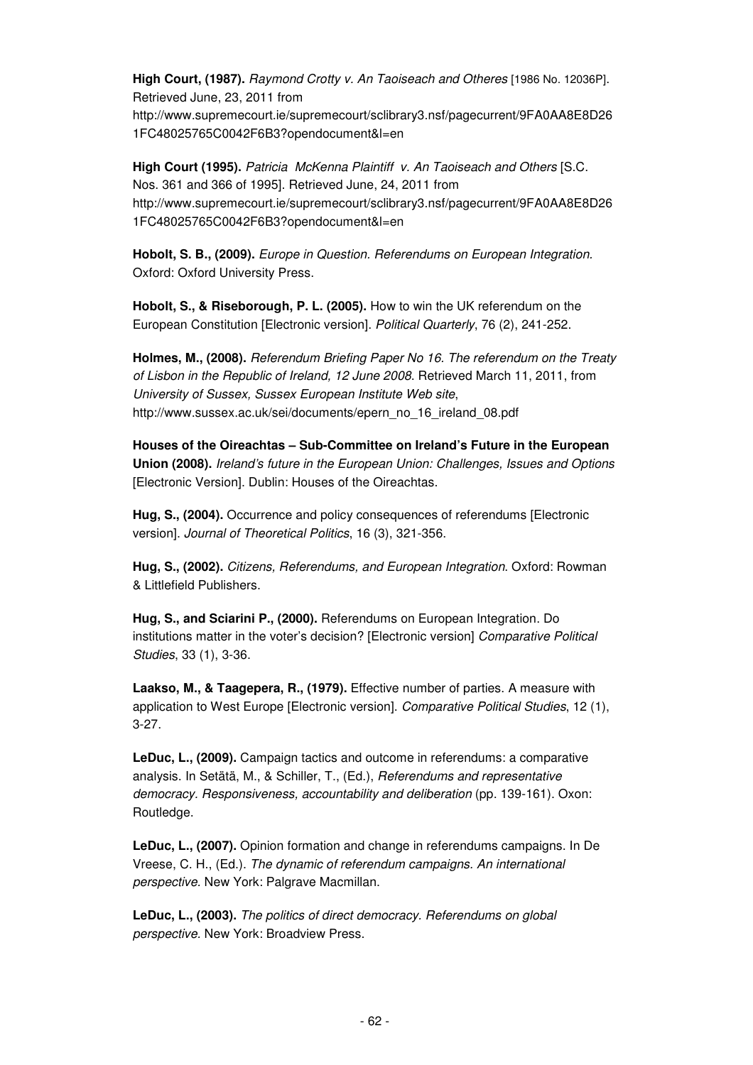**High Court, (1987).** *Raymond Crotty v. An Taoiseach and Otheres* [1986 No. 12036P]. Retrieved June, 23, 2011 from http://www.supremecourt.ie/supremecourt/sclibrary3.nsf/pagecurrent/9FA0AA8E8D261FC48025765C0042F6B3?opendocument&l=en

**High Court (1995).** *Patricia McKenna Plaintiff v. An Taoiseach and Others* [S.C. Nos. 361 and 366 of 1995]. Retrieved June, 24, 2011 from http://www.supremecourt.ie/supremecourt/sclibrary3.nsf/pagecurrent/9FA0AA8E8D261FC48025765C0042F6B3?opendocument&l=en

**Hobolt, S. B., (2009).** *Europe in Question. Referendums on European Integration.* Oxford: Oxford University Press.

**Hobolt, S., & Riseborough, P. L. (2005).** How to win the UK referendum on the European Constitution [Electronic version]. *Political Quarterly*, 76 (2), 241-252.

**Holmes, M., (2008).** *Referendum Briefing Paper No 16. The referendum on the Treaty of Lisbon in the Republic of Ireland, 12 June 2008*. Retrieved March 11, 2011, from *University of Sussex, Sussex European Institute Web site*, http://www.sussex.ac.uk/sei/documents/epern_no_16_ireland_08.pdf

**Houses of the Oireachtas – Sub-Committee on Ireland's Future in the European Union (2008).** *Ireland's future in the European Union: Challenges, Issues and Options* [Electronic Version]. Dublin: Houses of the Oireachtas.

**Hug, S., (2004).** Occurrence and policy consequences of referendums [Electronic version]. *Journal of Theoretical Politics*, 16 (3), 321-356.

**Hug, S., (2002).** *Citizens, Referendums, and European Integration*. Oxford: Rowman & Littlefield Publishers.

**Hug, S., and Sciarini P., (2000).** Referendums on European Integration. Do institutions matter in the voter's decision? [Electronic version] *Comparative Political Studies*, 33 (1), 3-36.

**Laakso, M., & Taagepera, R., (1979).** Effective number of parties. A measure with application to West Europe [Electronic version]. *Comparative Political Studies*, 12 (1), 3-27.

**LeDuc, L., (2009).** Campaign tactics and outcome in referendums: a comparative analysis. In Setätä, M., & Schiller, T., (Ed.), *Referendums and representative democracy. Responsiveness, accountability and deliberation* (pp. 139-161). Oxon: Routledge.

**LeDuc, L., (2007).** Opinion formation and change in referendums campaigns. In De Vreese, C. H., (Ed.). *The dynamic of referendum campaigns. An international perspective.* New York: Palgrave Macmillan.

**LeDuc, L., (2003).** *The politics of direct democracy. Referendums on global perspective.* New York: Broadview Press.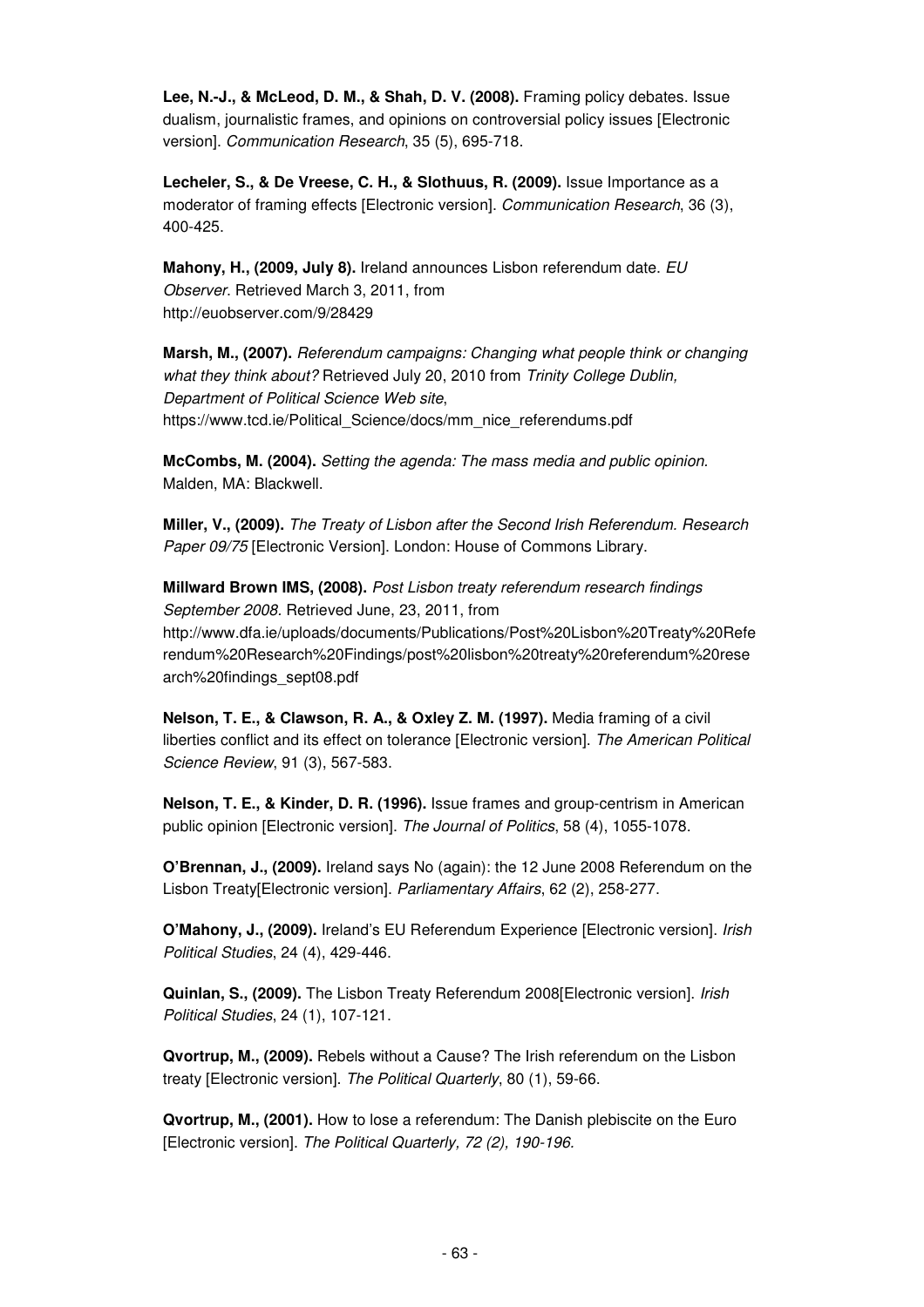**Lee, N.-J., & McLeod, D. M., & Shah, D. V. (2008).** Framing policy debates. Issue dualism, journalistic frames, and opinions on controversial policy issues [Electronic version]. *Communication Research*, 35 (5), 695-718.

**Lecheler, S., & De Vreese, C. H., & Slothuus, R. (2009).** Issue Importance as a moderator of framing effects [Electronic version]. *Communication Research*, 36 (3), 400-425.

**Mahony, H., (2009, July 8).** Ireland announces Lisbon referendum date. *EU Observer*. Retrieved March 3, 2011, from http://euobserver.com/9/28429

**Marsh, M., (2007).** *Referendum campaigns: Changing what people think or changing what they think about?* Retrieved July 20, 2010 from *Trinity College Dublin, Department of Political Science Web site*, https://www.tcd.ie/Political_Science/docs/mm_nice_referendums.pdf

**McCombs, M. (2004).** *Setting the agenda: The mass media and public opinion*. Malden, MA: Blackwell.

**Miller, V., (2009).** *The Treaty of Lisbon after the Second Irish Referendum. Research Paper 09/75* [Electronic Version]. London: House of Commons Library.

**Millward Brown IMS, (2008).** *Post Lisbon treaty referendum research findings September 2008*. Retrieved June, 23, 2011, from http://www.dfa.ie/uploads/documents/Publications/Post%20Lisbon%20Treaty%20Referendum%20Research%20Findings/post%20lisbon%20treaty%20referendum%20research%20findings_sept08.pdf

**Nelson, T. E., & Clawson, R. A., & Oxley Z. M. (1997).** Media framing of a civil liberties conflict and its effect on tolerance [Electronic version]. *The American Political Science Review*, 91 (3), 567-583.

**Nelson, T. E., & Kinder, D. R. (1996).** Issue frames and group-centrism in American public opinion [Electronic version]. *The Journal of Politics*, 58 (4), 1055-1078.

**O'Brennan, J., (2009).** Ireland says No (again): the 12 June 2008 Referendum on the Lisbon Treaty[Electronic version]. *Parliamentary Affairs*, 62 (2), 258-277.

**O'Mahony, J., (2009).** Ireland's EU Referendum Experience [Electronic version]. *Irish Political Studies*, 24 (4), 429-446.

**Quinlan, S., (2009).** The Lisbon Treaty Referendum 2008[Electronic version]. *Irish Political Studies*, 24 (1), 107-121.

**Qvortrup, M., (2009).** Rebels without a Cause? The Irish referendum on the Lisbon treaty [Electronic version]. *The Political Quarterly*, 80 (1), 59-66.

**Qvortrup, M., (2001).** How to lose a referendum: The Danish plebiscite on the Euro [Electronic version]. *The Political Quarterly, 72 (2), 190-196.*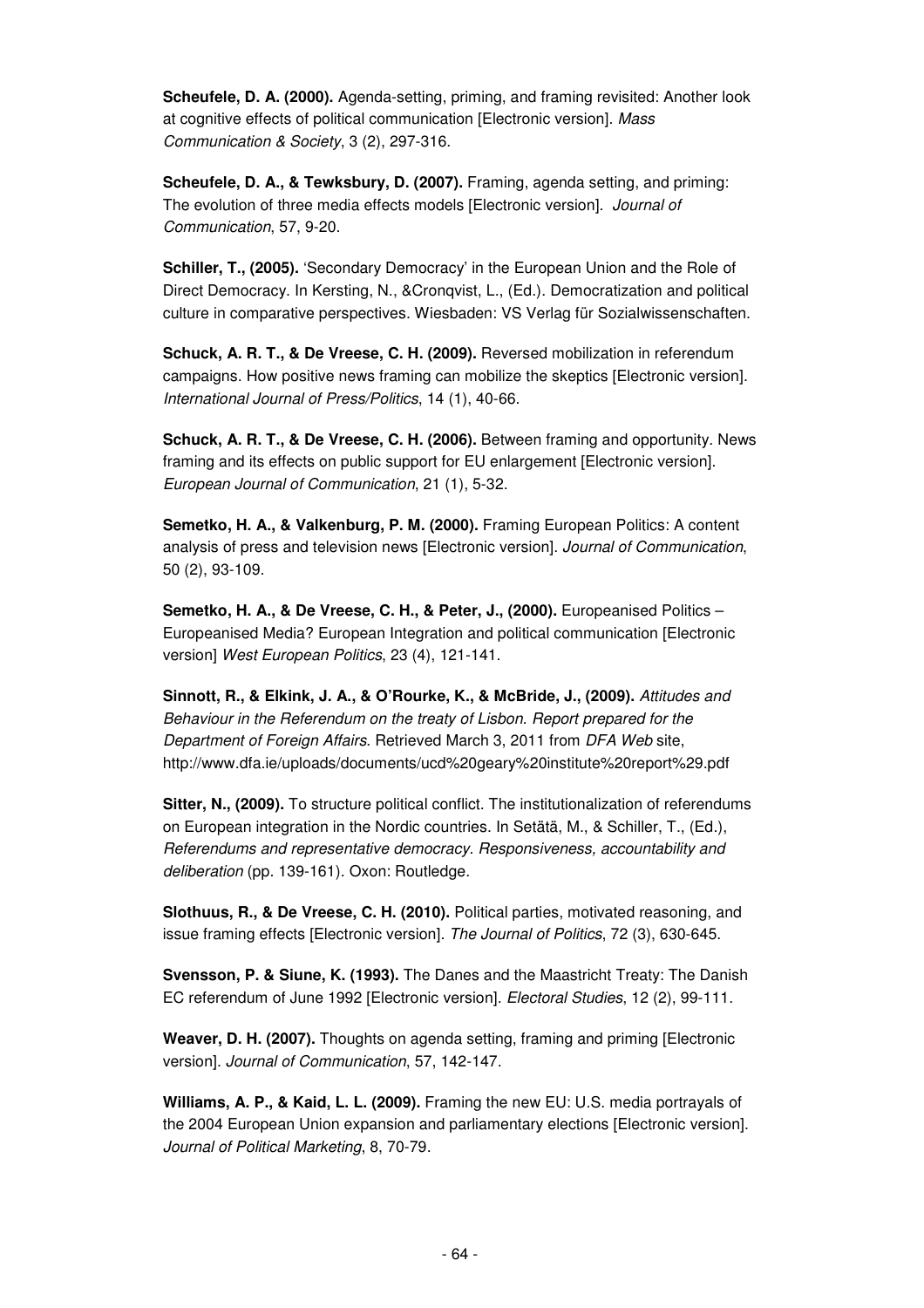**Scheufele, D. A. (2000).** Agenda-setting, priming, and framing revisited: Another look at cognitive effects of political communication [Electronic version]. *Mass Communication & Society*, 3 (2), 297-316.

**Scheufele, D. A., & Tewksbury, D. (2007).** Framing, agenda setting, and priming: The evolution of three media effects models [Electronic version]. *Journal of Communication*, 57, 9-20.

**Schiller, T., (2005).** 'Secondary Democracy' in the European Union and the Role of Direct Democracy. In Kersting, N., &Cronqvist, L., (Ed.). Democratization and political culture in comparative perspectives. Wiesbaden: VS Verlag für Sozialwissenschaften.

**Schuck, A. R. T., & De Vreese, C. H. (2009).** Reversed mobilization in referendum campaigns. How positive news framing can mobilize the skeptics [Electronic version]. *International Journal of Press/Politics*, 14 (1), 40-66.

**Schuck, A. R. T., & De Vreese, C. H. (2006).** Between framing and opportunity. News framing and its effects on public support for EU enlargement [Electronic version]. *European Journal of Communication*, 21 (1), 5-32.

**Semetko, H. A., & Valkenburg, P. M. (2000).** Framing European Politics: A content analysis of press and television news [Electronic version]. *Journal of Communication*, 50 (2), 93-109.

**Semetko, H. A., & De Vreese, C. H., & Peter, J., (2000).** Europeanised Politics – Europeanised Media? European Integration and political communication [Electronic version] *West European Politics*, 23 (4), 121-141.

**Sinnott, R., & Elkink, J. A., & O'Rourke, K., & McBride, J., (2009).** *Attitudes and Behaviour in the Referendum on the treaty of Lisbon. Report prepared for the Department of Foreign Affairs*. Retrieved March 3, 2011 from *DFA Web* site, http://www.dfa.ie/uploads/documents/ucd%20geary%20institute%20report%29.pdf

**Sitter, N., (2009).** To structure political conflict. The institutionalization of referendums on European integration in the Nordic countries. In Setätä, M., & Schiller, T., (Ed.), *Referendums and representative democracy. Responsiveness, accountability and deliberation* (pp. 139-161). Oxon: Routledge.

**Slothuus, R., & De Vreese, C. H. (2010).** Political parties, motivated reasoning, and issue framing effects [Electronic version]. *The Journal of Politics*, 72 (3), 630-645.

**Svensson, P. & Siune, K. (1993).** The Danes and the Maastricht Treaty: The Danish EC referendum of June 1992 [Electronic version]. *Electoral Studies*, 12 (2), 99-111.

**Weaver, D. H. (2007).** Thoughts on agenda setting, framing and priming [Electronic version]. *Journal of Communication*, 57, 142-147.

**Williams, A. P., & Kaid, L. L. (2009).** Framing the new EU: U.S. media portrayals of the 2004 European Union expansion and parliamentary elections [Electronic version]. *Journal of Political Marketing*, 8, 70-79.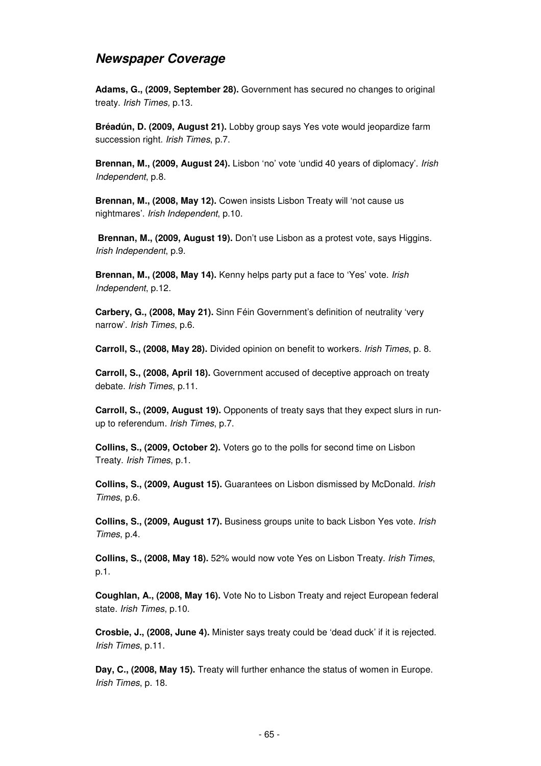## ***Newspaper Coverage***

**Adams, G., (2009, September 28).** Government has secured no changes to original treaty. *Irish Times,* p.13.

**Bréadún, D. (2009, August 21).** Lobby group says Yes vote would jeopardize farm succession right. *Irish Times*, p.7.

**Brennan, M., (2009, August 24).** Lisbon 'no' vote 'undid 40 years of diplomacy'. *Irish Independent*, p.8.

**Brennan, M., (2008, May 12).** Cowen insists Lisbon Treaty will 'not cause us nightmares'. *Irish Independent*, p.10.

**Brennan, M., (2009, August 19).** Don't use Lisbon as a protest vote, says Higgins. *Irish Independent*, p.9.

**Brennan, M., (2008, May 14).** Kenny helps party put a face to 'Yes' vote. *Irish Independent*, p.12.

**Carbery, G., (2008, May 21).** Sinn Féin Government's definition of neutrality 'very narrow'. *Irish Times*, p.6.

**Carroll, S., (2008, May 28).** Divided opinion on benefit to workers. *Irish Times*, p. 8.

**Carroll, S., (2008, April 18).** Government accused of deceptive approach on treaty debate. *Irish Times*, p.11.

**Carroll, S., (2009, August 19).** Opponents of treaty says that they expect slurs in run-up to referendum. *Irish Times*, p.7.

**Collins, S., (2009, October 2).** Voters go to the polls for second time on Lisbon Treaty. *Irish Times*, p.1.

**Collins, S., (2009, August 15).** Guarantees on Lisbon dismissed by McDonald. *Irish Times*, p.6.

**Collins, S., (2009, August 17).** Business groups unite to back Lisbon Yes vote. *Irish Times*, p.4.

**Collins, S., (2008, May 18).** 52% would now vote Yes on Lisbon Treaty. *Irish Times*, p.1.

**Coughlan, A., (2008, May 16).** Vote No to Lisbon Treaty and reject European federal state. *Irish Times*, p.10.

**Crosbie, J., (2008, June 4).** Minister says treaty could be 'dead duck' if it is rejected. *Irish Times*, p.11.

**Day, C., (2008, May 15).** Treaty will further enhance the status of women in Europe. *Irish Times*, p. 18.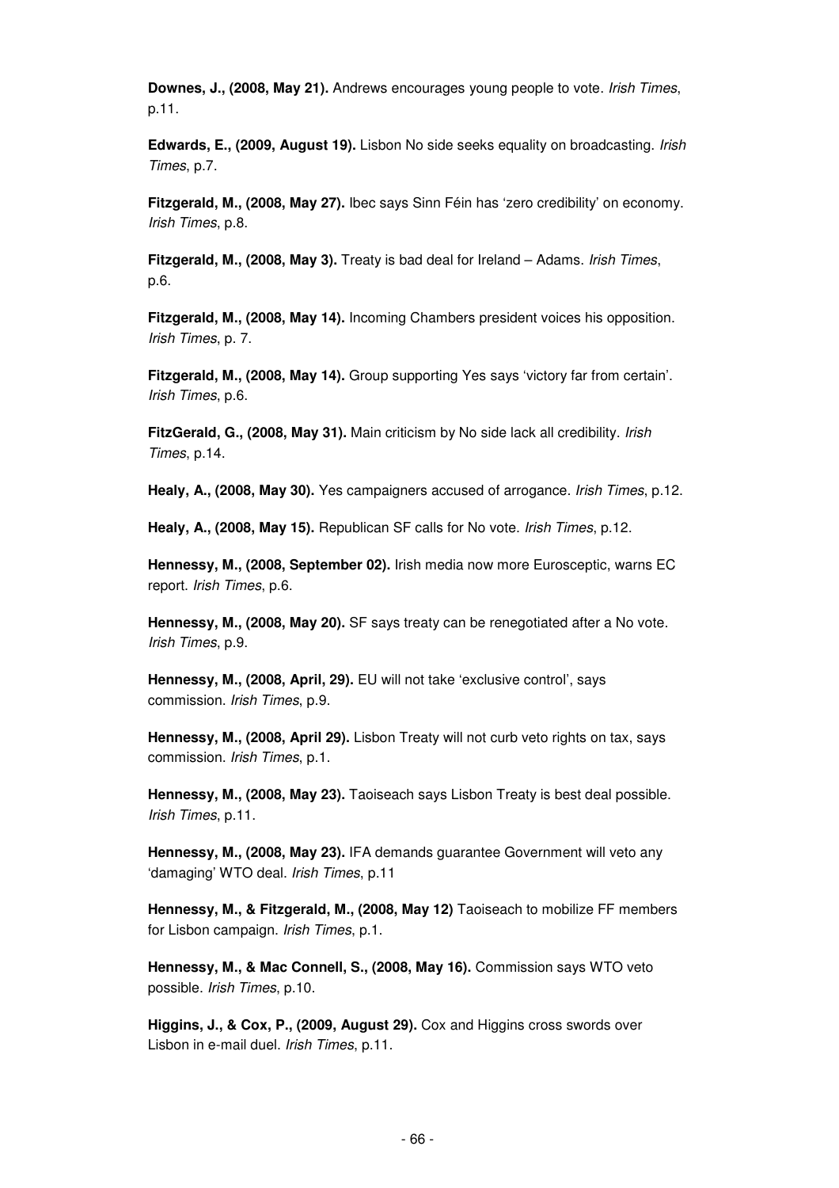**Downes, J., (2008, May 21).** Andrews encourages young people to vote. *Irish Times*, p.11.

**Edwards, E., (2009, August 19).** Lisbon No side seeks equality on broadcasting. *Irish Times*, p.7.

**Fitzgerald, M., (2008, May 27).** Ibec says Sinn Féin has 'zero credibility' on economy. *Irish Times*, p.8.

**Fitzgerald, M., (2008, May 3).** Treaty is bad deal for Ireland – Adams. *Irish Times*, p.6.

**Fitzgerald, M., (2008, May 14).** Incoming Chambers president voices his opposition. *Irish Times*, p. 7.

**Fitzgerald, M., (2008, May 14).** Group supporting Yes says 'victory far from certain'. *Irish Times*, p.6.

**FitzGerald, G., (2008, May 31).** Main criticism by No side lack all credibility. *Irish Times*, p.14.

**Healy, A., (2008, May 30).** Yes campaigners accused of arrogance. *Irish Times*, p.12.

**Healy, A., (2008, May 15).** Republican SF calls for No vote. *Irish Times*, p.12.

**Hennessy, M., (2008, September 02).** Irish media now more Eurosceptic, warns EC report. *Irish Times*, p.6.

**Hennessy, M., (2008, May 20).** SF says treaty can be renegotiated after a No vote. *Irish Times*, p.9.

**Hennessy, M., (2008, April, 29).** EU will not take 'exclusive control', says commission. *Irish Times*, p.9.

**Hennessy, M., (2008, April 29).** Lisbon Treaty will not curb veto rights on tax, says commission. *Irish Times*, p.1.

**Hennessy, M., (2008, May 23).** Taoiseach says Lisbon Treaty is best deal possible. *Irish Times*, p.11.

**Hennessy, M., (2008, May 23).** IFA demands guarantee Government will veto any 'damaging' WTO deal. *Irish Times*, p.11

**Hennessy, M., & Fitzgerald, M., (2008, May 12)** Taoiseach to mobilize FF members for Lisbon campaign. *Irish Times*, p.1.

**Hennessy, M., & Mac Connell, S., (2008, May 16).** Commission says WTO veto possible. *Irish Times*, p.10.

**Higgins, J., & Cox, P., (2009, August 29).** Cox and Higgins cross swords over Lisbon in e-mail duel. *Irish Times*, p.11.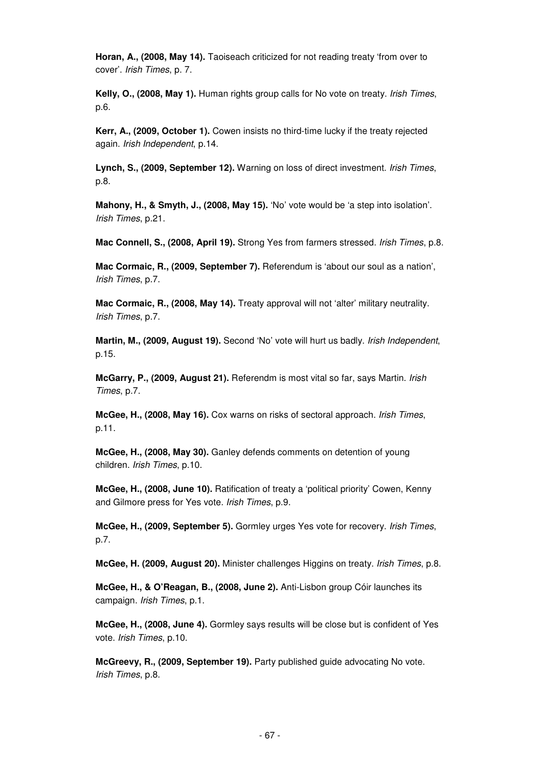**Horan, A., (2008, May 14).** Taoiseach criticized for not reading treaty 'from over to cover'. *Irish Times*, p. 7.

**Kelly, O., (2008, May 1).** Human rights group calls for No vote on treaty. *Irish Times*, p.6.

**Kerr, A., (2009, October 1).** Cowen insists no third-time lucky if the treaty rejected again. *Irish Independent*, p.14.

**Lynch, S., (2009, September 12).** Warning on loss of direct investment. *Irish Times*, p.8.

**Mahony, H., & Smyth, J., (2008, May 15).** 'No' vote would be 'a step into isolation'. *Irish Times*, p.21.

**Mac Connell, S., (2008, April 19).** Strong Yes from farmers stressed. *Irish Times*, p.8.

**Mac Cormaic, R., (2009, September 7).** Referendum is 'about our soul as a nation', *Irish Times*, p.7.

**Mac Cormaic, R., (2008, May 14).** Treaty approval will not 'alter' military neutrality. *Irish Times*, p.7.

**Martin, M., (2009, August 19).** Second 'No' vote will hurt us badly. *Irish Independent*, p.15.

**McGarry, P., (2009, August 21).** Referendm is most vital so far, says Martin. *Irish Times*, p.7.

**McGee, H., (2008, May 16).** Cox warns on risks of sectoral approach. *Irish Times*, p.11.

**McGee, H., (2008, May 30).** Ganley defends comments on detention of young children. *Irish Times*, p.10.

**McGee, H., (2008, June 10).** Ratification of treaty a 'political priority' Cowen, Kenny and Gilmore press for Yes vote. *Irish Times*, p.9.

**McGee, H., (2009, September 5).** Gormley urges Yes vote for recovery. *Irish Times*, p.7.

**McGee, H. (2009, August 20).** Minister challenges Higgins on treaty. *Irish Times*, p.8.

**McGee, H., & O'Reagan, B., (2008, June 2).** Anti-Lisbon group Cóir launches its campaign. *Irish Times*, p.1.

**McGee, H., (2008, June 4).** Gormley says results will be close but is confident of Yes vote. *Irish Times*, p.10.

**McGreevy, R., (2009, September 19).** Party published guide advocating No vote. *Irish Times*, p.8.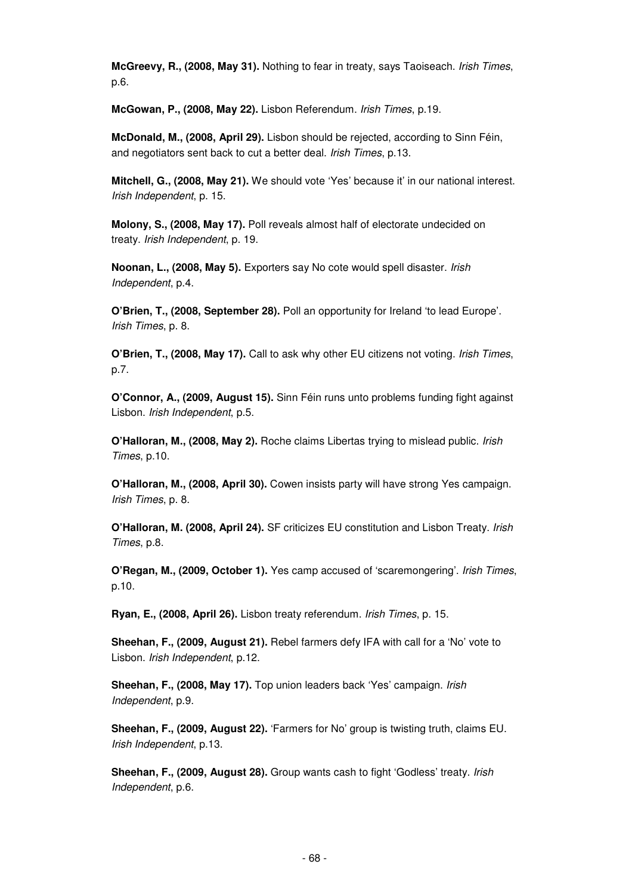**McGreevy, R., (2008, May 31).** Nothing to fear in treaty, says Taoiseach. *Irish Times*, p.6.

**McGowan, P., (2008, May 22).** Lisbon Referendum. *Irish Times*, p.19.

**McDonald, M., (2008, April 29).** Lisbon should be rejected, according to Sinn Féin, and negotiators sent back to cut a better deal. *Irish Times*, p.13.

**Mitchell, G., (2008, May 21).** We should vote 'Yes' because it' in our national interest. *Irish Independent*, p. 15.

**Molony, S., (2008, May 17).** Poll reveals almost half of electorate undecided on treaty. *Irish Independent*, p. 19.

**Noonan, L., (2008, May 5).** Exporters say No cote would spell disaster. *Irish Independent*, p.4.

**O'Brien, T., (2008, September 28).** Poll an opportunity for Ireland 'to lead Europe'. *Irish Times*, p. 8.

**O'Brien, T., (2008, May 17).** Call to ask why other EU citizens not voting. *Irish Times*, p.7.

**O'Connor, A., (2009, August 15).** Sinn Féin runs unto problems funding fight against Lisbon. *Irish Independent*, p.5.

**O'Halloran, M., (2008, May 2).** Roche claims Libertas trying to mislead public. *Irish Times*, p.10.

**O'Halloran, M., (2008, April 30).** Cowen insists party will have strong Yes campaign. *Irish Times*, p. 8.

**O'Halloran, M. (2008, April 24).** SF criticizes EU constitution and Lisbon Treaty. *Irish Times*, p.8.

**O'Regan, M., (2009, October 1).** Yes camp accused of 'scaremongering'. *Irish Times*, p.10.

**Ryan, E., (2008, April 26).** Lisbon treaty referendum. *Irish Times*, p. 15.

**Sheehan, F., (2009, August 21).** Rebel farmers defy IFA with call for a 'No' vote to Lisbon. *Irish Independent*, p.12.

**Sheehan, F., (2008, May 17).** Top union leaders back 'Yes' campaign. *Irish Independent*, p.9.

**Sheehan, F., (2009, August 22).** 'Farmers for No' group is twisting truth, claims EU. *Irish Independent*, p.13.

**Sheehan, F., (2009, August 28).** Group wants cash to fight 'Godless' treaty. *Irish Independent*, p.6.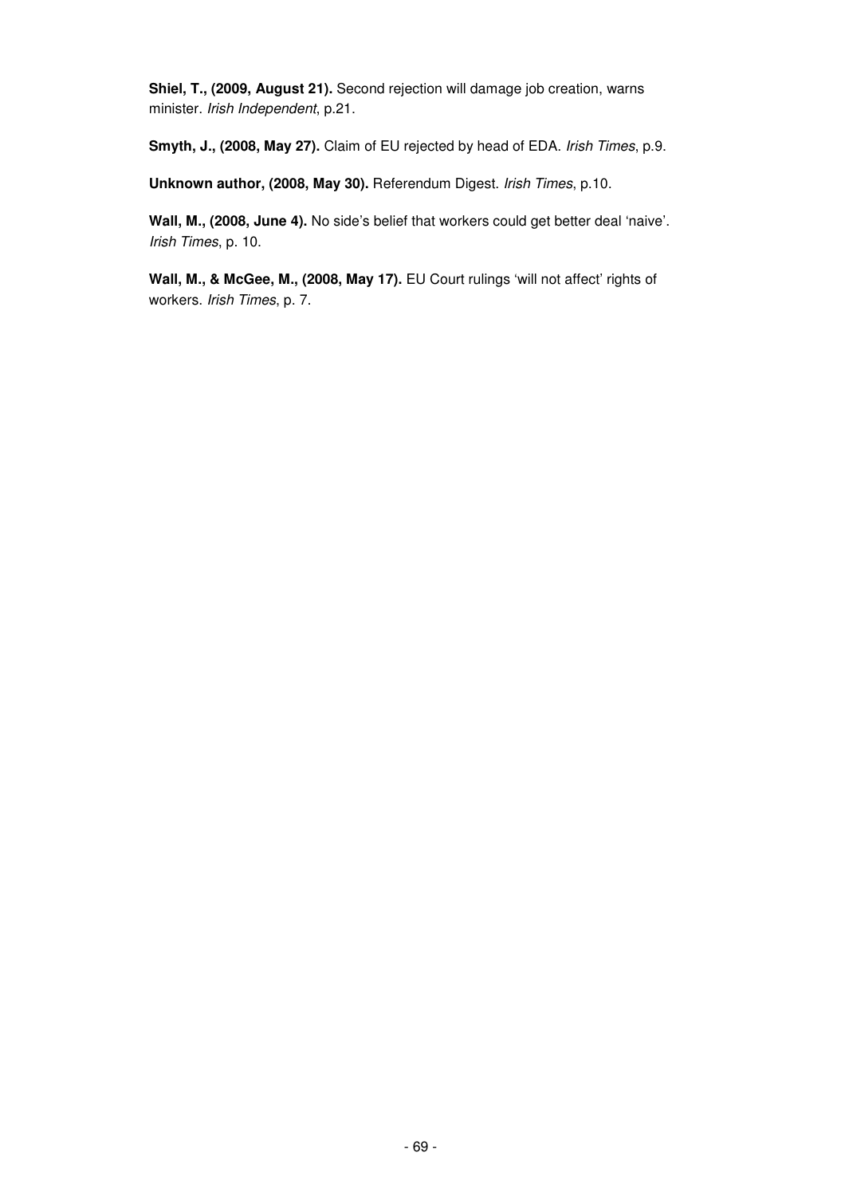**Shiel, T., (2009, August 21).** Second rejection will damage job creation, warns minister. *Irish Independent*, p.21.

**Smyth, J., (2008, May 27).** Claim of EU rejected by head of EDA. *Irish Times*, p.9.

**Unknown author, (2008, May 30).** Referendum Digest. *Irish Times*, p.10.

**Wall, M., (2008, June 4).** No side's belief that workers could get better deal 'naive'. *Irish Times*, p. 10.

**Wall, M., & McGee, M., (2008, May 17).** EU Court rulings 'will not affect' rights of workers. *Irish Times*, p. 7.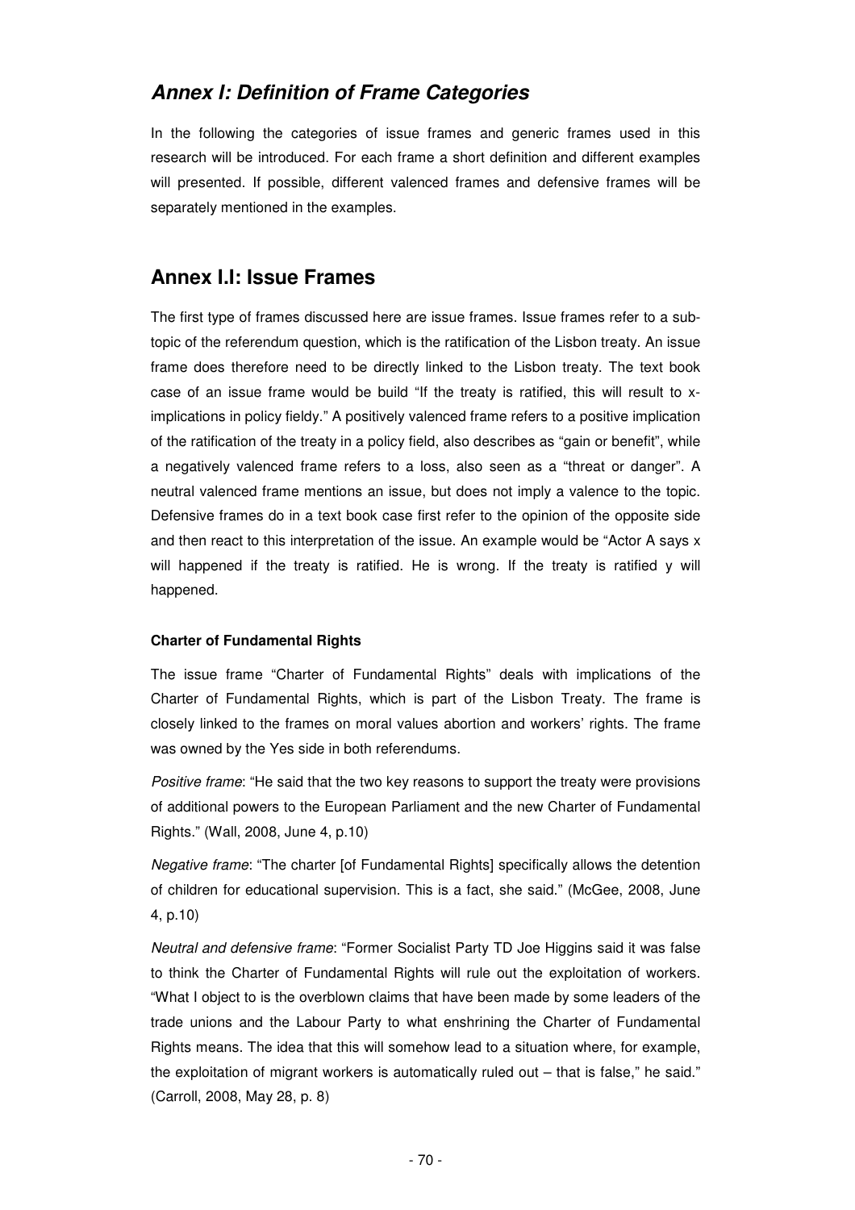# *Annex I: Definition of Frame Categories*

In the following the categories of issue frames and generic frames used in this research will be introduced. For each frame a short definition and different examples will presented. If possible, different valenced frames and defensive frames will be separately mentioned in the examples.

## Annex I.I: Issue Frames

The first type of frames discussed here are issue frames. Issue frames refer to a sub-topic of the referendum question, which is the ratification of the Lisbon treaty. An issue frame does therefore need to be directly linked to the Lisbon treaty. The text book case of an issue frame would be build "If the treaty is ratified, this will result to x-implications in policy fieldy." A positively valenced frame refers to a positive implication of the ratification of the treaty in a policy field, also describes as "gain or benefit", while a negatively valenced frame refers to a loss, also seen as a "threat or danger". A neutral valenced frame mentions an issue, but does not imply a valence to the topic. Defensive frames do in a text book case first refer to the opinion of the opposite side and then react to this interpretation of the issue. An example would be "Actor A says x will happened if the treaty is ratified. He is wrong. If the treaty is ratified y will happened.

**Charter of Fundamental Rights**

The issue frame "Charter of Fundamental Rights" deals with implications of the Charter of Fundamental Rights, which is part of the Lisbon Treaty. The frame is closely linked to the frames on moral values abortion and workers' rights. The frame was owned by the Yes side in both referendums.

*Positive frame*: "He said that the two key reasons to support the treaty were provisions of additional powers to the European Parliament and the new Charter of Fundamental Rights." (Wall, 2008, June 4, p.10)

*Negative frame*: "The charter [of Fundamental Rights] specifically allows the detention of children for educational supervision. This is a fact, she said." (McGee, 2008, June 4, p.10)

*Neutral and defensive frame*: "Former Socialist Party TD Joe Higgins said it was false to think the Charter of Fundamental Rights will rule out the exploitation of workers. "What I object to is the overblown claims that have been made by some leaders of the trade unions and the Labour Party to what enshrining the Charter of Fundamental Rights means. The idea that this will somehow lead to a situation where, for example, the exploitation of migrant workers is automatically ruled out – that is false," he said." (Carroll, 2008, May 28, p. 8)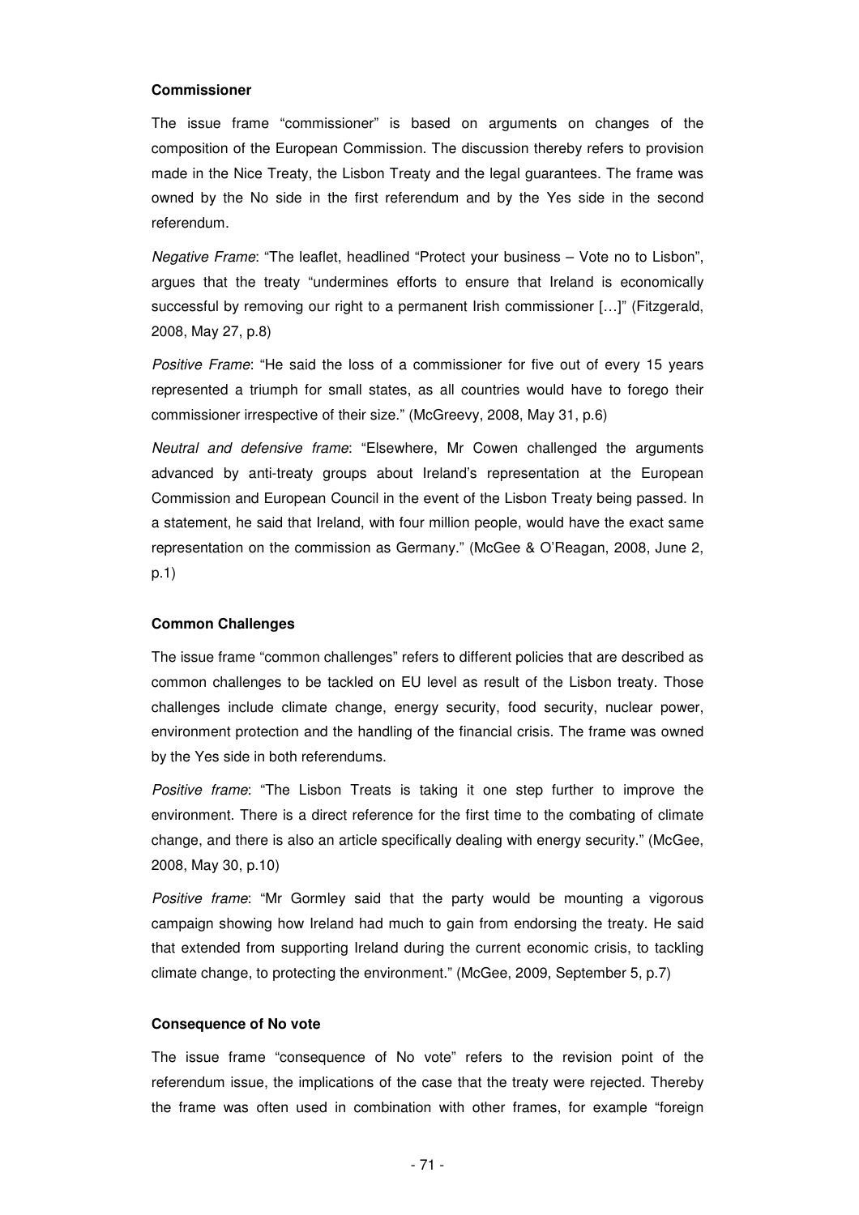**Commissioner**

The issue frame "commissioner" is based on arguments on changes of the composition of the European Commission. The discussion thereby refers to provision made in the Nice Treaty, the Lisbon Treaty and the legal guarantees. The frame was owned by the No side in the first referendum and by the Yes side in the second referendum.

*Negative Frame*: "The leaflet, headlined "Protect your business – Vote no to Lisbon", argues that the treaty "undermines efforts to ensure that Ireland is economically successful by removing our right to a permanent Irish commissioner […]" (Fitzgerald, 2008, May 27, p.8)

*Positive Frame*: "He said the loss of a commissioner for five out of every 15 years represented a triumph for small states, as all countries would have to forego their commissioner irrespective of their size." (McGreevy, 2008, May 31, p.6)

*Neutral and defensive frame*: "Elsewhere, Mr Cowen challenged the arguments advanced by anti-treaty groups about Ireland's representation at the European Commission and European Council in the event of the Lisbon Treaty being passed. In a statement, he said that Ireland, with four million people, would have the exact same representation on the commission as Germany." (McGee & O'Reagan, 2008, June 2, p.1)

**Common Challenges**

The issue frame "common challenges" refers to different policies that are described as common challenges to be tackled on EU level as result of the Lisbon treaty. Those challenges include climate change, energy security, food security, nuclear power, environment protection and the handling of the financial crisis. The frame was owned by the Yes side in both referendums.

*Positive frame*: "The Lisbon Treats is taking it one step further to improve the environment. There is a direct reference for the first time to the combating of climate change, and there is also an article specifically dealing with energy security." (McGee, 2008, May 30, p.10)

*Positive frame*: "Mr Gormley said that the party would be mounting a vigorous campaign showing how Ireland had much to gain from endorsing the treaty. He said that extended from supporting Ireland during the current economic crisis, to tackling climate change, to protecting the environment." (McGee, 2009, September 5, p.7)

**Consequence of No vote**

The issue frame "consequence of No vote" refers to the revision point of the referendum issue, the implications of the case that the treaty were rejected. Thereby the frame was often used in combination with other frames, for example "foreign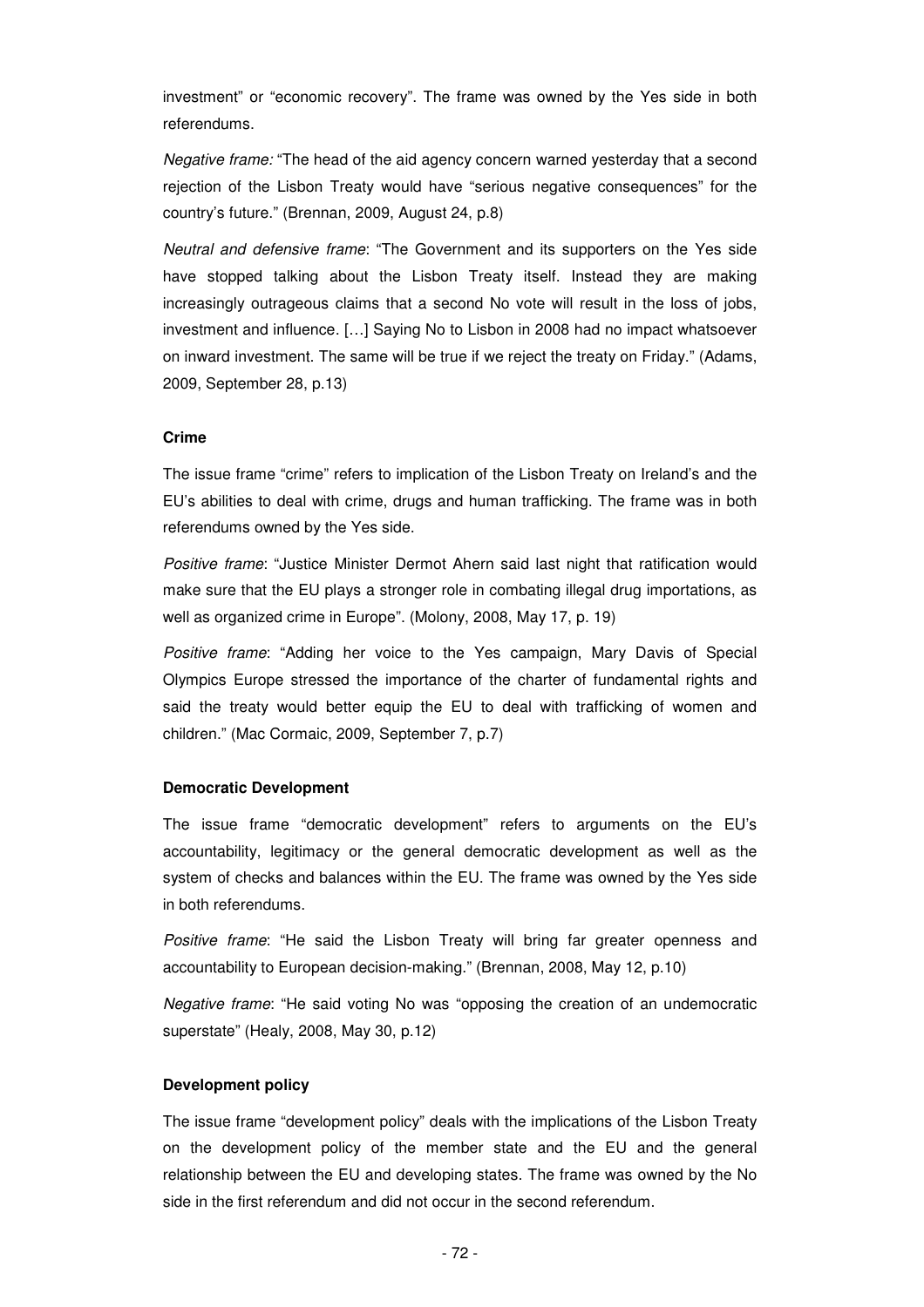investment" or "economic recovery". The frame was owned by the Yes side in both referendums.

*Negative frame:* "The head of the aid agency concern warned yesterday that a second rejection of the Lisbon Treaty would have "serious negative consequences" for the country's future." (Brennan, 2009, August 24, p.8)

*Neutral and defensive frame*: "The Government and its supporters on the Yes side have stopped talking about the Lisbon Treaty itself. Instead they are making increasingly outrageous claims that a second No vote will result in the loss of jobs, investment and influence. […] Saying No to Lisbon in 2008 had no impact whatsoever on inward investment. The same will be true if we reject the treaty on Friday." (Adams, 2009, September 28, p.13)

**Crime**

The issue frame "crime" refers to implication of the Lisbon Treaty on Ireland's and the EU's abilities to deal with crime, drugs and human trafficking. The frame was in both referendums owned by the Yes side.

*Positive frame*: "Justice Minister Dermot Ahern said last night that ratification would make sure that the EU plays a stronger role in combating illegal drug importations, as well as organized crime in Europe". (Molony, 2008, May 17, p. 19)

*Positive frame*: "Adding her voice to the Yes campaign, Mary Davis of Special Olympics Europe stressed the importance of the charter of fundamental rights and said the treaty would better equip the EU to deal with trafficking of women and children." (Mac Cormaic, 2009, September 7, p.7)

**Democratic Development**

The issue frame "democratic development" refers to arguments on the EU's accountability, legitimacy or the general democratic development as well as the system of checks and balances within the EU. The frame was owned by the Yes side in both referendums.

*Positive frame*: "He said the Lisbon Treaty will bring far greater openness and accountability to European decision-making." (Brennan, 2008, May 12, p.10)

*Negative frame*: "He said voting No was "opposing the creation of an undemocratic superstate" (Healy, 2008, May 30, p.12)

**Development policy**

The issue frame "development policy" deals with the implications of the Lisbon Treaty on the development policy of the member state and the EU and the general relationship between the EU and developing states. The frame was owned by the No side in the first referendum and did not occur in the second referendum.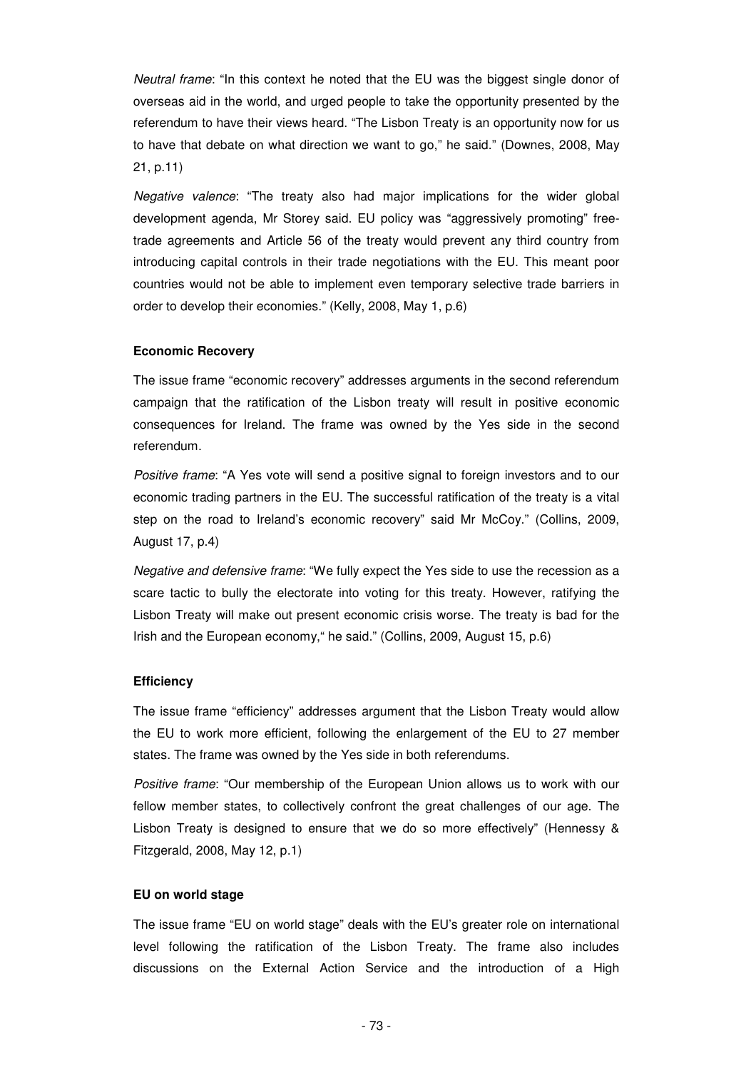*Neutral frame*: "In this context he noted that the EU was the biggest single donor of overseas aid in the world, and urged people to take the opportunity presented by the referendum to have their views heard. "The Lisbon Treaty is an opportunity now for us to have that debate on what direction we want to go," he said." (Downes, 2008, May 21, p.11)

*Negative valence*: "The treaty also had major implications for the wider global development agenda, Mr Storey said. EU policy was "aggressively promoting" free-trade agreements and Article 56 of the treaty would prevent any third country from introducing capital controls in their trade negotiations with the EU. This meant poor countries would not be able to implement even temporary selective trade barriers in order to develop their economies." (Kelly, 2008, May 1, p.6)

**Economic Recovery**

The issue frame "economic recovery" addresses arguments in the second referendum campaign that the ratification of the Lisbon treaty will result in positive economic consequences for Ireland. The frame was owned by the Yes side in the second referendum.

*Positive frame*: "A Yes vote will send a positive signal to foreign investors and to our economic trading partners in the EU. The successful ratification of the treaty is a vital step on the road to Ireland's economic recovery" said Mr McCoy." (Collins, 2009, August 17, p.4)

*Negative and defensive frame*: "We fully expect the Yes side to use the recession as a scare tactic to bully the electorate into voting for this treaty. However, ratifying the Lisbon Treaty will make out present economic crisis worse. The treaty is bad for the Irish and the European economy," he said." (Collins, 2009, August 15, p.6)

**Efficiency**

The issue frame "efficiency" addresses argument that the Lisbon Treaty would allow the EU to work more efficient, following the enlargement of the EU to 27 member states. The frame was owned by the Yes side in both referendums.

*Positive frame*: "Our membership of the European Union allows us to work with our fellow member states, to collectively confront the great challenges of our age. The Lisbon Treaty is designed to ensure that we do so more effectively" (Hennessy & Fitzgerald, 2008, May 12, p.1)

**EU on world stage**

The issue frame "EU on world stage" deals with the EU's greater role on international level following the ratification of the Lisbon Treaty. The frame also includes discussions on the External Action Service and the introduction of a High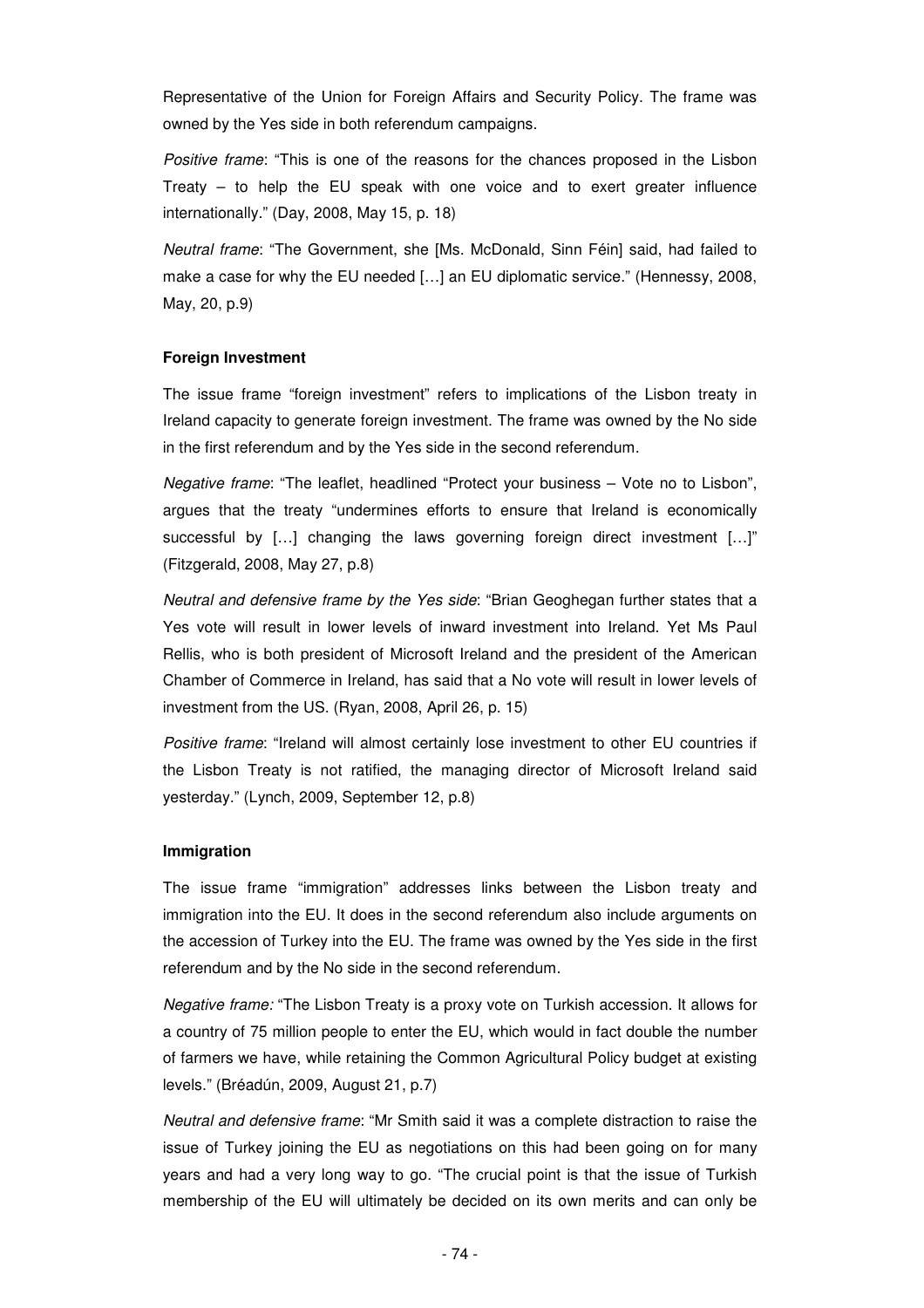Representative of the Union for Foreign Affairs and Security Policy. The frame was owned by the Yes side in both referendum campaigns.

*Positive frame*: "This is one of the reasons for the chances proposed in the Lisbon Treaty – to help the EU speak with one voice and to exert greater influence internationally." (Day, 2008, May 15, p. 18)

*Neutral frame*: "The Government, she [Ms. McDonald, Sinn Féin] said, had failed to make a case for why the EU needed […] an EU diplomatic service." (Hennessy, 2008, May, 20, p.9)

**Foreign Investment**

The issue frame "foreign investment" refers to implications of the Lisbon treaty in Ireland capacity to generate foreign investment. The frame was owned by the No side in the first referendum and by the Yes side in the second referendum.

*Negative frame*: "The leaflet, headlined "Protect your business – Vote no to Lisbon", argues that the treaty "undermines efforts to ensure that Ireland is economically successful by […] changing the laws governing foreign direct investment […]" (Fitzgerald, 2008, May 27, p.8)

*Neutral and defensive frame by the Yes side*: "Brian Geoghegan further states that a Yes vote will result in lower levels of inward investment into Ireland. Yet Ms Paul Rellis, who is both president of Microsoft Ireland and the president of the American Chamber of Commerce in Ireland, has said that a No vote will result in lower levels of investment from the US. (Ryan, 2008, April 26, p. 15)

*Positive frame*: "Ireland will almost certainly lose investment to other EU countries if the Lisbon Treaty is not ratified, the managing director of Microsoft Ireland said yesterday." (Lynch, 2009, September 12, p.8)

**Immigration**

The issue frame "immigration" addresses links between the Lisbon treaty and immigration into the EU. It does in the second referendum also include arguments on the accession of Turkey into the EU. The frame was owned by the Yes side in the first referendum and by the No side in the second referendum.

*Negative frame:* "The Lisbon Treaty is a proxy vote on Turkish accession. It allows for a country of 75 million people to enter the EU, which would in fact double the number of farmers we have, while retaining the Common Agricultural Policy budget at existing levels." (Bréadún, 2009, August 21, p.7)

*Neutral and defensive frame*: "Mr Smith said it was a complete distraction to raise the issue of Turkey joining the EU as negotiations on this had been going on for many years and had a very long way to go. "The crucial point is that the issue of Turkish membership of the EU will ultimately be decided on its own merits and can only be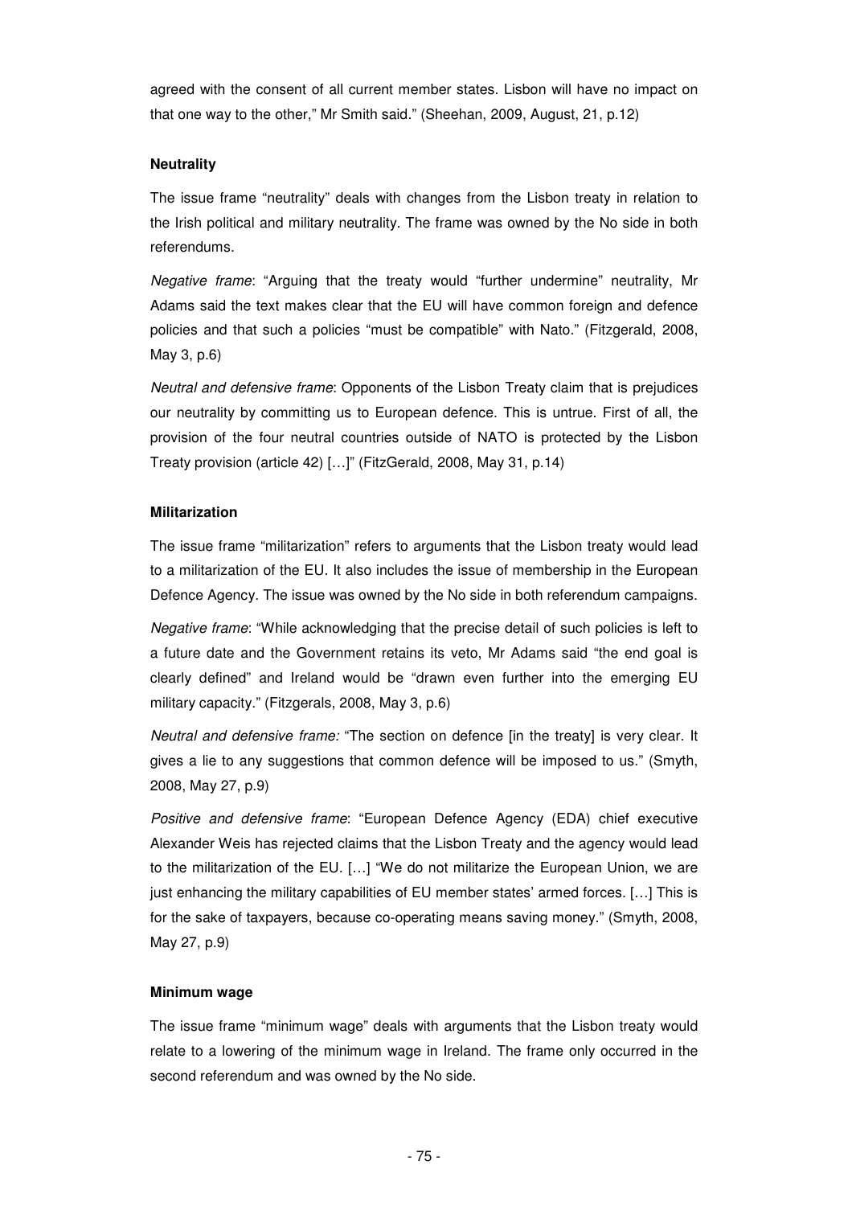agreed with the consent of all current member states. Lisbon will have no impact on that one way to the other," Mr Smith said." (Sheehan, 2009, August, 21, p.12)

**Neutrality**

The issue frame "neutrality" deals with changes from the Lisbon treaty in relation to the Irish political and military neutrality. The frame was owned by the No side in both referendums.

*Negative frame*: "Arguing that the treaty would "further undermine" neutrality, Mr Adams said the text makes clear that the EU will have common foreign and defence policies and that such a policies "must be compatible" with Nato." (Fitzgerald, 2008, May 3, p.6)

*Neutral and defensive frame*: Opponents of the Lisbon Treaty claim that is prejudices our neutrality by committing us to European defence. This is untrue. First of all, the provision of the four neutral countries outside of NATO is protected by the Lisbon Treaty provision (article 42) […]" (FitzGerald, 2008, May 31, p.14)

**Militarization**

The issue frame "militarization" refers to arguments that the Lisbon treaty would lead to a militarization of the EU. It also includes the issue of membership in the European Defence Agency. The issue was owned by the No side in both referendum campaigns.

*Negative frame*: "While acknowledging that the precise detail of such policies is left to a future date and the Government retains its veto, Mr Adams said "the end goal is clearly defined" and Ireland would be "drawn even further into the emerging EU military capacity." (Fitzgerals, 2008, May 3, p.6)

*Neutral and defensive frame:* "The section on defence [in the treaty] is very clear. It gives a lie to any suggestions that common defence will be imposed to us." (Smyth, 2008, May 27, p.9)

*Positive and defensive frame*: "European Defence Agency (EDA) chief executive Alexander Weis has rejected claims that the Lisbon Treaty and the agency would lead to the militarization of the EU. […] "We do not militarize the European Union, we are just enhancing the military capabilities of EU member states' armed forces. […] This is for the sake of taxpayers, because co-operating means saving money." (Smyth, 2008, May 27, p.9)

**Minimum wage**

The issue frame "minimum wage" deals with arguments that the Lisbon treaty would relate to a lowering of the minimum wage in Ireland. The frame only occurred in the second referendum and was owned by the No side.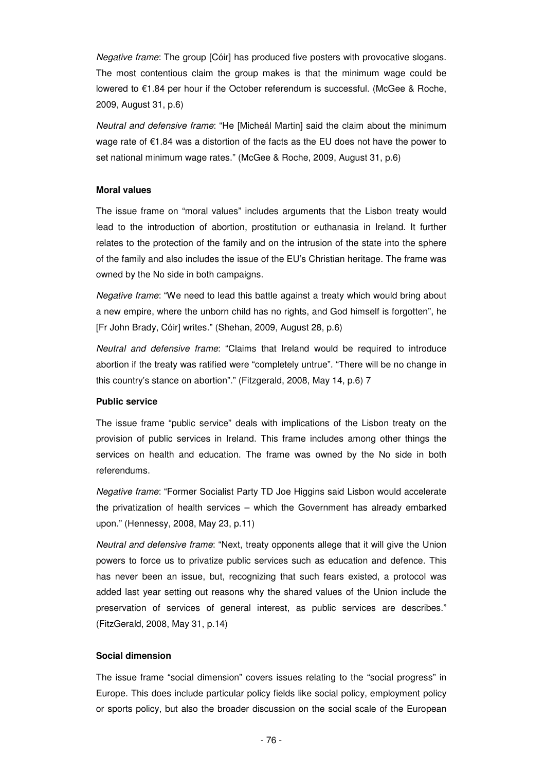*Negative frame*: The group [Cóir] has produced five posters with provocative slogans. The most contentious claim the group makes is that the minimum wage could be lowered to €1.84 per hour if the October referendum is successful. (McGee & Roche, 2009, August 31, p.6)

*Neutral and defensive frame*: "He [Micheál Martin] said the claim about the minimum wage rate of €1.84 was a distortion of the facts as the EU does not have the power to set national minimum wage rates." (McGee & Roche, 2009, August 31, p.6)

**Moral values**

The issue frame on "moral values" includes arguments that the Lisbon treaty would lead to the introduction of abortion, prostitution or euthanasia in Ireland. It further relates to the protection of the family and on the intrusion of the state into the sphere of the family and also includes the issue of the EU's Christian heritage. The frame was owned by the No side in both campaigns.

*Negative frame*: "We need to lead this battle against a treaty which would bring about a new empire, where the unborn child has no rights, and God himself is forgotten", he [Fr John Brady, Cóir] writes." (Shehan, 2009, August 28, p.6)

*Neutral and defensive frame*: "Claims that Ireland would be required to introduce abortion if the treaty was ratified were "completely untrue". "There will be no change in this country's stance on abortion"." (Fitzgerald, 2008, May 14, p.6) 7

**Public service**

The issue frame "public service" deals with implications of the Lisbon treaty on the provision of public services in Ireland. This frame includes among other things the services on health and education. The frame was owned by the No side in both referendums.

*Negative frame*: "Former Socialist Party TD Joe Higgins said Lisbon would accelerate the privatization of health services – which the Government has already embarked upon." (Hennessy, 2008, May 23, p.11)

*Neutral and defensive frame*: "Next, treaty opponents allege that it will give the Union powers to force us to privatize public services such as education and defence. This has never been an issue, but, recognizing that such fears existed, a protocol was added last year setting out reasons why the shared values of the Union include the preservation of services of general interest, as public services are describes." (FitzGerald, 2008, May 31, p.14)

**Social dimension**

The issue frame "social dimension" covers issues relating to the "social progress" in Europe. This does include particular policy fields like social policy, employment policy or sports policy, but also the broader discussion on the social scale of the European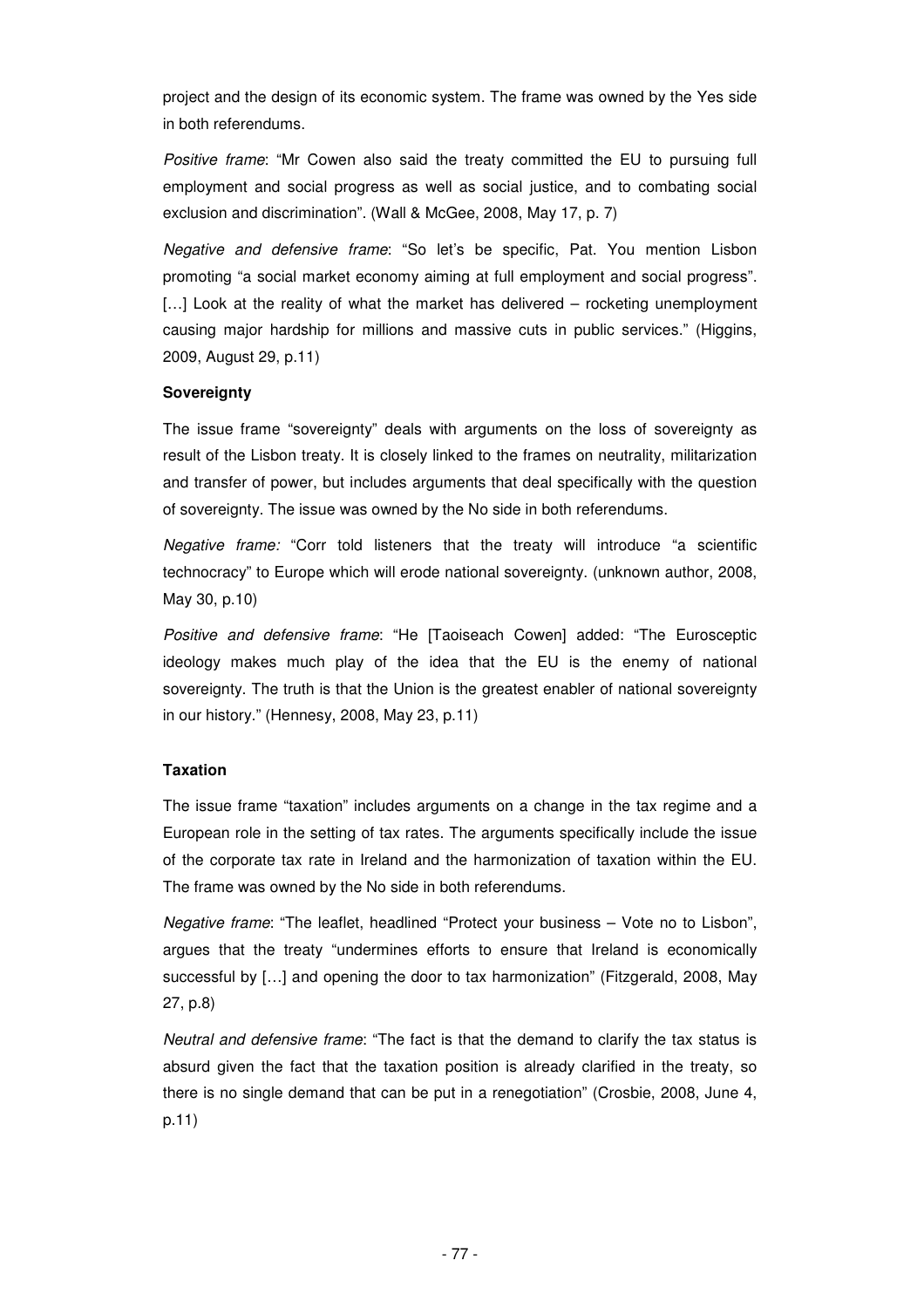project and the design of its economic system. The frame was owned by the Yes side in both referendums.

*Positive frame*: "Mr Cowen also said the treaty committed the EU to pursuing full employment and social progress as well as social justice, and to combating social exclusion and discrimination". (Wall & McGee, 2008, May 17, p. 7)

*Negative and defensive frame*: "So let's be specific, Pat. You mention Lisbon promoting "a social market economy aiming at full employment and social progress". […] Look at the reality of what the market has delivered – rocketing unemployment causing major hardship for millions and massive cuts in public services." (Higgins, 2009, August 29, p.11)

**Sovereignty**

The issue frame "sovereignty" deals with arguments on the loss of sovereignty as result of the Lisbon treaty. It is closely linked to the frames on neutrality, militarization and transfer of power, but includes arguments that deal specifically with the question of sovereignty. The issue was owned by the No side in both referendums.

*Negative frame:* "Corr told listeners that the treaty will introduce "a scientific technocracy" to Europe which will erode national sovereignty. (unknown author, 2008, May 30, p.10)

*Positive and defensive frame*: "He [Taoiseach Cowen] added: "The Eurosceptic ideology makes much play of the idea that the EU is the enemy of national sovereignty. The truth is that the Union is the greatest enabler of national sovereignty in our history." (Hennesy, 2008, May 23, p.11)

**Taxation**

The issue frame "taxation" includes arguments on a change in the tax regime and a European role in the setting of tax rates. The arguments specifically include the issue of the corporate tax rate in Ireland and the harmonization of taxation within the EU. The frame was owned by the No side in both referendums.

*Negative frame*: "The leaflet, headlined "Protect your business – Vote no to Lisbon", argues that the treaty "undermines efforts to ensure that Ireland is economically successful by […] and opening the door to tax harmonization" (Fitzgerald, 2008, May 27, p.8)

*Neutral and defensive frame*: "The fact is that the demand to clarify the tax status is absurd given the fact that the taxation position is already clarified in the treaty, so there is no single demand that can be put in a renegotiation" (Crosbie, 2008, June 4, p.11)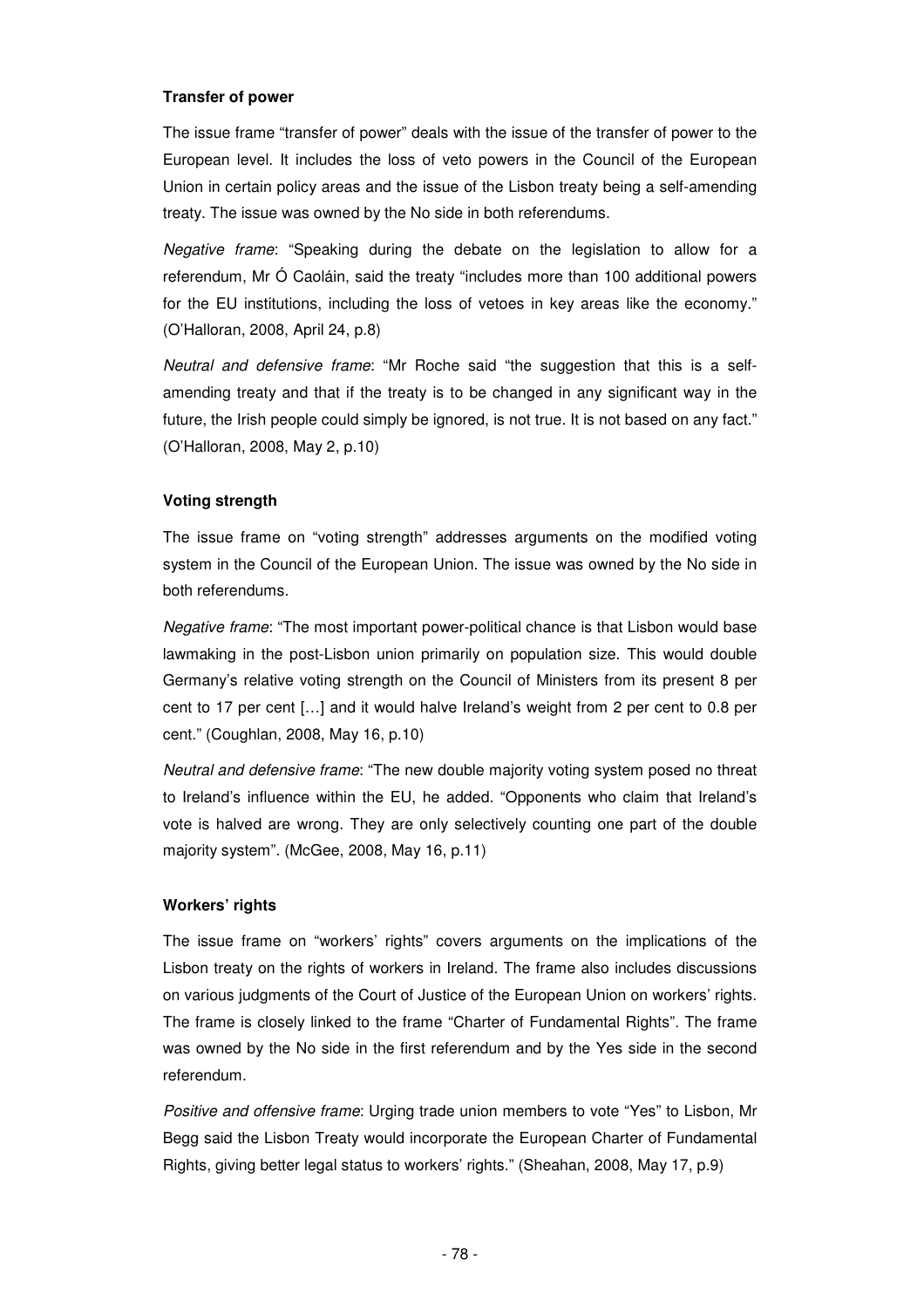**Transfer of power**

The issue frame "transfer of power" deals with the issue of the transfer of power to the European level. It includes the loss of veto powers in the Council of the European Union in certain policy areas and the issue of the Lisbon treaty being a self-amending treaty. The issue was owned by the No side in both referendums.

*Negative frame*: "Speaking during the debate on the legislation to allow for a referendum, Mr Ó Caoláin, said the treaty "includes more than 100 additional powers for the EU institutions, including the loss of vetoes in key areas like the economy." (O'Halloran, 2008, April 24, p.8)

*Neutral and defensive frame*: "Mr Roche said "the suggestion that this is a self-amending treaty and that if the treaty is to be changed in any significant way in the future, the Irish people could simply be ignored, is not true. It is not based on any fact." (O'Halloran, 2008, May 2, p.10)

**Voting strength**

The issue frame on "voting strength" addresses arguments on the modified voting system in the Council of the European Union. The issue was owned by the No side in both referendums.

*Negative frame*: "The most important power-political chance is that Lisbon would base lawmaking in the post-Lisbon union primarily on population size. This would double Germany's relative voting strength on the Council of Ministers from its present 8 per cent to 17 per cent […] and it would halve Ireland's weight from 2 per cent to 0.8 per cent." (Coughlan, 2008, May 16, p.10)

*Neutral and defensive frame*: "The new double majority voting system posed no threat to Ireland's influence within the EU, he added. "Opponents who claim that Ireland's vote is halved are wrong. They are only selectively counting one part of the double majority system". (McGee, 2008, May 16, p.11)

**Workers' rights**

The issue frame on "workers' rights" covers arguments on the implications of the Lisbon treaty on the rights of workers in Ireland. The frame also includes discussions on various judgments of the Court of Justice of the European Union on workers' rights. The frame is closely linked to the frame "Charter of Fundamental Rights". The frame was owned by the No side in the first referendum and by the Yes side in the second referendum.

*Positive and offensive frame*: Urging trade union members to vote "Yes" to Lisbon, Mr Begg said the Lisbon Treaty would incorporate the European Charter of Fundamental Rights, giving better legal status to workers' rights." (Sheahan, 2008, May 17, p.9)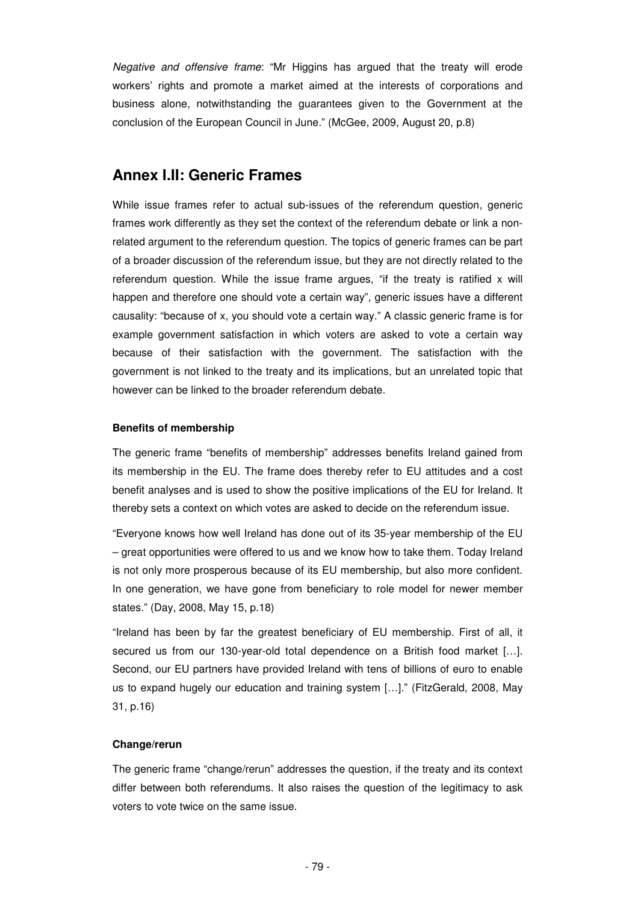*Negative and offensive frame*: "Mr Higgins has argued that the treaty will erode workers' rights and promote a market aimed at the interests of corporations and business alone, notwithstanding the guarantees given to the Government at the conclusion of the European Council in June." (McGee, 2009, August 20, p.8)

## Annex I.II: Generic Frames

While issue frames refer to actual sub-issues of the referendum question, generic frames work differently as they set the context of the referendum debate or link a non-related argument to the referendum question. The topics of generic frames can be part of a broader discussion of the referendum issue, but they are not directly related to the referendum question. While the issue frame argues, "if the treaty is ratified x will happen and therefore one should vote a certain way", generic issues have a different causality: "because of x, you should vote a certain way." A classic generic frame is for example government satisfaction in which voters are asked to vote a certain way because of their satisfaction with the government. The satisfaction with the government is not linked to the treaty and its implications, but an unrelated topic that however can be linked to the broader referendum debate.

**Benefits of membership**

The generic frame "benefits of membership" addresses benefits Ireland gained from its membership in the EU. The frame does thereby refer to EU attitudes and a cost benefit analyses and is used to show the positive implications of the EU for Ireland. It thereby sets a context on which votes are asked to decide on the referendum issue.

"Everyone knows how well Ireland has done out of its 35-year membership of the EU – great opportunities were offered to us and we know how to take them. Today Ireland is not only more prosperous because of its EU membership, but also more confident. In one generation, we have gone from beneficiary to role model for newer member states." (Day, 2008, May 15, p.18)

"Ireland has been by far the greatest beneficiary of EU membership. First of all, it secured us from our 130-year-old total dependence on a British food market […]. Second, our EU partners have provided Ireland with tens of billions of euro to enable us to expand hugely our education and training system […]." (FitzGerald, 2008, May 31, p.16)

**Change/rerun**

The generic frame "change/rerun" addresses the question, if the treaty and its context differ between both referendums. It also raises the question of the legitimacy to ask voters to vote twice on the same issue.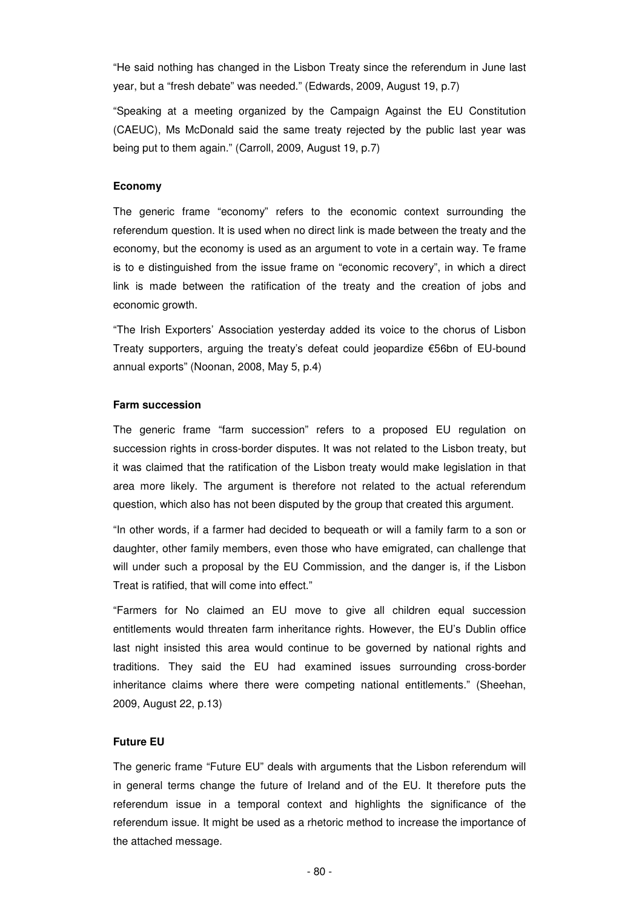"He said nothing has changed in the Lisbon Treaty since the referendum in June last year, but a "fresh debate" was needed." (Edwards, 2009, August 19, p.7)

"Speaking at a meeting organized by the Campaign Against the EU Constitution (CAEUC), Ms McDonald said the same treaty rejected by the public last year was being put to them again." (Carroll, 2009, August 19, p.7)

**Economy**

The generic frame "economy" refers to the economic context surrounding the referendum question. It is used when no direct link is made between the treaty and the economy, but the economy is used as an argument to vote in a certain way. Te frame is to e distinguished from the issue frame on "economic recovery", in which a direct link is made between the ratification of the treaty and the creation of jobs and economic growth.

"The Irish Exporters' Association yesterday added its voice to the chorus of Lisbon Treaty supporters, arguing the treaty's defeat could jeopardize €56bn of EU-bound annual exports" (Noonan, 2008, May 5, p.4)

**Farm succession**

The generic frame "farm succession" refers to a proposed EU regulation on succession rights in cross-border disputes. It was not related to the Lisbon treaty, but it was claimed that the ratification of the Lisbon treaty would make legislation in that area more likely. The argument is therefore not related to the actual referendum question, which also has not been disputed by the group that created this argument.

"In other words, if a farmer had decided to bequeath or will a family farm to a son or daughter, other family members, even those who have emigrated, can challenge that will under such a proposal by the EU Commission, and the danger is, if the Lisbon Treat is ratified, that will come into effect."

"Farmers for No claimed an EU move to give all children equal succession entitlements would threaten farm inheritance rights. However, the EU's Dublin office last night insisted this area would continue to be governed by national rights and traditions. They said the EU had examined issues surrounding cross-border inheritance claims where there were competing national entitlements." (Sheehan, 2009, August 22, p.13)

**Future EU**

The generic frame "Future EU" deals with arguments that the Lisbon referendum will in general terms change the future of Ireland and of the EU. It therefore puts the referendum issue in a temporal context and highlights the significance of the referendum issue. It might be used as a rhetoric method to increase the importance of the attached message.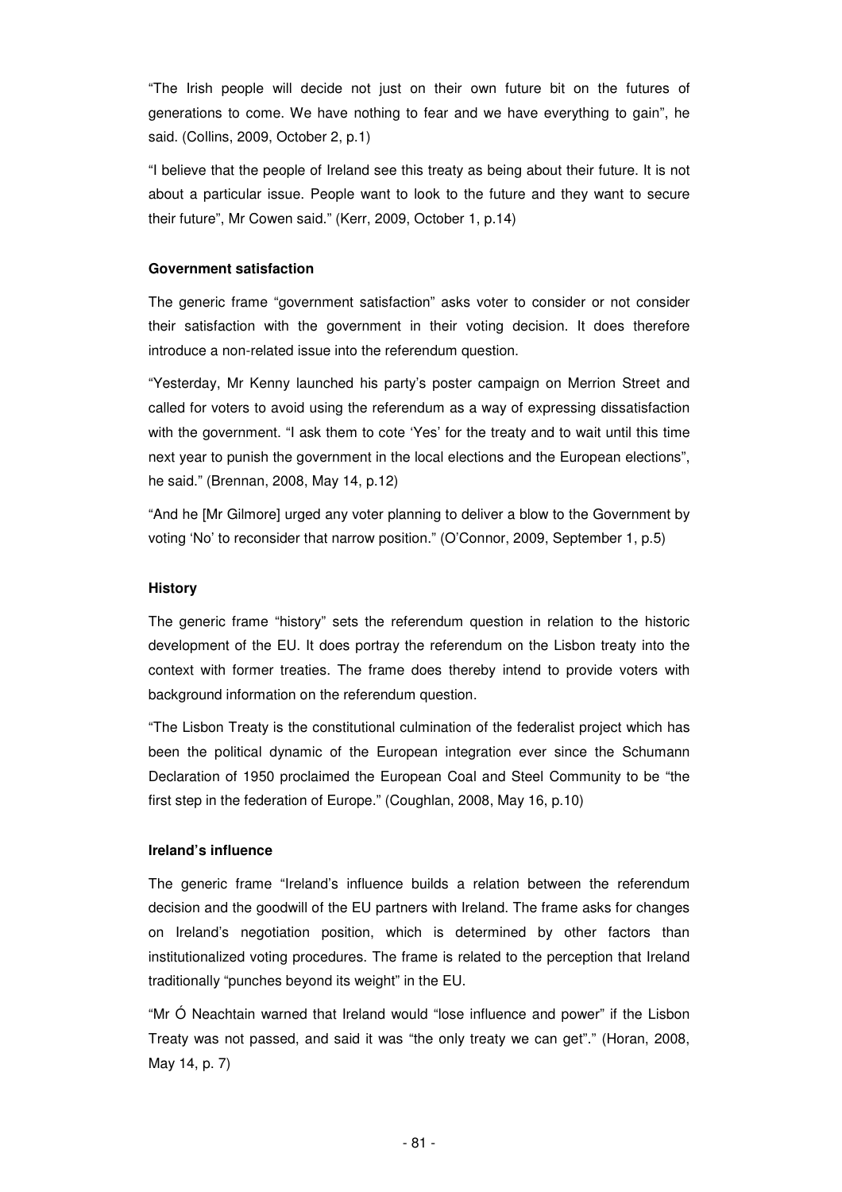"The Irish people will decide not just on their own future bit on the futures of generations to come. We have nothing to fear and we have everything to gain", he said. (Collins, 2009, October 2, p.1)

"I believe that the people of Ireland see this treaty as being about their future. It is not about a particular issue. People want to look to the future and they want to secure their future", Mr Cowen said." (Kerr, 2009, October 1, p.14)

**Government satisfaction**

The generic frame "government satisfaction" asks voter to consider or not consider their satisfaction with the government in their voting decision. It does therefore introduce a non-related issue into the referendum question.

"Yesterday, Mr Kenny launched his party's poster campaign on Merrion Street and called for voters to avoid using the referendum as a way of expressing dissatisfaction with the government. "I ask them to cote 'Yes' for the treaty and to wait until this time next year to punish the government in the local elections and the European elections", he said." (Brennan, 2008, May 14, p.12)

"And he [Mr Gilmore] urged any voter planning to deliver a blow to the Government by voting 'No' to reconsider that narrow position." (O'Connor, 2009, September 1, p.5)

**History**

The generic frame "history" sets the referendum question in relation to the historic development of the EU. It does portray the referendum on the Lisbon treaty into the context with former treaties. The frame does thereby intend to provide voters with background information on the referendum question.

"The Lisbon Treaty is the constitutional culmination of the federalist project which has been the political dynamic of the European integration ever since the Schumann Declaration of 1950 proclaimed the European Coal and Steel Community to be "the first step in the federation of Europe." (Coughlan, 2008, May 16, p.10)

**Ireland's influence**

The generic frame "Ireland's influence builds a relation between the referendum decision and the goodwill of the EU partners with Ireland. The frame asks for changes on Ireland's negotiation position, which is determined by other factors than institutionalized voting procedures. The frame is related to the perception that Ireland traditionally "punches beyond its weight" in the EU.

"Mr Ó Neachtain warned that Ireland would "lose influence and power" if the Lisbon Treaty was not passed, and said it was "the only treaty we can get"." (Horan, 2008, May 14, p. 7)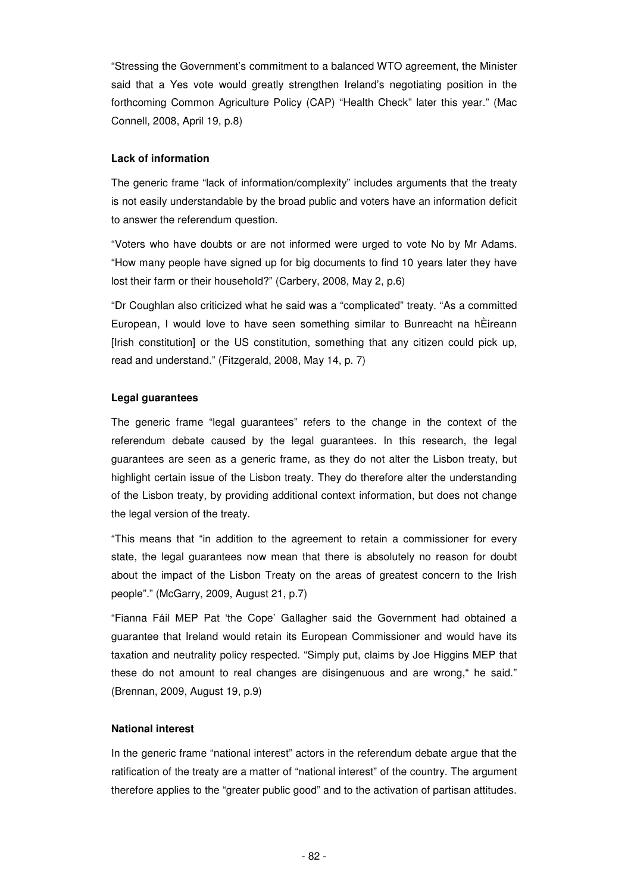"Stressing the Government's commitment to a balanced WTO agreement, the Minister said that a Yes vote would greatly strengthen Ireland's negotiating position in the forthcoming Common Agriculture Policy (CAP) "Health Check" later this year." (Mac Connell, 2008, April 19, p.8)

**Lack of information**

The generic frame "lack of information/complexity" includes arguments that the treaty is not easily understandable by the broad public and voters have an information deficit to answer the referendum question.

"Voters who have doubts or are not informed were urged to vote No by Mr Adams. "How many people have signed up for big documents to find 10 years later they have lost their farm or their household?" (Carbery, 2008, May 2, p.6)

"Dr Coughlan also criticized what he said was a "complicated" treaty. "As a committed European, I would love to have seen something similar to Bunreacht na hÈireann [Irish constitution] or the US constitution, something that any citizen could pick up, read and understand." (Fitzgerald, 2008, May 14, p. 7)

**Legal guarantees**

The generic frame "legal guarantees" refers to the change in the context of the referendum debate caused by the legal guarantees. In this research, the legal guarantees are seen as a generic frame, as they do not alter the Lisbon treaty, but highlight certain issue of the Lisbon treaty. They do therefore alter the understanding of the Lisbon treaty, by providing additional context information, but does not change the legal version of the treaty.

"This means that "in addition to the agreement to retain a commissioner for every state, the legal guarantees now mean that there is absolutely no reason for doubt about the impact of the Lisbon Treaty on the areas of greatest concern to the Irish people"." (McGarry, 2009, August 21, p.7)

"Fianna Fáil MEP Pat 'the Cope' Gallagher said the Government had obtained a guarantee that Ireland would retain its European Commissioner and would have its taxation and neutrality policy respected. "Simply put, claims by Joe Higgins MEP that these do not amount to real changes are disingenuous and are wrong," he said." (Brennan, 2009, August 19, p.9)

**National interest**

In the generic frame "national interest" actors in the referendum debate argue that the ratification of the treaty are a matter of "national interest" of the country. The argument therefore applies to the "greater public good" and to the activation of partisan attitudes.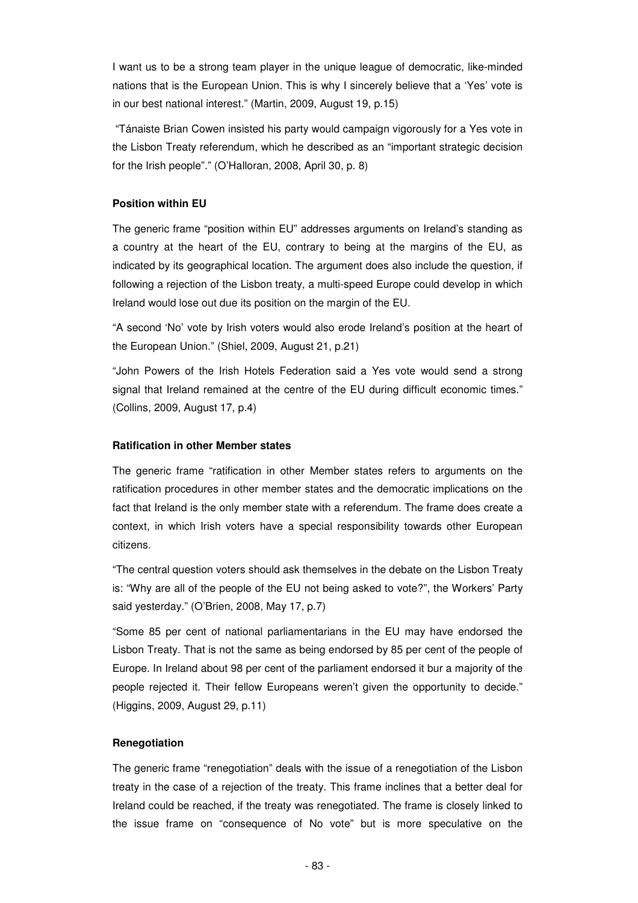I want us to be a strong team player in the unique league of democratic, like-minded nations that is the European Union. This is why I sincerely believe that a 'Yes' vote is in our best national interest." (Martin, 2009, August 19, p.15)

"Tánaiste Brian Cowen insisted his party would campaign vigorously for a Yes vote in the Lisbon Treaty referendum, which he described as an "important strategic decision for the Irish people"." (O'Halloran, 2008, April 30, p. 8)

**Position within EU**

The generic frame "position within EU" addresses arguments on Ireland's standing as a country at the heart of the EU, contrary to being at the margins of the EU, as indicated by its geographical location. The argument does also include the question, if following a rejection of the Lisbon treaty, a multi-speed Europe could develop in which Ireland would lose out due its position on the margin of the EU.

"A second 'No' vote by Irish voters would also erode Ireland's position at the heart of the European Union." (Shiel, 2009, August 21, p.21)

"John Powers of the Irish Hotels Federation said a Yes vote would send a strong signal that Ireland remained at the centre of the EU during difficult economic times." (Collins, 2009, August 17, p.4)

**Ratification in other Member states**

The generic frame "ratification in other Member states refers to arguments on the ratification procedures in other member states and the democratic implications on the fact that Ireland is the only member state with a referendum. The frame does create a context, in which Irish voters have a special responsibility towards other European citizens.

"The central question voters should ask themselves in the debate on the Lisbon Treaty is: "Why are all of the people of the EU not being asked to vote?", the Workers' Party said yesterday." (O'Brien, 2008, May 17, p.7)

"Some 85 per cent of national parliamentarians in the EU may have endorsed the Lisbon Treaty. That is not the same as being endorsed by 85 per cent of the people of Europe. In Ireland about 98 per cent of the parliament endorsed it bur a majority of the people rejected it. Their fellow Europeans weren't given the opportunity to decide." (Higgins, 2009, August 29, p.11)

**Renegotiation**

The generic frame "renegotiation" deals with the issue of a renegotiation of the Lisbon treaty in the case of a rejection of the treaty. This frame inclines that a better deal for Ireland could be reached, if the treaty was renegotiated. The frame is closely linked to the issue frame on "consequence of No vote" but is more speculative on the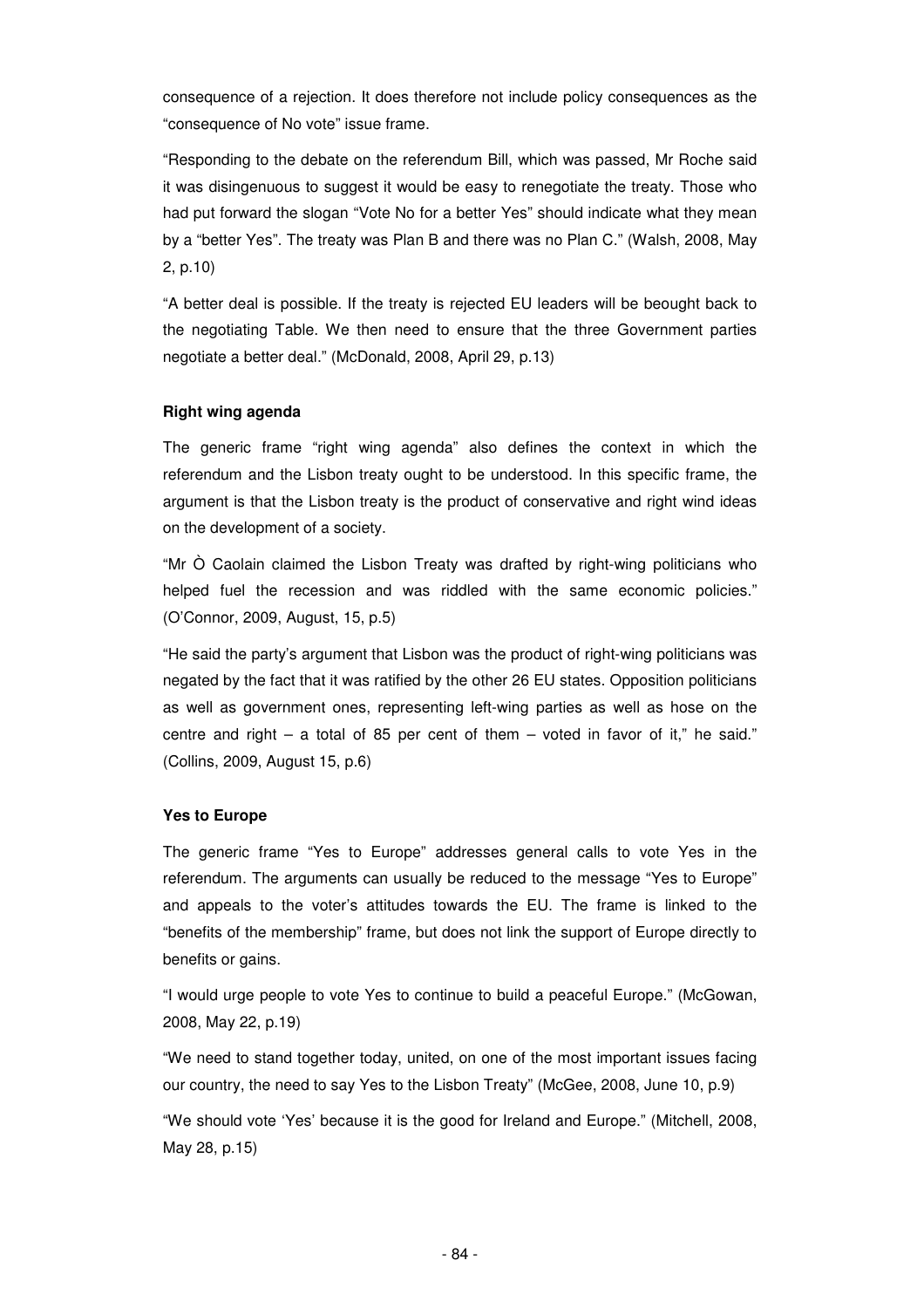consequence of a rejection. It does therefore not include policy consequences as the "consequence of No vote" issue frame.

"Responding to the debate on the referendum Bill, which was passed, Mr Roche said it was disingenuous to suggest it would be easy to renegotiate the treaty. Those who had put forward the slogan "Vote No for a better Yes" should indicate what they mean by a "better Yes". The treaty was Plan B and there was no Plan C." (Walsh, 2008, May 2, p.10)

"A better deal is possible. If the treaty is rejected EU leaders will be beought back to the negotiating Table. We then need to ensure that the three Government parties negotiate a better deal." (McDonald, 2008, April 29, p.13)

**Right wing agenda**

The generic frame "right wing agenda" also defines the context in which the referendum and the Lisbon treaty ought to be understood. In this specific frame, the argument is that the Lisbon treaty is the product of conservative and right wind ideas on the development of a society.

"Mr Ò Caolain claimed the Lisbon Treaty was drafted by right-wing politicians who helped fuel the recession and was riddled with the same economic policies." (O'Connor, 2009, August, 15, p.5)

"He said the party's argument that Lisbon was the product of right-wing politicians was negated by the fact that it was ratified by the other 26 EU states. Opposition politicians as well as government ones, representing left-wing parties as well as hose on the centre and right – a total of 85 per cent of them – voted in favor of it," he said." (Collins, 2009, August 15, p.6)

**Yes to Europe**

The generic frame "Yes to Europe" addresses general calls to vote Yes in the referendum. The arguments can usually be reduced to the message "Yes to Europe" and appeals to the voter's attitudes towards the EU. The frame is linked to the "benefits of the membership" frame, but does not link the support of Europe directly to benefits or gains.

"I would urge people to vote Yes to continue to build a peaceful Europe." (McGowan, 2008, May 22, p.19)

"We need to stand together today, united, on one of the most important issues facing our country, the need to say Yes to the Lisbon Treaty" (McGee, 2008, June 10, p.9)

"We should vote 'Yes' because it is the good for Ireland and Europe." (Mitchell, 2008, May 28, p.15)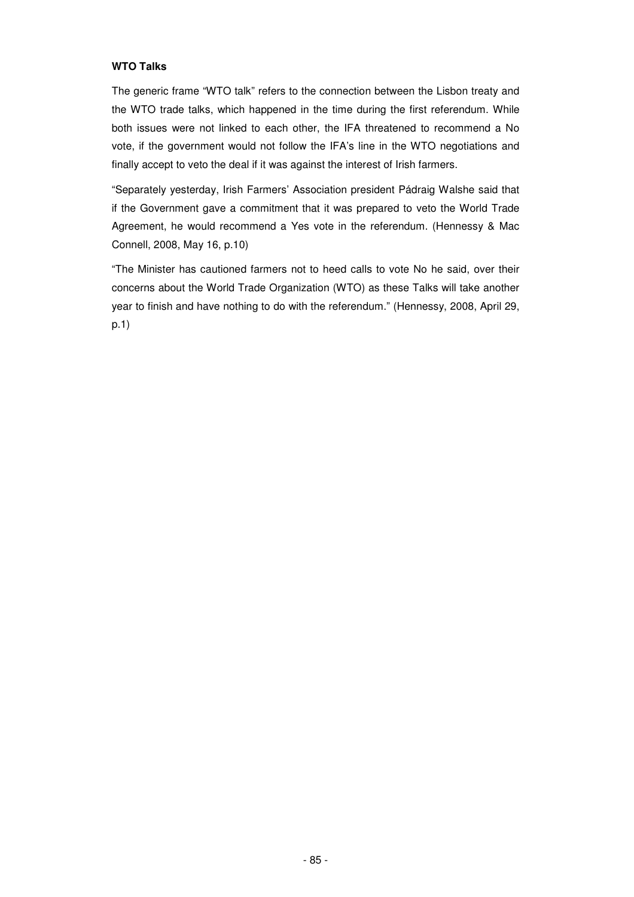**WTO Talks**

The generic frame “WTO talk” refers to the connection between the Lisbon treaty and the WTO trade talks, which happened in the time during the first referendum. While both issues were not linked to each other, the IFA threatened to recommend a No vote, if the government would not follow the IFA’s line in the WTO negotiations and finally accept to veto the deal if it was against the interest of Irish farmers.

“Separately yesterday, Irish Farmers’ Association president Pádraig Walshe said that if the Government gave a commitment that it was prepared to veto the World Trade Agreement, he would recommend a Yes vote in the referendum. (Hennessy & Mac Connell, 2008, May 16, p.10)

“The Minister has cautioned farmers not to heed calls to vote No he said, over their concerns about the World Trade Organization (WTO) as these Talks will take another year to finish and have nothing to do with the referendum.” (Hennessy, 2008, April 29, p.1)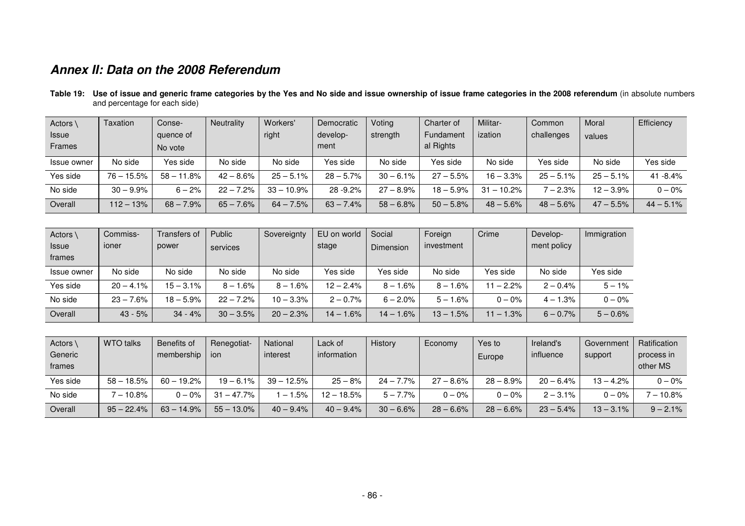## *Annex II: Data on the 2008 Referendum*

**Table 19: Use of issue and generic frame categories by the Yes and No side and issue ownership of issue frame categories in the 2008 referendum** (in absolute numbers and percentage for each side)

| Actors \ Issue Frames | Taxation | Conse-quence of No vote | Neutrality | Workers' right | Democratic develop-ment | Voting strength | Charter of Fundament al Rights | Militar-ization | Common challenges | Moral values | Efficiency |
|---|---|---|---|---|---|---|---|---|---|---|---|
| Issue owner | No side | Yes side | No side | No side | Yes side | No side | Yes side | No side | Yes side | No side | Yes side |
| Yes side | 76 – 15.5% | 58 – 11.8% | 42 – 8.6% | 25 – 5.1% | 28 – 5.7% | 30 – 6.1% | 27 – 5.5% | 16 – 3.3% | 25 – 5.1% | 25 – 5.1% | 41 -8.4% |
| No side | 30 – 9.9% | 6 – 2% | 22 – 7.2% | 33 – 10.9% | 28 -9.2% | 27 – 8.9% | 18 – 5.9% | 31 – 10.2% | 7 – 2.3% | 12 – 3.9% | 0 – 0% |
| Overall | 112 – 13% | 68 – 7.9% | 65 – 7.6% | 64 – 7.5% | 63 – 7.4% | 58 – 6.8% | 50 – 5.8% | 48 – 5.6% | 48 – 5.6% | 47 – 5.5% | 44 – 5.1% |

| Actors \ Issue frames | Commiss-ioner | Transfers of power | Public services | Sovereignty | EU on world stage | Social Dimension | Foreign investment | Crime | Develop-ment policy | Immigration |
|---|---|---|---|---|---|---|---|---|---|---|
| Issue owner | No side | No side | No side | No side | Yes side | Yes side | No side | Yes side | No side | Yes side |
| Yes side | 20 – 4.1% | 15 – 3.1% | 8 – 1.6% | 8 – 1.6% | 12 – 2.4% | 8 – 1.6% | 8 – 1.6% | 11 – 2.2% | 2 – 0.4% | 5 – 1% |
| No side | 23 – 7.6% | 18 – 5.9% | 22 – 7.2% | 10 – 3.3% | 2 – 0.7% | 6 – 2.0% | 5 – 1.6% | 0 – 0% | 4 – 1.3% | 0 – 0% |
| Overall | 43 - 5% | 34 - 4% | 30 – 3.5% | 20 – 2.3% | 14 – 1.6% | 14 – 1.6% | 13 – 1.5% | 11 – 1.3% | 6 – 0.7% | 5 – 0.6% |

| Actors \ Generic frames | WTO talks | Benefits of membership | Renegotiat-ion | National interest | Lack of information | History | Economy | Yes to Europe | Ireland's influence | Government support | Ratification process in other MS |
|---|---|---|---|---|---|---|---|---|---|---|---|
| Yes side | 58 – 18.5% | 60 – 19.2% | 19 – 6.1% | 39 – 12.5% | 25 – 8% | 24 – 7.7% | 27 – 8.6% | 28 – 8.9% | 20 – 6.4% | 13 – 4.2% | 0 – 0% |
| No side | 7 – 10.8% | 0 – 0% | 31 – 47.7% | 1 – 1.5% | 12 – 18.5% | 5 – 7.7% | 0 – 0% | 0 – 0% | 2 – 3.1% | 0 – 0% | 7 – 10.8% |
| Overall | 95 – 22.4% | 63 – 14.9% | 55 – 13.0% | 40 – 9.4% | 40 – 9.4% | 30 – 6.6% | 28 – 6.6% | 28 – 6.6% | 23 – 5.4% | 13 – 3.1% | 9 – 2.1% |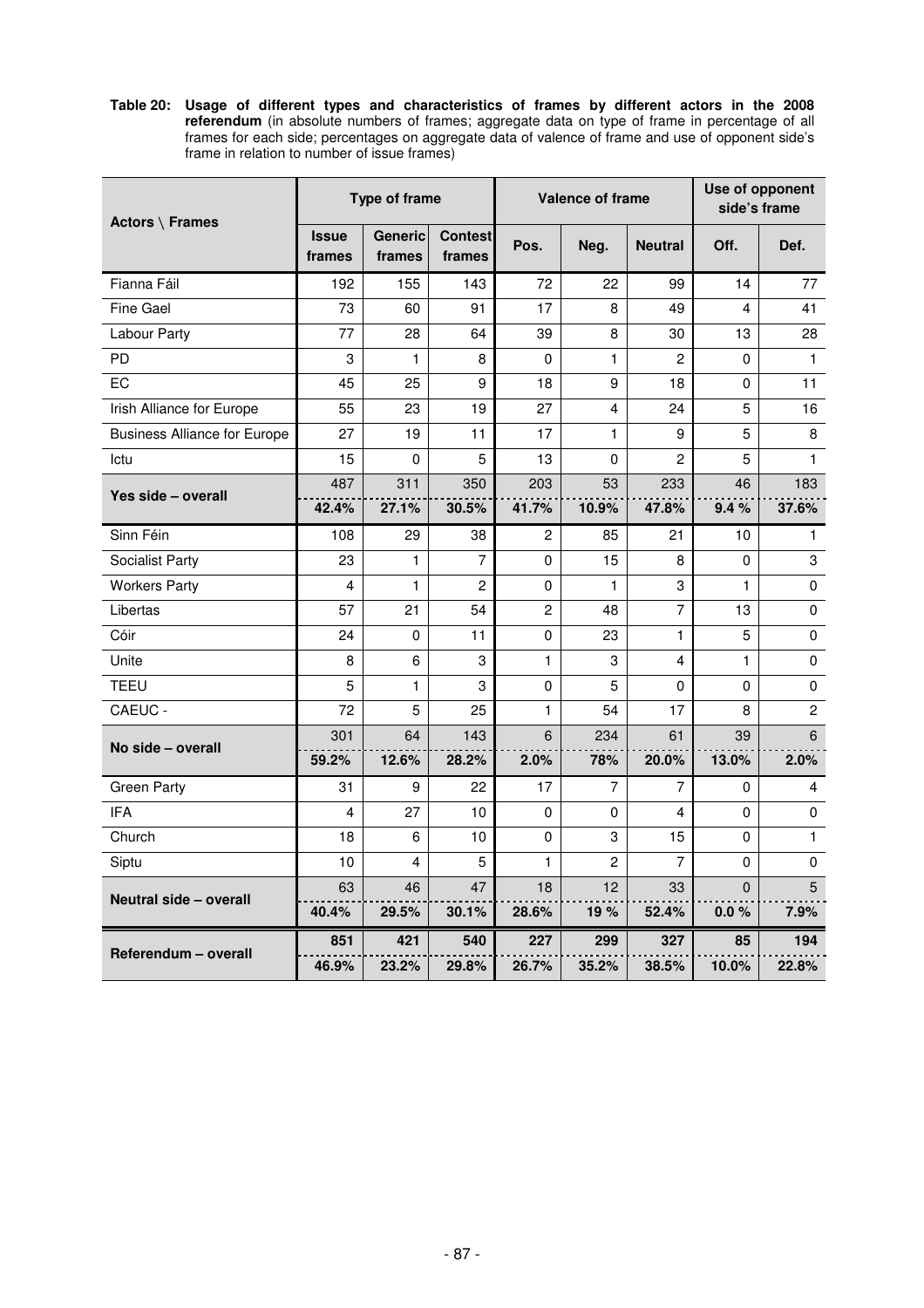**Table 20: Usage of different types and characteristics of frames by different actors in the 2008 referendum** (in absolute numbers of frames; aggregate data on type of frame in percentage of all frames for each side; percentages on aggregate data of valence of frame and use of opponent side's frame in relation to number of issue frames)

| Actors \ Frames | Type of frame | | | Valence of frame | | | Use of opponent side's frame | |
|---|---|---|---|---|---|---|---|---|
| | Issue frames | Generic frames | Contest frames | Pos. | Neg. | Neutral | Off. | Def. |
| Fianna Fáil | 192 | 155 | 143 | 72 | 22 | 99 | 14 | 77 |
| Fine Gael | 73 | 60 | 91 | 17 | 8 | 49 | 4 | 41 |
| Labour Party | 77 | 28 | 64 | 39 | 8 | 30 | 13 | 28 |
| PD | 3 | 1 | 8 | 0 | 1 | 2 | 0 | 1 |
| EC | 45 | 25 | 9 | 18 | 9 | 18 | 0 | 11 |
| Irish Alliance for Europe | 55 | 23 | 19 | 27 | 4 | 24 | 5 | 16 |
| Business Alliance for Europe | 27 | 19 | 11 | 17 | 1 | 9 | 5 | 8 |
| Ictu | 15 | 0 | 5 | 13 | 0 | 2 | 5 | 1 |
| **Yes side – overall** | 487 | 311 | 350 | 203 | 53 | 233 | 46 | 183 |
| | **42.4%** | **27.1%** | **30.5%** | **41.7%** | **10.9%** | **47.8%** | **9.4 %** | **37.6%** |
| Sinn Féin | 108 | 29 | 38 | 2 | 85 | 21 | 10 | 1 |
| Socialist Party | 23 | 1 | 7 | 0 | 15 | 8 | 0 | 3 |
| Workers Party | 4 | 1 | 2 | 0 | 1 | 3 | 1 | 0 |
| Libertas | 57 | 21 | 54 | 2 | 48 | 7 | 13 | 0 |
| Cóir | 24 | 0 | 11 | 0 | 23 | 1 | 5 | 0 |
| Unite | 8 | 6 | 3 | 1 | 3 | 4 | 1 | 0 |
| TEEU | 5 | 1 | 3 | 0 | 5 | 0 | 0 | 0 |
| CAEUC - | 72 | 5 | 25 | 1 | 54 | 17 | 8 | 2 |
| **No side – overall** | 301 | 64 | 143 | 6 | 234 | 61 | 39 | 6 |
| | **59.2%** | **12.6%** | **28.2%** | **2.0%** | **78%** | **20.0%** | **13.0%** | **2.0%** |
| Green Party | 31 | 9 | 22 | 17 | 7 | 7 | 0 | 4 |
| IFA | 4 | 27 | 10 | 0 | 0 | 4 | 0 | 0 |
| Church | 18 | 6 | 10 | 0 | 3 | 15 | 0 | 1 |
| Siptu | 10 | 4 | 5 | 1 | 2 | 7 | 0 | 0 |
| **Neutral side – overall** | 63 | 46 | 47 | 18 | 12 | 33 | 0 | 5 |
| | **40.4%** | **29.5%** | **30.1%** | **28.6%** | **19 %** | **52.4%** | **0.0 %** | **7.9%** |
| **Referendum – overall** | **851** | **421** | **540** | **227** | **299** | **327** | **85** | **194** |
| | **46.9%** | **23.2%** | **29.8%** | **26.7%** | **35.2%** | **38.5%** | **10.0%** | **22.8%** |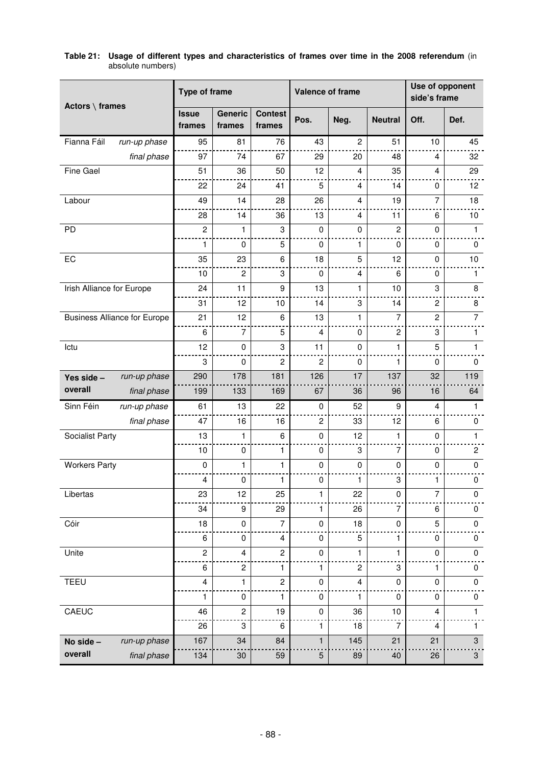**Table 21: Usage of different types and characteristics of frames over time in the 2008 referendum** (in absolute numbers)

| Actors \ frames | | Type of frame | | | Valence of frame | | | Use of opponent side's frame | |
|---|---|---|---|---|---|---|---|---|---|
| | | Issue frames | Generic frames | Contest frames | Pos. | Neg. | Neutral | Off. | Def. |
| Fianna Fáil | *run-up phase* | 95 | 81 | 76 | 43 | 2 | 51 | 10 | 45 |
| | *final phase* | 97 | 74 | 67 | 29 | 20 | 48 | 4 | 32 |
| Fine Gael | | 51 | 36 | 50 | 12 | 4 | 35 | 4 | 29 |
| | | 22 | 24 | 41 | 5 | 4 | 14 | 0 | 12 |
| Labour | | 49 | 14 | 28 | 26 | 4 | 19 | 7 | 18 |
| | | 28 | 14 | 36 | 13 | 4 | 11 | 6 | 10 |
| PD | | 2 | 1 | 3 | 0 | 0 | 2 | 0 | 1 |
| | | 1 | 0 | 5 | 0 | 1 | 0 | 0 | 0 |
| EC | | 35 | 23 | 6 | 18 | 5 | 12 | 0 | 10 |
| | | 10 | 2 | 3 | 0 | 4 | 6 | 0 | 1 |
| Irish Alliance for Europe | | 24 | 11 | 9 | 13 | 1 | 10 | 3 | 8 |
| | | 31 | 12 | 10 | 14 | 3 | 14 | 2 | 8 |
| Business Alliance for Europe | | 21 | 12 | 6 | 13 | 1 | 7 | 2 | 7 |
| | | 6 | 7 | 5 | 4 | 0 | 2 | 3 | 1 |
| Ictu | | 12 | 0 | 3 | 11 | 0 | 1 | 5 | 1 |
| | | 3 | 0 | 2 | 2 | 0 | 1 | 0 | 0 |
| **Yes side – overall** | *run-up phase* | 290 | 178 | 181 | 126 | 17 | 137 | 32 | 119 |
| | *final phase* | 199 | 133 | 169 | 67 | 36 | 96 | 16 | 64 |
| Sinn Féin | *run-up phase* | 61 | 13 | 22 | 0 | 52 | 9 | 4 | 1 |
| | *final phase* | 47 | 16 | 16 | 2 | 33 | 12 | 6 | 0 |
| Socialist Party | | 13 | 1 | 6 | 0 | 12 | 1 | 0 | 1 |
| | | 10 | 0 | 1 | 0 | 3 | 7 | 0 | 2 |
| Workers Party | | 0 | 1 | 1 | 0 | 0 | 0 | 0 | 0 |
| | | 4 | 0 | 1 | 0 | 1 | 3 | 1 | 0 |
| Libertas | | 23 | 12 | 25 | 1 | 22 | 0 | 7 | 0 |
| | | 34 | 9 | 29 | 1 | 26 | 7 | 6 | 0 |
| Cóir | | 18 | 0 | 7 | 0 | 18 | 0 | 5 | 0 |
| | | 6 | 0 | 4 | 0 | 5 | 1 | 0 | 0 |
| Unite | | 2 | 4 | 2 | 0 | 1 | 1 | 0 | 0 |
| | | 6 | 2 | 1 | 1 | 2 | 3 | 1 | 0 |
| TEEU | | 4 | 1 | 2 | 0 | 4 | 0 | 0 | 0 |
| | | 1 | 0 | 1 | 0 | 1 | 0 | 0 | 0 |
| CAEUC | | 46 | 2 | 19 | 0 | 36 | 10 | 4 | 1 |
| | | 26 | 3 | 6 | 1 | 18 | 7 | 4 | 1 |
| **No side – overall** | *run-up phase* | 167 | 34 | 84 | 1 | 145 | 21 | 21 | 3 |
| | *final phase* | 134 | 30 | 59 | 5 | 89 | 40 | 26 | 3 |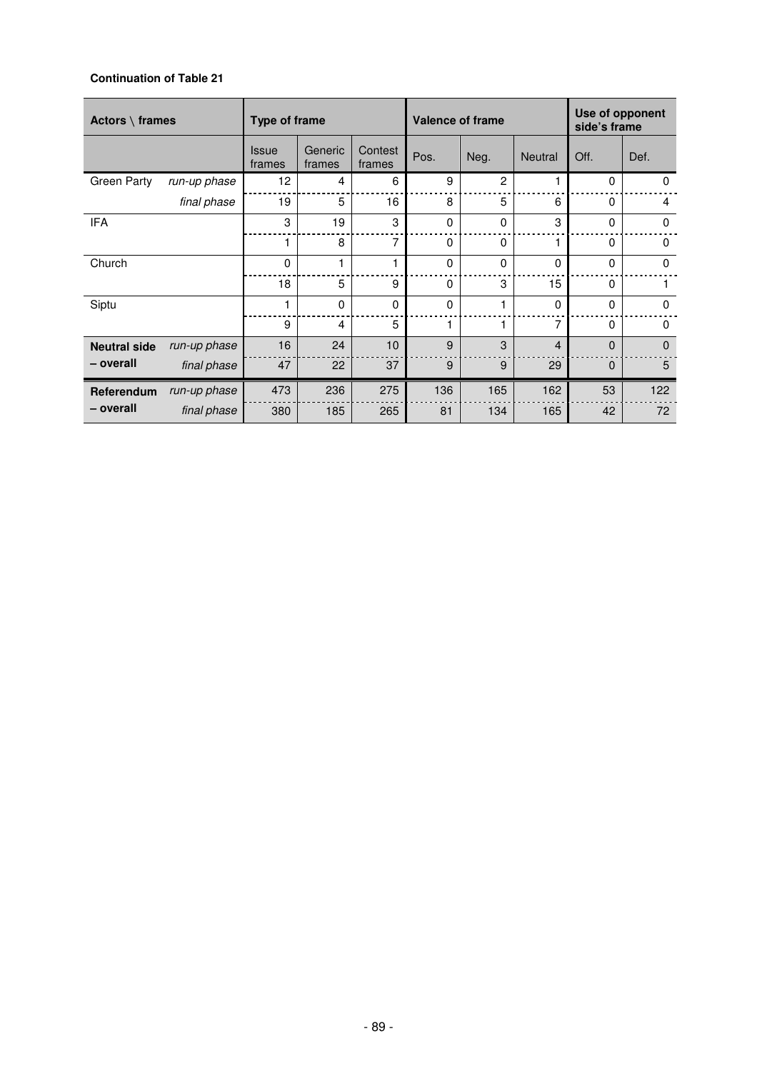**Continuation of Table 21**

| Actors \ frames | | Type of frame | | | Valence of frame | | | Use of opponent side's frame | |
|---|---|---|---|---|---|---|---|---|---|
| | | Issue frames | Generic frames | Contest frames | Pos. | Neg. | Neutral | Off. | Def. |
| Green Party | *run-up phase* | 12 | 4 | 6 | 9 | 2 | 1 | 0 | 0 |
| | *final phase* | 19 | 5 | 16 | 8 | 5 | 6 | 0 | 4 |
| IFA | | 3 | 19 | 3 | 0 | 0 | 3 | 0 | 0 |
| | | 1 | 8 | 7 | 0 | 0 | 1 | 0 | 0 |
| Church | | 0 | 1 | 1 | 0 | 0 | 0 | 0 | 0 |
| | | 18 | 5 | 9 | 0 | 3 | 15 | 0 | 1 |
| Siptu | | 1 | 0 | 0 | 0 | 1 | 0 | 0 | 0 |
| | | 9 | 4 | 5 | 1 | 1 | 7 | 0 | 0 |
| **Neutral side – overall** | *run-up phase* | 16 | 24 | 10 | 9 | 3 | 4 | 0 | 0 |
| | *final phase* | 47 | 22 | 37 | 9 | 9 | 29 | 0 | 5 |
| **Referendum – overall** | *run-up phase* | 473 | 236 | 275 | 136 | 165 | 162 | 53 | 122 |
| | *final phase* | 380 | 185 | 265 | 81 | 134 | 165 | 42 | 72 |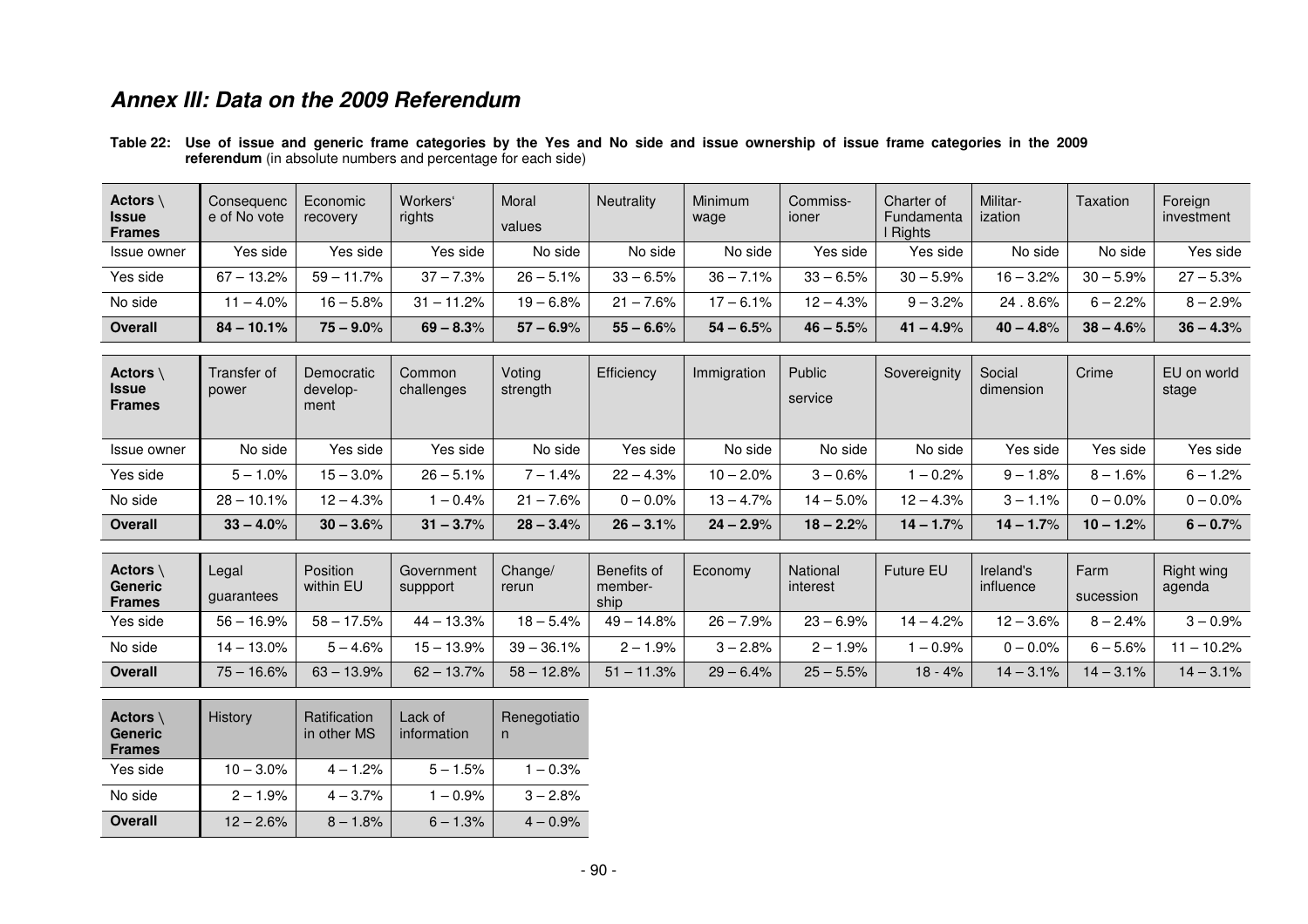## *Annex III: Data on the 2009 Referendum*

**Table 22: Use of issue and generic frame categories by the Yes and No side and issue ownership of issue frame categories in the 2009 referendum** (in absolute numbers and percentage for each side)

| Actors \ Issue Frames | Consequence of No vote | Economic recovery | Workers' rights | Moral values | Neutrality | Minimum wage | Commissioner | Charter of Fundamental Rights | Militarization | Taxation | Foreign investment |
|---|---|---|---|---|---|---|---|---|---|---|---|
| Issue owner | Yes side | Yes side | Yes side | No side | No side | No side | Yes side | Yes side | No side | No side | Yes side |
| Yes side | 67 – 13.2% | 59 – 11.7% | 37 – 7.3% | 26 – 5.1% | 33 – 6.5% | 36 – 7.1% | 33 – 6.5% | 30 – 5.9% | 16 – 3.2% | 30 – 5.9% | 27 – 5.3% |
| No side | 11 – 4.0% | 16 – 5.8% | 31 – 11.2% | 19 – 6.8% | 21 – 7.6% | 17 – 6.1% | 12 – 4.3% | 9 – 3.2% | 24 . 8.6% | 6 – 2.2% | 8 – 2.9% |
| **Overall** | **84 – 10.1%** | **75 – 9.0%** | **69 – 8.3%** | **57 – 6.9%** | **55 – 6.6%** | **54 – 6.5%** | **46 – 5.5%** | **41 – 4.9%** | **40 – 4.8%** | **38 – 4.6%** | **36 – 4.3%** |

| Actors \ Issue Frames | Transfer of power | Democratic development | Common challenges | Voting strength | Efficiency | Immigration | Public service | Sovereignity | Social dimension | Crime | EU on world stage |
|---|---|---|---|---|---|---|---|---|---|---|---|
| Issue owner | No side | Yes side | Yes side | No side | Yes side | No side | No side | No side | Yes side | Yes side | Yes side |
| Yes side | 5 – 1.0% | 15 – 3.0% | 26 – 5.1% | 7 – 1.4% | 22 – 4.3% | 10 – 2.0% | 3 – 0.6% | 1 – 0.2% | 9 – 1.8% | 8 – 1.6% | 6 – 1.2% |
| No side | 28 – 10.1% | 12 – 4.3% | 1 – 0.4% | 21 – 7.6% | 0 – 0.0% | 13 – 4.7% | 14 – 5.0% | 12 – 4.3% | 3 – 1.1% | 0 – 0.0% | 0 – 0.0% |
| **Overall** | **33 – 4.0%** | **30 – 3.6%** | **31 – 3.7%** | **28 – 3.4%** | **26 – 3.1%** | **24 – 2.9%** | **18 – 2.2%** | **14 – 1.7%** | **14 – 1.7%** | **10 – 1.2%** | **6 – 0.7%** |

| Actors \ Generic Frames | Legal guarantees | Position within EU | Government suppport | Change/ rerun | Benefits of membership | Economy | National interest | Future EU | Ireland's influence | Farm sucession | Right wing agenda |
|---|---|---|---|---|---|---|---|---|---|---|---|
| Yes side | 56 – 16.9% | 58 – 17.5% | 44 – 13.3% | 18 – 5.4% | 49 – 14.8% | 26 – 7.9% | 23 – 6.9% | 14 – 4.2% | 12 – 3.6% | 8 – 2.4% | 3 – 0.9% |
| No side | 14 – 13.0% | 5 – 4.6% | 15 – 13.9% | 39 – 36.1% | 2 – 1.9% | 3 – 2.8% | 2 – 1.9% | 1 – 0.9% | 0 – 0.0% | 6 – 5.6% | 11 – 10.2% |
| **Overall** | 75 – 16.6% | 63 – 13.9% | 62 – 13.7% | 58 – 12.8% | 51 – 11.3% | 29 – 6.4% | 25 – 5.5% | 18 - 4% | 14 – 3.1% | 14 – 3.1% | 14 – 3.1% |

| Actors \ Generic Frames | History | Ratification in other MS | Lack of information | Renegotiation |
|---|---|---|---|---|
| Yes side | 10 – 3.0% | 4 – 1.2% | 5 – 1.5% | 1 – 0.3% |
| No side | 2 – 1.9% | 4 – 3.7% | 1 – 0.9% | 3 – 2.8% |
| **Overall** | 12 – 2.6% | 8 – 1.8% | 6 – 1.3% | 4 – 0.9% |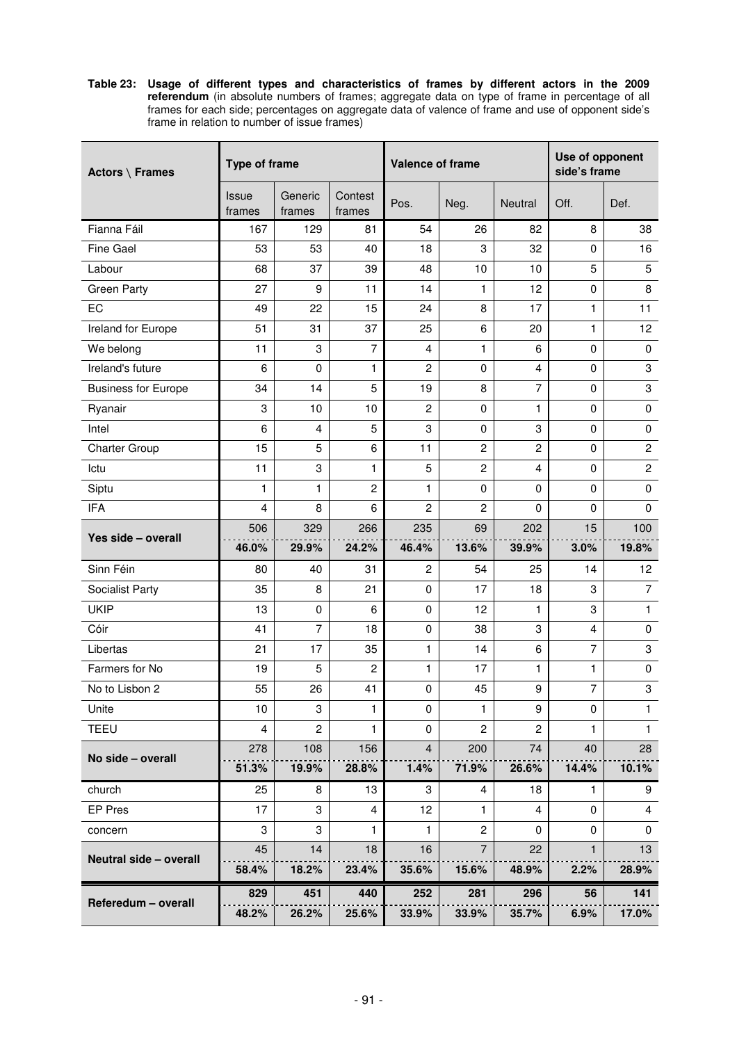**Table 23: Usage of different types and characteristics of frames by different actors in the 2009 referendum** (in absolute numbers of frames; aggregate data on type of frame in percentage of all frames for each side; percentages on aggregate data of valence of frame and use of opponent side's frame in relation to number of issue frames)

| Actors \ Frames | Type of frame | | | Valence of frame | | | Use of opponent side's frame | |
|---|---|---|---|---|---|---|---|---|
| | Issue frames | Generic frames | Contest frames | Pos. | Neg. | Neutral | Off. | Def. |
| Fianna Fáil | 167 | 129 | 81 | 54 | 26 | 82 | 8 | 38 |
| Fine Gael | 53 | 53 | 40 | 18 | 3 | 32 | 0 | 16 |
| Labour | 68 | 37 | 39 | 48 | 10 | 10 | 5 | 5 |
| Green Party | 27 | 9 | 11 | 14 | 1 | 12 | 0 | 8 |
| EC | 49 | 22 | 15 | 24 | 8 | 17 | 1 | 11 |
| Ireland for Europe | 51 | 31 | 37 | 25 | 6 | 20 | 1 | 12 |
| We belong | 11 | 3 | 7 | 4 | 1 | 6 | 0 | 0 |
| Ireland's future | 6 | 0 | 1 | 2 | 0 | 4 | 0 | 3 |
| Business for Europe | 34 | 14 | 5 | 19 | 8 | 7 | 0 | 3 |
| Ryanair | 3 | 10 | 10 | 2 | 0 | 1 | 0 | 0 |
| Intel | 6 | 4 | 5 | 3 | 0 | 3 | 0 | 0 |
| Charter Group | 15 | 5 | 6 | 11 | 2 | 2 | 0 | 2 |
| Ictu | 11 | 3 | 1 | 5 | 2 | 4 | 0 | 2 |
| Siptu | 1 | 1 | 2 | 1 | 0 | 0 | 0 | 0 |
| IFA | 4 | 8 | 6 | 2 | 2 | 0 | 0 | 0 |
| **Yes side – overall** | 506 | 329 | 266 | 235 | 69 | 202 | 15 | 100 |
| | **46.0%** | **29.9%** | **24.2%** | **46.4%** | **13.6%** | **39.9%** | **3.0%** | **19.8%** |
| Sinn Féin | 80 | 40 | 31 | 2 | 54 | 25 | 14 | 12 |
| Socialist Party | 35 | 8 | 21 | 0 | 17 | 18 | 3 | 7 |
| UKIP | 13 | 0 | 6 | 0 | 12 | 1 | 3 | 1 |
| Cóir | 41 | 7 | 18 | 0 | 38 | 3 | 4 | 0 |
| Libertas | 21 | 17 | 35 | 1 | 14 | 6 | 7 | 3 |
| Farmers for No | 19 | 5 | 2 | 1 | 17 | 1 | 1 | 0 |
| No to Lisbon 2 | 55 | 26 | 41 | 0 | 45 | 9 | 7 | 3 |
| Unite | 10 | 3 | 1 | 0 | 1 | 9 | 0 | 1 |
| TEEU | 4 | 2 | 1 | 0 | 2 | 2 | 1 | 1 |
| **No side – overall** | 278 | 108 | 156 | 4 | 200 | 74 | 40 | 28 |
| | **51.3%** | **19.9%** | **28.8%** | **1.4%** | **71.9%** | **26.6%** | **14.4%** | **10.1%** |
| church | 25 | 8 | 13 | 3 | 4 | 18 | 1 | 9 |
| EP Pres | 17 | 3 | 4 | 12 | 1 | 4 | 0 | 4 |
| concern | 3 | 3 | 1 | 1 | 2 | 0 | 0 | 0 |
| **Neutral side – overall** | 45 | 14 | 18 | 16 | 7 | 22 | 1 | 13 |
| | **58.4%** | **18.2%** | **23.4%** | **35.6%** | **15.6%** | **48.9%** | **2.2%** | **28.9%** |
| **Referedum – overall** | **829** | **451** | **440** | **252** | **281** | **296** | **56** | **141** |
| | **48.2%** | **26.2%** | **25.6%** | **33.9%** | **33.9%** | **35.7%** | **6.9%** | **17.0%** |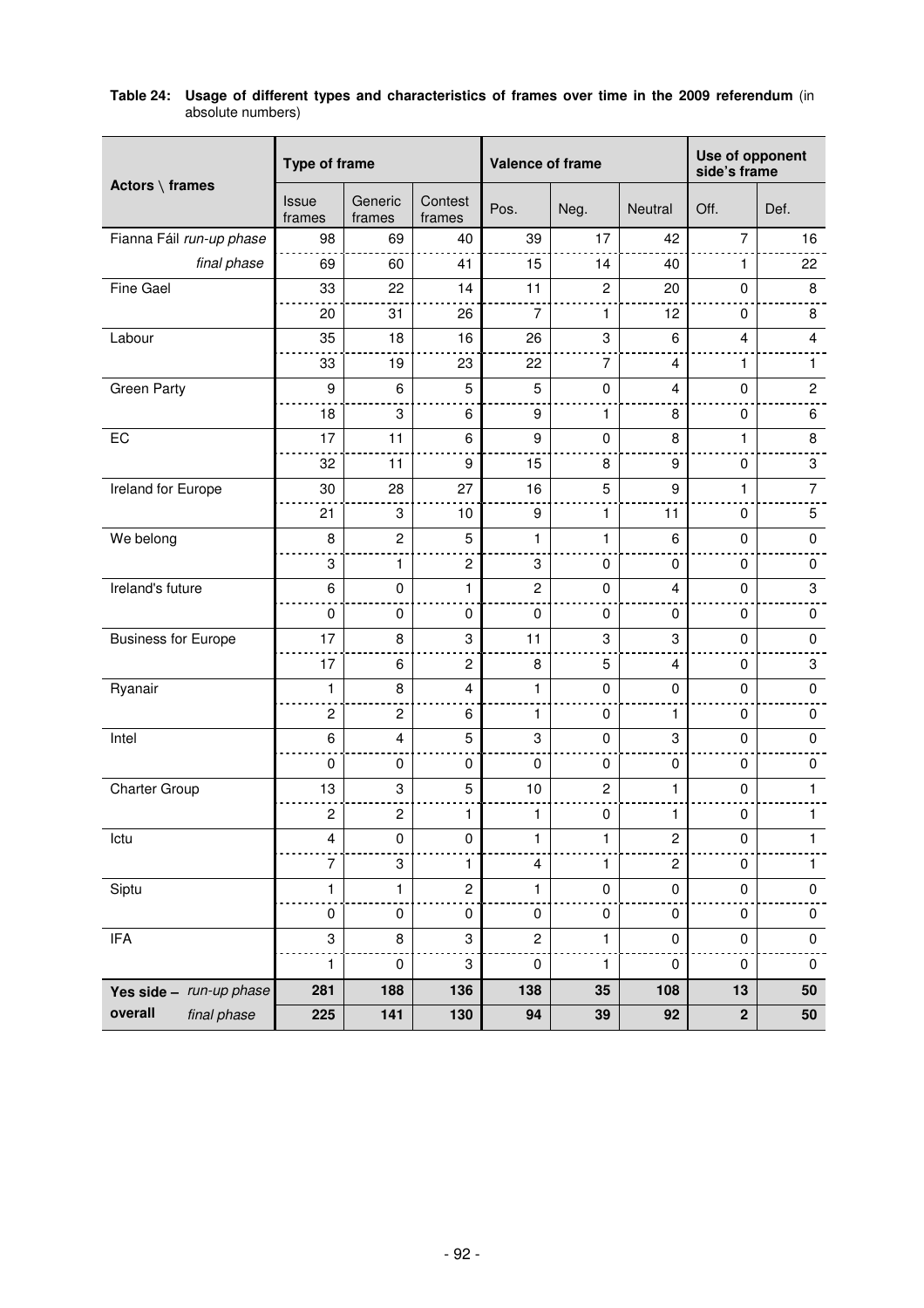**Table 24: Usage of different types and characteristics of frames over time in the 2009 referendum** (in absolute numbers)

| Actors \ frames | | Type of frame | | | Valence of frame | | | Use of opponent side's frame | |
|---|---|---|---|---|---|---|---|---|---|
| | | Issue frames | Generic frames | Contest frames | Pos. | Neg. | Neutral | Off. | Def. |
| Fianna Fáil | *run-up phase* | 98 | 69 | 40 | 39 | 17 | 42 | 7 | 16 |
| | *final phase* | 69 | 60 | 41 | 15 | 14 | 40 | 1 | 22 |
| Fine Gael | | 33 | 22 | 14 | 11 | 2 | 20 | 0 | 8 |
| | | 20 | 31 | 26 | 7 | 1 | 12 | 0 | 8 |
| Labour | | 35 | 18 | 16 | 26 | 3 | 6 | 4 | 4 |
| | | 33 | 19 | 23 | 22 | 7 | 4 | 1 | 1 |
| Green Party | | 9 | 6 | 5 | 5 | 0 | 4 | 0 | 2 |
| | | 18 | 3 | 6 | 9 | 1 | 8 | 0 | 6 |
| EC | | 17 | 11 | 6 | 9 | 0 | 8 | 1 | 8 |
| | | 32 | 11 | 9 | 15 | 8 | 9 | 0 | 3 |
| Ireland for Europe | | 30 | 28 | 27 | 16 | 5 | 9 | 1 | 7 |
| | | 21 | 3 | 10 | 9 | 1 | 11 | 0 | 5 |
| We belong | | 8 | 2 | 5 | 1 | 1 | 6 | 0 | 0 |
| | | 3 | 1 | 2 | 3 | 0 | 0 | 0 | 0 |
| Ireland's future | | 6 | 0 | 1 | 2 | 0 | 4 | 0 | 3 |
| | | 0 | 0 | 0 | 0 | 0 | 0 | 0 | 0 |
| Business for Europe | | 17 | 8 | 3 | 11 | 3 | 3 | 0 | 0 |
| | | 17 | 6 | 2 | 8 | 5 | 4 | 0 | 3 |
| Ryanair | | 1 | 8 | 4 | 1 | 0 | 0 | 0 | 0 |
| | | 2 | 2 | 6 | 1 | 0 | 1 | 0 | 0 |
| Intel | | 6 | 4 | 5 | 3 | 0 | 3 | 0 | 0 |
| | | 0 | 0 | 0 | 0 | 0 | 0 | 0 | 0 |
| Charter Group | | 13 | 3 | 5 | 10 | 2 | 1 | 0 | 1 |
| | | 2 | 2 | 1 | 1 | 0 | 1 | 0 | 1 |
| Ictu | | 4 | 0 | 0 | 1 | 1 | 2 | 0 | 1 |
| | | 7 | 3 | 1 | 4 | 1 | 2 | 0 | 1 |
| Siptu | | 1 | 1 | 2 | 1 | 0 | 0 | 0 | 0 |
| | | 0 | 0 | 0 | 0 | 0 | 0 | 0 | 0 |
| IFA | | 3 | 8 | 3 | 2 | 1 | 0 | 0 | 0 |
| | | 1 | 0 | 3 | 0 | 1 | 0 | 0 | 0 |
| **Yes side – overall** | *run-up phase* | **281** | **188** | **136** | **138** | **35** | **108** | **13** | **50** |
| | *final phase* | **225** | **141** | **130** | **94** | **39** | **92** | **2** | **50** |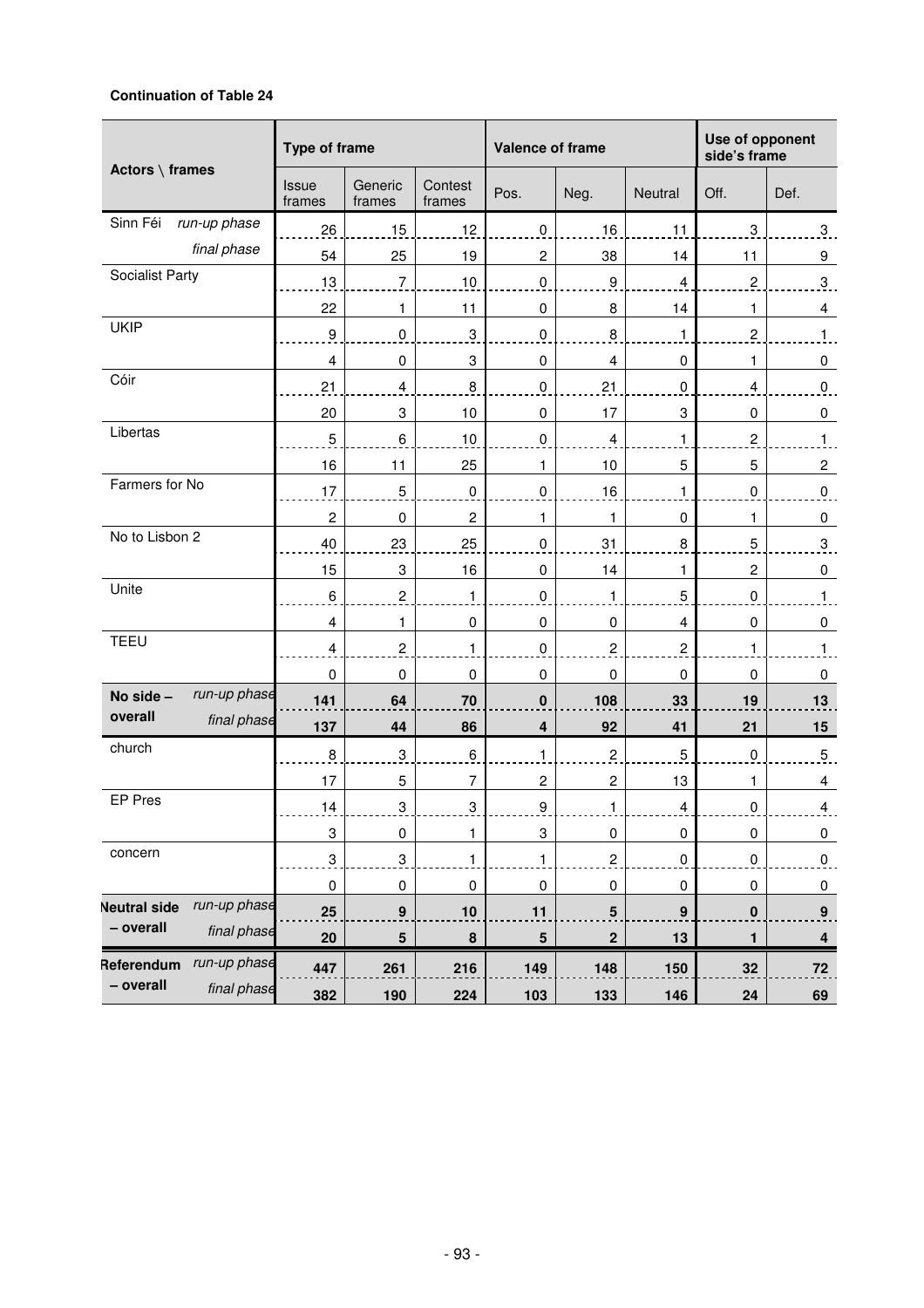**Continuation of Table 24**

| Actors \ frames | | Type of frame | | | Valence of frame | | | Use of opponent side's frame | |
|---|---|---|---|---|---|---|---|---|---|
| | | Issue frames | Generic frames | Contest frames | Pos. | Neg. | Neutral | Off. | Def. |
| Sinn Féi | run-up phase | 26 | 15 | 12 | 0 | 16 | 11 | 3 | 3 |
| | final phase | 54 | 25 | 19 | 2 | 38 | 14 | 11 | 9 |
| Socialist Party | | 13 | 7 | 10 | 0 | 9 | 4 | 2 | 3 |
| | | 22 | 1 | 11 | 0 | 8 | 14 | 1 | 4 |
| UKIP | | 9 | 0 | 3 | 0 | 8 | 1 | 2 | 1 |
| | | 4 | 0 | 3 | 0 | 4 | 0 | 1 | 0 |
| Cóir | | 21 | 4 | 8 | 0 | 21 | 0 | 4 | 0 |
| | | 20 | 3 | 10 | 0 | 17 | 3 | 0 | 0 |
| Libertas | | 5 | 6 | 10 | 0 | 4 | 1 | 2 | 1 |
| | | 16 | 11 | 25 | 1 | 10 | 5 | 5 | 2 |
| Farmers for No | | 17 | 5 | 0 | 0 | 16 | 1 | 0 | 0 |
| | | 2 | 0 | 2 | 1 | 1 | 0 | 1 | 0 |
| No to Lisbon 2 | | 40 | 23 | 25 | 0 | 31 | 8 | 5 | 3 |
| | | 15 | 3 | 16 | 0 | 14 | 1 | 2 | 0 |
| Unite | | 6 | 2 | 1 | 0 | 1 | 5 | 0 | 1 |
| | | 4 | 1 | 0 | 0 | 0 | 4 | 0 | 0 |
| TEEU | | 4 | 2 | 1 | 0 | 2 | 2 | 1 | 1 |
| | | 0 | 0 | 0 | 0 | 0 | 0 | 0 | 0 |
| **No side – overall** | *run-up phase* | **141** | **64** | **70** | **0** | **108** | **33** | **19** | **13** |
| | *final phase* | **137** | **44** | **86** | **4** | **92** | **41** | **21** | **15** |
| church | | 8 | 3 | 6 | 1 | 2 | 5 | 0 | 5 |
| | | 17 | 5 | 7 | 2 | 2 | 13 | 1 | 4 |
| EP Pres | | 14 | 3 | 3 | 9 | 1 | 4 | 0 | 4 |
| | | 3 | 0 | 1 | 3 | 0 | 0 | 0 | 0 |
| concern | | 3 | 3 | 1 | 1 | 2 | 0 | 0 | 0 |
| | | 0 | 0 | 0 | 0 | 0 | 0 | 0 | 0 |
| **Neutral side – overall** | *run-up phase* | **25** | **9** | **10** | **11** | **5** | **9** | **0** | **9** |
| | *final phase* | **20** | **5** | **8** | **5** | **2** | **13** | **1** | **4** |
| **Referendum – overall** | *run-up phase* | **447** | **261** | **216** | **149** | **148** | **150** | **32** | **72** |
| | *final phase* | **382** | **190** | **224** | **103** | **133** | **146** | **24** | **69** |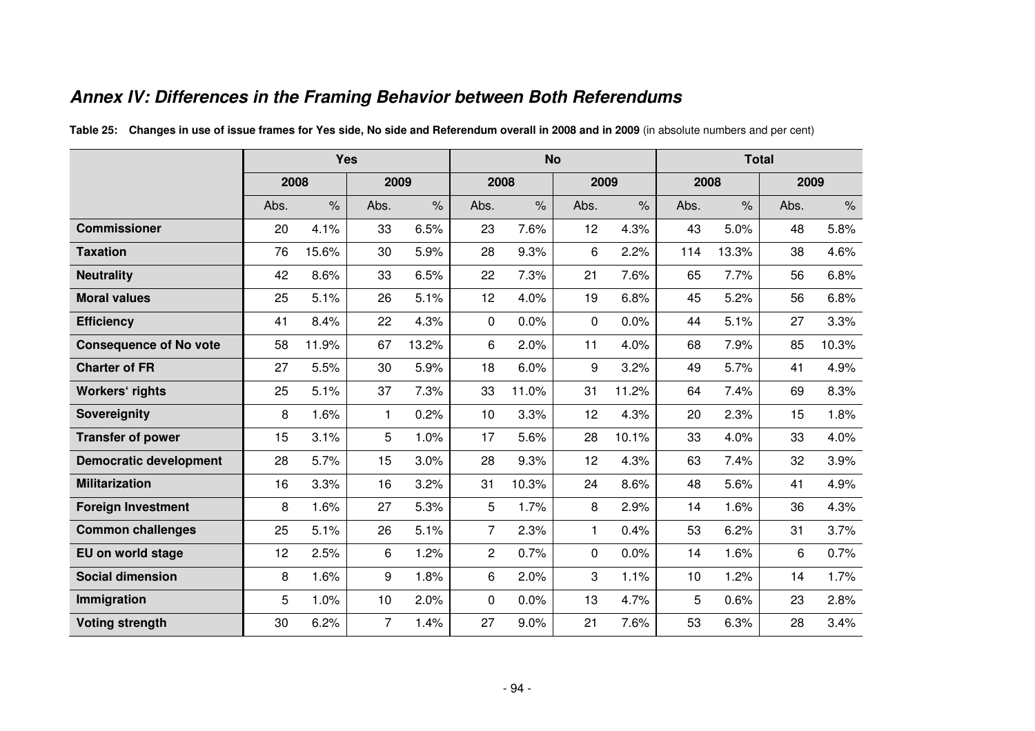## *Annex IV: Differences in the Framing Behavior between Both Referendums*

**Table 25: Changes in use of issue frames for Yes side, No side and Referendum overall in 2008 and in 2009** (in absolute numbers and per cent)

| | Yes | | | | No | | | | Total | | | |
|---|---|---|---|---|---|---|---|---|---|---|---|---|
| | 2008 | | 2009 | | 2008 | | 2009 | | 2008 | | 2009 | |
| | Abs. | % | Abs. | % | Abs. | % | Abs. | % | Abs. | % | Abs. | % |
| **Commissioner** | 20 | 4.1% | 33 | 6.5% | 23 | 7.6% | 12 | 4.3% | 43 | 5.0% | 48 | 5.8% |
| **Taxation** | 76 | 15.6% | 30 | 5.9% | 28 | 9.3% | 6 | 2.2% | 114 | 13.3% | 38 | 4.6% |
| **Neutrality** | 42 | 8.6% | 33 | 6.5% | 22 | 7.3% | 21 | 7.6% | 65 | 7.7% | 56 | 6.8% |
| **Moral values** | 25 | 5.1% | 26 | 5.1% | 12 | 4.0% | 19 | 6.8% | 45 | 5.2% | 56 | 6.8% |
| **Efficiency** | 41 | 8.4% | 22 | 4.3% | 0 | 0.0% | 0 | 0.0% | 44 | 5.1% | 27 | 3.3% |
| **Consequence of No vote** | 58 | 11.9% | 67 | 13.2% | 6 | 2.0% | 11 | 4.0% | 68 | 7.9% | 85 | 10.3% |
| **Charter of FR** | 27 | 5.5% | 30 | 5.9% | 18 | 6.0% | 9 | 3.2% | 49 | 5.7% | 41 | 4.9% |
| **Workers' rights** | 25 | 5.1% | 37 | 7.3% | 33 | 11.0% | 31 | 11.2% | 64 | 7.4% | 69 | 8.3% |
| **Sovereignity** | 8 | 1.6% | 1 | 0.2% | 10 | 3.3% | 12 | 4.3% | 20 | 2.3% | 15 | 1.8% |
| **Transfer of power** | 15 | 3.1% | 5 | 1.0% | 17 | 5.6% | 28 | 10.1% | 33 | 4.0% | 33 | 4.0% |
| **Democratic development** | 28 | 5.7% | 15 | 3.0% | 28 | 9.3% | 12 | 4.3% | 63 | 7.4% | 32 | 3.9% |
| **Militarization** | 16 | 3.3% | 16 | 3.2% | 31 | 10.3% | 24 | 8.6% | 48 | 5.6% | 41 | 4.9% |
| **Foreign Investment** | 8 | 1.6% | 27 | 5.3% | 5 | 1.7% | 8 | 2.9% | 14 | 1.6% | 36 | 4.3% |
| **Common challenges** | 25 | 5.1% | 26 | 5.1% | 7 | 2.3% | 1 | 0.4% | 53 | 6.2% | 31 | 3.7% |
| **EU on world stage** | 12 | 2.5% | 6 | 1.2% | 2 | 0.7% | 0 | 0.0% | 14 | 1.6% | 6 | 0.7% |
| **Social dimension** | 8 | 1.6% | 9 | 1.8% | 6 | 2.0% | 3 | 1.1% | 10 | 1.2% | 14 | 1.7% |
| **Immigration** | 5 | 1.0% | 10 | 2.0% | 0 | 0.0% | 13 | 4.7% | 5 | 0.6% | 23 | 2.8% |
| **Voting strength** | 30 | 6.2% | 7 | 1.4% | 27 | 9.0% | 21 | 7.6% | 53 | 6.3% | 28 | 3.4% |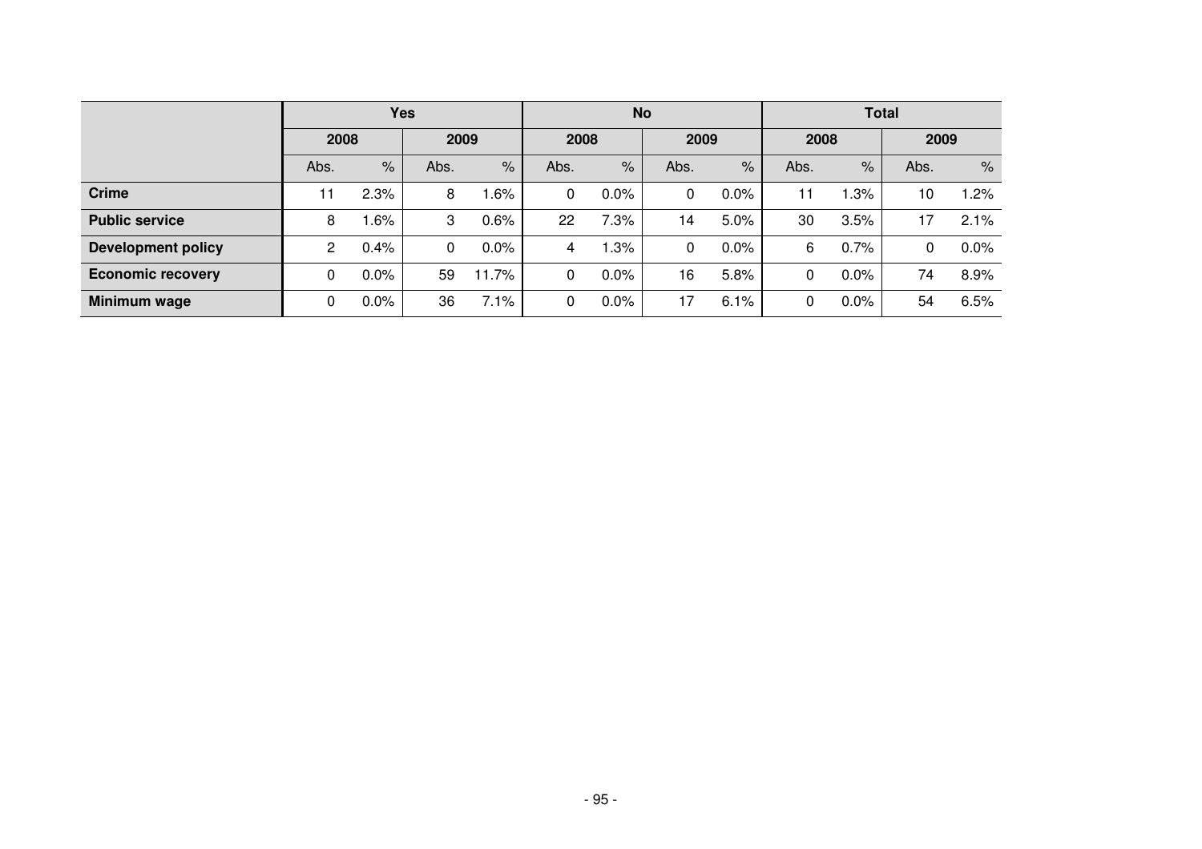| | Yes | | | | No | | | | Total | | | |
|---|---|---|---|---|---|---|---|---|---|---|---|---|
| | 2008 | | 2009 | | 2008 | | 2009 | | 2008 | | 2009 | |
| | Abs. | % | Abs. | % | Abs. | % | Abs. | % | Abs. | % | Abs. | % |
| **Crime** | 11 | 2.3% | 8 | 1.6% | 0 | 0.0% | 0 | 0.0% | 11 | 1.3% | 10 | 1.2% |
| **Public service** | 8 | 1.6% | 3 | 0.6% | 22 | 7.3% | 14 | 5.0% | 30 | 3.5% | 17 | 2.1% |
| **Development policy** | 2 | 0.4% | 0 | 0.0% | 4 | 1.3% | 0 | 0.0% | 6 | 0.7% | 0 | 0.0% |
| **Economic recovery** | 0 | 0.0% | 59 | 11.7% | 0 | 0.0% | 16 | 5.8% | 0 | 0.0% | 74 | 8.9% |
| **Minimum wage** | 0 | 0.0% | 36 | 7.1% | 0 | 0.0% | 17 | 6.1% | 0 | 0.0% | 54 | 6.5% |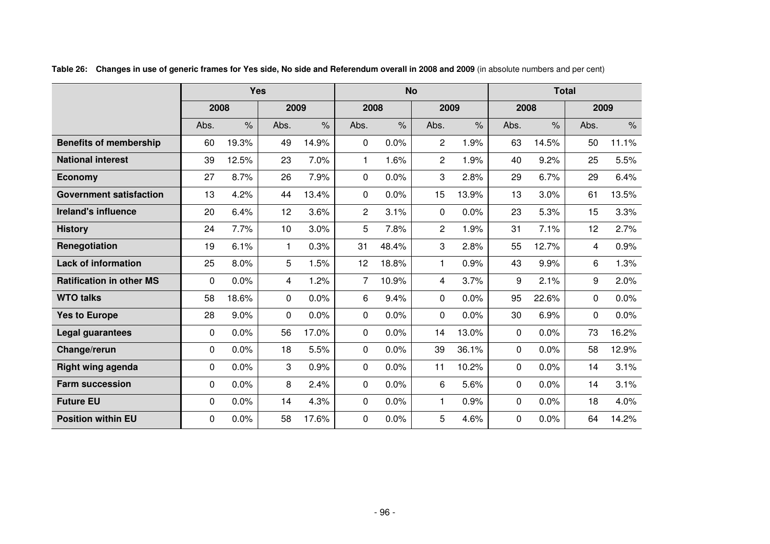**Table 26: Changes in use of generic frames for Yes side, No side and Referendum overall in 2008 and 2009** (in absolute numbers and per cent)

| | Yes | | | | No | | | | Total | | | |
|---|---|---|---|---|---|---|---|---|---|---|---|---|
| | 2008 | | 2009 | | 2008 | | 2009 | | 2008 | | 2009 | |
| | Abs. | % | Abs. | % | Abs. | % | Abs. | % | Abs. | % | Abs. | % |
| **Benefits of membership** | 60 | 19.3% | 49 | 14.9% | 0 | 0.0% | 2 | 1.9% | 63 | 14.5% | 50 | 11.1% |
| **National interest** | 39 | 12.5% | 23 | 7.0% | 1 | 1.6% | 2 | 1.9% | 40 | 9.2% | 25 | 5.5% |
| **Economy** | 27 | 8.7% | 26 | 7.9% | 0 | 0.0% | 3 | 2.8% | 29 | 6.7% | 29 | 6.4% |
| **Government satisfaction** | 13 | 4.2% | 44 | 13.4% | 0 | 0.0% | 15 | 13.9% | 13 | 3.0% | 61 | 13.5% |
| **Ireland's influence** | 20 | 6.4% | 12 | 3.6% | 2 | 3.1% | 0 | 0.0% | 23 | 5.3% | 15 | 3.3% |
| **History** | 24 | 7.7% | 10 | 3.0% | 5 | 7.8% | 2 | 1.9% | 31 | 7.1% | 12 | 2.7% |
| **Renegotiation** | 19 | 6.1% | 1 | 0.3% | 31 | 48.4% | 3 | 2.8% | 55 | 12.7% | 4 | 0.9% |
| **Lack of information** | 25 | 8.0% | 5 | 1.5% | 12 | 18.8% | 1 | 0.9% | 43 | 9.9% | 6 | 1.3% |
| **Ratification in other MS** | 0 | 0.0% | 4 | 1.2% | 7 | 10.9% | 4 | 3.7% | 9 | 2.1% | 9 | 2.0% |
| **WTO talks** | 58 | 18.6% | 0 | 0.0% | 6 | 9.4% | 0 | 0.0% | 95 | 22.6% | 0 | 0.0% |
| **Yes to Europe** | 28 | 9.0% | 0 | 0.0% | 0 | 0.0% | 0 | 0.0% | 30 | 6.9% | 0 | 0.0% |
| **Legal guarantees** | 0 | 0.0% | 56 | 17.0% | 0 | 0.0% | 14 | 13.0% | 0 | 0.0% | 73 | 16.2% |
| **Change/rerun** | 0 | 0.0% | 18 | 5.5% | 0 | 0.0% | 39 | 36.1% | 0 | 0.0% | 58 | 12.9% |
| **Right wing agenda** | 0 | 0.0% | 3 | 0.9% | 0 | 0.0% | 11 | 10.2% | 0 | 0.0% | 14 | 3.1% |
| **Farm succession** | 0 | 0.0% | 8 | 2.4% | 0 | 0.0% | 6 | 5.6% | 0 | 0.0% | 14 | 3.1% |
| **Future EU** | 0 | 0.0% | 14 | 4.3% | 0 | 0.0% | 1 | 0.9% | 0 | 0.0% | 18 | 4.0% |
| **Position within EU** | 0 | 0.0% | 58 | 17.6% | 0 | 0.0% | 5 | 4.6% | 0 | 0.0% | 64 | 14.2% |